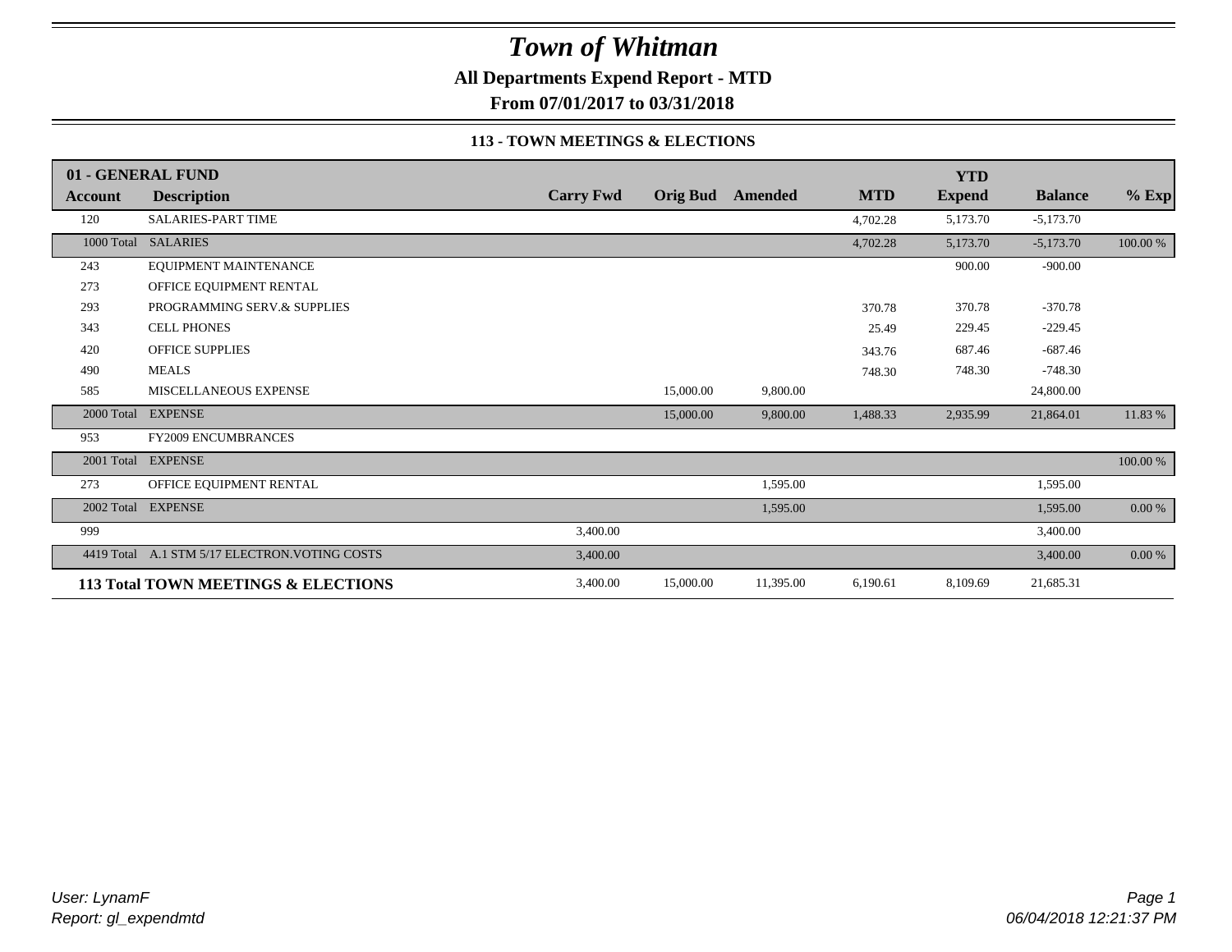# *Town of Whitman*

**All Departments Expend Report - MTD**

**From 07/01/2017 to 03/31/2018**

**113 - TOWN MEETINGS & ELECTIONS**

| 01 - GENERAL FUND | | | | | | | | |
|---|---|---|---|---|---|---|---|---|
| **Account** | **Description** | **Carry Fwd** | **Orig Bud** | **Amended** | **MTD** | **YTD Expend** | **Balance** | **% Exp** |
| 120 | SALARIES-PART TIME | | | | 4,702.28 | 5,173.70 | -5,173.70 | |
| 1000 Total | SALARIES | | | | 4,702.28 | 5,173.70 | -5,173.70 | 100.00 % |
| 243 | EQUIPMENT MAINTENANCE | | | | | 900.00 | -900.00 | |
| 273 | OFFICE EQUIPMENT RENTAL | | | | | | | |
| 293 | PROGRAMMING SERV.& SUPPLIES | | | | 370.78 | 370.78 | -370.78 | |
| 343 | CELL PHONES | | | | 25.49 | 229.45 | -229.45 | |
| 420 | OFFICE SUPPLIES | | | | 343.76 | 687.46 | -687.46 | |
| 490 | MEALS | | | | 748.30 | 748.30 | -748.30 | |
| 585 | MISCELLANEOUS EXPENSE | | 15,000.00 | 9,800.00 | | | 24,800.00 | |
| 2000 Total | EXPENSE | | 15,000.00 | 9,800.00 | 1,488.33 | 2,935.99 | 21,864.01 | 11.83 % |
| 953 | FY2009 ENCUMBRANCES | | | | | | | |
| 2001 Total | EXPENSE | | | | | | | 100.00 % |
| 273 | OFFICE EQUIPMENT RENTAL | | | 1,595.00 | | | 1,595.00 | |
| 2002 Total | EXPENSE | | | 1,595.00 | | | 1,595.00 | 0.00 % |
| 999 | | 3,400.00 | | | | | 3,400.00 | |
| 4419 Total | A.1 STM 5/17 ELECTRON.VOTING COSTS | 3,400.00 | | | | | 3,400.00 | 0.00 % |
| **113 Total** | **TOWN MEETINGS & ELECTIONS** | 3,400.00 | 15,000.00 | 11,395.00 | 6,190.61 | 8,109.69 | 21,685.31 | |

*User: LynamF*
*Report: gl_expendmtd*

*06/04/2018 12:21:37 PM*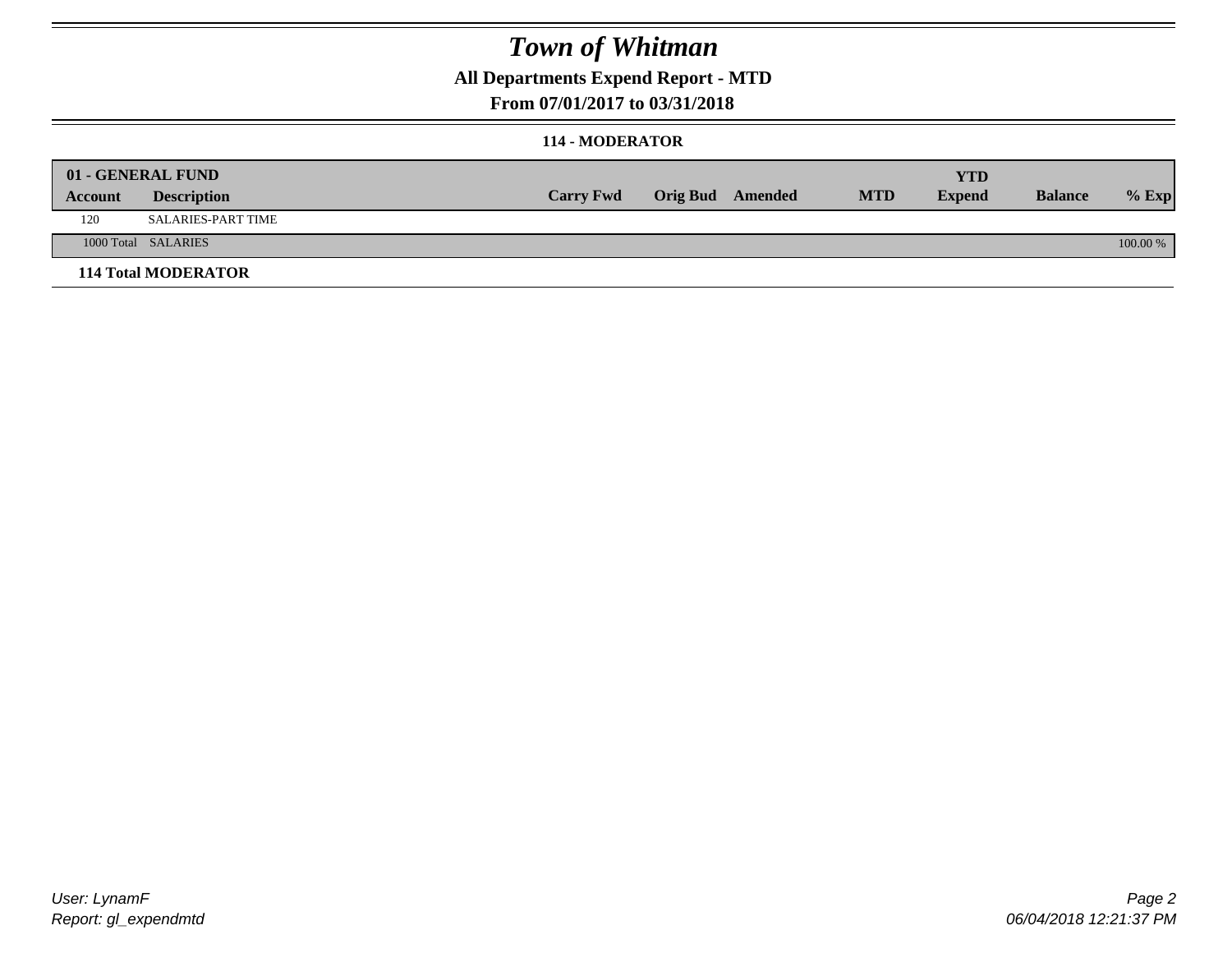# Town of Whitman

## All Departments Expend Report - MTD

### From 07/01/2017 to 03/31/2018

### 114 - MODERATOR

| 01 - GENERAL FUND | | | | | | YTD | | |
|---|---|---|---|---|---|---|---|---|
| **Account** | **Description** | **Carry Fwd** | **Orig Bud** | **Amended** | **MTD** | **Expend** | **Balance** | **% Exp** |
| 120 | SALARIES-PART TIME | | | | | | | |
| 1000 Total | SALARIES | | | | | | | 100.00 % |
| **114 Total MODERATOR** | | | | | | | | |

User: LynamF
Report: gl_expendmtd

06/04/2018 12:21:37 PM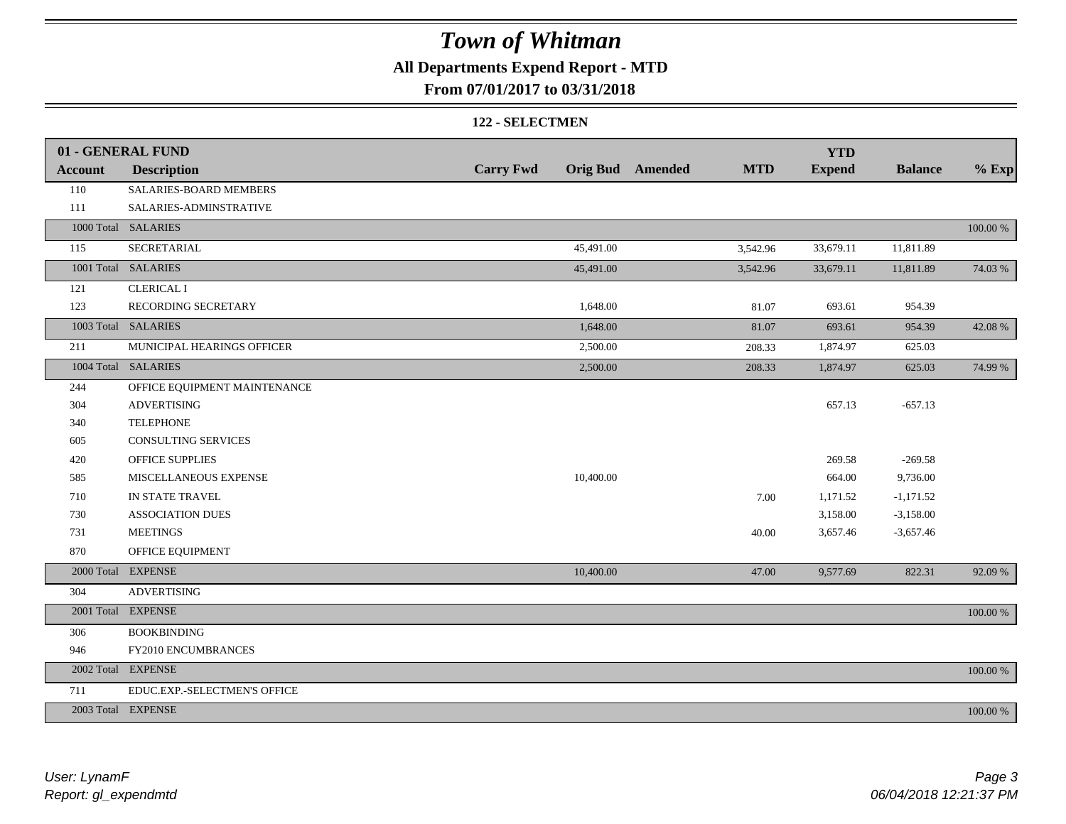# Town of Whitman

**All Departments Expend Report - MTD**

**From 07/01/2017 to 03/31/2018**

**122 - SELECTMEN**

| Account | Description | Carry Fwd | Orig Bud | Amended | MTD | YTD Expend | Balance | % Exp |
|---|---|---|---|---|---|---|---|---|
| **01 - GENERAL FUND** | | | | | | | | |
| 110 | SALARIES-BOARD MEMBERS | | | | | | | |
| 111 | SALARIES-ADMINSTRATIVE | | | | | | | |
| 1000 Total | SALARIES | | | | | | | 100.00 % |
| 115 | SECRETARIAL | | 45,491.00 | | 3,542.96 | 33,679.11 | 11,811.89 | |
| 1001 Total | SALARIES | | 45,491.00 | | 3,542.96 | 33,679.11 | 11,811.89 | 74.03 % |
| 121 | CLERICAL I | | | | | | | |
| 123 | RECORDING SECRETARY | | 1,648.00 | | 81.07 | 693.61 | 954.39 | |
| 1003 Total | SALARIES | | 1,648.00 | | 81.07 | 693.61 | 954.39 | 42.08 % |
| 211 | MUNICIPAL HEARINGS OFFICER | | 2,500.00 | | 208.33 | 1,874.97 | 625.03 | |
| 1004 Total | SALARIES | | 2,500.00 | | 208.33 | 1,874.97 | 625.03 | 74.99 % |
| 244 | OFFICE EQUIPMENT MAINTENANCE | | | | | | | |
| 304 | ADVERTISING | | | | | 657.13 | -657.13 | |
| 340 | TELEPHONE | | | | | | | |
| 605 | CONSULTING SERVICES | | | | | | | |
| 420 | OFFICE SUPPLIES | | | | | 269.58 | -269.58 | |
| 585 | MISCELLANEOUS EXPENSE | | 10,400.00 | | | 664.00 | 9,736.00 | |
| 710 | IN STATE TRAVEL | | | | 7.00 | 1,171.52 | -1,171.52 | |
| 730 | ASSOCIATION DUES | | | | | 3,158.00 | -3,158.00 | |
| 731 | MEETINGS | | | | 40.00 | 3,657.46 | -3,657.46 | |
| 870 | OFFICE EQUIPMENT | | | | | | | |
| 2000 Total | EXPENSE | | 10,400.00 | | 47.00 | 9,577.69 | 822.31 | 92.09 % |
| 304 | ADVERTISING | | | | | | | |
| 2001 Total | EXPENSE | | | | | | | 100.00 % |
| 306 | BOOKBINDING | | | | | | | |
| 946 | FY2010 ENCUMBRANCES | | | | | | | |
| 2002 Total | EXPENSE | | | | | | | 100.00 % |
| 711 | EDUC.EXP.-SELECTMEN'S OFFICE | | | | | | | |
| 2003 Total | EXPENSE | | | | | | | 100.00 % |

*User: LynamF*
*Report: gl_expendmtd*

*06/04/2018 12:21:37 PM*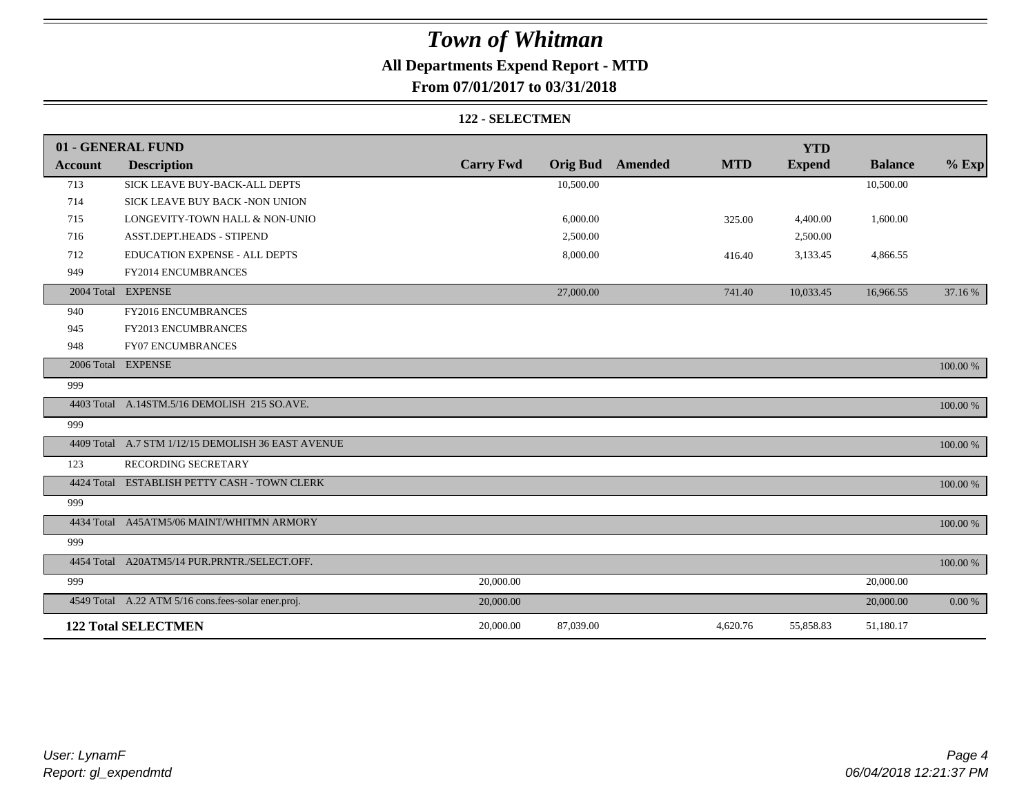# Town of Whitman

## All Departments Expend Report - MTD

### From 07/01/2017 to 03/31/2018

#### 122 - SELECTMEN

| 01 - GENERAL FUND | | | | | | YTD | | |
|---|---|---|---|---|---|---|---|---|
| **Account** | **Description** | **Carry Fwd** | **Orig Bud** | **Amended** | **MTD** | **Expend** | **Balance** | **% Exp** |
| 713 | SICK LEAVE BUY-BACK-ALL DEPTS | | 10,500.00 | | | | 10,500.00 | |
| 714 | SICK LEAVE BUY BACK -NON UNION | | | | | | | |
| 715 | LONGEVITY-TOWN HALL & NON-UNIO | | 6,000.00 | | 325.00 | 4,400.00 | 1,600.00 | |
| 716 | ASST.DEPT.HEADS - STIPEND | | 2,500.00 | | | 2,500.00 | | |
| 712 | EDUCATION EXPENSE - ALL DEPTS | | 8,000.00 | | 416.40 | 3,133.45 | 4,866.55 | |
| 949 | FY2014 ENCUMBRANCES | | | | | | | |
| 2004 Total | EXPENSE | | 27,000.00 | | 741.40 | 10,033.45 | 16,966.55 | 37.16 % |
| 940 | FY2016 ENCUMBRANCES | | | | | | | |
| 945 | FY2013 ENCUMBRANCES | | | | | | | |
| 948 | FY07 ENCUMBRANCES | | | | | | | |
| 2006 Total | EXPENSE | | | | | | | 100.00 % |
| 999 | | | | | | | | |
| 4403 Total | A.14STM.5/16 DEMOLISH 215 SO.AVE. | | | | | | | 100.00 % |
| 999 | | | | | | | | |
| 4409 Total | A.7 STM 1/12/15 DEMOLISH 36 EAST AVENUE | | | | | | | 100.00 % |
| 123 | RECORDING SECRETARY | | | | | | | |
| 4424 Total | ESTABLISH PETTY CASH - TOWN CLERK | | | | | | | 100.00 % |
| 999 | | | | | | | | |
| 4434 Total | A45ATM5/06 MAINT/WHITMN ARMORY | | | | | | | 100.00 % |
| 999 | | | | | | | | |
| 4454 Total | A20ATM5/14 PUR.PRNTR./SELECT.OFF. | | | | | | | 100.00 % |
| 999 | | 20,000.00 | | | | | 20,000.00 | |
| 4549 Total | A.22 ATM 5/16 cons.fees-solar ener.proj. | 20,000.00 | | | | | 20,000.00 | 0.00 % |
| **122 Total SELECTMEN** | | 20,000.00 | 87,039.00 | | 4,620.76 | 55,858.83 | 51,180.17 | |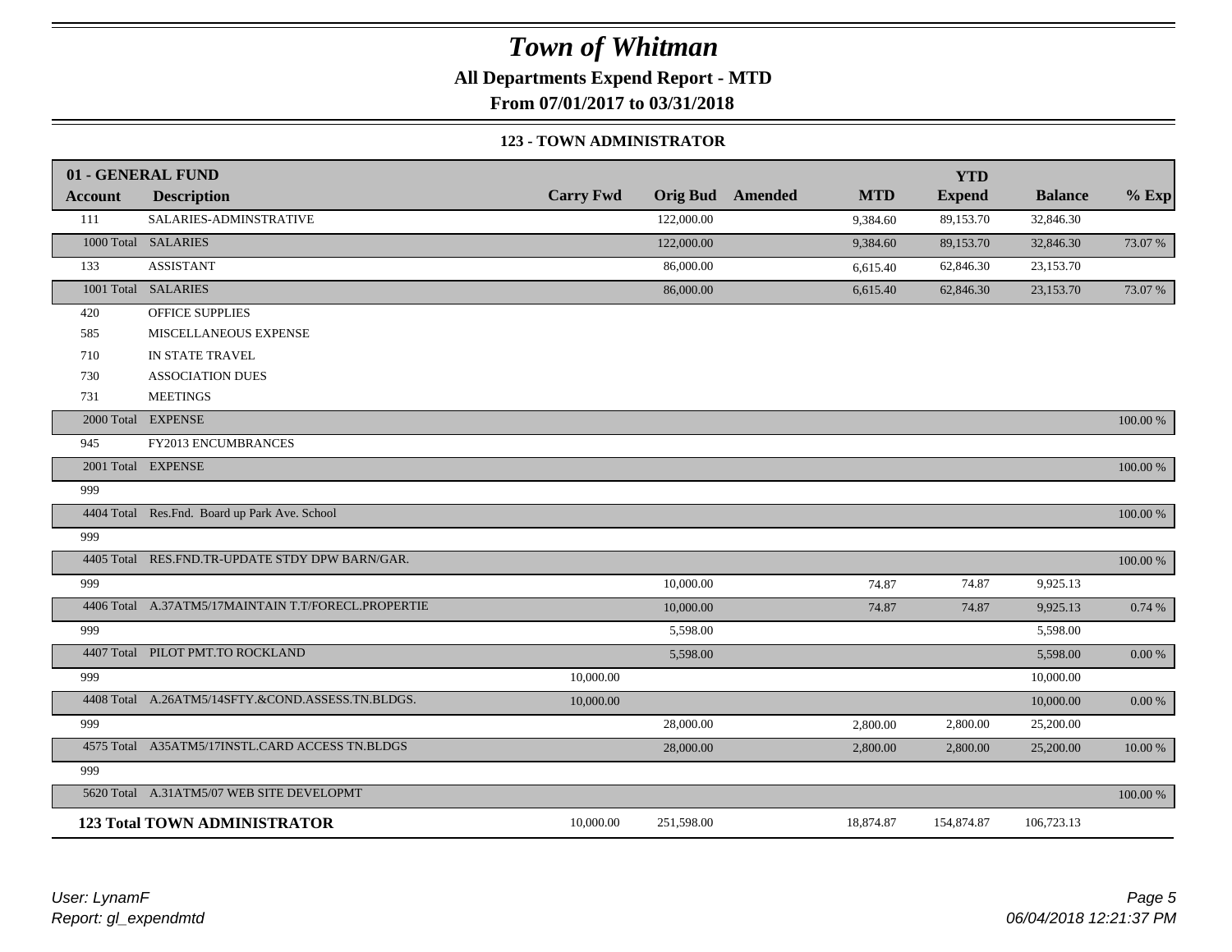# Town of Whitman

**All Departments Expend Report - MTD**

**From 07/01/2017 to 03/31/2018**

**123 - TOWN ADMINISTRATOR**

| 01 - GENERAL FUND | | | | | | YTD | | |
|---|---|---|---|---|---|---|---|---|
| **Account** | **Description** | **Carry Fwd** | **Orig Bud** | **Amended** | **MTD** | **Expend** | **Balance** | **% Exp** |
| 111 | SALARIES-ADMINSTRATIVE | | 122,000.00 | | 9,384.60 | 89,153.70 | 32,846.30 | |
| 1000 Total | SALARIES | | 122,000.00 | | 9,384.60 | 89,153.70 | 32,846.30 | 73.07 % |
| 133 | ASSISTANT | | 86,000.00 | | 6,615.40 | 62,846.30 | 23,153.70 | |
| 1001 Total | SALARIES | | 86,000.00 | | 6,615.40 | 62,846.30 | 23,153.70 | 73.07 % |
| 420 | OFFICE SUPPLIES | | | | | | | |
| 585 | MISCELLANEOUS EXPENSE | | | | | | | |
| 710 | IN STATE TRAVEL | | | | | | | |
| 730 | ASSOCIATION DUES | | | | | | | |
| 731 | MEETINGS | | | | | | | |
| 2000 Total | EXPENSE | | | | | | | 100.00 % |
| 945 | FY2013 ENCUMBRANCES | | | | | | | |
| 2001 Total | EXPENSE | | | | | | | 100.00 % |
| 999 | | | | | | | | |
| 4404 Total | Res.Fnd. Board up Park Ave. School | | | | | | | 100.00 % |
| 999 | | | | | | | | |
| 4405 Total | RES.FND.TR-UPDATE STDY DPW BARN/GAR. | | | | | | | 100.00 % |
| 999 | | | 10,000.00 | | 74.87 | 74.87 | 9,925.13 | |
| 4406 Total | A.37ATM5/17MAINTAIN T.T/FORECL.PROPERTIE | | 10,000.00 | | 74.87 | 74.87 | 9,925.13 | 0.74 % |
| 999 | | | 5,598.00 | | | | 5,598.00 | |
| 4407 Total | PILOT PMT.TO ROCKLAND | | 5,598.00 | | | | 5,598.00 | 0.00 % |
| 999 | | 10,000.00 | | | | | 10,000.00 | |
| 4408 Total | A.26ATM5/14SFTY.&COND.ASSESS.TN.BLDGS. | 10,000.00 | | | | | 10,000.00 | 0.00 % |
| 999 | | | 28,000.00 | | 2,800.00 | 2,800.00 | 25,200.00 | |
| 4575 Total | A35ATM5/17INSTL.CARD ACCESS TN.BLDGS | | 28,000.00 | | 2,800.00 | 2,800.00 | 25,200.00 | 10.00 % |
| 999 | | | | | | | | |
| 5620 Total | A.31ATM5/07 WEB SITE DEVELOPMT | | | | | | | 100.00 % |
| **123 Total TOWN ADMINISTRATOR** | | 10,000.00 | 251,598.00 | | 18,874.87 | 154,874.87 | 106,723.13 | |

*User: LynamF*
*Report: gl_expendmtd*

*06/04/2018 12:21:37 PM*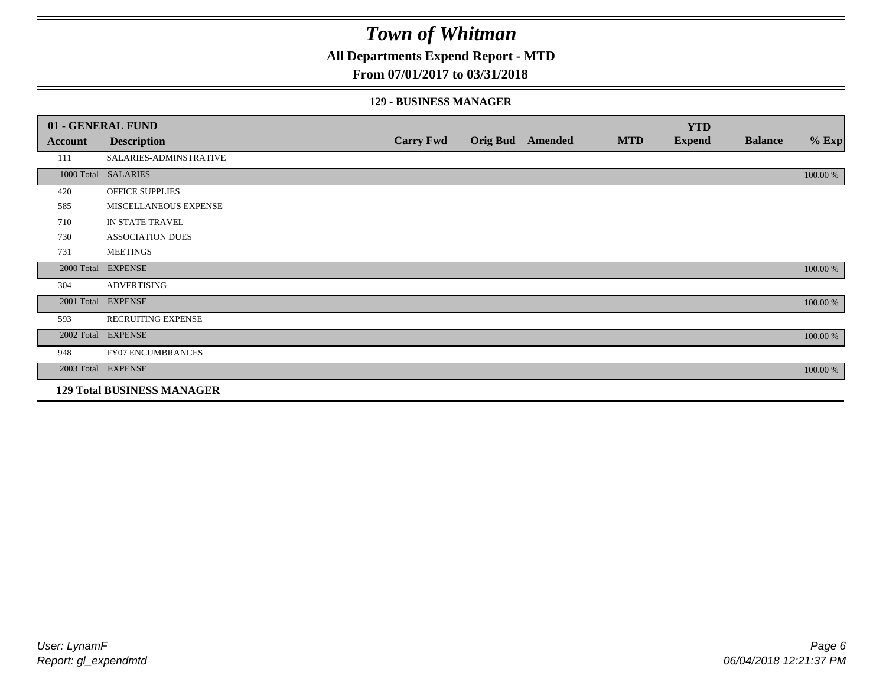# Town of Whitman

## All Departments Expend Report - MTD

### From 07/01/2017 to 03/31/2018

#### 129 - BUSINESS MANAGER

| 01 - GENERAL FUND | | | | | | YTD | | |
|---|---|---|---|---|---|---|---|---|
| Account | Description | Carry Fwd | Orig Bud | Amended | MTD | Expend | Balance | % Exp |
| 111 | SALARIES-ADMINSTRATIVE | | | | | | | |
| 1000 Total | SALARIES | | | | | | | 100.00 % |
| 420 | OFFICE SUPPLIES | | | | | | | |
| 585 | MISCELLANEOUS EXPENSE | | | | | | | |
| 710 | IN STATE TRAVEL | | | | | | | |
| 730 | ASSOCIATION DUES | | | | | | | |
| 731 | MEETINGS | | | | | | | |
| 2000 Total | EXPENSE | | | | | | | 100.00 % |
| 304 | ADVERTISING | | | | | | | |
| 2001 Total | EXPENSE | | | | | | | 100.00 % |
| 593 | RECRUITING EXPENSE | | | | | | | |
| 2002 Total | EXPENSE | | | | | | | 100.00 % |
| 948 | FY07 ENCUMBRANCES | | | | | | | |
| 2003 Total | EXPENSE | | | | | | | 100.00 % |
| **129 Total BUSINESS MANAGER** | | | | | | | | |

User: LynamF
Report: gl_expendmtd

06/04/2018 12:21:37 PM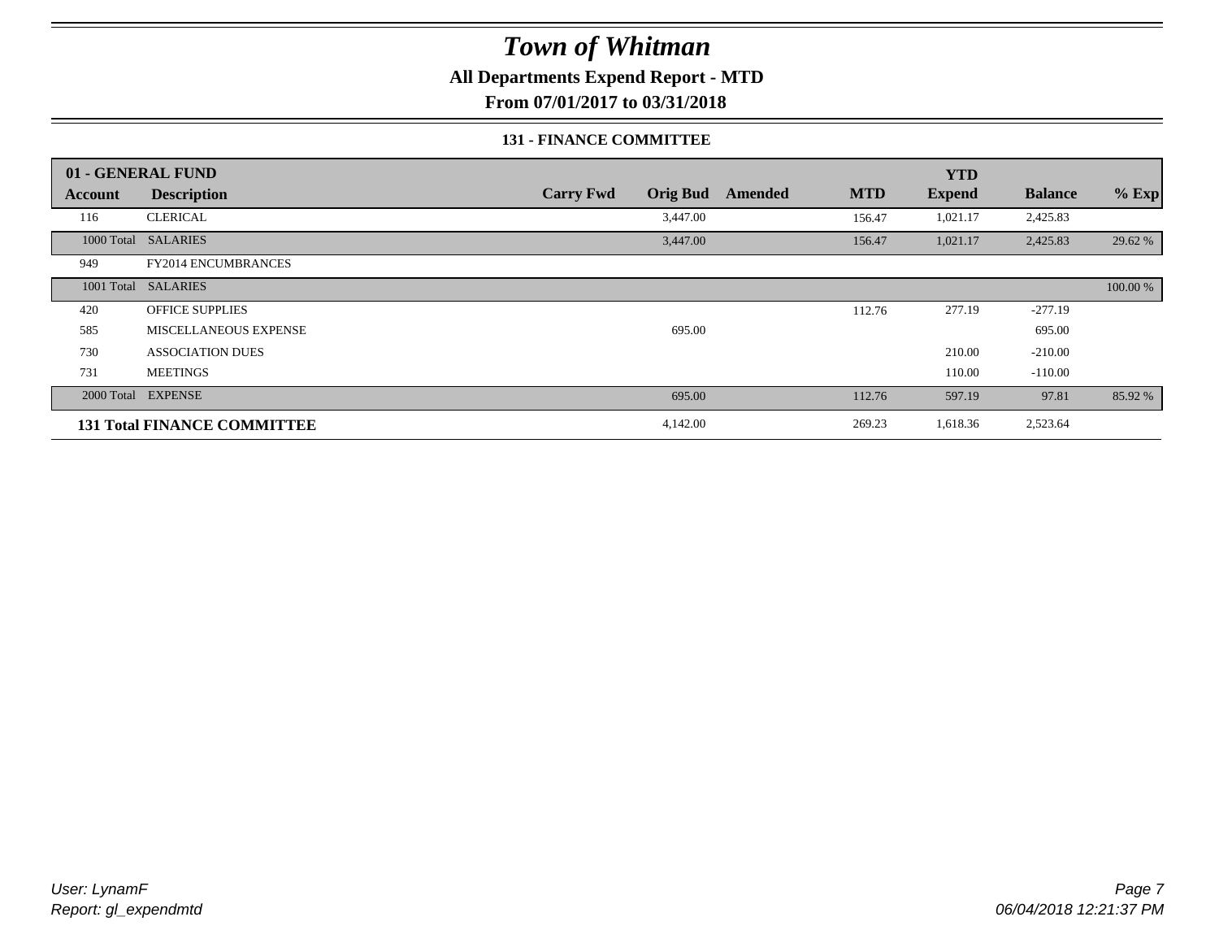# Town of Whitman

**All Departments Expend Report - MTD**

**From 07/01/2017 to 03/31/2018**

### 131 - FINANCE COMMITTEE

| 01 - GENERAL FUND | | | | | | YTD | | |
|---|---|---|---|---|---|---|---|---|
| Account | Description | Carry Fwd | Orig Bud | Amended | MTD | Expend | Balance | % Exp |
| 116 | CLERICAL | | 3,447.00 | | 156.47 | 1,021.17 | 2,425.83 | |
| 1000 Total | SALARIES | | 3,447.00 | | 156.47 | 1,021.17 | 2,425.83 | 29.62 % |
| 949 | FY2014 ENCUMBRANCES | | | | | | | |
| 1001 Total | SALARIES | | | | | | | 100.00 % |
| 420 | OFFICE SUPPLIES | | | | 112.76 | 277.19 | -277.19 | |
| 585 | MISCELLANEOUS EXPENSE | | 695.00 | | | | 695.00 | |
| 730 | ASSOCIATION DUES | | | | | 210.00 | -210.00 | |
| 731 | MEETINGS | | | | | 110.00 | -110.00 | |
| 2000 Total | EXPENSE | | 695.00 | | 112.76 | 597.19 | 97.81 | 85.92 % |
| **131 Total FINANCE COMMITTEE** | | | 4,142.00 | | 269.23 | 1,618.36 | 2,523.64 | |

*User: LynamF*
*Report: gl_expendmtd*

*06/04/2018 12:21:37 PM*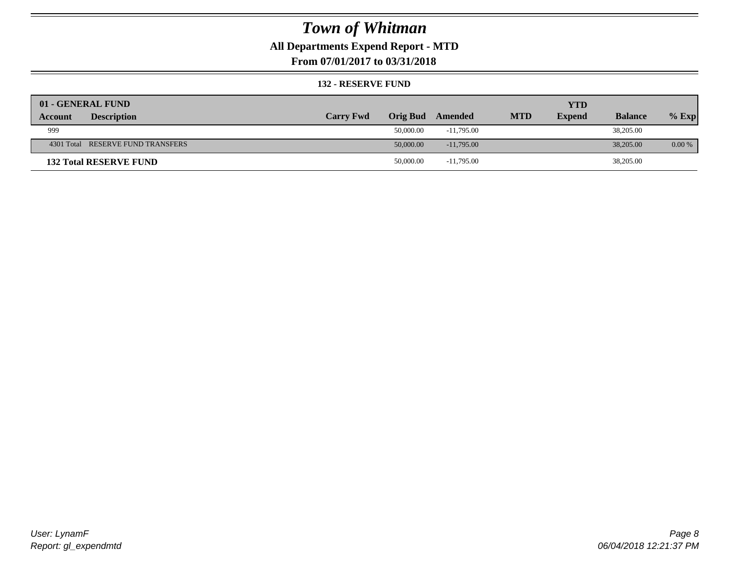# Town of Whitman

## All Departments Expend Report - MTD

### From 07/01/2017 to 03/31/2018

**132 - RESERVE FUND**

| 01 - GENERAL FUND | | | | | | YTD | | |
|---|---|---|---|---|---|---|---|---|
| **Account** | **Description** | **Carry Fwd** | **Orig Bud** | **Amended** | **MTD** | **Expend** | **Balance** | **% Exp** |
| 999 | | | 50,000.00 | -11,795.00 | | | 38,205.00 | |
| 4301 Total | RESERVE FUND TRANSFERS | | 50,000.00 | -11,795.00 | | | 38,205.00 | 0.00 % |
| **132 Total RESERVE FUND** | | | 50,000.00 | -11,795.00 | | | 38,205.00 | |

User: LynamF
Report: gl_expendmtd

06/04/2018 12:21:37 PM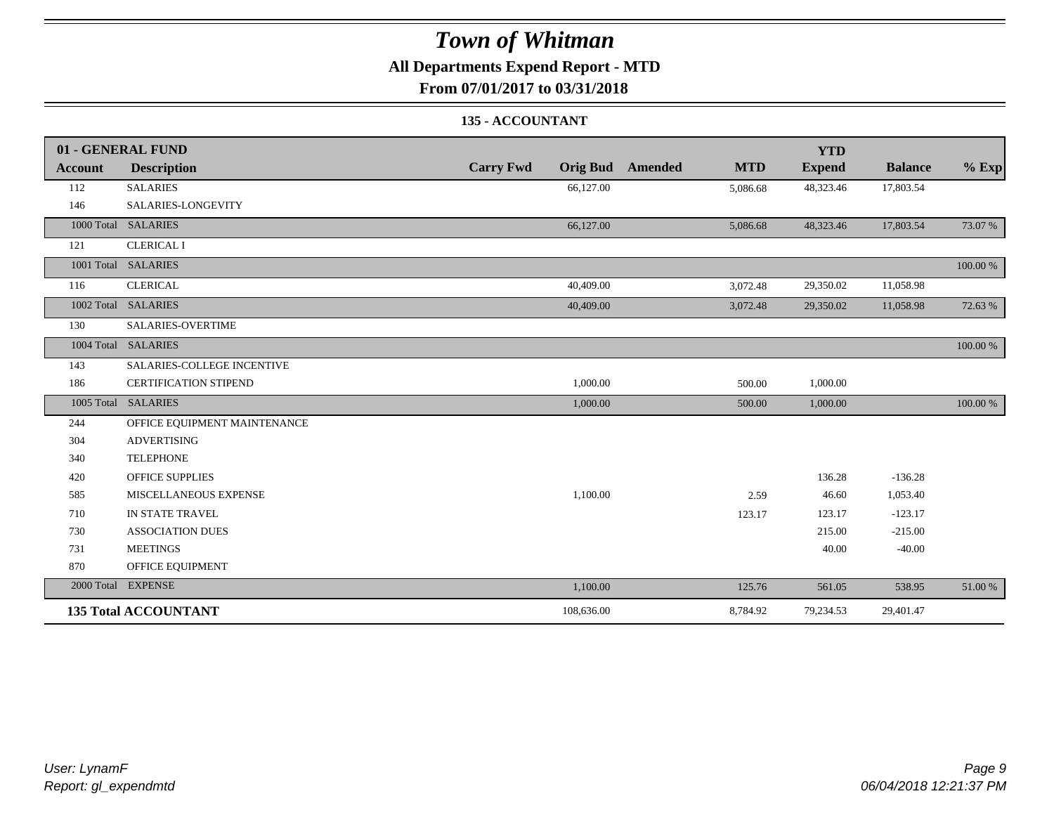# Town of Whitman

## All Departments Expend Report - MTD

### From 07/01/2017 to 03/31/2018

#### 135 - ACCOUNTANT

| 01 - GENERAL FUND | | | | | | YTD | | |
|---|---|---|---|---|---|---|---|---|
| **Account** | **Description** | **Carry Fwd** | **Orig Bud** | **Amended** | **MTD** | **Expend** | **Balance** | **% Exp** |
| 112 | SALARIES | | 66,127.00 | | 5,086.68 | 48,323.46 | 17,803.54 | |
| 146 | SALARIES-LONGEVITY | | | | | | | |
| 1000 Total | SALARIES | | 66,127.00 | | 5,086.68 | 48,323.46 | 17,803.54 | 73.07 % |
| 121 | CLERICAL I | | | | | | | |
| 1001 Total | SALARIES | | | | | | | 100.00 % |
| 116 | CLERICAL | | 40,409.00 | | 3,072.48 | 29,350.02 | 11,058.98 | |
| 1002 Total | SALARIES | | 40,409.00 | | 3,072.48 | 29,350.02 | 11,058.98 | 72.63 % |
| 130 | SALARIES-OVERTIME | | | | | | | |
| 1004 Total | SALARIES | | | | | | | 100.00 % |
| 143 | SALARIES-COLLEGE INCENTIVE | | | | | | | |
| 186 | CERTIFICATION STIPEND | | 1,000.00 | | 500.00 | 1,000.00 | | |
| 1005 Total | SALARIES | | 1,000.00 | | 500.00 | 1,000.00 | | 100.00 % |
| 244 | OFFICE EQUIPMENT MAINTENANCE | | | | | | | |
| 304 | ADVERTISING | | | | | | | |
| 340 | TELEPHONE | | | | | | | |
| 420 | OFFICE SUPPLIES | | | | | 136.28 | -136.28 | |
| 585 | MISCELLANEOUS EXPENSE | | 1,100.00 | | 2.59 | 46.60 | 1,053.40 | |
| 710 | IN STATE TRAVEL | | | | 123.17 | 123.17 | -123.17 | |
| 730 | ASSOCIATION DUES | | | | | 215.00 | -215.00 | |
| 731 | MEETINGS | | | | | 40.00 | -40.00 | |
| 870 | OFFICE EQUIPMENT | | | | | | | |
| 2000 Total | EXPENSE | | 1,100.00 | | 125.76 | 561.05 | 538.95 | 51.00 % |
| **135 Total ACCOUNTANT** | | | 108,636.00 | | 8,784.92 | 79,234.53 | 29,401.47 | |

*User: LynamF*
*Report: gl_expendmtd*

*06/04/2018 12:21:37 PM*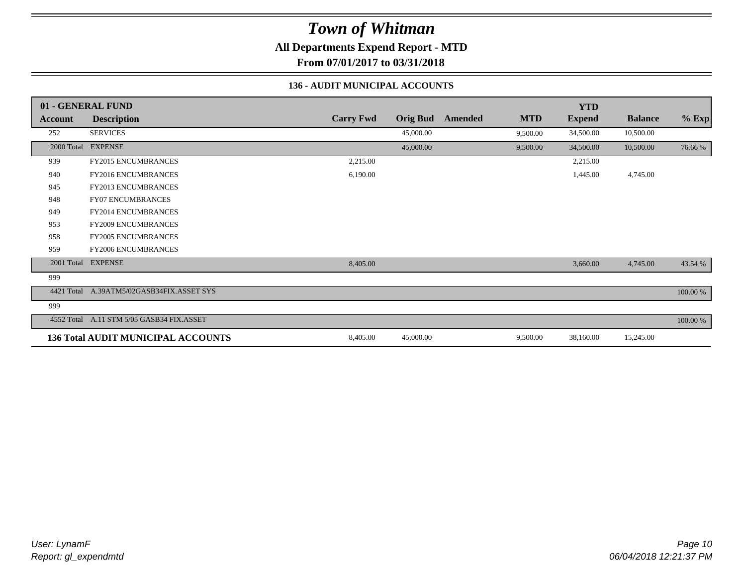# *Town of Whitman*

**All Departments Expend Report - MTD**

**From 07/01/2017 to 03/31/2018**

### 136 - AUDIT MUNICIPAL ACCOUNTS

| 01 - GENERAL FUND | | | | | | YTD | | |
|---|---|---|---|---|---|---|---|---|
| **Account** | **Description** | **Carry Fwd** | **Orig Bud** | **Amended** | **MTD** | **Expend** | **Balance** | **% Exp** |
| 252 | SERVICES | | 45,000.00 | | 9,500.00 | 34,500.00 | 10,500.00 | |
| 2000 Total | EXPENSE | | 45,000.00 | | 9,500.00 | 34,500.00 | 10,500.00 | 76.66 % |
| 939 | FY2015 ENCUMBRANCES | 2,215.00 | | | | 2,215.00 | | |
| 940 | FY2016 ENCUMBRANCES | 6,190.00 | | | | 1,445.00 | 4,745.00 | |
| 945 | FY2013 ENCUMBRANCES | | | | | | | |
| 948 | FY07 ENCUMBRANCES | | | | | | | |
| 949 | FY2014 ENCUMBRANCES | | | | | | | |
| 953 | FY2009 ENCUMBRANCES | | | | | | | |
| 958 | FY2005 ENCUMBRANCES | | | | | | | |
| 959 | FY2006 ENCUMBRANCES | | | | | | | |
| 2001 Total | EXPENSE | 8,405.00 | | | | 3,660.00 | 4,745.00 | 43.54 % |
| 999 | | | | | | | | |
| 4421 Total | A.39ATM5/02GASB34FIX.ASSET SYS | | | | | | | 100.00 % |
| 999 | | | | | | | | |
| 4552 Total | A.11 STM 5/05 GASB34 FIX.ASSET | | | | | | | 100.00 % |
| **136 Total AUDIT MUNICIPAL ACCOUNTS** | | 8,405.00 | 45,000.00 | | 9,500.00 | 38,160.00 | 15,245.00 | |

*User: LynamF*
*Report: gl_expendmtd*

*06/04/2018 12:21:37 PM*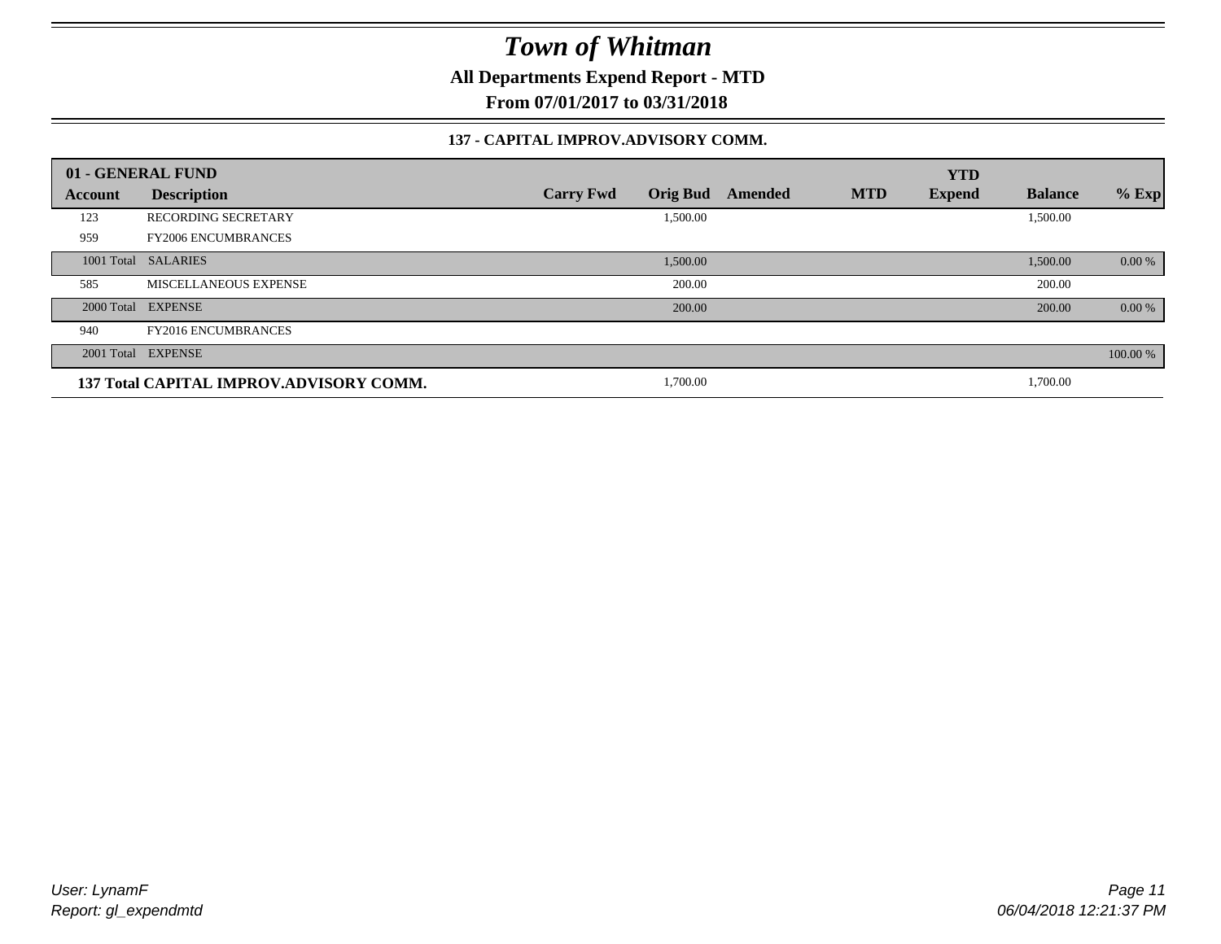# Town of Whitman

**All Departments Expend Report - MTD**

**From 07/01/2017 to 03/31/2018**

**137 - CAPITAL IMPROV.ADVISORY COMM.**

| 01 - GENERAL FUND | | | | | | YTD | | |
|---|---|---|---|---|---|---|---|---|
| **Account** | **Description** | **Carry Fwd** | **Orig Bud** | **Amended** | **MTD** | **Expend** | **Balance** | **% Exp** |
| 123 | RECORDING SECRETARY | | 1,500.00 | | | | 1,500.00 | |
| 959 | FY2006 ENCUMBRANCES | | | | | | | |
| 1001 Total | SALARIES | | 1,500.00 | | | | 1,500.00 | 0.00 % |
| 585 | MISCELLANEOUS EXPENSE | | 200.00 | | | | 200.00 | |
| 2000 Total | EXPENSE | | 200.00 | | | | 200.00 | 0.00 % |
| 940 | FY2016 ENCUMBRANCES | | | | | | | |
| 2001 Total | EXPENSE | | | | | | | 100.00 % |
| **137 Total CAPITAL IMPROV.ADVISORY COMM.** | | | 1,700.00 | | | | 1,700.00 | |

*User: LynamF*
*Report: gl_expendmtd*

*06/04/2018 12:21:37 PM*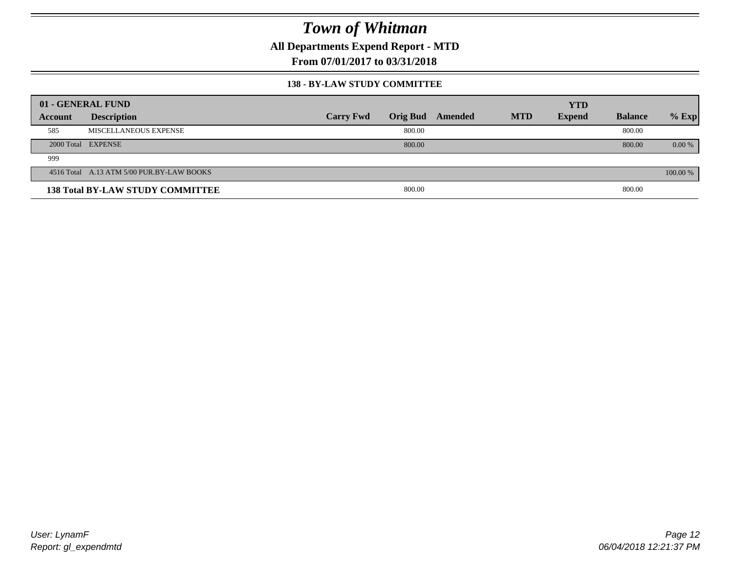# Town of Whitman

**All Departments Expend Report - MTD**

**From 07/01/2017 to 03/31/2018**

### 138 - BY-LAW STUDY COMMITTEE

| 01 - GENERAL FUND | | | | | | | | |
|---|---|---|---|---|---|---|---|---|
| **Account** | **Description** | **Carry Fwd** | **Orig Bud** | **Amended** | **MTD** | **YTD Expend** | **Balance** | **% Exp** |
| 585 | MISCELLANEOUS EXPENSE | | 800.00 | | | | 800.00 | |
| 2000 Total | EXPENSE | | 800.00 | | | | 800.00 | 0.00 % |
| 999 | | | | | | | | |
| 4516 Total | A.13 ATM 5/00 PUR.BY-LAW BOOKS | | | | | | | 100.00 % |
| **138 Total BY-LAW STUDY COMMITTEE** | | | 800.00 | | | | 800.00 | |

User: LynamF
Report: gl_expendmtd

06/04/2018 12:21:37 PM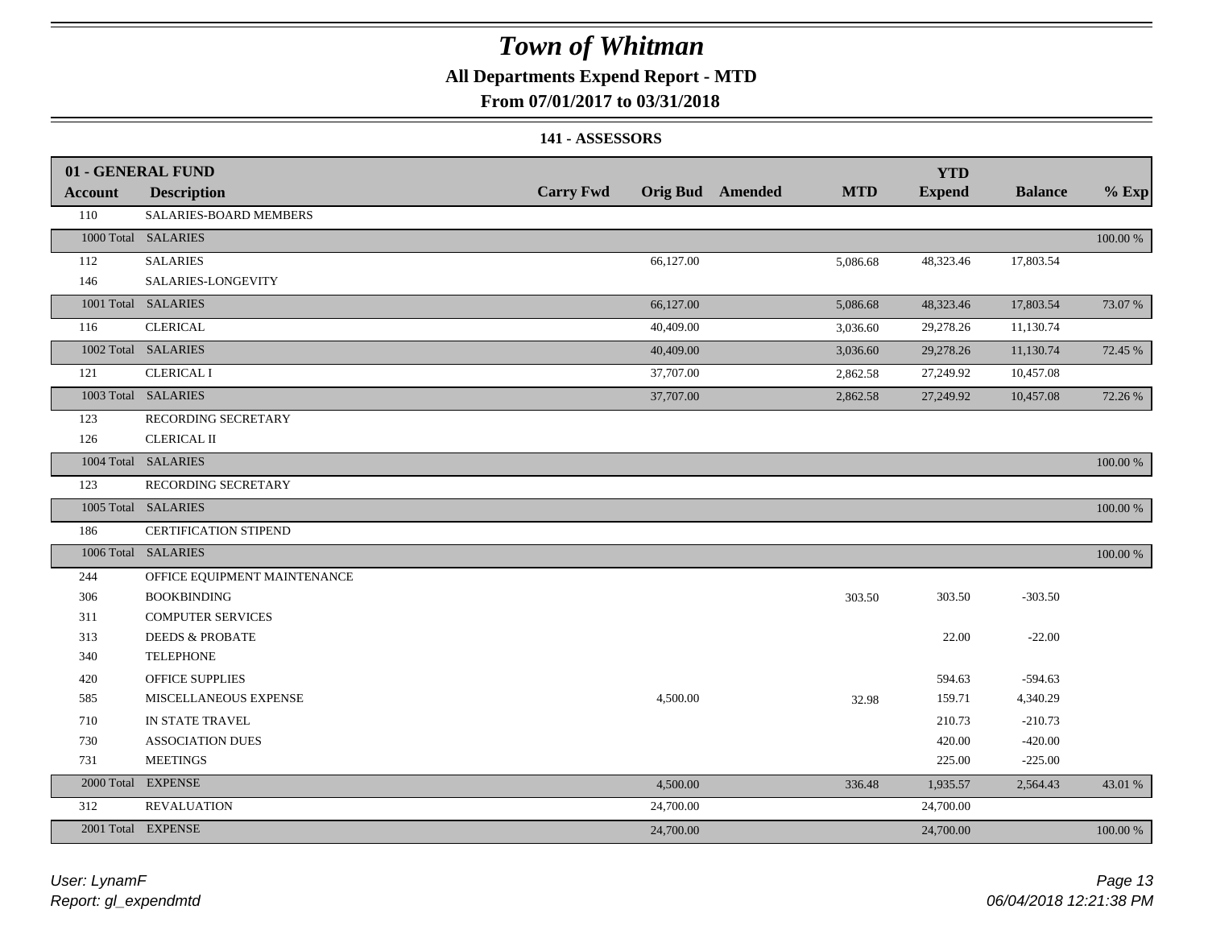# Town of Whitman

## All Departments Expend Report - MTD

**From 07/01/2017 to 03/31/2018**

### 141 - ASSESSORS

| 01 - GENERAL FUND | | | | | | YTD | | |
|---|---|---|---|---|---|---|---|---|
| **Account** | **Description** | **Carry Fwd** | **Orig Bud** | **Amended** | **MTD** | **Expend** | **Balance** | **% Exp** |
| 110 | SALARIES-BOARD MEMBERS | | | | | | | |
| 1000 Total | SALARIES | | | | | | | 100.00 % |
| 112 | SALARIES | | 66,127.00 | | 5,086.68 | 48,323.46 | 17,803.54 | |
| 146 | SALARIES-LONGEVITY | | | | | | | |
| 1001 Total | SALARIES | | 66,127.00 | | 5,086.68 | 48,323.46 | 17,803.54 | 73.07 % |
| 116 | CLERICAL | | 40,409.00 | | 3,036.60 | 29,278.26 | 11,130.74 | |
| 1002 Total | SALARIES | | 40,409.00 | | 3,036.60 | 29,278.26 | 11,130.74 | 72.45 % |
| 121 | CLERICAL I | | 37,707.00 | | 2,862.58 | 27,249.92 | 10,457.08 | |
| 1003 Total | SALARIES | | 37,707.00 | | 2,862.58 | 27,249.92 | 10,457.08 | 72.26 % |
| 123 | RECORDING SECRETARY | | | | | | | |
| 126 | CLERICAL II | | | | | | | |
| 1004 Total | SALARIES | | | | | | | 100.00 % |
| 123 | RECORDING SECRETARY | | | | | | | |
| 1005 Total | SALARIES | | | | | | | 100.00 % |
| 186 | CERTIFICATION STIPEND | | | | | | | |
| 1006 Total | SALARIES | | | | | | | 100.00 % |
| 244 | OFFICE EQUIPMENT MAINTENANCE | | | | | | | |
| 306 | BOOKBINDING | | | | 303.50 | 303.50 | -303.50 | |
| 311 | COMPUTER SERVICES | | | | | | | |
| 313 | DEEDS & PROBATE | | | | | 22.00 | -22.00 | |
| 340 | TELEPHONE | | | | | | | |
| 420 | OFFICE SUPPLIES | | | | | 594.63 | -594.63 | |
| 585 | MISCELLANEOUS EXPENSE | | 4,500.00 | | 32.98 | 159.71 | 4,340.29 | |
| 710 | IN STATE TRAVEL | | | | | 210.73 | -210.73 | |
| 730 | ASSOCIATION DUES | | | | | 420.00 | -420.00 | |
| 731 | MEETINGS | | | | | 225.00 | -225.00 | |
| 2000 Total | EXPENSE | | 4,500.00 | | 336.48 | 1,935.57 | 2,564.43 | 43.01 % |
| 312 | REVALUATION | | 24,700.00 | | | 24,700.00 | | |
| 2001 Total | EXPENSE | | 24,700.00 | | | 24,700.00 | | 100.00 % |

*User: LynamF*
*Report: gl_expendmtd*

*06/04/2018 12:21:38 PM*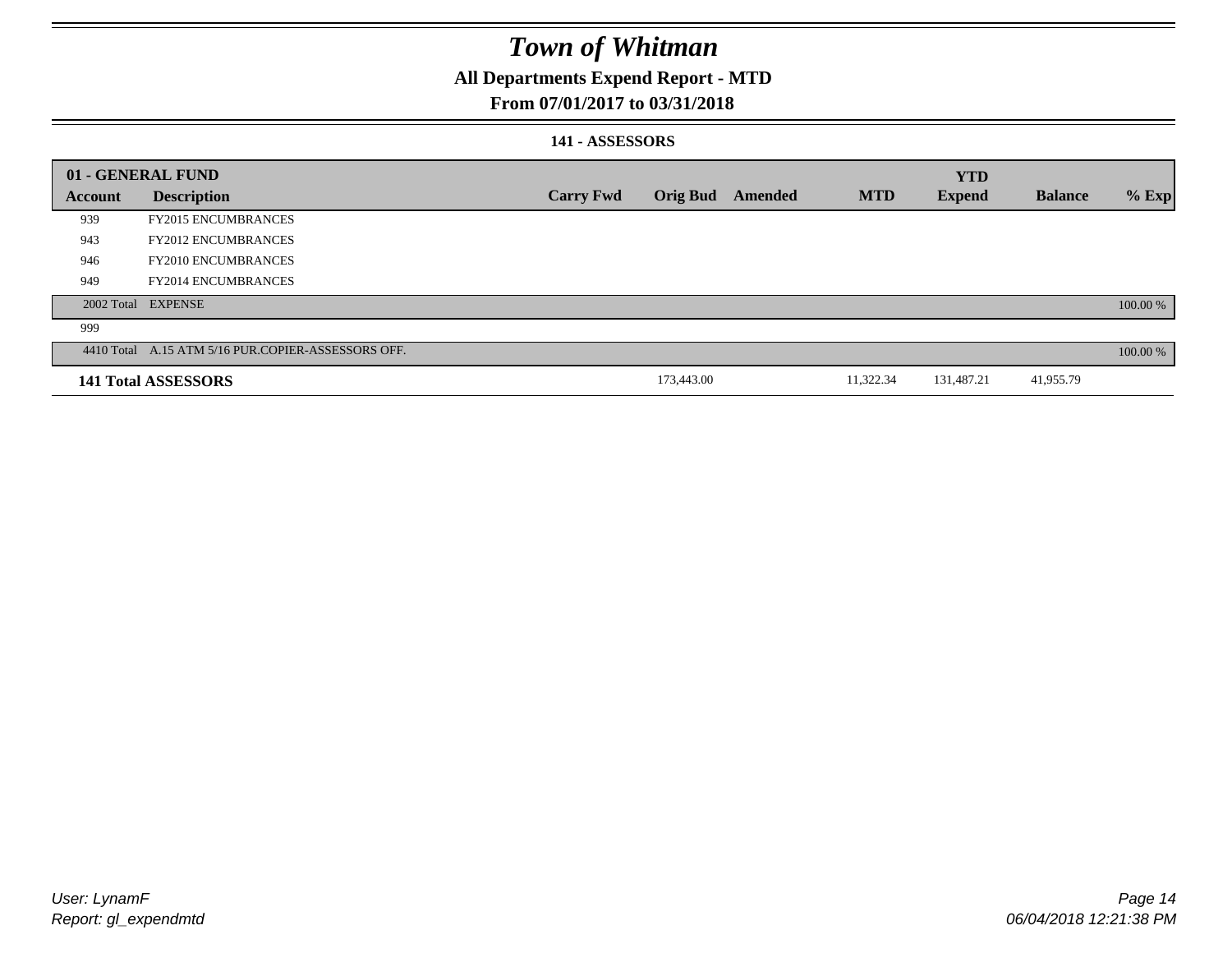# Town of Whitman

## All Departments Expend Report - MTD

## From 07/01/2017 to 03/31/2018

### 141 - ASSESSORS

| 01 - GENERAL FUND | | | | | | YTD | | |
|---|---|---|---|---|---|---|---|---|
| **Account** | **Description** | **Carry Fwd** | **Orig Bud** | **Amended** | **MTD** | **Expend** | **Balance** | **% Exp** |
| 939 | FY2015 ENCUMBRANCES | | | | | | | |
| 943 | FY2012 ENCUMBRANCES | | | | | | | |
| 946 | FY2010 ENCUMBRANCES | | | | | | | |
| 949 | FY2014 ENCUMBRANCES | | | | | | | |
| 2002 Total | EXPENSE | | | | | | | 100.00 % |
| 999 | | | | | | | | |
| 4410 Total | A.15 ATM 5/16 PUR.COPIER-ASSESSORS OFF. | | | | | | | 100.00 % |
| **141 Total ASSESSORS** | | | 173,443.00 | | 11,322.34 | 131,487.21 | 41,955.79 | |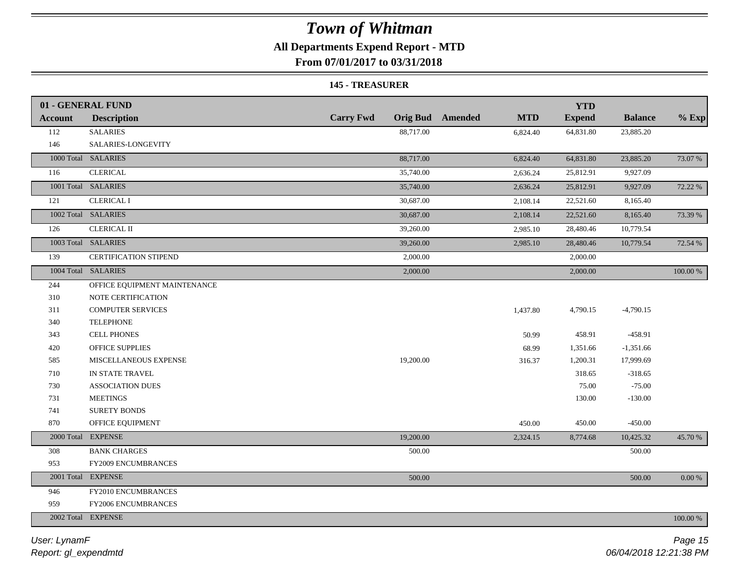# Town of Whitman

**All Departments Expend Report - MTD**

**From 07/01/2017 to 03/31/2018**

### 145 - TREASURER

| 01 - GENERAL FUND | | | | | | YTD | | |
|---|---|---|---|---|---|---|---|---|
| **Account** | **Description** | **Carry Fwd** | **Orig Bud** | **Amended** | **MTD** | **Expend** | **Balance** | **% Exp** |
| 112 | SALARIES | | 88,717.00 | | 6,824.40 | 64,831.80 | 23,885.20 | |
| 146 | SALARIES-LONGEVITY | | | | | | | |
| 1000 Total | SALARIES | | 88,717.00 | | 6,824.40 | 64,831.80 | 23,885.20 | 73.07 % |
| 116 | CLERICAL | | 35,740.00 | | 2,636.24 | 25,812.91 | 9,927.09 | |
| 1001 Total | SALARIES | | 35,740.00 | | 2,636.24 | 25,812.91 | 9,927.09 | 72.22 % |
| 121 | CLERICAL I | | 30,687.00 | | 2,108.14 | 22,521.60 | 8,165.40 | |
| 1002 Total | SALARIES | | 30,687.00 | | 2,108.14 | 22,521.60 | 8,165.40 | 73.39 % |
| 126 | CLERICAL II | | 39,260.00 | | 2,985.10 | 28,480.46 | 10,779.54 | |
| 1003 Total | SALARIES | | 39,260.00 | | 2,985.10 | 28,480.46 | 10,779.54 | 72.54 % |
| 139 | CERTIFICATION STIPEND | | 2,000.00 | | | 2,000.00 | | |
| 1004 Total | SALARIES | | 2,000.00 | | | 2,000.00 | | 100.00 % |
| 244 | OFFICE EQUIPMENT MAINTENANCE | | | | | | | |
| 310 | NOTE CERTIFICATION | | | | | | | |
| 311 | COMPUTER SERVICES | | | | 1,437.80 | 4,790.15 | -4,790.15 | |
| 340 | TELEPHONE | | | | | | | |
| 343 | CELL PHONES | | | | 50.99 | 458.91 | -458.91 | |
| 420 | OFFICE SUPPLIES | | | | 68.99 | 1,351.66 | -1,351.66 | |
| 585 | MISCELLANEOUS EXPENSE | | 19,200.00 | | 316.37 | 1,200.31 | 17,999.69 | |
| 710 | IN STATE TRAVEL | | | | | 318.65 | -318.65 | |
| 730 | ASSOCIATION DUES | | | | | 75.00 | -75.00 | |
| 731 | MEETINGS | | | | | 130.00 | -130.00 | |
| 741 | SURETY BONDS | | | | | | | |
| 870 | OFFICE EQUIPMENT | | | | 450.00 | 450.00 | -450.00 | |
| 2000 Total | EXPENSE | | 19,200.00 | | 2,324.15 | 8,774.68 | 10,425.32 | 45.70 % |
| 308 | BANK CHARGES | | 500.00 | | | | 500.00 | |
| 953 | FY2009 ENCUMBRANCES | | | | | | | |
| 2001 Total | EXPENSE | | 500.00 | | | | 500.00 | 0.00 % |
| 946 | FY2010 ENCUMBRANCES | | | | | | | |
| 959 | FY2006 ENCUMBRANCES | | | | | | | |
| 2002 Total | EXPENSE | | | | | | | 100.00 % |

*User: LynamF*
*Report: gl_expendmtd*

*06/04/2018 12:21:38 PM*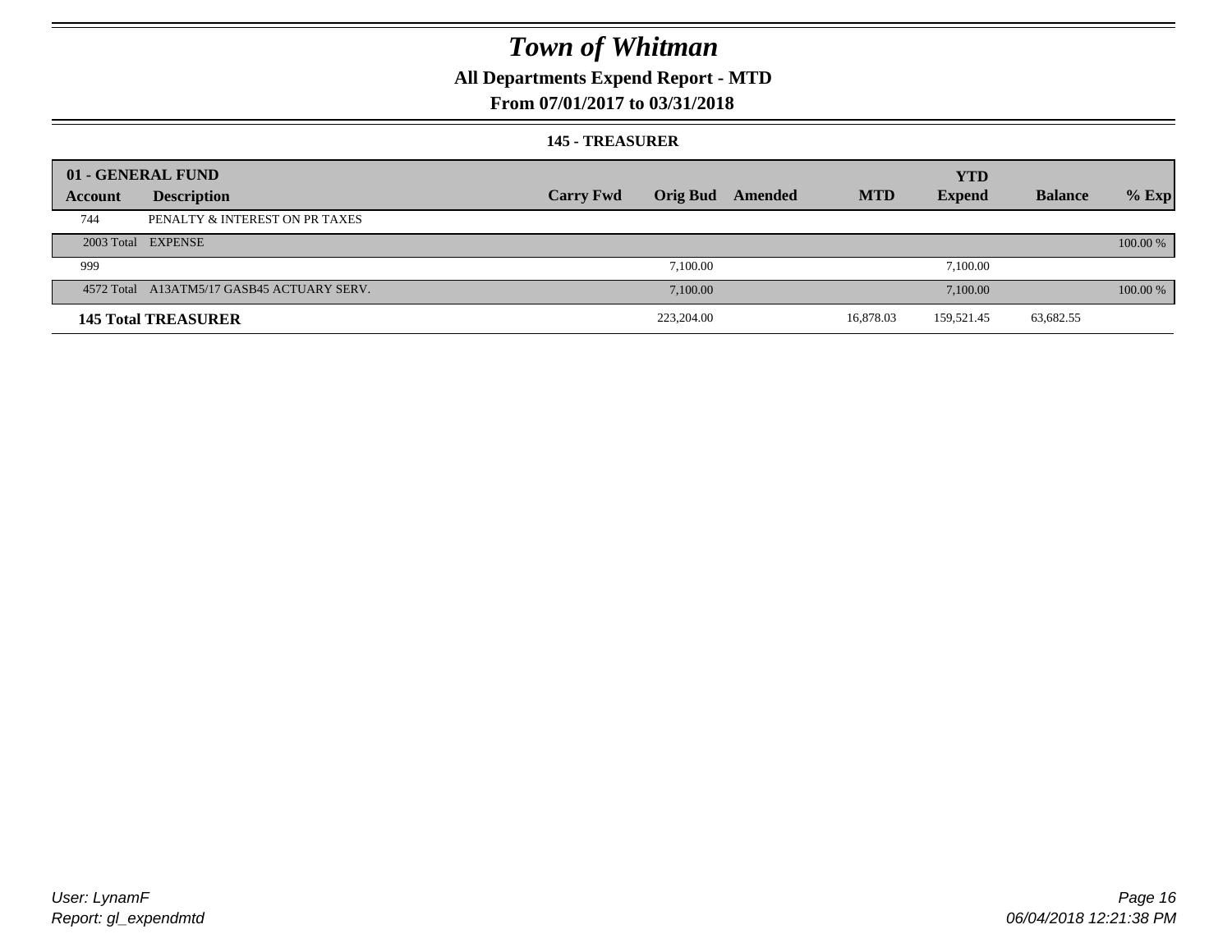# Town of Whitman

## All Departments Expend Report - MTD

### From 07/01/2017 to 03/31/2018

#### 145 - TREASURER

| 01 - GENERAL FUND | | | | | | YTD | | |
|---|---|---|---|---|---|---|---|---|
| **Account** | **Description** | **Carry Fwd** | **Orig Bud** | **Amended** | **MTD** | **Expend** | **Balance** | **% Exp** |
| 744 | PENALTY & INTEREST ON PR TAXES | | | | | | | |
| 2003 Total | EXPENSE | | | | | | | 100.00 % |
| 999 | | | 7,100.00 | | | 7,100.00 | | |
| 4572 Total | A13ATM5/17 GASB45 ACTUARY SERV. | | 7,100.00 | | | 7,100.00 | | 100.00 % |
| **145 Total TREASURER** | | | 223,204.00 | | 16,878.03 | 159,521.45 | 63,682.55 | |

User: LynamF
Report: gl_expendmtd

06/04/2018 12:21:38 PM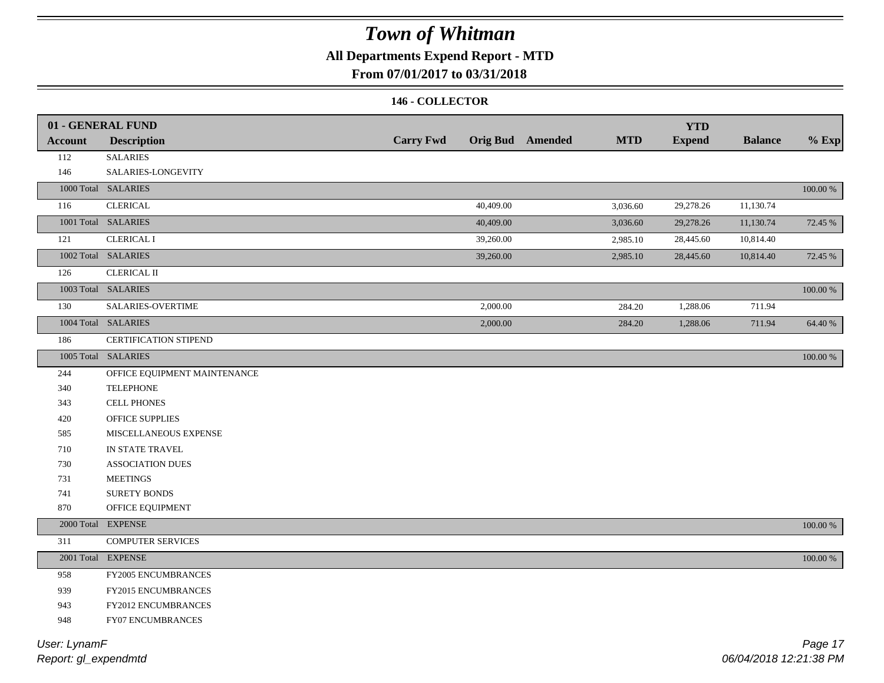# Town of Whitman

## All Departments Expend Report - MTD

### From 07/01/2017 to 03/31/2018

#### 146 - COLLECTOR

| 01 - GENERAL FUND | | | | | | YTD | | |
|---|---|---|---|---|---|---|---|---|
| **Account** | **Description** | **Carry Fwd** | **Orig Bud** | **Amended** | **MTD** | **Expend** | **Balance** | **% Exp** |
| 112 | SALARIES | | | | | | | |
| 146 | SALARIES-LONGEVITY | | | | | | | |
| 1000 Total | SALARIES | | | | | | | 100.00 % |
| 116 | CLERICAL | | 40,409.00 | | 3,036.60 | 29,278.26 | 11,130.74 | |
| 1001 Total | SALARIES | | 40,409.00 | | 3,036.60 | 29,278.26 | 11,130.74 | 72.45 % |
| 121 | CLERICAL I | | 39,260.00 | | 2,985.10 | 28,445.60 | 10,814.40 | |
| 1002 Total | SALARIES | | 39,260.00 | | 2,985.10 | 28,445.60 | 10,814.40 | 72.45 % |
| 126 | CLERICAL II | | | | | | | |
| 1003 Total | SALARIES | | | | | | | 100.00 % |
| 130 | SALARIES-OVERTIME | | 2,000.00 | | 284.20 | 1,288.06 | 711.94 | |
| 1004 Total | SALARIES | | 2,000.00 | | 284.20 | 1,288.06 | 711.94 | 64.40 % |
| 186 | CERTIFICATION STIPEND | | | | | | | |
| 1005 Total | SALARIES | | | | | | | 100.00 % |
| 244 | OFFICE EQUIPMENT MAINTENANCE | | | | | | | |
| 340 | TELEPHONE | | | | | | | |
| 343 | CELL PHONES | | | | | | | |
| 420 | OFFICE SUPPLIES | | | | | | | |
| 585 | MISCELLANEOUS EXPENSE | | | | | | | |
| 710 | IN STATE TRAVEL | | | | | | | |
| 730 | ASSOCIATION DUES | | | | | | | |
| 731 | MEETINGS | | | | | | | |
| 741 | SURETY BONDS | | | | | | | |
| 870 | OFFICE EQUIPMENT | | | | | | | |
| 2000 Total | EXPENSE | | | | | | | 100.00 % |
| 311 | COMPUTER SERVICES | | | | | | | |
| 2001 Total | EXPENSE | | | | | | | 100.00 % |
| 958 | FY2005 ENCUMBRANCES | | | | | | | |
| 939 | FY2015 ENCUMBRANCES | | | | | | | |
| 943 | FY2012 ENCUMBRANCES | | | | | | | |
| 948 | FY07 ENCUMBRANCES | | | | | | | |

*User: LynamF*
*Report: gl_expendmtd*

*06/04/2018 12:21:38 PM*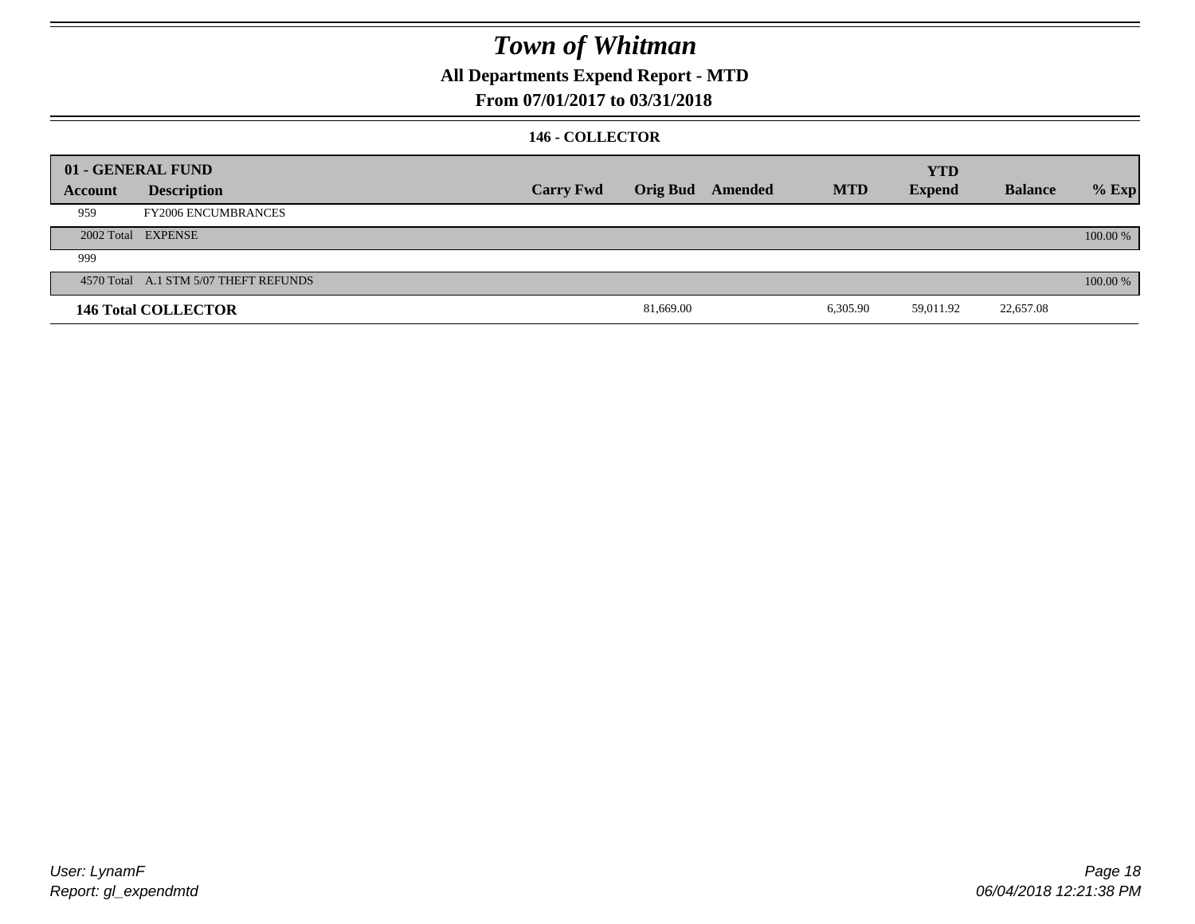# Town of Whitman

## All Departments Expend Report - MTD

### From 07/01/2017 to 03/31/2018

#### 146 - COLLECTOR

| 01 - GENERAL FUND | | | | | | YTD | | |
|---|---|---|---|---|---|---|---|---|
| Account | Description | Carry Fwd | Orig Bud | Amended | MTD | Expend | Balance | % Exp |
| 959 | FY2006 ENCUMBRANCES | | | | | | | |
| 2002 Total | EXPENSE | | | | | | | 100.00 % |
| 999 | | | | | | | | |
| 4570 Total | A.1 STM 5/07 THEFT REFUNDS | | | | | | | 100.00 % |
| **146 Total COLLECTOR** | | | 81,669.00 | | 6,305.90 | 59,011.92 | 22,657.08 | |

User: LynamF
Report: gl_expendmtd

06/04/2018 12:21:38 PM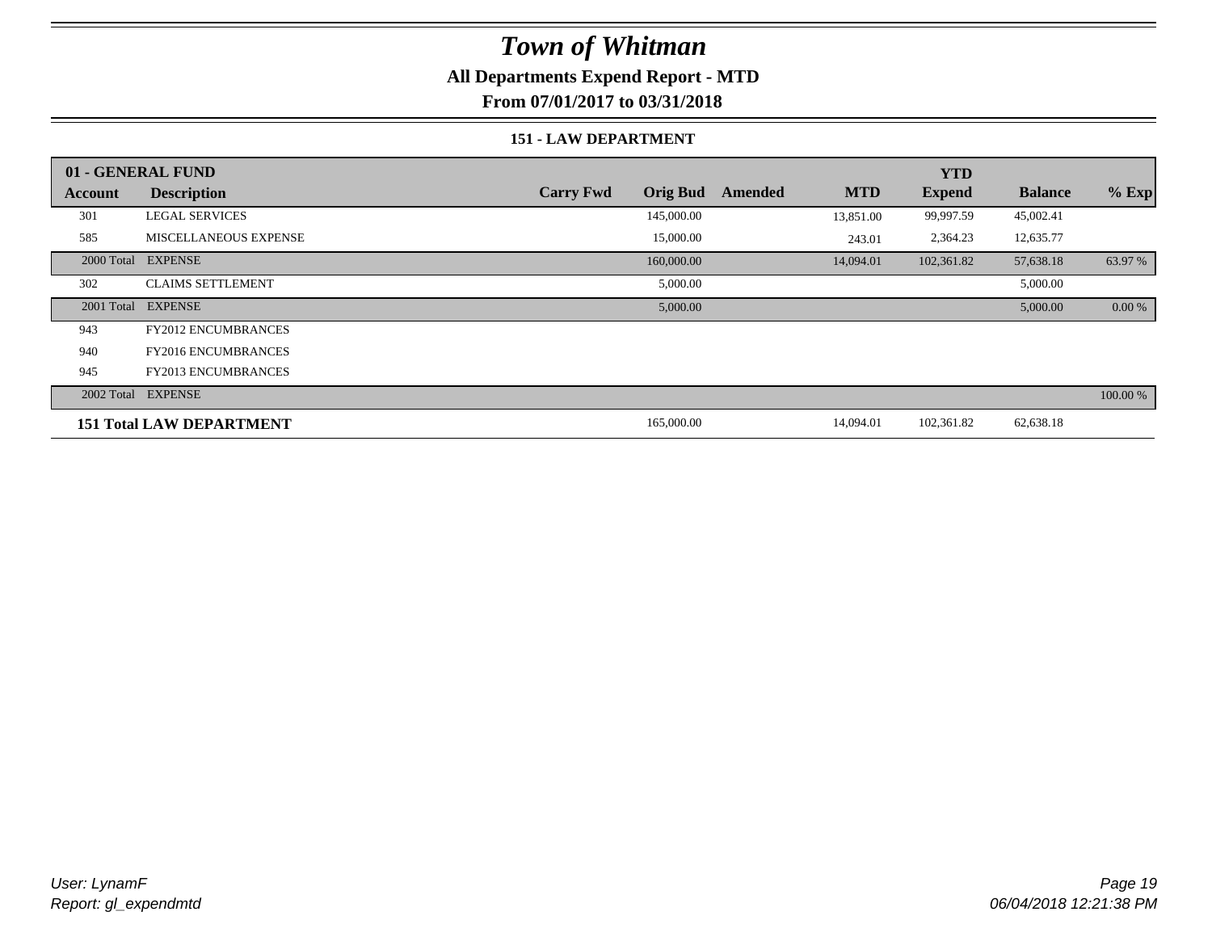# Town of Whitman

## All Departments Expend Report - MTD

### From 07/01/2017 to 03/31/2018

#### 151 - LAW DEPARTMENT

| 01 - GENERAL FUND | | | | | | | | |
|---|---|---|---|---|---|---|---|---|
| **Account** | **Description** | **Carry Fwd** | **Orig Bud** | **Amended** | **MTD** | **YTD Expend** | **Balance** | **% Exp** |
| 301 | LEGAL SERVICES | | 145,000.00 | | 13,851.00 | 99,997.59 | 45,002.41 | |
| 585 | MISCELLANEOUS EXPENSE | | 15,000.00 | | 243.01 | 2,364.23 | 12,635.77 | |
| 2000 Total | EXPENSE | | 160,000.00 | | 14,094.01 | 102,361.82 | 57,638.18 | 63.97 % |
| 302 | CLAIMS SETTLEMENT | | 5,000.00 | | | | 5,000.00 | |
| 2001 Total | EXPENSE | | 5,000.00 | | | | 5,000.00 | 0.00 % |
| 943 | FY2012 ENCUMBRANCES | | | | | | | |
| 940 | FY2016 ENCUMBRANCES | | | | | | | |
| 945 | FY2013 ENCUMBRANCES | | | | | | | |
| 2002 Total | EXPENSE | | | | | | | 100.00 % |
| **151 Total LAW DEPARTMENT** | | | 165,000.00 | | 14,094.01 | 102,361.82 | 62,638.18 | |

*User: LynamF*
*Report: gl_expendmtd*

*06/04/2018 12:21:38 PM*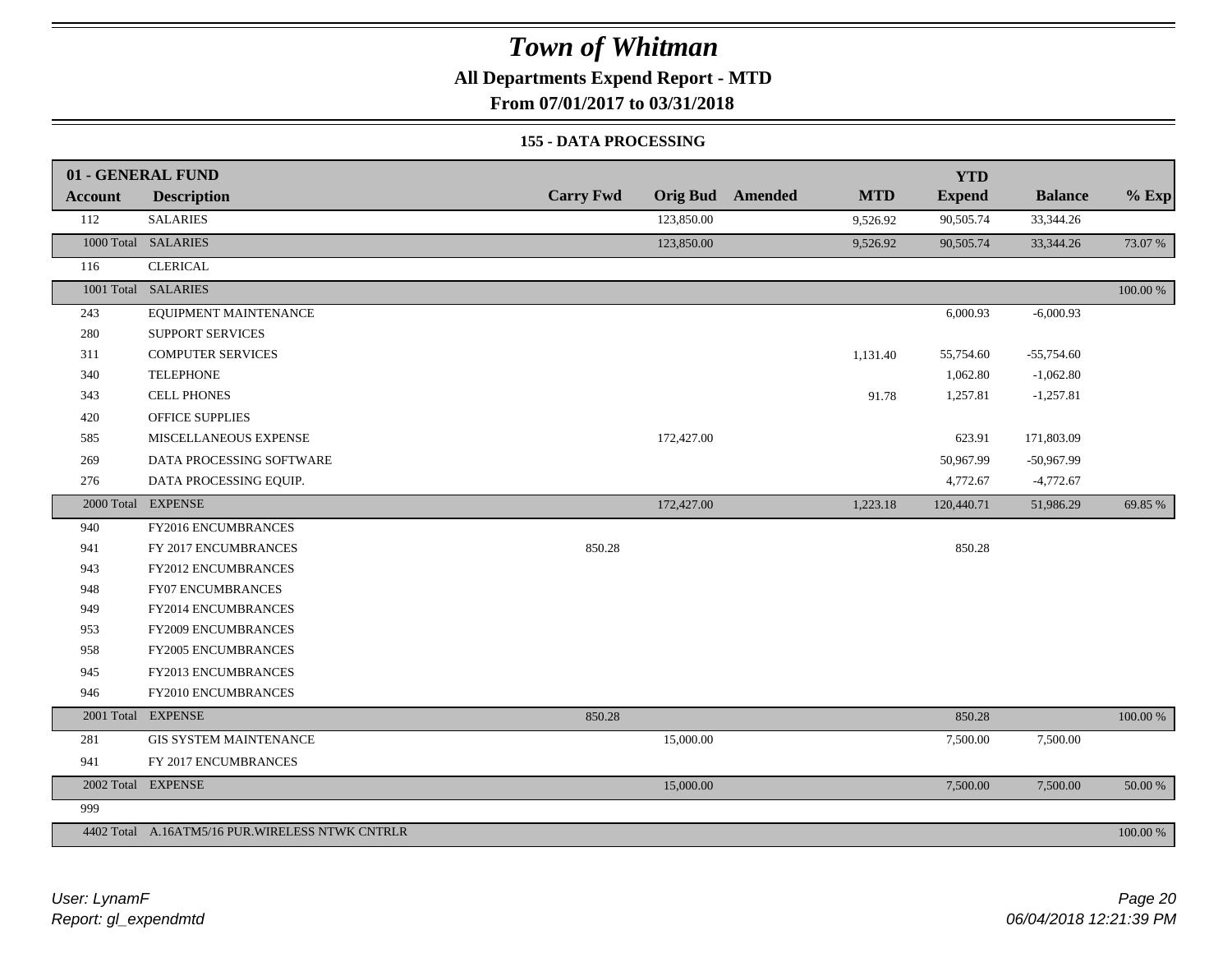# Town of Whitman

**All Departments Expend Report - MTD**

**From 07/01/2017 to 03/31/2018**

**155 - DATA PROCESSING**

| 01 - GENERAL FUND | | | | | | | | |
|---|---|---|---|---|---|---|---|---|
| **Account** | **Description** | **Carry Fwd** | **Orig Bud** | **Amended** | **MTD** | **YTD Expend** | **Balance** | **% Exp** |
| 112 | SALARIES | | 123,850.00 | | 9,526.92 | 90,505.74 | 33,344.26 | |
| 1000 Total | SALARIES | | 123,850.00 | | 9,526.92 | 90,505.74 | 33,344.26 | 73.07 % |
| 116 | CLERICAL | | | | | | | |
| 1001 Total | SALARIES | | | | | | | 100.00 % |
| 243 | EQUIPMENT MAINTENANCE | | | | | 6,000.93 | -6,000.93 | |
| 280 | SUPPORT SERVICES | | | | | | | |
| 311 | COMPUTER SERVICES | | | | 1,131.40 | 55,754.60 | -55,754.60 | |
| 340 | TELEPHONE | | | | | 1,062.80 | -1,062.80 | |
| 343 | CELL PHONES | | | | 91.78 | 1,257.81 | -1,257.81 | |
| 420 | OFFICE SUPPLIES | | | | | | | |
| 585 | MISCELLANEOUS EXPENSE | | 172,427.00 | | | 623.91 | 171,803.09 | |
| 269 | DATA PROCESSING SOFTWARE | | | | | 50,967.99 | -50,967.99 | |
| 276 | DATA PROCESSING EQUIP. | | | | | 4,772.67 | -4,772.67 | |
| 2000 Total | EXPENSE | | 172,427.00 | | 1,223.18 | 120,440.71 | 51,986.29 | 69.85 % |
| 940 | FY2016 ENCUMBRANCES | | | | | | | |
| 941 | FY 2017 ENCUMBRANCES | 850.28 | | | | 850.28 | | |
| 943 | FY2012 ENCUMBRANCES | | | | | | | |
| 948 | FY07 ENCUMBRANCES | | | | | | | |
| 949 | FY2014 ENCUMBRANCES | | | | | | | |
| 953 | FY2009 ENCUMBRANCES | | | | | | | |
| 958 | FY2005 ENCUMBRANCES | | | | | | | |
| 945 | FY2013 ENCUMBRANCES | | | | | | | |
| 946 | FY2010 ENCUMBRANCES | | | | | | | |
| 2001 Total | EXPENSE | 850.28 | | | | 850.28 | | 100.00 % |
| 281 | GIS SYSTEM MAINTENANCE | | 15,000.00 | | | 7,500.00 | 7,500.00 | |
| 941 | FY 2017 ENCUMBRANCES | | | | | | | |
| 2002 Total | EXPENSE | | 15,000.00 | | | 7,500.00 | 7,500.00 | 50.00 % |
| 999 | | | | | | | | |
| 4402 Total | A.16ATM5/16 PUR.WIRELESS NTWK CNTRLR | | | | | | | 100.00 % |

*User: LynamF*
*Report: gl_expendmtd*

*06/04/2018 12:21:39 PM*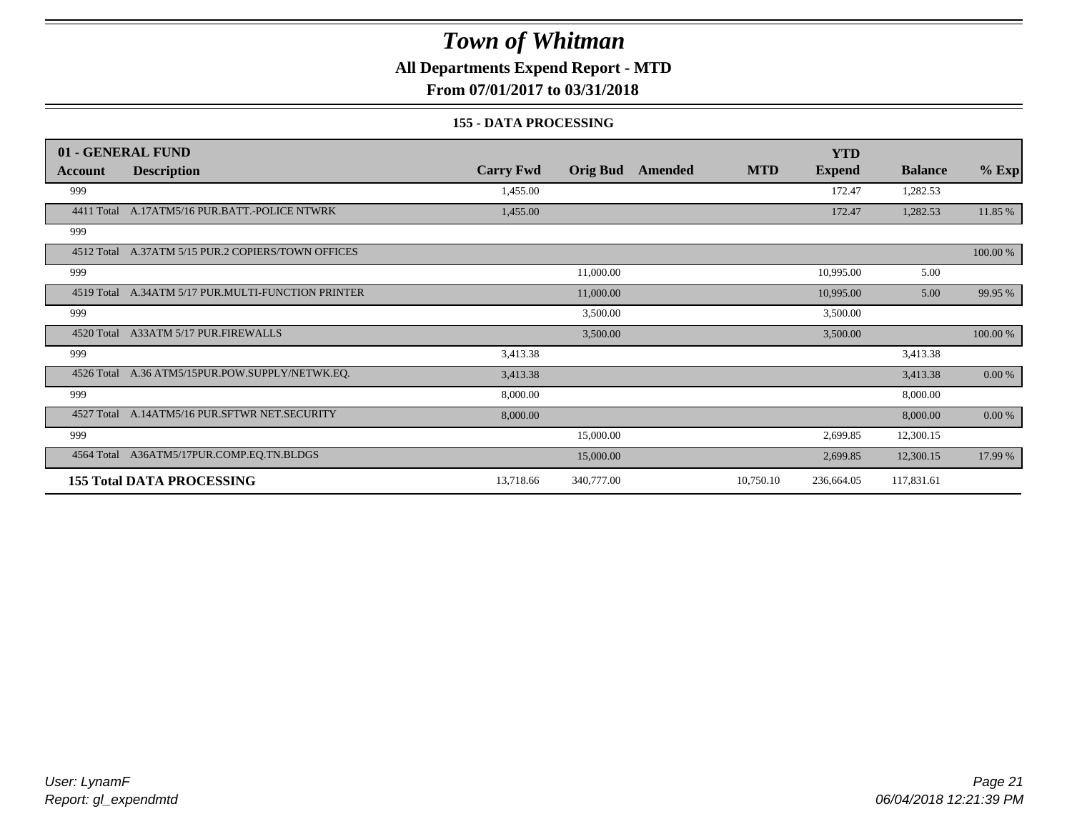# Town of Whitman

**All Departments Expend Report - MTD**

**From 07/01/2017 to 03/31/2018**

**155 - DATA PROCESSING**

| 01 - GENERAL FUND | | | | | | YTD | | |
|---|---|---|---|---|---|---|---|---|
| **Account** | **Description** | **Carry Fwd** | **Orig Bud** | **Amended** | **MTD** | **Expend** | **Balance** | **% Exp** |
| 999 | | 1,455.00 | | | | 172.47 | 1,282.53 | |
| 4411 Total | A.17ATM5/16 PUR.BATT.-POLICE NTWRK | 1,455.00 | | | | 172.47 | 1,282.53 | 11.85 % |
| 999 | | | | | | | | |
| 4512 Total | A.37ATM 5/15 PUR.2 COPIERS/TOWN OFFICES | | | | | | | 100.00 % |
| 999 | | | 11,000.00 | | | 10,995.00 | 5.00 | |
| 4519 Total | A.34ATM 5/17 PUR.MULTI-FUNCTION PRINTER | | 11,000.00 | | | 10,995.00 | 5.00 | 99.95 % |
| 999 | | | 3,500.00 | | | 3,500.00 | | |
| 4520 Total | A33ATM 5/17 PUR.FIREWALLS | | 3,500.00 | | | 3,500.00 | | 100.00 % |
| 999 | | 3,413.38 | | | | | 3,413.38 | |
| 4526 Total | A.36 ATM5/15PUR.POW.SUPPLY/NETWK.EQ. | 3,413.38 | | | | | 3,413.38 | 0.00 % |
| 999 | | 8,000.00 | | | | | 8,000.00 | |
| 4527 Total | A.14ATM5/16 PUR.SFTWR NET.SECURITY | 8,000.00 | | | | | 8,000.00 | 0.00 % |
| 999 | | | 15,000.00 | | | 2,699.85 | 12,300.15 | |
| 4564 Total | A36ATM5/17PUR.COMP.EQ.TN.BLDGS | | 15,000.00 | | | 2,699.85 | 12,300.15 | 17.99 % |
| **155 Total DATA PROCESSING** | | 13,718.66 | 340,777.00 | | 10,750.10 | 236,664.05 | 117,831.61 | |

*User: LynamF*
*Report: gl_expendmtd*

*06/04/2018 12:21:39 PM*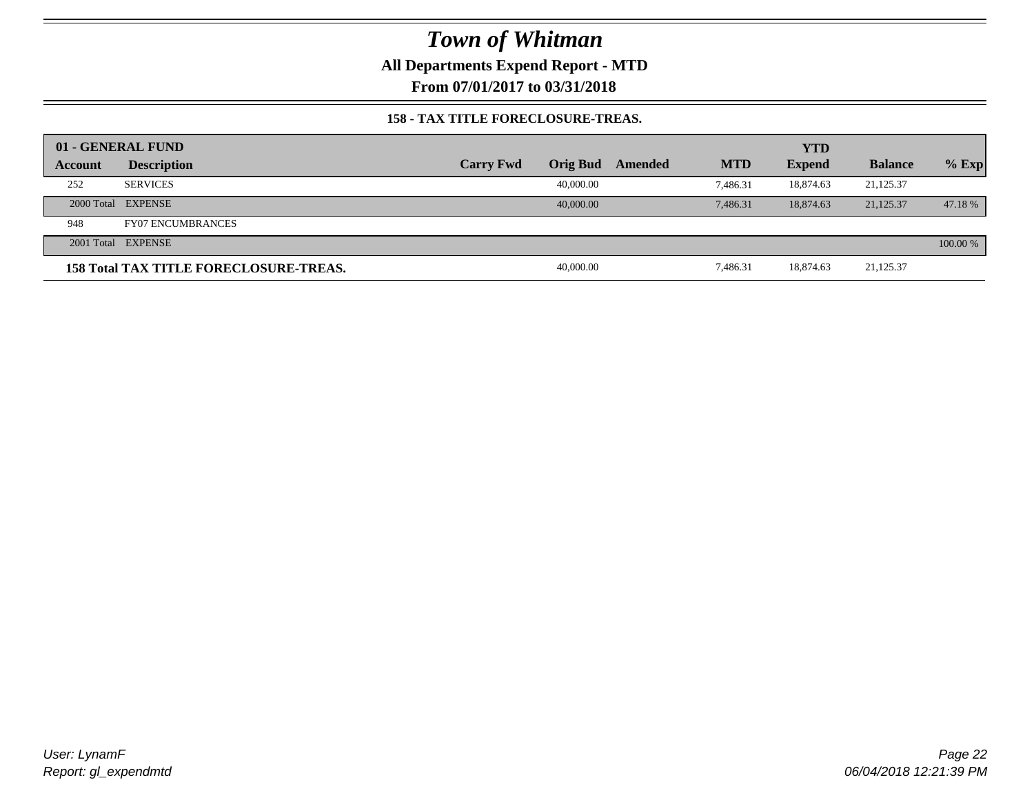# Town of Whitman

## All Departments Expend Report - MTD

### From 07/01/2017 to 03/31/2018

#### 158 - TAX TITLE FORECLOSURE-TREAS.

| 01 - GENERAL FUND | | | | | | YTD | | |
|---|---|---|---|---|---|---|---|---|
| Account | Description | Carry Fwd | Orig Bud | Amended | MTD | Expend | Balance | % Exp |
| 252 | SERVICES | | 40,000.00 | | 7,486.31 | 18,874.63 | 21,125.37 | |
| 2000 Total | EXPENSE | | 40,000.00 | | 7,486.31 | 18,874.63 | 21,125.37 | 47.18 % |
| 948 | FY07 ENCUMBRANCES | | | | | | | |
| 2001 Total | EXPENSE | | | | | | | 100.00 % |
| **158 Total TAX TITLE FORECLOSURE-TREAS.** | | | 40,000.00 | | 7,486.31 | 18,874.63 | 21,125.37 | |

User: LynamF
Report: gl_expendmtd

06/04/2018 12:21:39 PM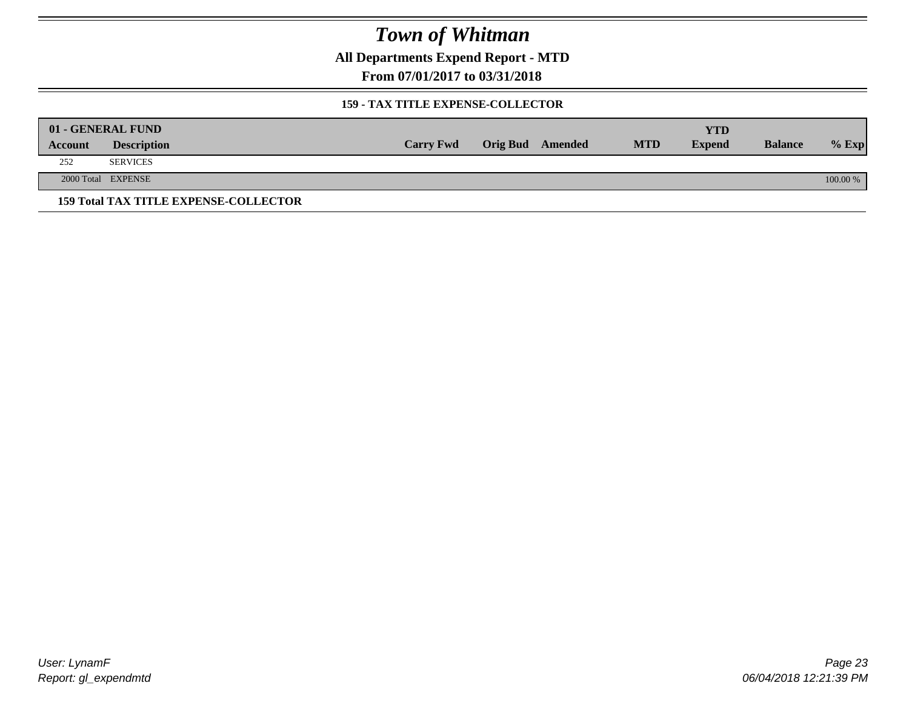# Town of Whitman

**All Departments Expend Report - MTD**

**From 07/01/2017 to 03/31/2018**

### 159 - TAX TITLE EXPENSE-COLLECTOR

| 01 - GENERAL FUND | | | | | | YTD | | |
|---|---|---|---|---|---|---|---|---|
| **Account** | **Description** | **Carry Fwd** | **Orig Bud** | **Amended** | **MTD** | **Expend** | **Balance** | **% Exp** |
| 252 | SERVICES | | | | | | | |
| 2000 Total | EXPENSE | | | | | | | 100.00 % |

**159 Total TAX TITLE EXPENSE-COLLECTOR**

*User: LynamF*
*Report: gl_expendmtd*

*06/04/2018 12:21:39 PM*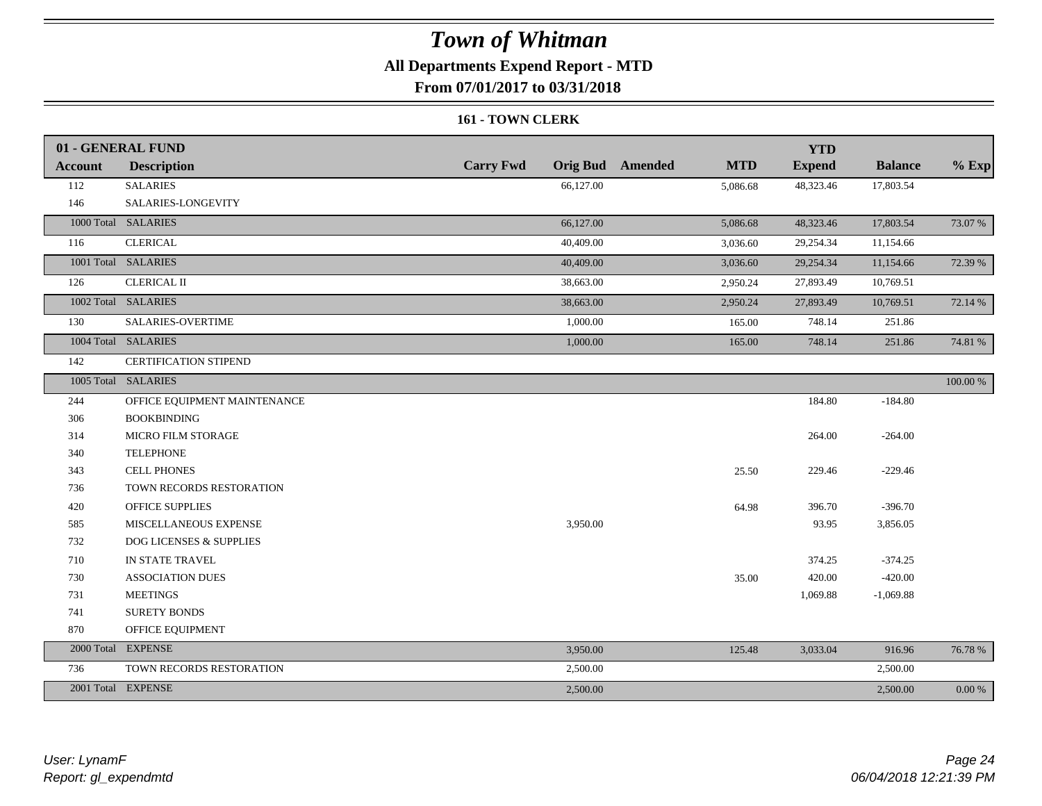# Town of Whitman

**All Departments Expend Report - MTD**

**From 07/01/2017 to 03/31/2018**

**161 - TOWN CLERK**

| Account | Description | Carry Fwd | Orig Bud | Amended | MTD | YTD Expend | Balance | % Exp |
|---|---|---|---|---|---|---|---|---|
| **01 - GENERAL FUND** | | | | | | | | |
| 112 | SALARIES | | 66,127.00 | | 5,086.68 | 48,323.46 | 17,803.54 | |
| 146 | SALARIES-LONGEVITY | | | | | | | |
| 1000 Total | SALARIES | | 66,127.00 | | 5,086.68 | 48,323.46 | 17,803.54 | 73.07 % |
| 116 | CLERICAL | | 40,409.00 | | 3,036.60 | 29,254.34 | 11,154.66 | |
| 1001 Total | SALARIES | | 40,409.00 | | 3,036.60 | 29,254.34 | 11,154.66 | 72.39 % |
| 126 | CLERICAL II | | 38,663.00 | | 2,950.24 | 27,893.49 | 10,769.51 | |
| 1002 Total | SALARIES | | 38,663.00 | | 2,950.24 | 27,893.49 | 10,769.51 | 72.14 % |
| 130 | SALARIES-OVERTIME | | 1,000.00 | | 165.00 | 748.14 | 251.86 | |
| 1004 Total | SALARIES | | 1,000.00 | | 165.00 | 748.14 | 251.86 | 74.81 % |
| 142 | CERTIFICATION STIPEND | | | | | | | |
| 1005 Total | SALARIES | | | | | | | 100.00 % |
| 244 | OFFICE EQUIPMENT MAINTENANCE | | | | | 184.80 | -184.80 | |
| 306 | BOOKBINDING | | | | | | | |
| 314 | MICRO FILM STORAGE | | | | | 264.00 | -264.00 | |
| 340 | TELEPHONE | | | | | | | |
| 343 | CELL PHONES | | | | 25.50 | 229.46 | -229.46 | |
| 736 | TOWN RECORDS RESTORATION | | | | | | | |
| 420 | OFFICE SUPPLIES | | | | 64.98 | 396.70 | -396.70 | |
| 585 | MISCELLANEOUS EXPENSE | | 3,950.00 | | | 93.95 | 3,856.05 | |
| 732 | DOG LICENSES & SUPPLIES | | | | | | | |
| 710 | IN STATE TRAVEL | | | | | 374.25 | -374.25 | |
| 730 | ASSOCIATION DUES | | | | 35.00 | 420.00 | -420.00 | |
| 731 | MEETINGS | | | | | 1,069.88 | -1,069.88 | |
| 741 | SURETY BONDS | | | | | | | |
| 870 | OFFICE EQUIPMENT | | | | | | | |
| 2000 Total | EXPENSE | | 3,950.00 | | 125.48 | 3,033.04 | 916.96 | 76.78 % |
| 736 | TOWN RECORDS RESTORATION | | 2,500.00 | | | | 2,500.00 | |
| 2001 Total | EXPENSE | | 2,500.00 | | | | 2,500.00 | 0.00 % |

*User: LynamF*
*Report: gl_expendmtd*

*06/04/2018 12:21:39 PM*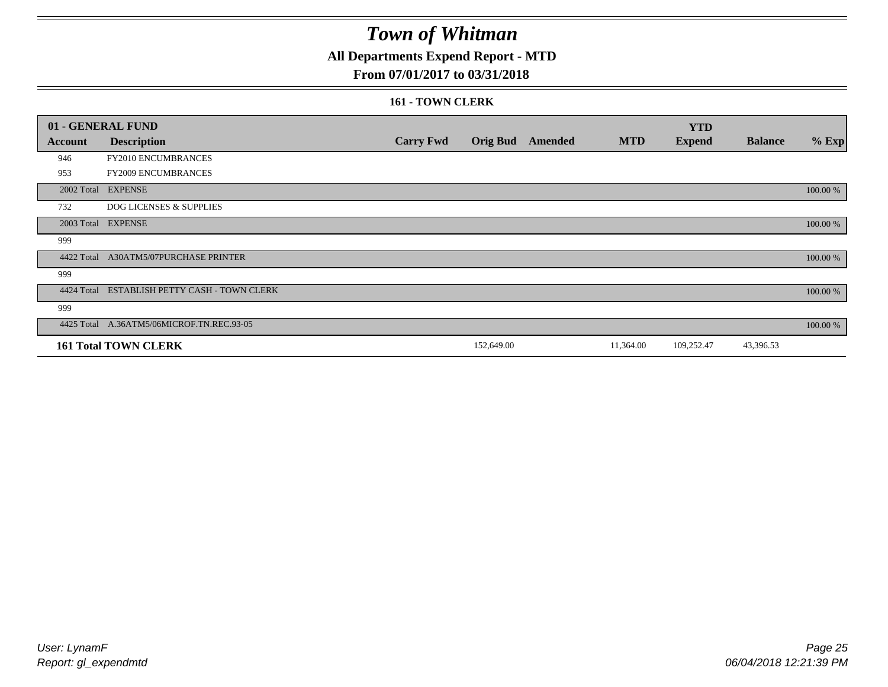# Town of Whitman

## All Departments Expend Report - MTD

### From 07/01/2017 to 03/31/2018

#### 161 - TOWN CLERK

| 01 - GENERAL FUND | | | | | | YTD | | |
|---|---|---|---|---|---|---|---|---|
| Account | Description | Carry Fwd | Orig Bud | Amended | MTD | Expend | Balance | % Exp |
| 946 | FY2010 ENCUMBRANCES | | | | | | | |
| 953 | FY2009 ENCUMBRANCES | | | | | | | |
| 2002 Total | EXPENSE | | | | | | | 100.00 % |
| 732 | DOG LICENSES & SUPPLIES | | | | | | | |
| 2003 Total | EXPENSE | | | | | | | 100.00 % |
| 999 | | | | | | | | |
| 4422 Total | A30ATM5/07PURCHASE PRINTER | | | | | | | 100.00 % |
| 999 | | | | | | | | |
| 4424 Total | ESTABLISH PETTY CASH - TOWN CLERK | | | | | | | 100.00 % |
| 999 | | | | | | | | |
| 4425 Total | A.36ATM5/06MICROF.TN.REC.93-05 | | | | | | | 100.00 % |
| **161 Total TOWN CLERK** | | | 152,649.00 | | 11,364.00 | 109,252.47 | 43,396.53 | |

User: LynamF
Report: gl_expendmtd

06/04/2018 12:21:39 PM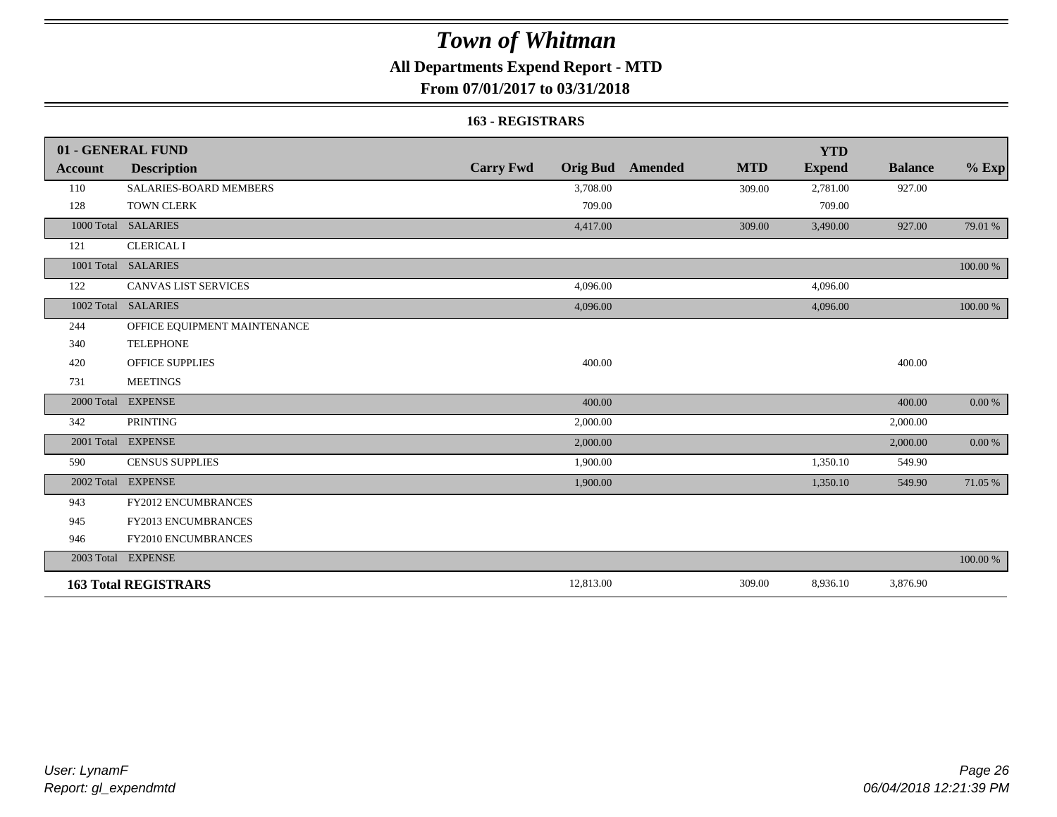# Town of Whitman

## All Departments Expend Report - MTD

### From 07/01/2017 to 03/31/2018

### 163 - REGISTRARS

| 01 - GENERAL FUND | | | | | | YTD | | |
|---|---|---|---|---|---|---|---|---|
| **Account** | **Description** | **Carry Fwd** | **Orig Bud** | **Amended** | **MTD** | **Expend** | **Balance** | **% Exp** |
| 110 | SALARIES-BOARD MEMBERS | | 3,708.00 | | 309.00 | 2,781.00 | 927.00 | |
| 128 | TOWN CLERK | | 709.00 | | | 709.00 | | |
| 1000 Total | SALARIES | | 4,417.00 | | 309.00 | 3,490.00 | 927.00 | 79.01 % |
| 121 | CLERICAL I | | | | | | | |
| 1001 Total | SALARIES | | | | | | | 100.00 % |
| 122 | CANVAS LIST SERVICES | | 4,096.00 | | | 4,096.00 | | |
| 1002 Total | SALARIES | | 4,096.00 | | | 4,096.00 | | 100.00 % |
| 244 | OFFICE EQUIPMENT MAINTENANCE | | | | | | | |
| 340 | TELEPHONE | | | | | | | |
| 420 | OFFICE SUPPLIES | | 400.00 | | | | 400.00 | |
| 731 | MEETINGS | | | | | | | |
| 2000 Total | EXPENSE | | 400.00 | | | | 400.00 | 0.00 % |
| 342 | PRINTING | | 2,000.00 | | | | 2,000.00 | |
| 2001 Total | EXPENSE | | 2,000.00 | | | | 2,000.00 | 0.00 % |
| 590 | CENSUS SUPPLIES | | 1,900.00 | | | 1,350.10 | 549.90 | |
| 2002 Total | EXPENSE | | 1,900.00 | | | 1,350.10 | 549.90 | 71.05 % |
| 943 | FY2012 ENCUMBRANCES | | | | | | | |
| 945 | FY2013 ENCUMBRANCES | | | | | | | |
| 946 | FY2010 ENCUMBRANCES | | | | | | | |
| 2003 Total | EXPENSE | | | | | | | 100.00 % |
| **163 Total REGISTRARS** | | | 12,813.00 | | 309.00 | 8,936.10 | 3,876.90 | |

User: LynamF
Report: gl_expendmtd

06/04/2018 12:21:39 PM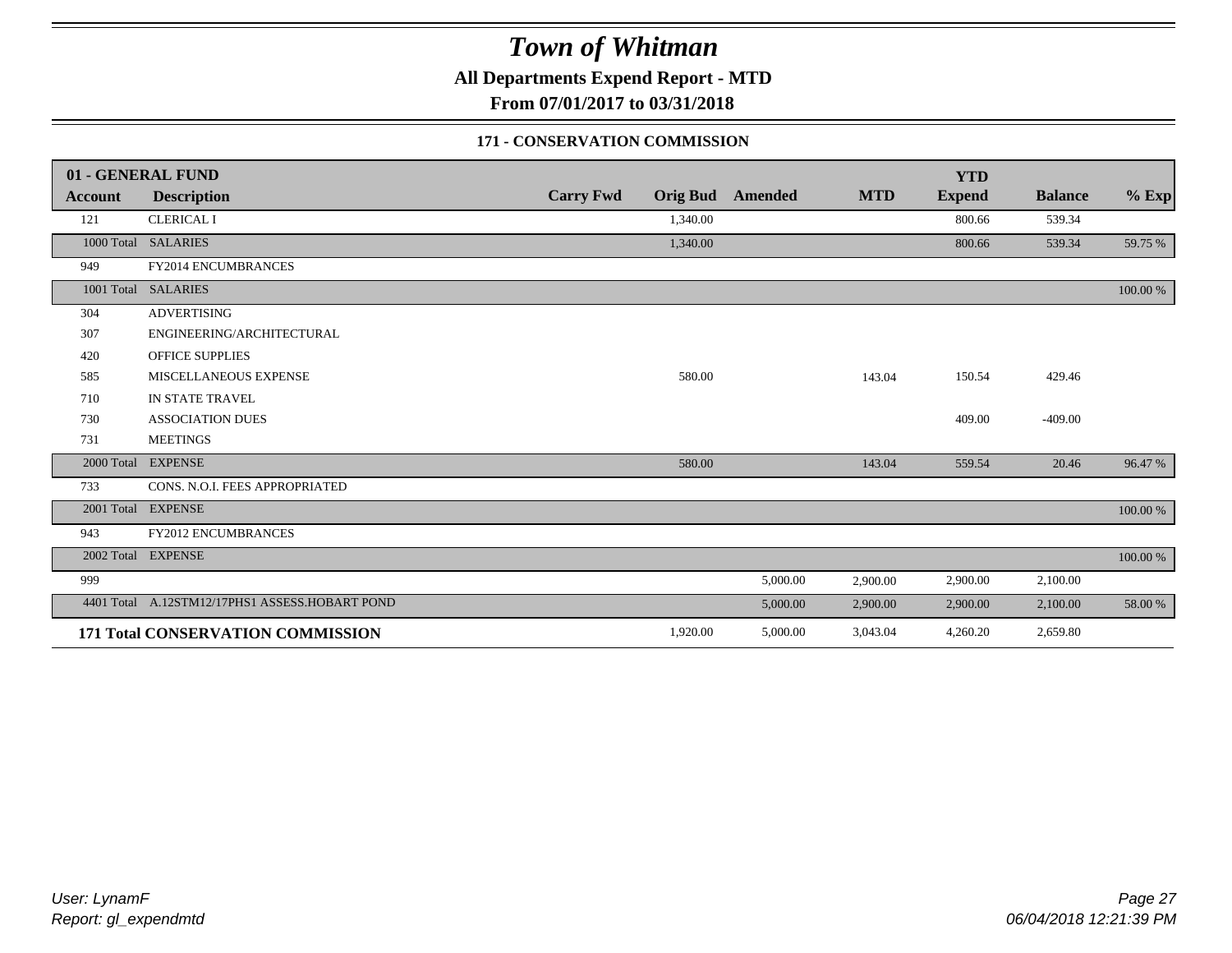# Town of Whitman

**All Departments Expend Report - MTD**

**From 07/01/2017 to 03/31/2018**

### 171 - CONSERVATION COMMISSION

| 01 - GENERAL FUND | | | | | | YTD | | |
|---|---|---|---|---|---|---|---|---|
| Account | Description | Carry Fwd | Orig Bud | Amended | MTD | Expend | Balance | % Exp |
| 121 | CLERICAL I | | 1,340.00 | | | 800.66 | 539.34 | |
| 1000 Total | SALARIES | | 1,340.00 | | | 800.66 | 539.34 | 59.75 % |
| 949 | FY2014 ENCUMBRANCES | | | | | | | |
| 1001 Total | SALARIES | | | | | | | 100.00 % |
| 304 | ADVERTISING | | | | | | | |
| 307 | ENGINEERING/ARCHITECTURAL | | | | | | | |
| 420 | OFFICE SUPPLIES | | | | | | | |
| 585 | MISCELLANEOUS EXPENSE | | 580.00 | | 143.04 | 150.54 | 429.46 | |
| 710 | IN STATE TRAVEL | | | | | | | |
| 730 | ASSOCIATION DUES | | | | | 409.00 | -409.00 | |
| 731 | MEETINGS | | | | | | | |
| 2000 Total | EXPENSE | | 580.00 | | 143.04 | 559.54 | 20.46 | 96.47 % |
| 733 | CONS. N.O.I. FEES APPROPRIATED | | | | | | | |
| 2001 Total | EXPENSE | | | | | | | 100.00 % |
| 943 | FY2012 ENCUMBRANCES | | | | | | | |
| 2002 Total | EXPENSE | | | | | | | 100.00 % |
| 999 | | | | 5,000.00 | 2,900.00 | 2,900.00 | 2,100.00 | |
| 4401 Total | A.12STM12/17PHS1 ASSESS.HOBART POND | | | 5,000.00 | 2,900.00 | 2,900.00 | 2,100.00 | 58.00 % |
| **171 Total CONSERVATION COMMISSION** | | | 1,920.00 | 5,000.00 | 3,043.04 | 4,260.20 | 2,659.80 | |

*User: LynamF*
*Report: gl_expendmtd*

*06/04/2018 12:21:39 PM*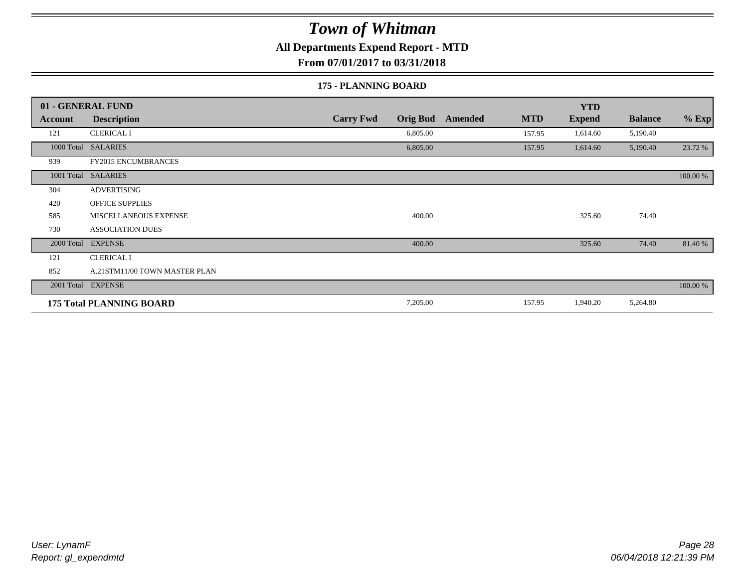# Town of Whitman

**All Departments Expend Report - MTD**

**From 07/01/2017 to 03/31/2018**

**175 - PLANNING BOARD**

| 01 - GENERAL FUND | | | | | | | | |
|---|---|---|---|---|---|---|---|---|
| **Account** | **Description** | **Carry Fwd** | **Orig Bud** | **Amended** | **MTD** | **YTD Expend** | **Balance** | **% Exp** |
| 121 | CLERICAL I | | 6,805.00 | | 157.95 | 1,614.60 | 5,190.40 | |
| 1000 Total | SALARIES | | 6,805.00 | | 157.95 | 1,614.60 | 5,190.40 | 23.72 % |
| 939 | FY2015 ENCUMBRANCES | | | | | | | |
| 1001 Total | SALARIES | | | | | | | 100.00 % |
| 304 | ADVERTISING | | | | | | | |
| 420 | OFFICE SUPPLIES | | | | | | | |
| 585 | MISCELLANEOUS EXPENSE | | 400.00 | | | 325.60 | 74.40 | |
| 730 | ASSOCIATION DUES | | | | | | | |
| 2000 Total | EXPENSE | | 400.00 | | | 325.60 | 74.40 | 81.40 % |
| 121 | CLERICAL I | | | | | | | |
| 852 | A.21STM11/00 TOWN MASTER PLAN | | | | | | | |
| 2001 Total | EXPENSE | | | | | | | 100.00 % |
| **175 Total PLANNING BOARD** | | | 7,205.00 | | 157.95 | 1,940.20 | 5,264.80 | |

*User: LynamF*
*Report: gl_expendmtd*

*06/04/2018 12:21:39 PM*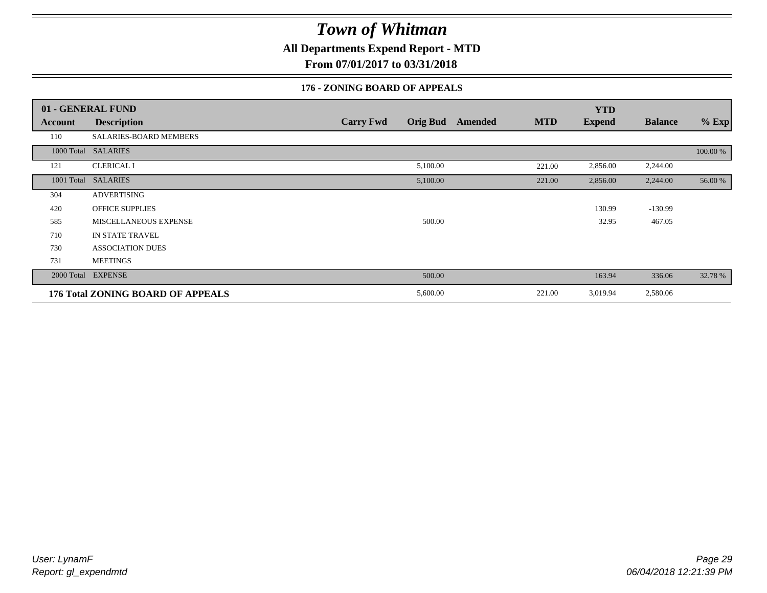# Town of Whitman

## All Departments Expend Report - MTD

## From 07/01/2017 to 03/31/2018

### 176 - ZONING BOARD OF APPEALS

| Account | Description | Carry Fwd | Orig Bud | Amended | MTD | YTD Expend | Balance | % Exp |
|---|---|---|---|---|---|---|---|---|
| **01 - GENERAL FUND** | | | | | | | | |
| 110 | SALARIES-BOARD MEMBERS | | | | | | | |
| 1000 Total | SALARIES | | | | | | | 100.00 % |
| 121 | CLERICAL I | | 5,100.00 | | 221.00 | 2,856.00 | 2,244.00 | |
| 1001 Total | SALARIES | | 5,100.00 | | 221.00 | 2,856.00 | 2,244.00 | 56.00 % |
| 304 | ADVERTISING | | | | | | | |
| 420 | OFFICE SUPPLIES | | | | | 130.99 | -130.99 | |
| 585 | MISCELLANEOUS EXPENSE | | 500.00 | | | 32.95 | 467.05 | |
| 710 | IN STATE TRAVEL | | | | | | | |
| 730 | ASSOCIATION DUES | | | | | | | |
| 731 | MEETINGS | | | | | | | |
| 2000 Total | EXPENSE | | 500.00 | | | 163.94 | 336.06 | 32.78 % |
| **176 Total ZONING BOARD OF APPEALS** | | | 5,600.00 | | 221.00 | 3,019.94 | 2,580.06 | |

User: LynamF
Report: gl_expendmtd

06/04/2018 12:21:39 PM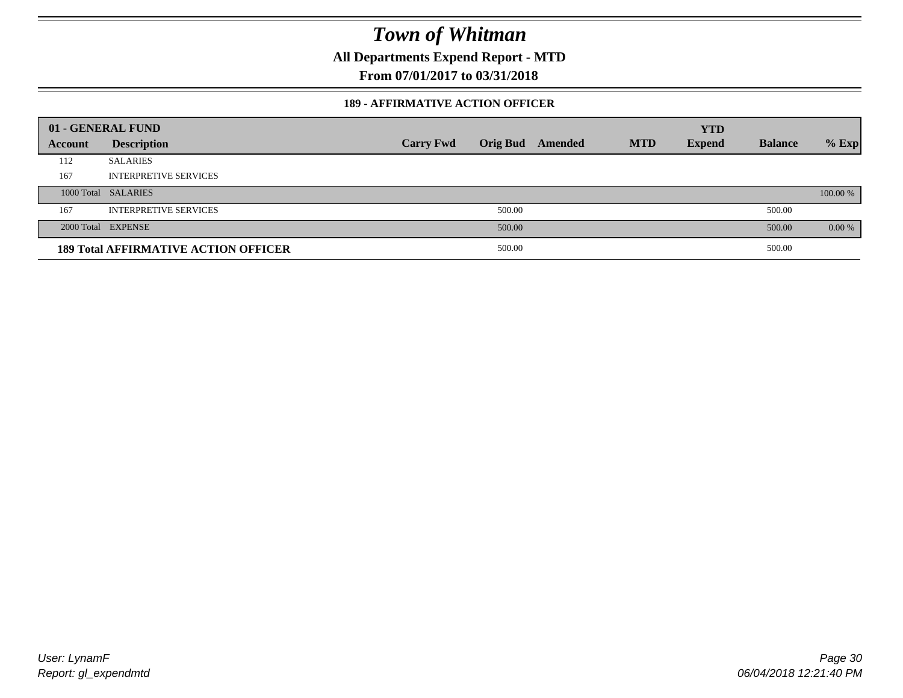# Town of Whitman

## All Departments Expend Report - MTD

## From 07/01/2017 to 03/31/2018

### 189 - AFFIRMATIVE ACTION OFFICER

| 01 - GENERAL FUND | | | | | | | YTD | | |
|---|---|---|---|---|---|---|---|---|---|
| **Account** | **Description** | **Carry Fwd** | **Orig Bud** | **Amended** | **MTD** | **Expend** | **Balance** | **% Exp** |
| 112 | SALARIES | | | | | | | |
| 167 | INTERPRETIVE SERVICES | | | | | | | |
| 1000 Total | SALARIES | | | | | | | 100.00 % |
| 167 | INTERPRETIVE SERVICES | | 500.00 | | | | 500.00 | |
| 2000 Total | EXPENSE | | 500.00 | | | | 500.00 | 0.00 % |
| **189 Total AFFIRMATIVE ACTION OFFICER** | | | 500.00 | | | | 500.00 | |

User: LynamF
Report: gl_expendmtd

06/04/2018 12:21:40 PM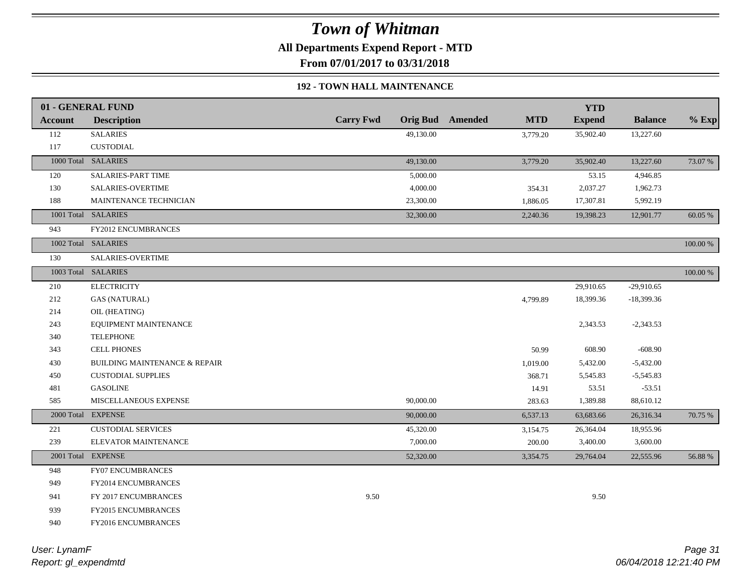# Town of Whitman

**All Departments Expend Report - MTD**

**From 07/01/2017 to 03/31/2018**

**192 - TOWN HALL MAINTENANCE**

| 01 - GENERAL FUND | | | | | | YTD | | |
|---|---|---|---|---|---|---|---|---|
| **Account** | **Description** | **Carry Fwd** | **Orig Bud** | **Amended** | **MTD** | **Expend** | **Balance** | **% Exp** |
| 112 | SALARIES | | 49,130.00 | | 3,779.20 | 35,902.40 | 13,227.60 | |
| 117 | CUSTODIAL | | | | | | | |
| 1000 Total | SALARIES | | 49,130.00 | | 3,779.20 | 35,902.40 | 13,227.60 | 73.07 % |
| 120 | SALARIES-PART TIME | | 5,000.00 | | | 53.15 | 4,946.85 | |
| 130 | SALARIES-OVERTIME | | 4,000.00 | | 354.31 | 2,037.27 | 1,962.73 | |
| 188 | MAINTENANCE TECHNICIAN | | 23,300.00 | | 1,886.05 | 17,307.81 | 5,992.19 | |
| 1001 Total | SALARIES | | 32,300.00 | | 2,240.36 | 19,398.23 | 12,901.77 | 60.05 % |
| 943 | FY2012 ENCUMBRANCES | | | | | | | |
| 1002 Total | SALARIES | | | | | | | 100.00 % |
| 130 | SALARIES-OVERTIME | | | | | | | |
| 1003 Total | SALARIES | | | | | | | 100.00 % |
| 210 | ELECTRICITY | | | | | 29,910.65 | -29,910.65 | |
| 212 | GAS (NATURAL) | | | | 4,799.89 | 18,399.36 | -18,399.36 | |
| 214 | OIL (HEATING) | | | | | | | |
| 243 | EQUIPMENT MAINTENANCE | | | | | 2,343.53 | -2,343.53 | |
| 340 | TELEPHONE | | | | | | | |
| 343 | CELL PHONES | | | | 50.99 | 608.90 | -608.90 | |
| 430 | BUILDING MAINTENANCE & REPAIR | | | | 1,019.00 | 5,432.00 | -5,432.00 | |
| 450 | CUSTODIAL SUPPLIES | | | | 368.71 | 5,545.83 | -5,545.83 | |
| 481 | GASOLINE | | | | 14.91 | 53.51 | -53.51 | |
| 585 | MISCELLANEOUS EXPENSE | | 90,000.00 | | 283.63 | 1,389.88 | 88,610.12 | |
| 2000 Total | EXPENSE | | 90,000.00 | | 6,537.13 | 63,683.66 | 26,316.34 | 70.75 % |
| 221 | CUSTODIAL SERVICES | | 45,320.00 | | 3,154.75 | 26,364.04 | 18,955.96 | |
| 239 | ELEVATOR MAINTENANCE | | 7,000.00 | | 200.00 | 3,400.00 | 3,600.00 | |
| 2001 Total | EXPENSE | | 52,320.00 | | 3,354.75 | 29,764.04 | 22,555.96 | 56.88 % |
| 948 | FY07 ENCUMBRANCES | | | | | | | |
| 949 | FY2014 ENCUMBRANCES | | | | | | | |
| 941 | FY 2017 ENCUMBRANCES | 9.50 | | | | 9.50 | | |
| 939 | FY2015 ENCUMBRANCES | | | | | | | |
| 940 | FY2016 ENCUMBRANCES | | | | | | | |

*User: LynamF*
*Report: gl_expendmtd*

*06/04/2018 12:21:40 PM*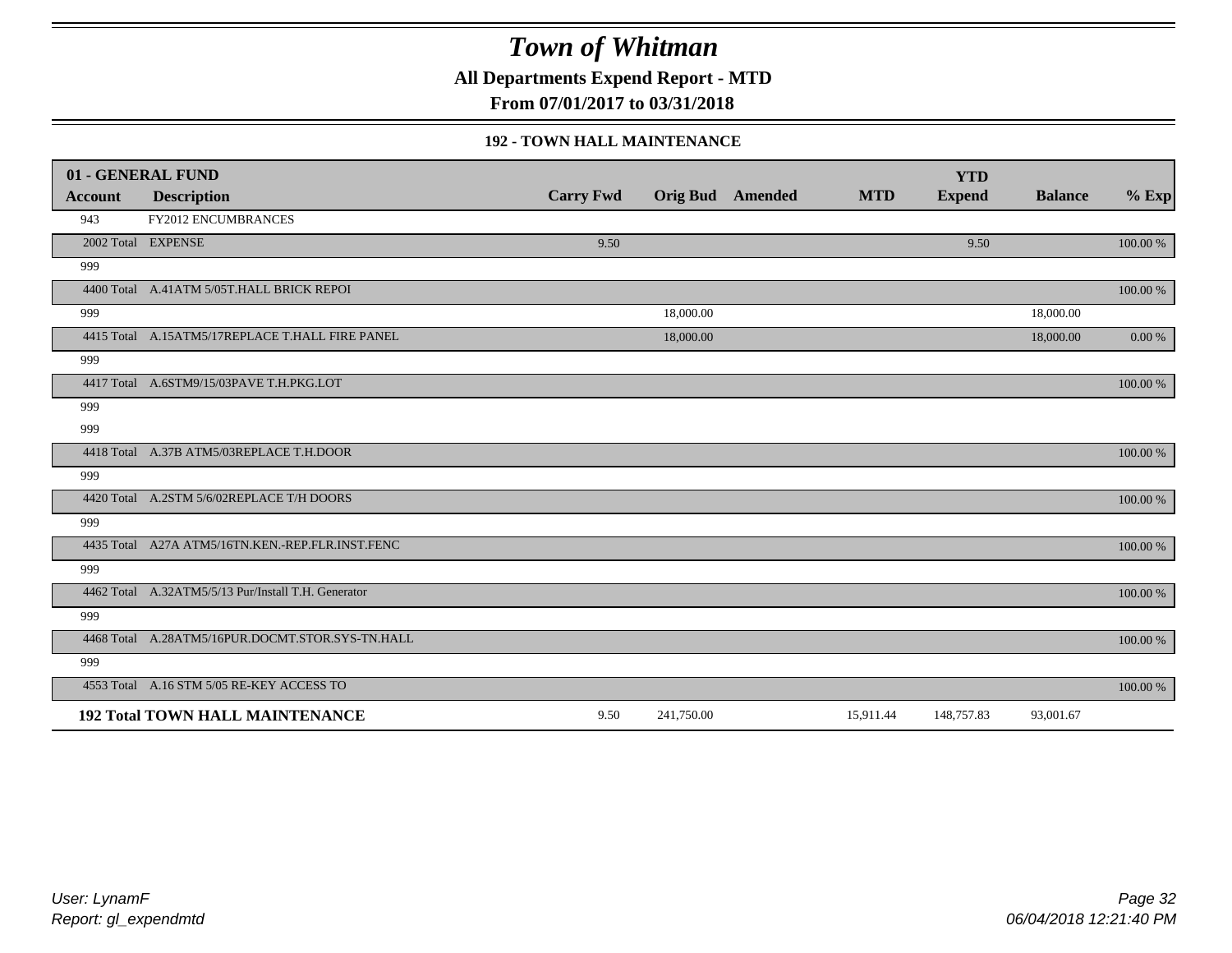# Town of Whitman

**All Departments Expend Report - MTD**

**From 07/01/2017 to 03/31/2018**

### 192 - TOWN HALL MAINTENANCE

| 01 - GENERAL FUND | | | | | | YTD | | |
|---|---|---|---|---|---|---|---|---|
| **Account** | **Description** | **Carry Fwd** | **Orig Bud** | **Amended** | **MTD** | **Expend** | **Balance** | **% Exp** |
| 943 | FY2012 ENCUMBRANCES | | | | | | | |
| 2002 Total | EXPENSE | 9.50 | | | | 9.50 | | 100.00 % |
| 999 | | | | | | | | |
| 4400 Total | A.41ATM 5/05T.HALL BRICK REPOI | | | | | | | 100.00 % |
| 999 | | | 18,000.00 | | | | 18,000.00 | |
| 4415 Total | A.15ATM5/17REPLACE T.HALL FIRE PANEL | | 18,000.00 | | | | 18,000.00 | 0.00 % |
| 999 | | | | | | | | |
| 4417 Total | A.6STM9/15/03PAVE T.H.PKG.LOT | | | | | | | 100.00 % |
| 999 | | | | | | | | |
| 999 | | | | | | | | |
| 4418 Total | A.37B ATM5/03REPLACE T.H.DOOR | | | | | | | 100.00 % |
| 999 | | | | | | | | |
| 4420 Total | A.2STM 5/6/02REPLACE T/H DOORS | | | | | | | 100.00 % |
| 999 | | | | | | | | |
| 4435 Total | A27A ATM5/16TN.KEN.-REP.FLR.INST.FENC | | | | | | | 100.00 % |
| 999 | | | | | | | | |
| 4462 Total | A.32ATM5/5/13 Pur/Install T.H. Generator | | | | | | | 100.00 % |
| 999 | | | | | | | | |
| 4468 Total | A.28ATM5/16PUR.DOCMT.STOR.SYS-TN.HALL | | | | | | | 100.00 % |
| 999 | | | | | | | | |
| 4553 Total | A.16 STM 5/05 RE-KEY ACCESS TO | | | | | | | 100.00 % |
| **192 Total TOWN HALL MAINTENANCE** | | 9.50 | 241,750.00 | | 15,911.44 | 148,757.83 | 93,001.67 | |

*User: LynamF*
*Report: gl_expendmtd*

*06/04/2018 12:21:40 PM*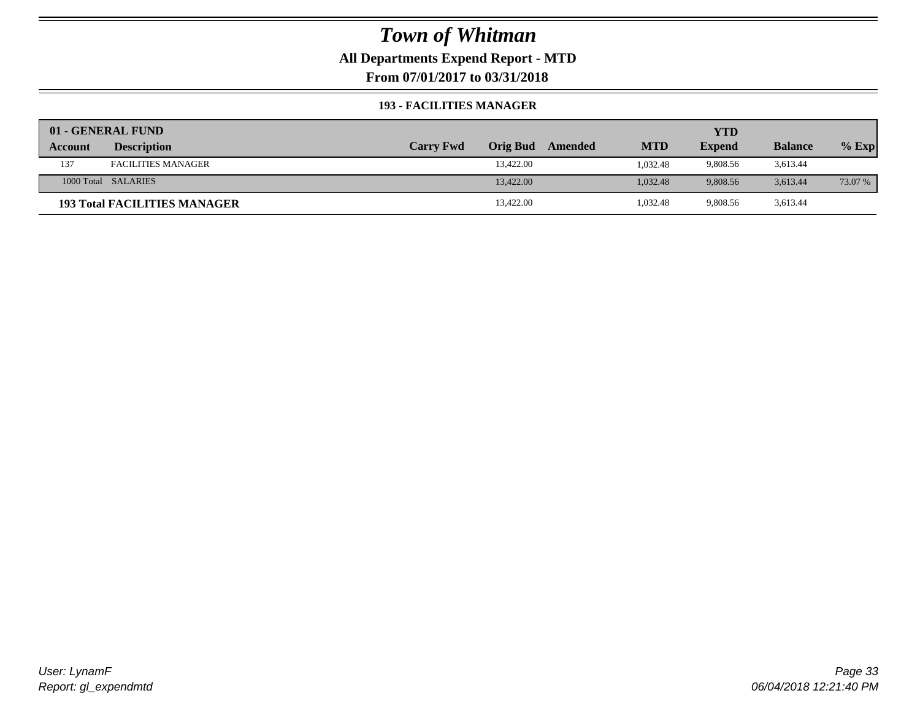# Town of Whitman

## All Departments Expend Report - MTD

## From 07/01/2017 to 03/31/2018

### 193 - FACILITIES MANAGER

| 01 - GENERAL FUND | | | | | | YTD | | |
|---|---|---|---|---|---|---|---|---|
| Account | Description | Carry Fwd | Orig Bud | Amended | MTD | Expend | Balance | % Exp |
| 137 | FACILITIES MANAGER | | 13,422.00 | | 1,032.48 | 9,808.56 | 3,613.44 | |
| 1000 Total | SALARIES | | 13,422.00 | | 1,032.48 | 9,808.56 | 3,613.44 | 73.07 % |
| **193 Total FACILITIES MANAGER** | | | 13,422.00 | | 1,032.48 | 9,808.56 | 3,613.44 | |

User: LynamF
Report: gl_expendmtd

06/04/2018 12:21:40 PM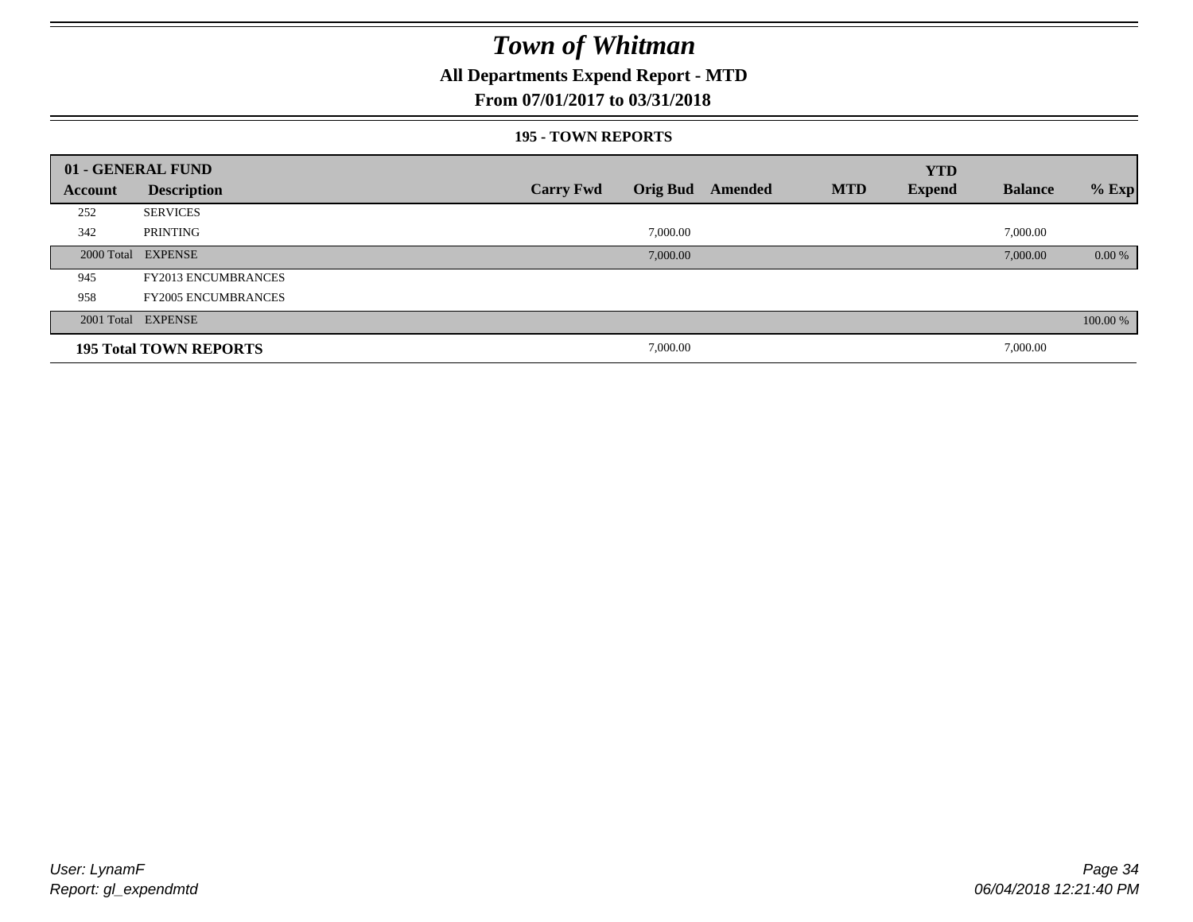# Town of Whitman

**All Departments Expend Report - MTD**

**From 07/01/2017 to 03/31/2018**

**195 - TOWN REPORTS**

| 01 - GENERAL FUND | | | | | | YTD | | |
|---|---|---|---|---|---|---|---|---|
| Account | Description | Carry Fwd | Orig Bud | Amended | MTD | Expend | Balance | % Exp |
| 252 | SERVICES | | | | | | | |
| 342 | PRINTING | | 7,000.00 | | | | 7,000.00 | |
| 2000 Total | EXPENSE | | 7,000.00 | | | | 7,000.00 | 0.00 % |
| 945 | FY2013 ENCUMBRANCES | | | | | | | |
| 958 | FY2005 ENCUMBRANCES | | | | | | | |
| 2001 Total | EXPENSE | | | | | | | 100.00 % |
| **195 Total TOWN REPORTS** | | | 7,000.00 | | | | 7,000.00 | |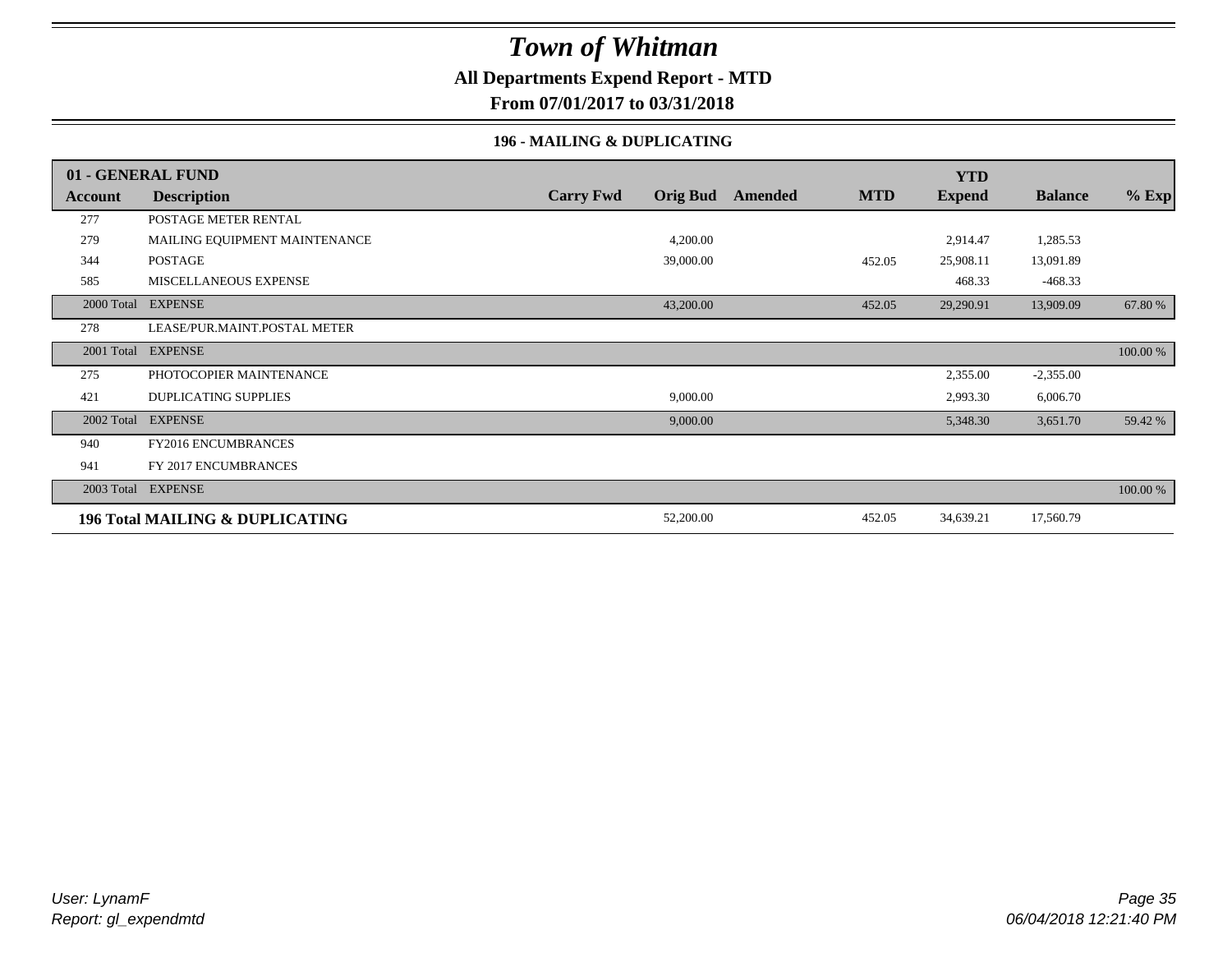# Town of Whitman

## All Departments Expend Report - MTD

## From 07/01/2017 to 03/31/2018

### 196 - MAILING & DUPLICATING

| 01 - GENERAL FUND | | | | | | YTD | | |
|---|---|---|---|---|---|---|---|---|
| **Account** | **Description** | **Carry Fwd** | **Orig Bud** | **Amended** | **MTD** | **Expend** | **Balance** | **% Exp** |
| 277 | POSTAGE METER RENTAL | | | | | | | |
| 279 | MAILING EQUIPMENT MAINTENANCE | | 4,200.00 | | | 2,914.47 | 1,285.53 | |
| 344 | POSTAGE | | 39,000.00 | | 452.05 | 25,908.11 | 13,091.89 | |
| 585 | MISCELLANEOUS EXPENSE | | | | | 468.33 | -468.33 | |
| 2000 Total | EXPENSE | | 43,200.00 | | 452.05 | 29,290.91 | 13,909.09 | 67.80 % |
| 278 | LEASE/PUR.MAINT.POSTAL METER | | | | | | | |
| 2001 Total | EXPENSE | | | | | | | 100.00 % |
| 275 | PHOTOCOPIER MAINTENANCE | | | | | 2,355.00 | -2,355.00 | |
| 421 | DUPLICATING SUPPLIES | | 9,000.00 | | | 2,993.30 | 6,006.70 | |
| 2002 Total | EXPENSE | | 9,000.00 | | | 5,348.30 | 3,651.70 | 59.42 % |
| 940 | FY2016 ENCUMBRANCES | | | | | | | |
| 941 | FY 2017 ENCUMBRANCES | | | | | | | |
| 2003 Total | EXPENSE | | | | | | | 100.00 % |
| **196 Total MAILING & DUPLICATING** | | | 52,200.00 | | 452.05 | 34,639.21 | 17,560.79 | |

User: LynamF
Report: gl_expendmtd

06/04/2018 12:21:40 PM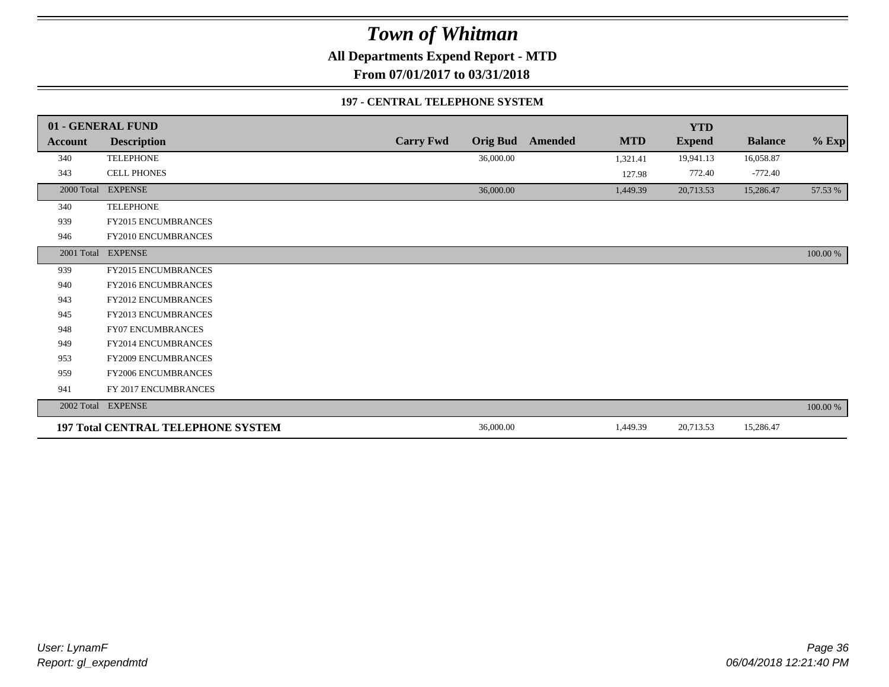# Town of Whitman

**All Departments Expend Report - MTD**

**From 07/01/2017 to 03/31/2018**

**197 - CENTRAL TELEPHONE SYSTEM**

| Account | Description | Carry Fwd | Orig Bud | Amended | MTD | YTD Expend | Balance | % Exp |
|---|---|---|---|---|---|---|---|---|
| **01 - GENERAL FUND** | | | | | | | | |
| 340 | TELEPHONE | | 36,000.00 | | 1,321.41 | 19,941.13 | 16,058.87 | |
| 343 | CELL PHONES | | | | 127.98 | 772.40 | -772.40 | |
| 2000 Total | EXPENSE | | 36,000.00 | | 1,449.39 | 20,713.53 | 15,286.47 | 57.53 % |
| 340 | TELEPHONE | | | | | | | |
| 939 | FY2015 ENCUMBRANCES | | | | | | | |
| 946 | FY2010 ENCUMBRANCES | | | | | | | |
| 2001 Total | EXPENSE | | | | | | | 100.00 % |
| 939 | FY2015 ENCUMBRANCES | | | | | | | |
| 940 | FY2016 ENCUMBRANCES | | | | | | | |
| 943 | FY2012 ENCUMBRANCES | | | | | | | |
| 945 | FY2013 ENCUMBRANCES | | | | | | | |
| 948 | FY07 ENCUMBRANCES | | | | | | | |
| 949 | FY2014 ENCUMBRANCES | | | | | | | |
| 953 | FY2009 ENCUMBRANCES | | | | | | | |
| 959 | FY2006 ENCUMBRANCES | | | | | | | |
| 941 | FY 2017 ENCUMBRANCES | | | | | | | |
| 2002 Total | EXPENSE | | | | | | | 100.00 % |
| **197 Total** | **CENTRAL TELEPHONE SYSTEM** | | 36,000.00 | | 1,449.39 | 20,713.53 | 15,286.47 | |

*User: LynamF*
*Report: gl_expendmtd*

*06/04/2018 12:21:40 PM*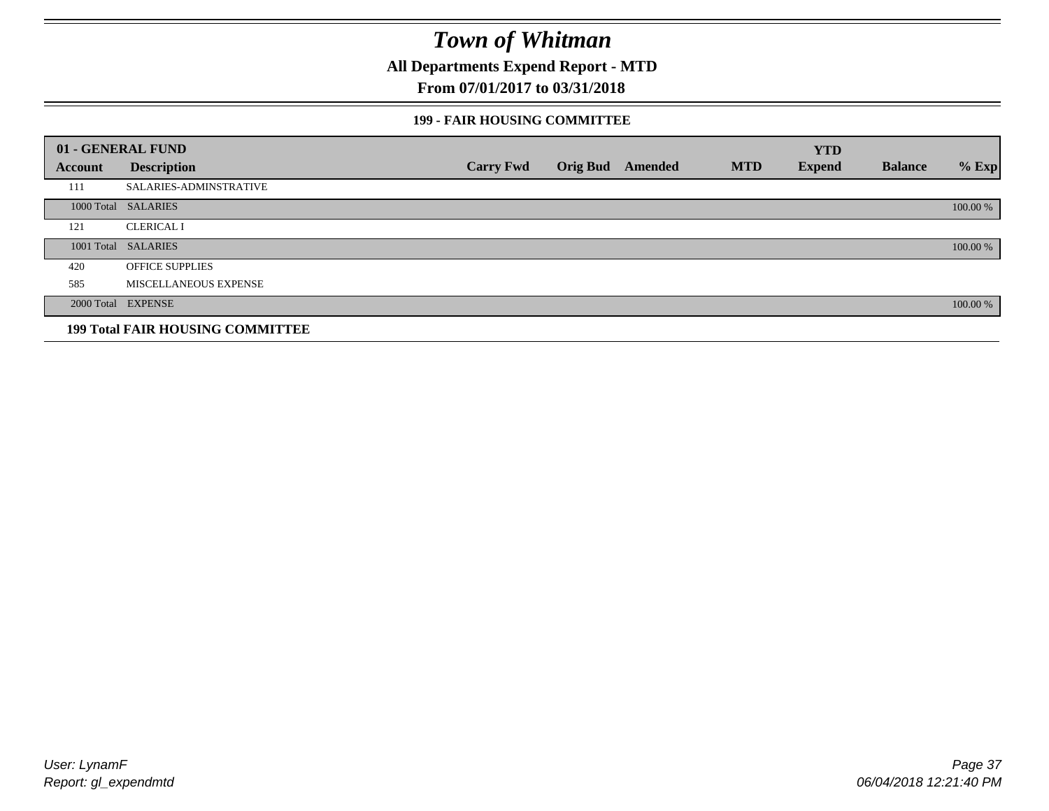# Town of Whitman

## All Departments Expend Report - MTD

## From 07/01/2017 to 03/31/2018

### 199 - FAIR HOUSING COMMITTEE

| 01 - GENERAL FUND | | | | | | YTD | | |
|---|---|---|---|---|---|---|---|---|
| Account | Description | Carry Fwd | Orig Bud | Amended | MTD | Expend | Balance | % Exp |
| 111 | SALARIES-ADMINSTRATIVE | | | | | | | |
| 1000 Total | SALARIES | | | | | | | 100.00 % |
| 121 | CLERICAL I | | | | | | | |
| 1001 Total | SALARIES | | | | | | | 100.00 % |
| 420 | OFFICE SUPPLIES | | | | | | | |
| 585 | MISCELLANEOUS EXPENSE | | | | | | | |
| 2000 Total | EXPENSE | | | | | | | 100.00 % |
| **199 Total FAIR HOUSING COMMITTEE** | | | | | | | | |

User: LynamF
Report: gl_expendmtd

06/04/2018 12:21:40 PM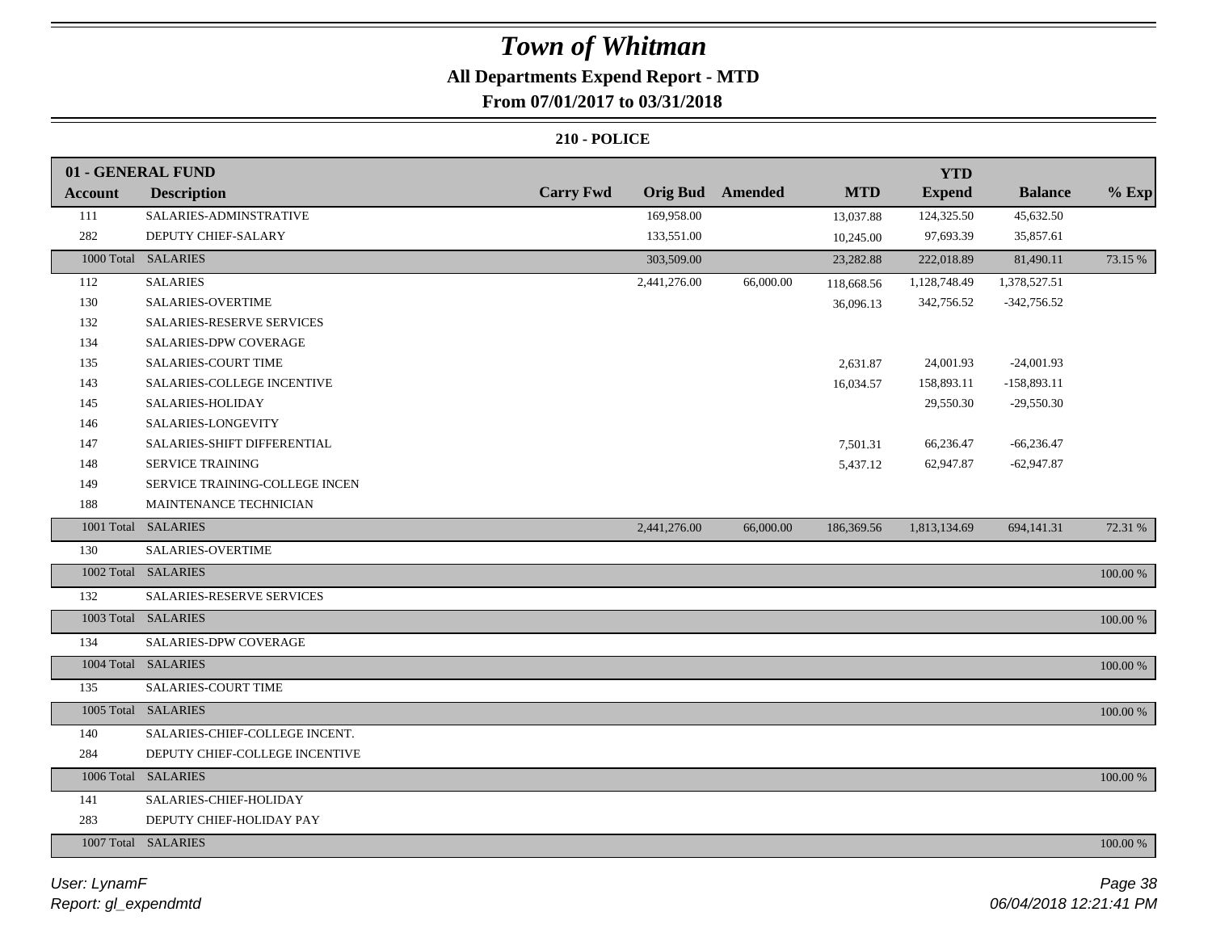# Town of Whitman

## All Departments Expend Report - MTD

### From 07/01/2017 to 03/31/2018

**210 - POLICE**

| Account | Description | Carry Fwd | Orig Bud | Amended | MTD | YTD Expend | Balance | % Exp |
|---|---|---|---|---|---|---|---|---|
| **01 - GENERAL FUND** | | | | | | | | |
| 111 | SALARIES-ADMINSTRATIVE | | 169,958.00 | | 13,037.88 | 124,325.50 | 45,632.50 | |
| 282 | DEPUTY CHIEF-SALARY | | 133,551.00 | | 10,245.00 | 97,693.39 | 35,857.61 | |
| 1000 Total | SALARIES | | 303,509.00 | | 23,282.88 | 222,018.89 | 81,490.11 | 73.15 % |
| 112 | SALARIES | | 2,441,276.00 | 66,000.00 | 118,668.56 | 1,128,748.49 | 1,378,527.51 | |
| 130 | SALARIES-OVERTIME | | | | 36,096.13 | 342,756.52 | -342,756.52 | |
| 132 | SALARIES-RESERVE SERVICES | | | | | | | |
| 134 | SALARIES-DPW COVERAGE | | | | | | | |
| 135 | SALARIES-COURT TIME | | | | 2,631.87 | 24,001.93 | -24,001.93 | |
| 143 | SALARIES-COLLEGE INCENTIVE | | | | 16,034.57 | 158,893.11 | -158,893.11 | |
| 145 | SALARIES-HOLIDAY | | | | | 29,550.30 | -29,550.30 | |
| 146 | SALARIES-LONGEVITY | | | | | | | |
| 147 | SALARIES-SHIFT DIFFERENTIAL | | | | 7,501.31 | 66,236.47 | -66,236.47 | |
| 148 | SERVICE TRAINING | | | | 5,437.12 | 62,947.87 | -62,947.87 | |
| 149 | SERVICE TRAINING-COLLEGE INCEN | | | | | | | |
| 188 | MAINTENANCE TECHNICIAN | | | | | | | |
| 1001 Total | SALARIES | | 2,441,276.00 | 66,000.00 | 186,369.56 | 1,813,134.69 | 694,141.31 | 72.31 % |
| 130 | SALARIES-OVERTIME | | | | | | | |
| 1002 Total | SALARIES | | | | | | | 100.00 % |
| 132 | SALARIES-RESERVE SERVICES | | | | | | | |
| 1003 Total | SALARIES | | | | | | | 100.00 % |
| 134 | SALARIES-DPW COVERAGE | | | | | | | |
| 1004 Total | SALARIES | | | | | | | 100.00 % |
| 135 | SALARIES-COURT TIME | | | | | | | |
| 1005 Total | SALARIES | | | | | | | 100.00 % |
| 140 | SALARIES-CHIEF-COLLEGE INCENT. | | | | | | | |
| 284 | DEPUTY CHIEF-COLLEGE INCENTIVE | | | | | | | |
| 1006 Total | SALARIES | | | | | | | 100.00 % |
| 141 | SALARIES-CHIEF-HOLIDAY | | | | | | | |
| 283 | DEPUTY CHIEF-HOLIDAY PAY | | | | | | | |
| 1007 Total | SALARIES | | | | | | | 100.00 % |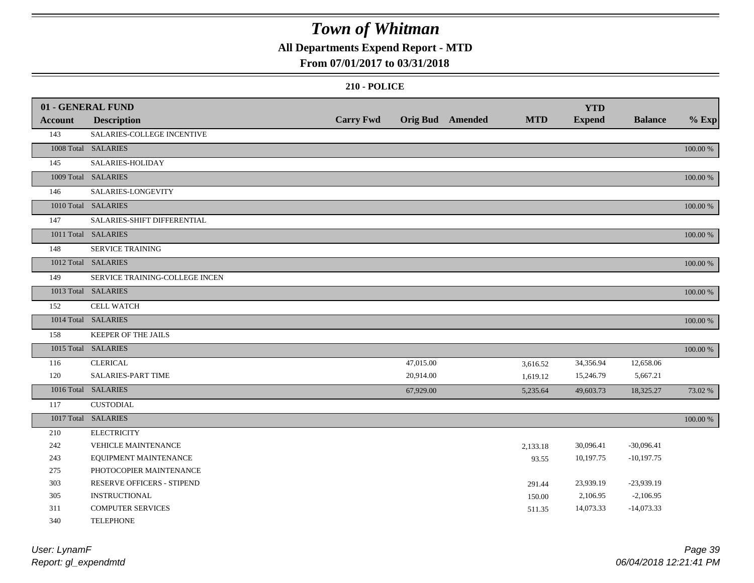# Town of Whitman

## All Departments Expend Report - MTD

### From 07/01/2017 to 03/31/2018

#### 210 - POLICE

| 01 - GENERAL FUND Account | Description | Carry Fwd | Orig Bud | Amended | MTD | YTD Expend | Balance | % Exp |
|---|---|---|---|---|---|---|---|---|
| 143 | SALARIES-COLLEGE INCENTIVE | | | | | | | |
| 1008 Total | SALARIES | | | | | | | 100.00 % |
| 145 | SALARIES-HOLIDAY | | | | | | | |
| 1009 Total | SALARIES | | | | | | | 100.00 % |
| 146 | SALARIES-LONGEVITY | | | | | | | |
| 1010 Total | SALARIES | | | | | | | 100.00 % |
| 147 | SALARIES-SHIFT DIFFERENTIAL | | | | | | | |
| 1011 Total | SALARIES | | | | | | | 100.00 % |
| 148 | SERVICE TRAINING | | | | | | | |
| 1012 Total | SALARIES | | | | | | | 100.00 % |
| 149 | SERVICE TRAINING-COLLEGE INCEN | | | | | | | |
| 1013 Total | SALARIES | | | | | | | 100.00 % |
| 152 | CELL WATCH | | | | | | | |
| 1014 Total | SALARIES | | | | | | | 100.00 % |
| 158 | KEEPER OF THE JAILS | | | | | | | |
| 1015 Total | SALARIES | | | | | | | 100.00 % |
| 116 | CLERICAL | | 47,015.00 | | 3,616.52 | 34,356.94 | 12,658.06 | |
| 120 | SALARIES-PART TIME | | 20,914.00 | | 1,619.12 | 15,246.79 | 5,667.21 | |
| 1016 Total | SALARIES | | 67,929.00 | | 5,235.64 | 49,603.73 | 18,325.27 | 73.02 % |
| 117 | CUSTODIAL | | | | | | | |
| 1017 Total | SALARIES | | | | | | | 100.00 % |
| 210 | ELECTRICITY | | | | | | | |
| 242 | VEHICLE MAINTENANCE | | | | 2,133.18 | 30,096.41 | -30,096.41 | |
| 243 | EQUIPMENT MAINTENANCE | | | | 93.55 | 10,197.75 | -10,197.75 | |
| 275 | PHOTOCOPIER MAINTENANCE | | | | | | | |
| 303 | RESERVE OFFICERS - STIPEND | | | | 291.44 | 23,939.19 | -23,939.19 | |
| 305 | INSTRUCTIONAL | | | | 150.00 | 2,106.95 | -2,106.95 | |
| 311 | COMPUTER SERVICES | | | | 511.35 | 14,073.33 | -14,073.33 | |
| 340 | TELEPHONE | | | | | | | |

*User: LynamF*
*Report: gl_expendmtd*
*06/04/2018 12:21:41 PM*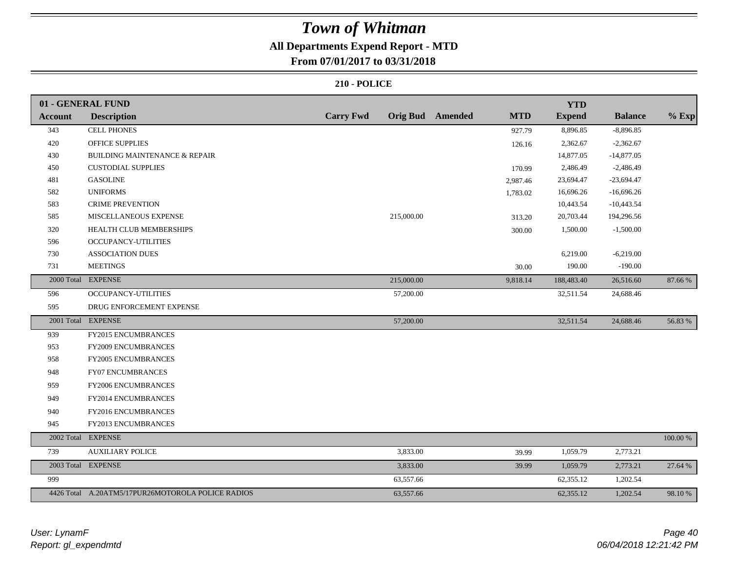# Town of Whitman

**All Departments Expend Report - MTD**

**From 07/01/2017 to 03/31/2018**

**210 - POLICE**

| 01 - GENERAL FUND | | | | | | YTD | | |
|---|---|---|---|---|---|---|---|---|
| **Account** | **Description** | **Carry Fwd** | **Orig Bud** | **Amended** | **MTD** | **Expend** | **Balance** | **% Exp** |
| 343 | CELL PHONES | | | | 927.79 | 8,896.85 | -8,896.85 | |
| 420 | OFFICE SUPPLIES | | | | 126.16 | 2,362.67 | -2,362.67 | |
| 430 | BUILDING MAINTENANCE & REPAIR | | | | | 14,877.05 | -14,877.05 | |
| 450 | CUSTODIAL SUPPLIES | | | | 170.99 | 2,486.49 | -2,486.49 | |
| 481 | GASOLINE | | | | 2,987.46 | 23,694.47 | -23,694.47 | |
| 582 | UNIFORMS | | | | 1,783.02 | 16,696.26 | -16,696.26 | |
| 583 | CRIME PREVENTION | | | | | 10,443.54 | -10,443.54 | |
| 585 | MISCELLANEOUS EXPENSE | | 215,000.00 | | 313.20 | 20,703.44 | 194,296.56 | |
| 320 | HEALTH CLUB MEMBERSHIPS | | | | 300.00 | 1,500.00 | -1,500.00 | |
| 596 | OCCUPANCY-UTILITIES | | | | | | | |
| 730 | ASSOCIATION DUES | | | | | 6,219.00 | -6,219.00 | |
| 731 | MEETINGS | | | | 30.00 | 190.00 | -190.00 | |
| 2000 Total | EXPENSE | | 215,000.00 | | 9,818.14 | 188,483.40 | 26,516.60 | 87.66 % |
| 596 | OCCUPANCY-UTILITIES | | 57,200.00 | | | 32,511.54 | 24,688.46 | |
| 595 | DRUG ENFORCEMENT EXPENSE | | | | | | | |
| 2001 Total | EXPENSE | | 57,200.00 | | | 32,511.54 | 24,688.46 | 56.83 % |
| 939 | FY2015 ENCUMBRANCES | | | | | | | |
| 953 | FY2009 ENCUMBRANCES | | | | | | | |
| 958 | FY2005 ENCUMBRANCES | | | | | | | |
| 948 | FY07 ENCUMBRANCES | | | | | | | |
| 959 | FY2006 ENCUMBRANCES | | | | | | | |
| 949 | FY2014 ENCUMBRANCES | | | | | | | |
| 940 | FY2016 ENCUMBRANCES | | | | | | | |
| 945 | FY2013 ENCUMBRANCES | | | | | | | |
| 2002 Total | EXPENSE | | | | | | | 100.00 % |
| 739 | AUXILIARY POLICE | | 3,833.00 | | 39.99 | 1,059.79 | 2,773.21 | |
| 2003 Total | EXPENSE | | 3,833.00 | | 39.99 | 1,059.79 | 2,773.21 | 27.64 % |
| 999 | | | 63,557.66 | | | 62,355.12 | 1,202.54 | |
| 4426 Total | A.20ATM5/17PUR26MOTOROLA POLICE RADIOS | | 63,557.66 | | | 62,355.12 | 1,202.54 | 98.10 % |

*User: LynamF*
*Report: gl_expendmtd*

*06/04/2018 12:21:42 PM*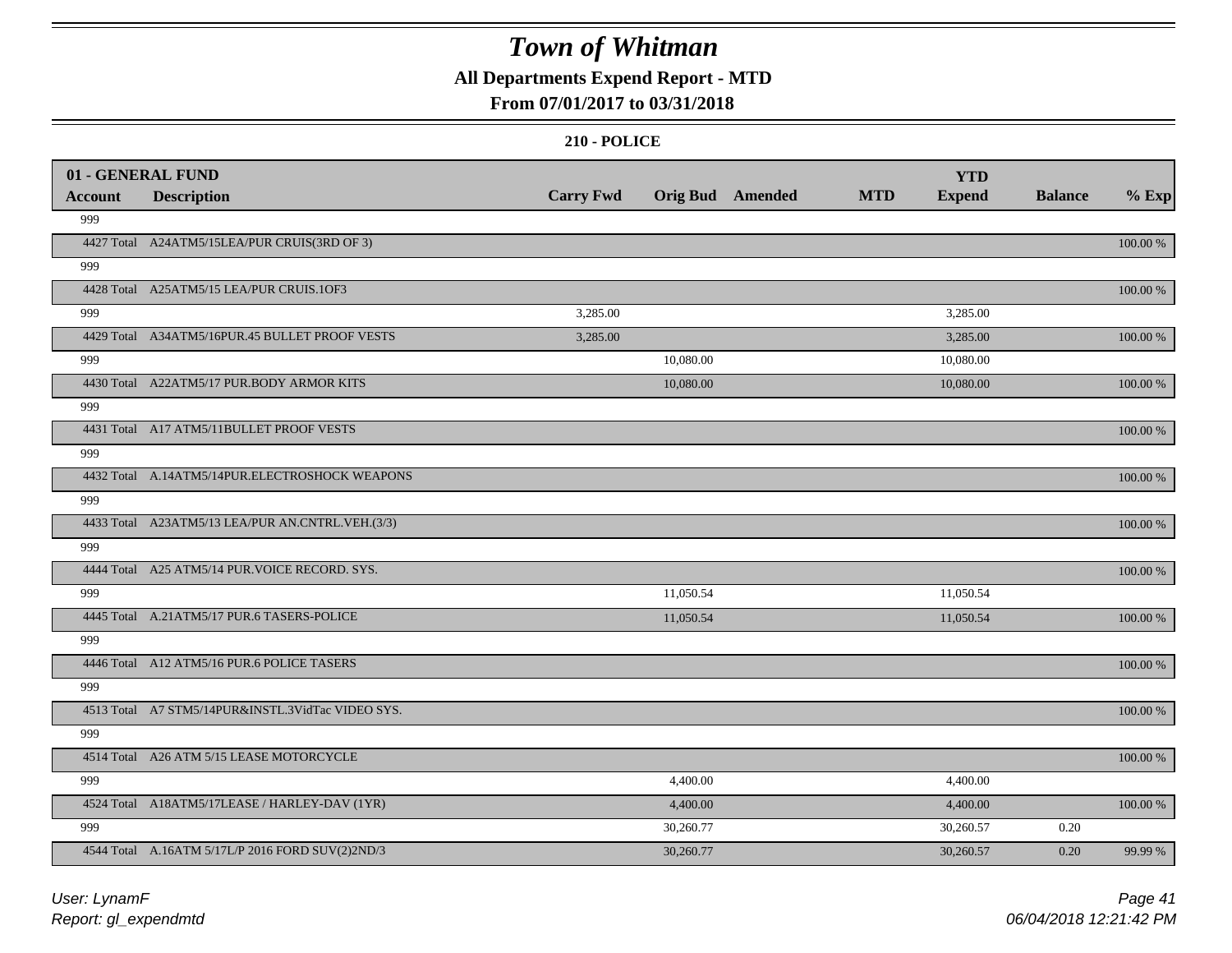# Town of Whitman

## All Departments Expend Report - MTD

### From 07/01/2017 to 03/31/2018

#### 210 - POLICE

| 01 - GENERAL FUND | | | | | | | | |
|---|---|---|---|---|---|---|---|---|
| **Account** | **Description** | **Carry Fwd** | **Orig Bud** | **Amended** | **MTD** | **YTD Expend** | **Balance** | **% Exp** |
| 999 | | | | | | | | |
| 4427 Total | A24ATM5/15LEA/PUR CRUIS(3RD OF 3) | | | | | | | 100.00 % |
| 999 | | | | | | | | |
| 4428 Total | A25ATM5/15 LEA/PUR CRUIS.1OF3 | | | | | | | 100.00 % |
| 999 | | 3,285.00 | | | | 3,285.00 | | |
| 4429 Total | A34ATM5/16PUR.45 BULLET PROOF VESTS | 3,285.00 | | | | 3,285.00 | | 100.00 % |
| 999 | | | 10,080.00 | | | 10,080.00 | | |
| 4430 Total | A22ATM5/17 PUR.BODY ARMOR KITS | | 10,080.00 | | | 10,080.00 | | 100.00 % |
| 999 | | | | | | | | |
| 4431 Total | A17 ATM5/11BULLET PROOF VESTS | | | | | | | 100.00 % |
| 999 | | | | | | | | |
| 4432 Total | A.14ATM5/14PUR.ELECTROSHOCK WEAPONS | | | | | | | 100.00 % |
| 999 | | | | | | | | |
| 4433 Total | A23ATM5/13 LEA/PUR AN.CNTRL.VEH.(3/3) | | | | | | | 100.00 % |
| 999 | | | | | | | | |
| 4444 Total | A25 ATM5/14 PUR.VOICE RECORD. SYS. | | | | | | | 100.00 % |
| 999 | | | 11,050.54 | | | 11,050.54 | | |
| 4445 Total | A.21ATM5/17 PUR.6 TASERS-POLICE | | 11,050.54 | | | 11,050.54 | | 100.00 % |
| 999 | | | | | | | | |
| 4446 Total | A12 ATM5/16 PUR.6 POLICE TASERS | | | | | | | 100.00 % |
| 999 | | | | | | | | |
| 4513 Total | A7 STM5/14PUR&INSTL.3VidTac VIDEO SYS. | | | | | | | 100.00 % |
| 999 | | | | | | | | |
| 4514 Total | A26 ATM 5/15 LEASE MOTORCYCLE | | | | | | | 100.00 % |
| 999 | | | 4,400.00 | | | 4,400.00 | | |
| 4524 Total | A18ATM5/17LEASE / HARLEY-DAV (1YR) | | 4,400.00 | | | 4,400.00 | | 100.00 % |
| 999 | | | 30,260.77 | | | 30,260.57 | 0.20 | |
| 4544 Total | A.16ATM 5/17L/P 2016 FORD SUV(2)2ND/3 | | 30,260.77 | | | 30,260.57 | 0.20 | 99.99 % |

*User: LynamF*
*Report: gl_expendmtd*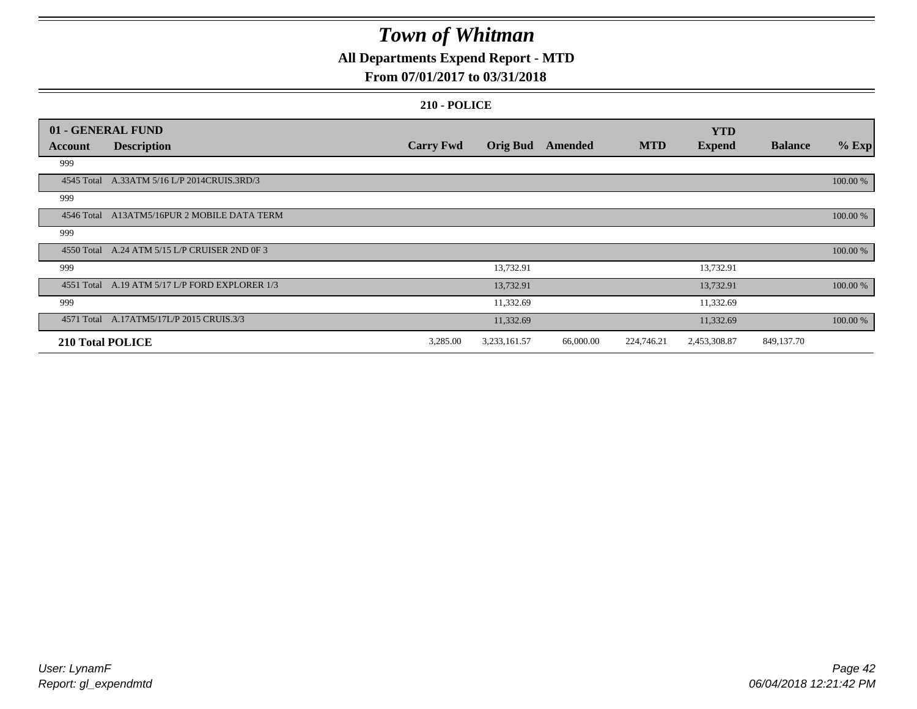# Town of Whitman

## All Departments Expend Report - MTD

## From 07/01/2017 to 03/31/2018

### 210 - POLICE

| 01 - GENERAL FUND | | | | | | | | |
|---|---|---|---|---|---|---|---|---|
| **Account** | **Description** | **Carry Fwd** | **Orig Bud** | **Amended** | **MTD** | **YTD Expend** | **Balance** | **% Exp** |
| 999 | | | | | | | | |
| 4545 Total | A.33ATM 5/16 L/P 2014CRUIS.3RD/3 | | | | | | | 100.00 % |
| 999 | | | | | | | | |
| 4546 Total | A13ATM5/16PUR 2 MOBILE DATA TERM | | | | | | | 100.00 % |
| 999 | | | | | | | | |
| 4550 Total | A.24 ATM 5/15 L/P CRUISER 2ND 0F 3 | | | | | | | 100.00 % |
| 999 | | | 13,732.91 | | | 13,732.91 | | |
| 4551 Total | A.19 ATM 5/17 L/P FORD EXPLORER 1/3 | | 13,732.91 | | | 13,732.91 | | 100.00 % |
| 999 | | | 11,332.69 | | | 11,332.69 | | |
| 4571 Total | A.17ATM5/17L/P 2015 CRUIS.3/3 | | 11,332.69 | | | 11,332.69 | | 100.00 % |
| **210 Total POLICE** | | 3,285.00 | 3,233,161.57 | 66,000.00 | 224,746.21 | 2,453,308.87 | 849,137.70 | |

User: LynamF
Report: gl_expendmtd

06/04/2018 12:21:42 PM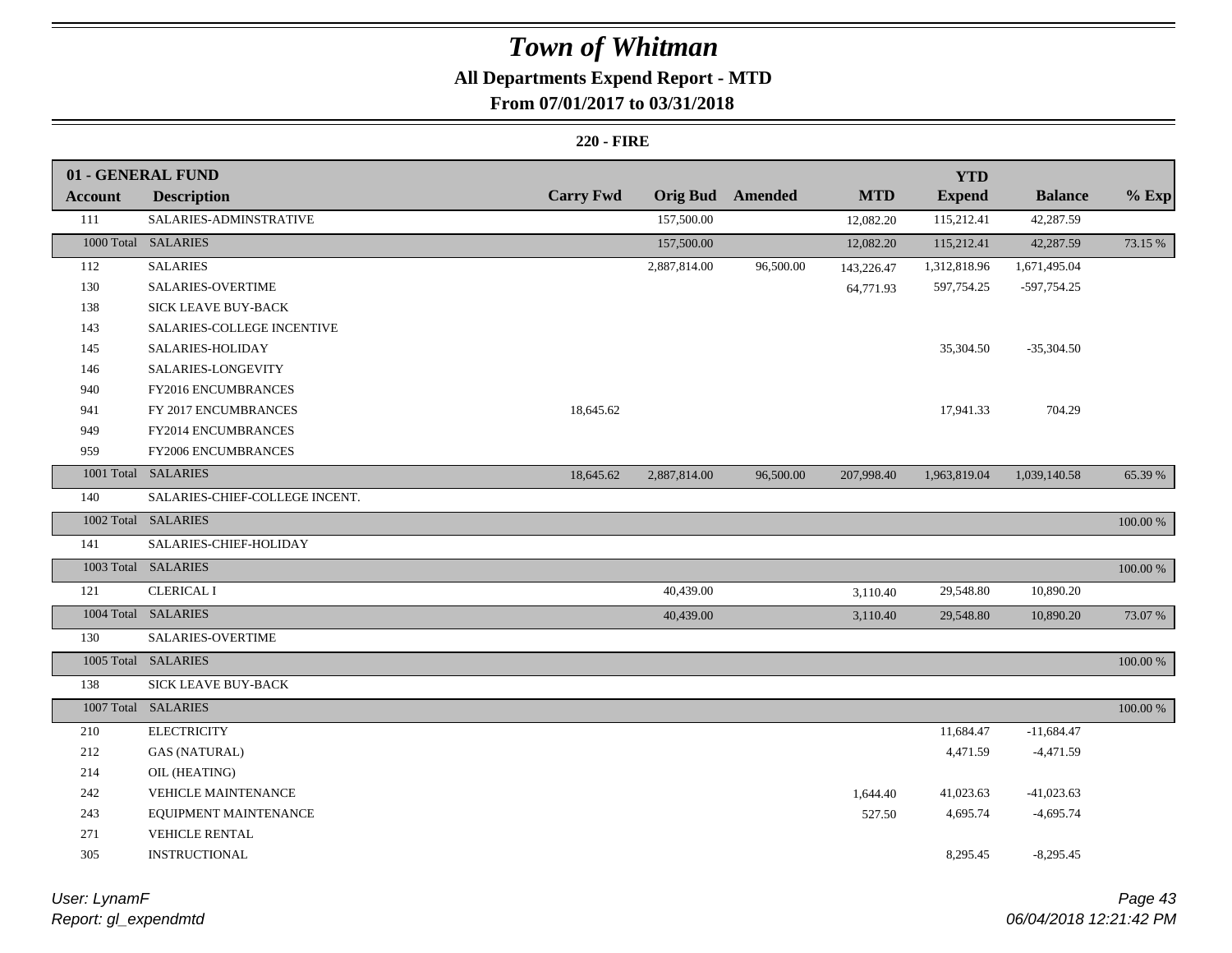# Town of Whitman

## All Departments Expend Report - MTD

## From 07/01/2017 to 03/31/2018

### 220 - FIRE

| 01 - GENERAL FUND | | | | | | YTD | | |
|---|---|---|---|---|---|---|---|---|
| **Account** | **Description** | **Carry Fwd** | **Orig Bud** | **Amended** | **MTD** | **Expend** | **Balance** | **% Exp** |
| 111 | SALARIES-ADMINSTRATIVE | | 157,500.00 | | 12,082.20 | 115,212.41 | 42,287.59 | |
| 1000 Total | SALARIES | | 157,500.00 | | 12,082.20 | 115,212.41 | 42,287.59 | 73.15 % |
| 112 | SALARIES | | 2,887,814.00 | 96,500.00 | 143,226.47 | 1,312,818.96 | 1,671,495.04 | |
| 130 | SALARIES-OVERTIME | | | | 64,771.93 | 597,754.25 | -597,754.25 | |
| 138 | SICK LEAVE BUY-BACK | | | | | | | |
| 143 | SALARIES-COLLEGE INCENTIVE | | | | | | | |
| 145 | SALARIES-HOLIDAY | | | | | 35,304.50 | -35,304.50 | |
| 146 | SALARIES-LONGEVITY | | | | | | | |
| 940 | FY2016 ENCUMBRANCES | | | | | | | |
| 941 | FY 2017 ENCUMBRANCES | 18,645.62 | | | | 17,941.33 | 704.29 | |
| 949 | FY2014 ENCUMBRANCES | | | | | | | |
| 959 | FY2006 ENCUMBRANCES | | | | | | | |
| 1001 Total | SALARIES | 18,645.62 | 2,887,814.00 | 96,500.00 | 207,998.40 | 1,963,819.04 | 1,039,140.58 | 65.39 % |
| 140 | SALARIES-CHIEF-COLLEGE INCENT. | | | | | | | |
| 1002 Total | SALARIES | | | | | | | 100.00 % |
| 141 | SALARIES-CHIEF-HOLIDAY | | | | | | | |
| 1003 Total | SALARIES | | | | | | | 100.00 % |
| 121 | CLERICAL I | | 40,439.00 | | 3,110.40 | 29,548.80 | 10,890.20 | |
| 1004 Total | SALARIES | | 40,439.00 | | 3,110.40 | 29,548.80 | 10,890.20 | 73.07 % |
| 130 | SALARIES-OVERTIME | | | | | | | |
| 1005 Total | SALARIES | | | | | | | 100.00 % |
| 138 | SICK LEAVE BUY-BACK | | | | | | | |
| 1007 Total | SALARIES | | | | | | | 100.00 % |
| 210 | ELECTRICITY | | | | | 11,684.47 | -11,684.47 | |
| 212 | GAS (NATURAL) | | | | | 4,471.59 | -4,471.59 | |
| 214 | OIL (HEATING) | | | | | | | |
| 242 | VEHICLE MAINTENANCE | | | | 1,644.40 | 41,023.63 | -41,023.63 | |
| 243 | EQUIPMENT MAINTENANCE | | | | 527.50 | 4,695.74 | -4,695.74 | |
| 271 | VEHICLE RENTAL | | | | | | | |
| 305 | INSTRUCTIONAL | | | | | 8,295.45 | -8,295.45 | |

*User: LynamF*
*Report: gl_expendmtd*

*06/04/2018 12:21:42 PM*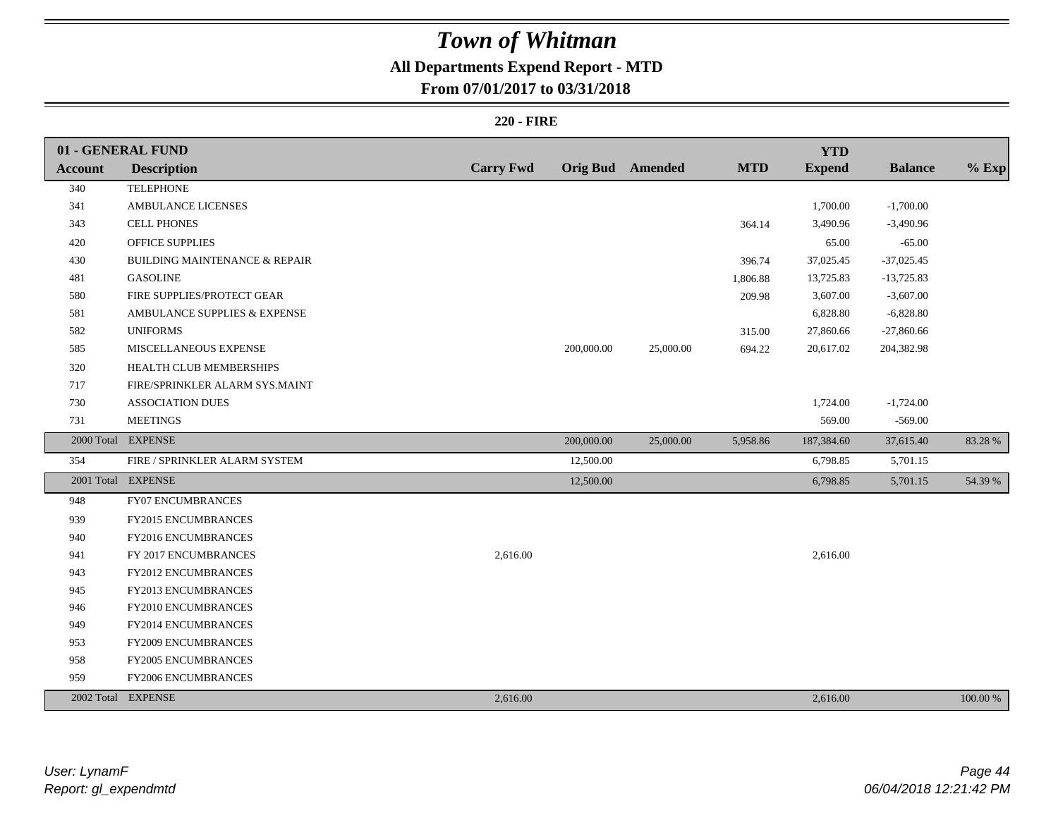# Town of Whitman

## All Departments Expend Report - MTD

### From 07/01/2017 to 03/31/2018

**220 - FIRE**

| 01 - GENERAL FUND | | | | | | | | |
|---|---|---|---|---|---|---|---|---|
| **Account** | **Description** | **Carry Fwd** | **Orig Bud** | **Amended** | **MTD** | **YTD Expend** | **Balance** | **% Exp** |
| 340 | TELEPHONE | | | | | | | |
| 341 | AMBULANCE LICENSES | | | | | 1,700.00 | -1,700.00 | |
| 343 | CELL PHONES | | | | 364.14 | 3,490.96 | -3,490.96 | |
| 420 | OFFICE SUPPLIES | | | | | 65.00 | -65.00 | |
| 430 | BUILDING MAINTENANCE & REPAIR | | | | 396.74 | 37,025.45 | -37,025.45 | |
| 481 | GASOLINE | | | | 1,806.88 | 13,725.83 | -13,725.83 | |
| 580 | FIRE SUPPLIES/PROTECT GEAR | | | | 209.98 | 3,607.00 | -3,607.00 | |
| 581 | AMBULANCE SUPPLIES & EXPENSE | | | | | 6,828.80 | -6,828.80 | |
| 582 | UNIFORMS | | | | 315.00 | 27,860.66 | -27,860.66 | |
| 585 | MISCELLANEOUS EXPENSE | | 200,000.00 | 25,000.00 | 694.22 | 20,617.02 | 204,382.98 | |
| 320 | HEALTH CLUB MEMBERSHIPS | | | | | | | |
| 717 | FIRE/SPRINKLER ALARM SYS.MAINT | | | | | | | |
| 730 | ASSOCIATION DUES | | | | | 1,724.00 | -1,724.00 | |
| 731 | MEETINGS | | | | | 569.00 | -569.00 | |
| 2000 Total | EXPENSE | | 200,000.00 | 25,000.00 | 5,958.86 | 187,384.60 | 37,615.40 | 83.28 % |
| 354 | FIRE / SPRINKLER ALARM SYSTEM | | 12,500.00 | | | 6,798.85 | 5,701.15 | |
| 2001 Total | EXPENSE | | 12,500.00 | | | 6,798.85 | 5,701.15 | 54.39 % |
| 948 | FY07 ENCUMBRANCES | | | | | | | |
| 939 | FY2015 ENCUMBRANCES | | | | | | | |
| 940 | FY2016 ENCUMBRANCES | | | | | | | |
| 941 | FY 2017 ENCUMBRANCES | 2,616.00 | | | | 2,616.00 | | |
| 943 | FY2012 ENCUMBRANCES | | | | | | | |
| 945 | FY2013 ENCUMBRANCES | | | | | | | |
| 946 | FY2010 ENCUMBRANCES | | | | | | | |
| 949 | FY2014 ENCUMBRANCES | | | | | | | |
| 953 | FY2009 ENCUMBRANCES | | | | | | | |
| 958 | FY2005 ENCUMBRANCES | | | | | | | |
| 959 | FY2006 ENCUMBRANCES | | | | | | | |
| 2002 Total | EXPENSE | 2,616.00 | | | | 2,616.00 | | 100.00 % |

*User: LynamF*
*Report: gl_expendmtd*

*06/04/2018 12:21:42 PM*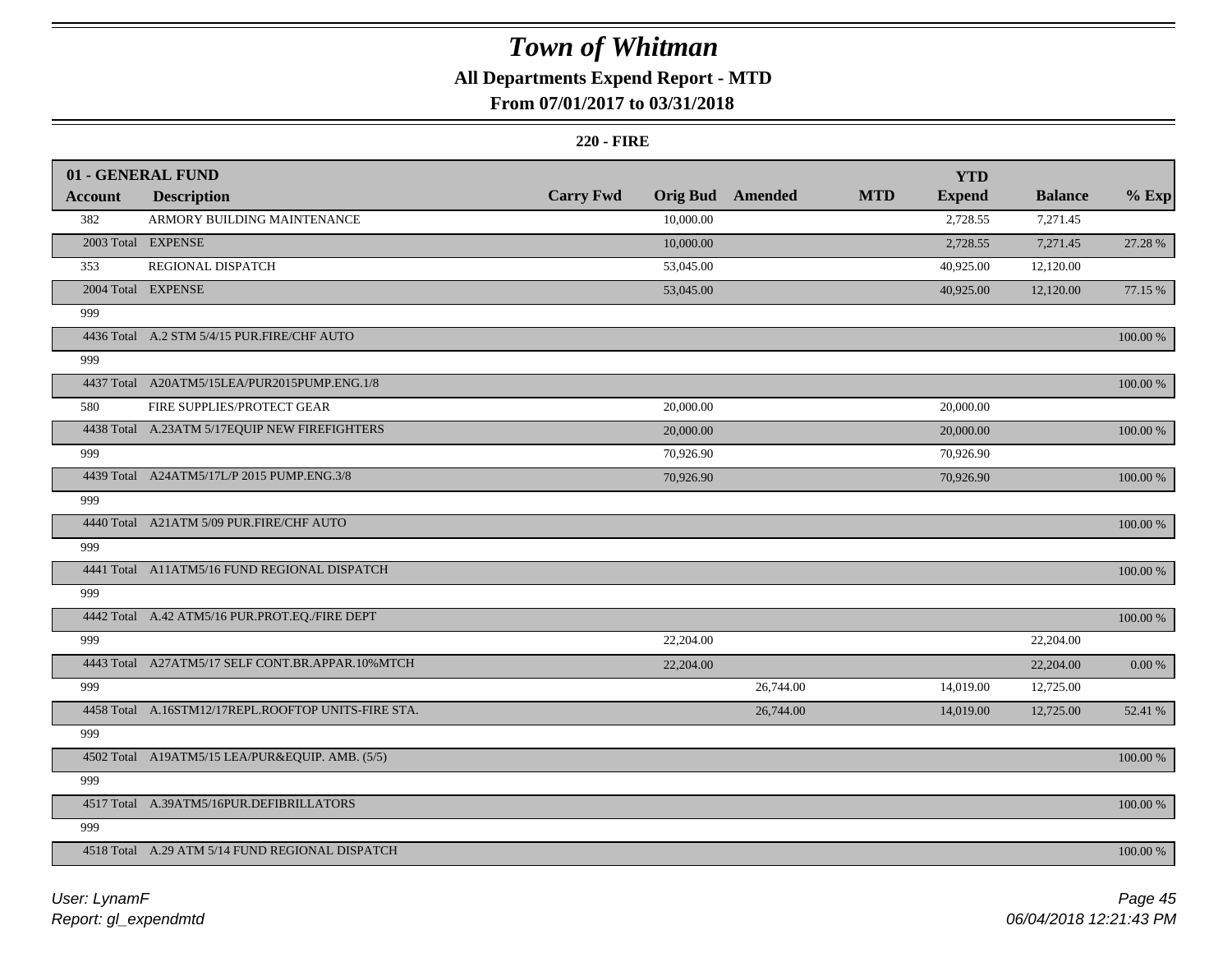# Town of Whitman

## All Departments Expend Report - MTD

### From 07/01/2017 to 03/31/2018

#### 220 - FIRE

| 01 - GENERAL FUND | | | | | | YTD | | |
|---|---|---|---|---|---|---|---|---|
| **Account** | **Description** | **Carry Fwd** | **Orig Bud** | **Amended** | **MTD** | **Expend** | **Balance** | **% Exp** |
| 382 | ARMORY BUILDING MAINTENANCE | | 10,000.00 | | | 2,728.55 | 7,271.45 | |
| 2003 Total | EXPENSE | | 10,000.00 | | | 2,728.55 | 7,271.45 | 27.28 % |
| 353 | REGIONAL DISPATCH | | 53,045.00 | | | 40,925.00 | 12,120.00 | |
| 2004 Total | EXPENSE | | 53,045.00 | | | 40,925.00 | 12,120.00 | 77.15 % |
| 999 | | | | | | | | |
| 4436 Total | A.2 STM 5/4/15 PUR.FIRE/CHF AUTO | | | | | | | 100.00 % |
| 999 | | | | | | | | |
| 4437 Total | A20ATM5/15LEA/PUR2015PUMP.ENG.1/8 | | | | | | | 100.00 % |
| 580 | FIRE SUPPLIES/PROTECT GEAR | | 20,000.00 | | | 20,000.00 | | |
| 4438 Total | A.23ATM 5/17EQUIP NEW FIREFIGHTERS | | 20,000.00 | | | 20,000.00 | | 100.00 % |
| 999 | | | 70,926.90 | | | 70,926.90 | | |
| 4439 Total | A24ATM5/17L/P 2015 PUMP.ENG.3/8 | | 70,926.90 | | | 70,926.90 | | 100.00 % |
| 999 | | | | | | | | |
| 4440 Total | A21ATM 5/09 PUR.FIRE/CHF AUTO | | | | | | | 100.00 % |
| 999 | | | | | | | | |
| 4441 Total | A11ATM5/16 FUND REGIONAL DISPATCH | | | | | | | 100.00 % |
| 999 | | | | | | | | |
| 4442 Total | A.42 ATM5/16 PUR.PROT.EQ./FIRE DEPT | | | | | | | 100.00 % |
| 999 | | | 22,204.00 | | | | 22,204.00 | |
| 4443 Total | A27ATM5/17 SELF CONT.BR.APPAR.10%MTCH | | 22,204.00 | | | | 22,204.00 | 0.00 % |
| 999 | | | | 26,744.00 | | 14,019.00 | 12,725.00 | |
| 4458 Total | A.16STM12/17REPL.ROOFTOP UNITS-FIRE STA. | | | 26,744.00 | | 14,019.00 | 12,725.00 | 52.41 % |
| 999 | | | | | | | | |
| 4502 Total | A19ATM5/15 LEA/PUR&EQUIP. AMB. (5/5) | | | | | | | 100.00 % |
| 999 | | | | | | | | |
| 4517 Total | A.39ATM5/16PUR.DEFIBRILLATORS | | | | | | | 100.00 % |
| 999 | | | | | | | | |
| 4518 Total | A.29 ATM 5/14 FUND REGIONAL DISPATCH | | | | | | | 100.00 % |

*User: LynamF*
*Report: gl_expendmtd*

*06/04/2018 12:21:43 PM*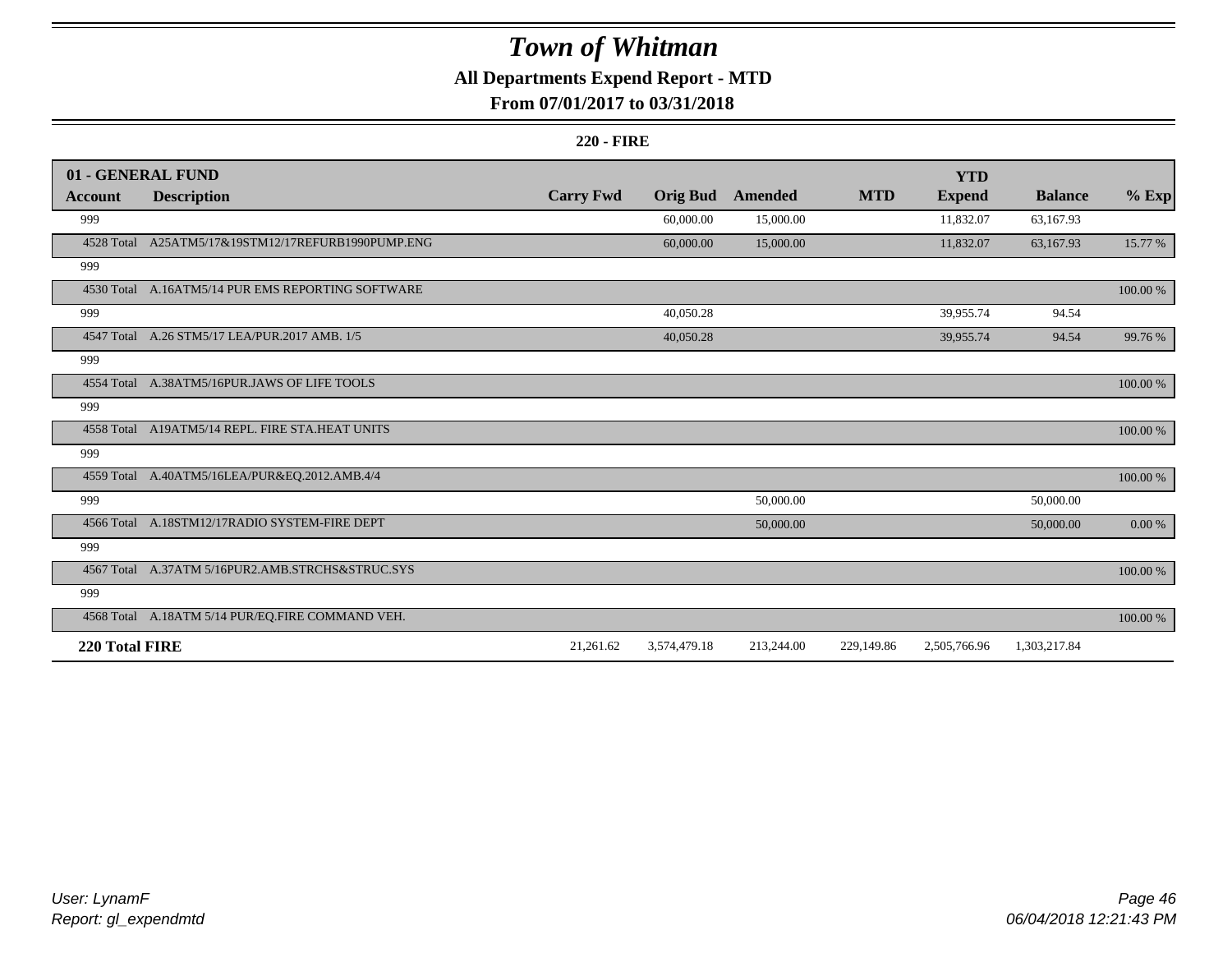# Town of Whitman

## All Departments Expend Report - MTD

### From 07/01/2017 to 03/31/2018

**220 - FIRE**

| **01 - GENERAL FUND** | | | | | | **YTD** | | |
|---|---|---|---|---|---|---|---|---|
| **Account** | **Description** | **Carry Fwd** | **Orig Bud** | **Amended** | **MTD** | **Expend** | **Balance** | **% Exp** |
| 999 | | | 60,000.00 | 15,000.00 | | 11,832.07 | 63,167.93 | |
| 4528 Total | A25ATM5/17&19STM12/17REFURB1990PUMP.ENG | | 60,000.00 | 15,000.00 | | 11,832.07 | 63,167.93 | 15.77 % |
| 999 | | | | | | | | |
| 4530 Total | A.16ATM5/14 PUR EMS REPORTING SOFTWARE | | | | | | | 100.00 % |
| 999 | | | 40,050.28 | | | 39,955.74 | 94.54 | |
| 4547 Total | A.26 STM5/17 LEA/PUR.2017 AMB. 1/5 | | 40,050.28 | | | 39,955.74 | 94.54 | 99.76 % |
| 999 | | | | | | | | |
| 4554 Total | A.38ATM5/16PUR.JAWS OF LIFE TOOLS | | | | | | | 100.00 % |
| 999 | | | | | | | | |
| 4558 Total | A19ATM5/14 REPL. FIRE STA.HEAT UNITS | | | | | | | 100.00 % |
| 999 | | | | | | | | |
| 4559 Total | A.40ATM5/16LEA/PUR&EQ.2012.AMB.4/4 | | | | | | | 100.00 % |
| 999 | | | | 50,000.00 | | | 50,000.00 | |
| 4566 Total | A.18STM12/17RADIO SYSTEM-FIRE DEPT | | | 50,000.00 | | | 50,000.00 | 0.00 % |
| 999 | | | | | | | | |
| 4567 Total | A.37ATM 5/16PUR2.AMB.STRCHS&STRUC.SYS | | | | | | | 100.00 % |
| 999 | | | | | | | | |
| 4568 Total | A.18ATM 5/14 PUR/EQ.FIRE COMMAND VEH. | | | | | | | 100.00 % |
| **220 Total FIRE** | | 21,261.62 | 3,574,479.18 | 213,244.00 | 229,149.86 | 2,505,766.96 | 1,303,217.84 | |

*User: LynamF*
*Report: gl_expendmtd*

*06/04/2018 12:21:43 PM*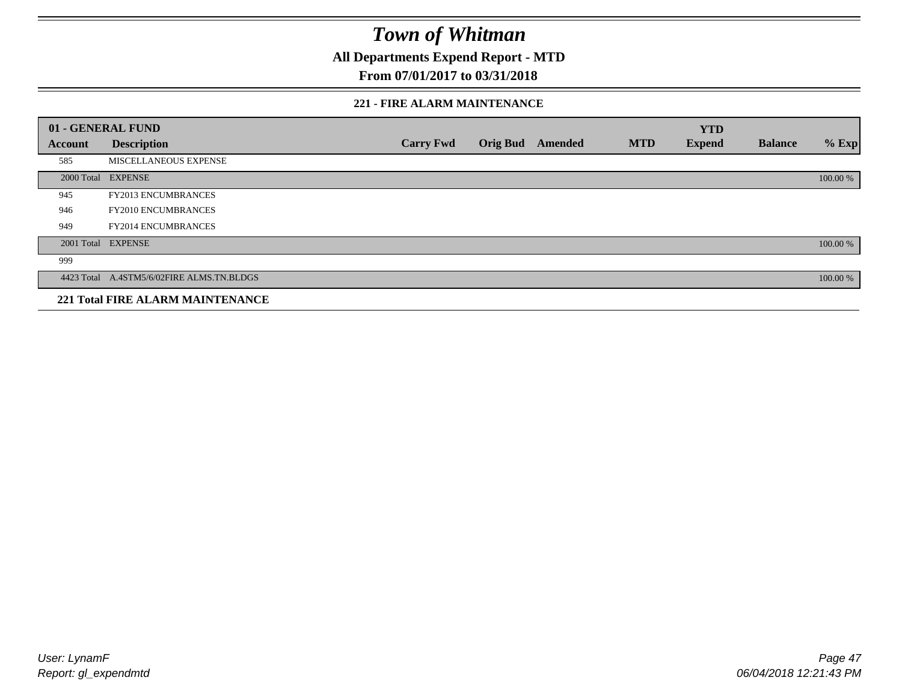# Town of Whitman

**All Departments Expend Report - MTD**

**From 07/01/2017 to 03/31/2018**

### 221 - FIRE ALARM MAINTENANCE

| 01 - GENERAL FUND | | | | | | | | |
|---|---|---|---|---|---|---|---|---|
| **Account** | **Description** | **Carry Fwd** | **Orig Bud** | **Amended** | **MTD** | **YTD Expend** | **Balance** | **% Exp** |
| 585 | MISCELLANEOUS EXPENSE | | | | | | | |
| 2000 Total | EXPENSE | | | | | | | 100.00 % |
| 945 | FY2013 ENCUMBRANCES | | | | | | | |
| 946 | FY2010 ENCUMBRANCES | | | | | | | |
| 949 | FY2014 ENCUMBRANCES | | | | | | | |
| 2001 Total | EXPENSE | | | | | | | 100.00 % |
| 999 | | | | | | | | |
| 4423 Total | A.4STM5/6/02FIRE ALMS.TN.BLDGS | | | | | | | 100.00 % |
| **221 Total FIRE ALARM MAINTENANCE** | | | | | | | | |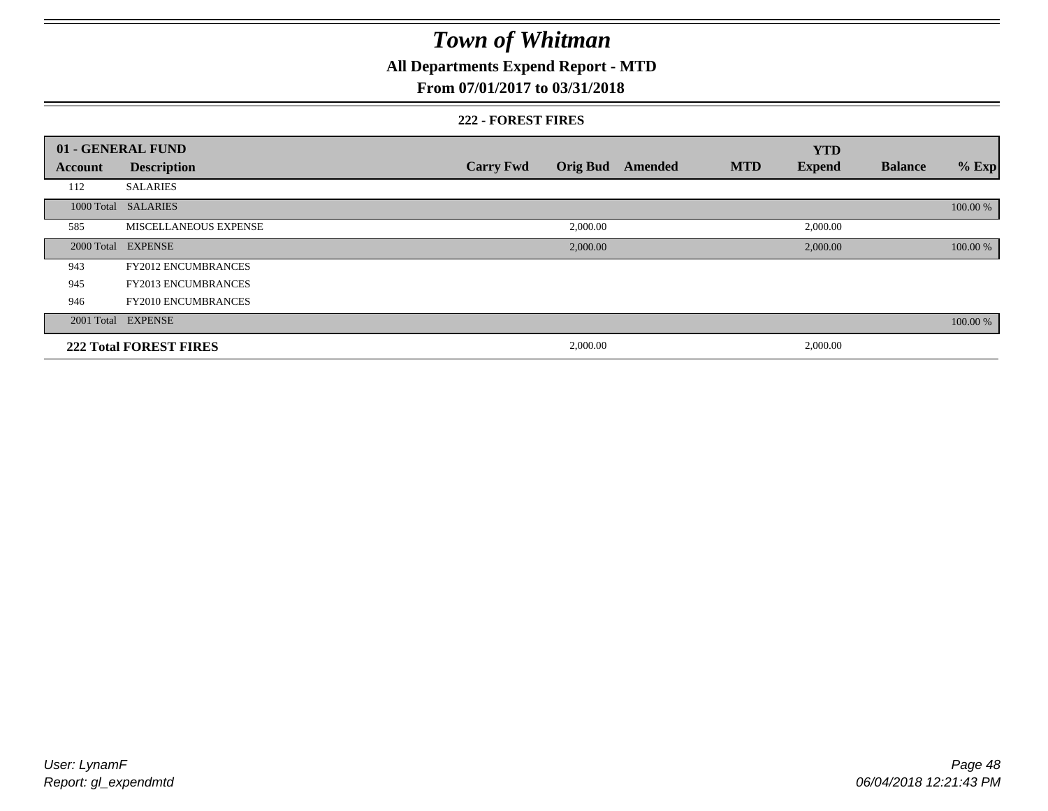# Town of Whitman

## All Departments Expend Report - MTD

## From 07/01/2017 to 03/31/2018

### 222 - FOREST FIRES

| 01 - GENERAL FUND | | | | | | YTD | | |
|---|---|---|---|---|---|---|---|---|
| **Account** | **Description** | **Carry Fwd** | **Orig Bud** | **Amended** | **MTD** | **Expend** | **Balance** | **% Exp** |
| 112 | SALARIES | | | | | | | |
| 1000 Total | SALARIES | | | | | | | 100.00 % |
| 585 | MISCELLANEOUS EXPENSE | | 2,000.00 | | | 2,000.00 | | |
| 2000 Total | EXPENSE | | 2,000.00 | | | 2,000.00 | | 100.00 % |
| 943 | FY2012 ENCUMBRANCES | | | | | | | |
| 945 | FY2013 ENCUMBRANCES | | | | | | | |
| 946 | FY2010 ENCUMBRANCES | | | | | | | |
| 2001 Total | EXPENSE | | | | | | | 100.00 % |
| **222 Total FOREST FIRES** | | | 2,000.00 | | | 2,000.00 | | |

*User: LynamF*
*Report: gl_expendmtd*

*06/04/2018 12:21:43 PM*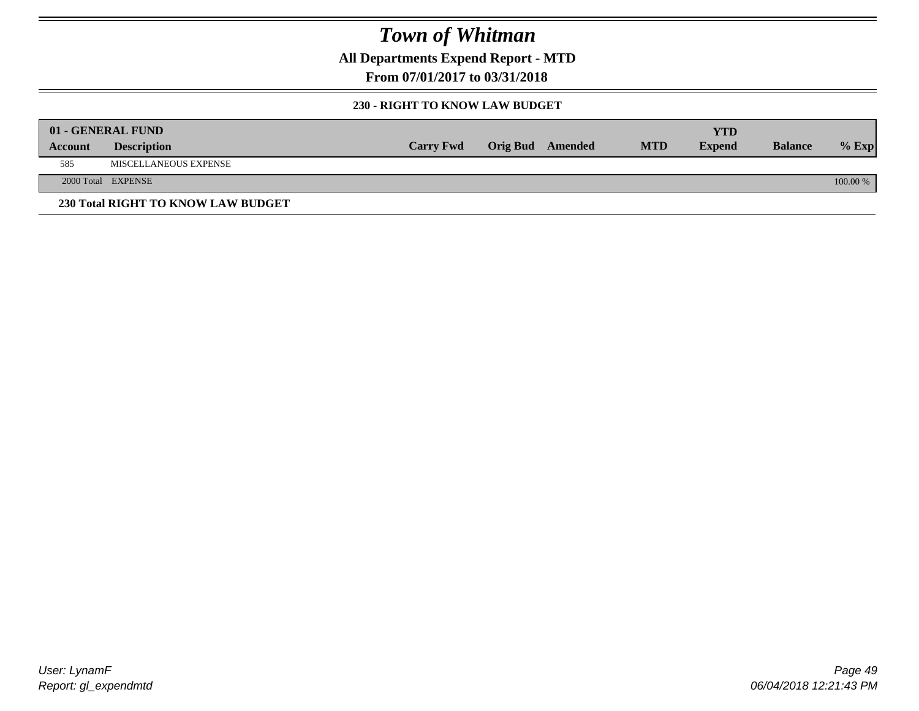# Town of Whitman

**All Departments Expend Report - MTD**

**From 07/01/2017 to 03/31/2018**

**230 - RIGHT TO KNOW LAW BUDGET**

| 01 - GENERAL FUND | | | | | | | | |
|---|---|---|---|---|---|---|---|---|
| **Account** | **Description** | **Carry Fwd** | **Orig Bud** | **Amended** | **MTD** | **YTD Expend** | **Balance** | **% Exp** |
| 585 | MISCELLANEOUS EXPENSE | | | | | | | |
| 2000 Total | EXPENSE | | | | | | | 100.00 % |

**230 Total RIGHT TO KNOW LAW BUDGET**

*User: LynamF*

*Report: gl_expendmtd*

*06/04/2018 12:21:43 PM*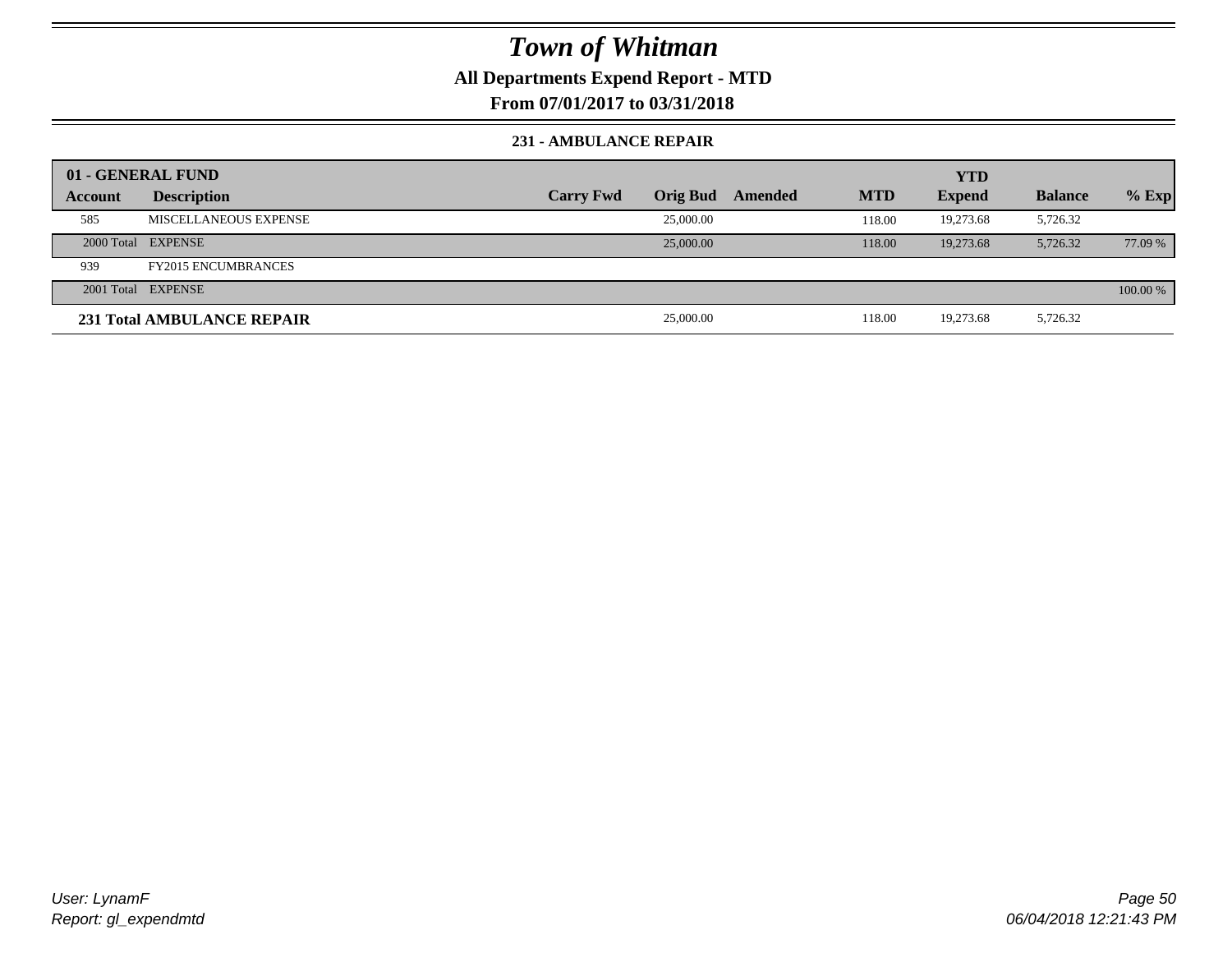# Town of Whitman

**All Departments Expend Report - MTD**

**From 07/01/2017 to 03/31/2018**

### 231 - AMBULANCE REPAIR

| 01 - GENERAL FUND | | | | | | YTD | | |
|---|---|---|---|---|---|---|---|---|
| **Account** | **Description** | **Carry Fwd** | **Orig Bud** | **Amended** | **MTD** | **Expend** | **Balance** | **% Exp** |
| 585 | MISCELLANEOUS EXPENSE | | 25,000.00 | | 118.00 | 19,273.68 | 5,726.32 | |
| 2000 Total | EXPENSE | | 25,000.00 | | 118.00 | 19,273.68 | 5,726.32 | 77.09 % |
| 939 | FY2015 ENCUMBRANCES | | | | | | | |
| 2001 Total | EXPENSE | | | | | | | 100.00 % |
| **231 Total AMBULANCE REPAIR** | | | 25,000.00 | | 118.00 | 19,273.68 | 5,726.32 | |

User: LynamF
Report: gl_expendmtd

06/04/2018 12:21:43 PM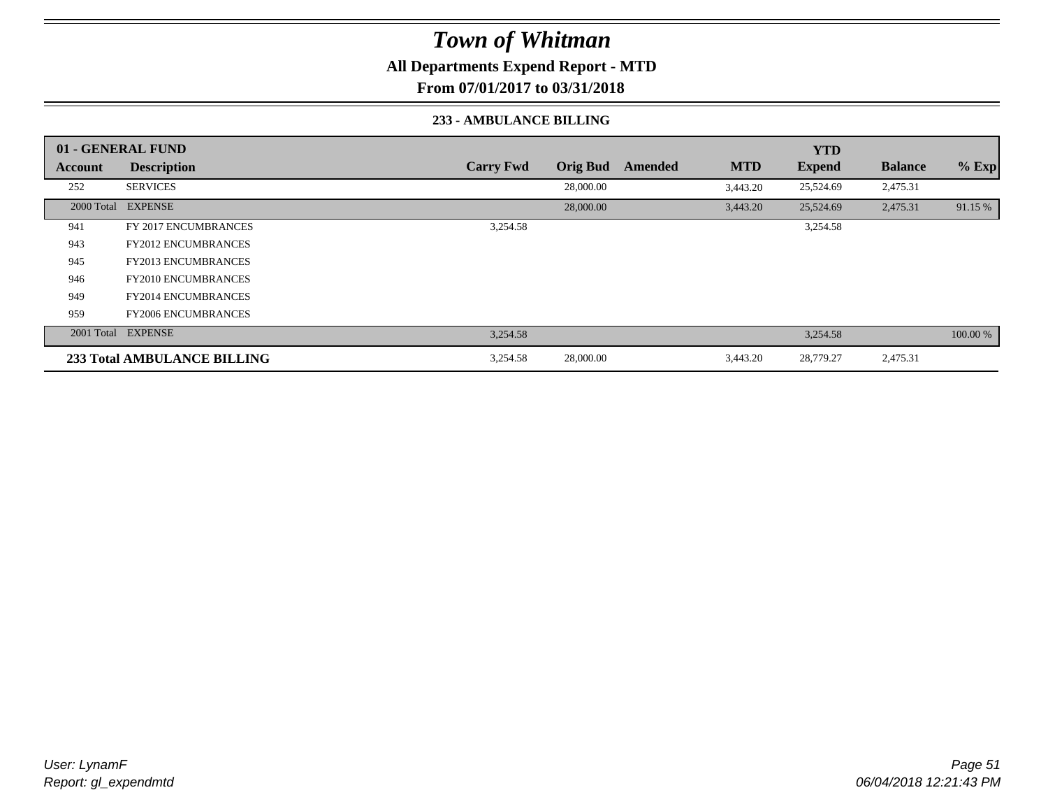# Town of Whitman

## All Departments Expend Report - MTD

## From 07/01/2017 to 03/31/2018

### 233 - AMBULANCE BILLING

| 01 - GENERAL FUND | | | | | | YTD | | |
|---|---|---|---|---|---|---|---|---|
| **Account** | **Description** | **Carry Fwd** | **Orig Bud** | **Amended** | **MTD** | **Expend** | **Balance** | **% Exp** |
| 252 | SERVICES | | 28,000.00 | | 3,443.20 | 25,524.69 | 2,475.31 | |
| 2000 Total | EXPENSE | | 28,000.00 | | 3,443.20 | 25,524.69 | 2,475.31 | 91.15 % |
| 941 | FY 2017 ENCUMBRANCES | 3,254.58 | | | | 3,254.58 | | |
| 943 | FY2012 ENCUMBRANCES | | | | | | | |
| 945 | FY2013 ENCUMBRANCES | | | | | | | |
| 946 | FY2010 ENCUMBRANCES | | | | | | | |
| 949 | FY2014 ENCUMBRANCES | | | | | | | |
| 959 | FY2006 ENCUMBRANCES | | | | | | | |
| 2001 Total | EXPENSE | 3,254.58 | | | | 3,254.58 | | 100.00 % |
| **233 Total AMBULANCE BILLING** | | 3,254.58 | 28,000.00 | | 3,443.20 | 28,779.27 | 2,475.31 | |

*User: LynamF*
*Report: gl_expendmtd*

*06/04/2018 12:21:43 PM*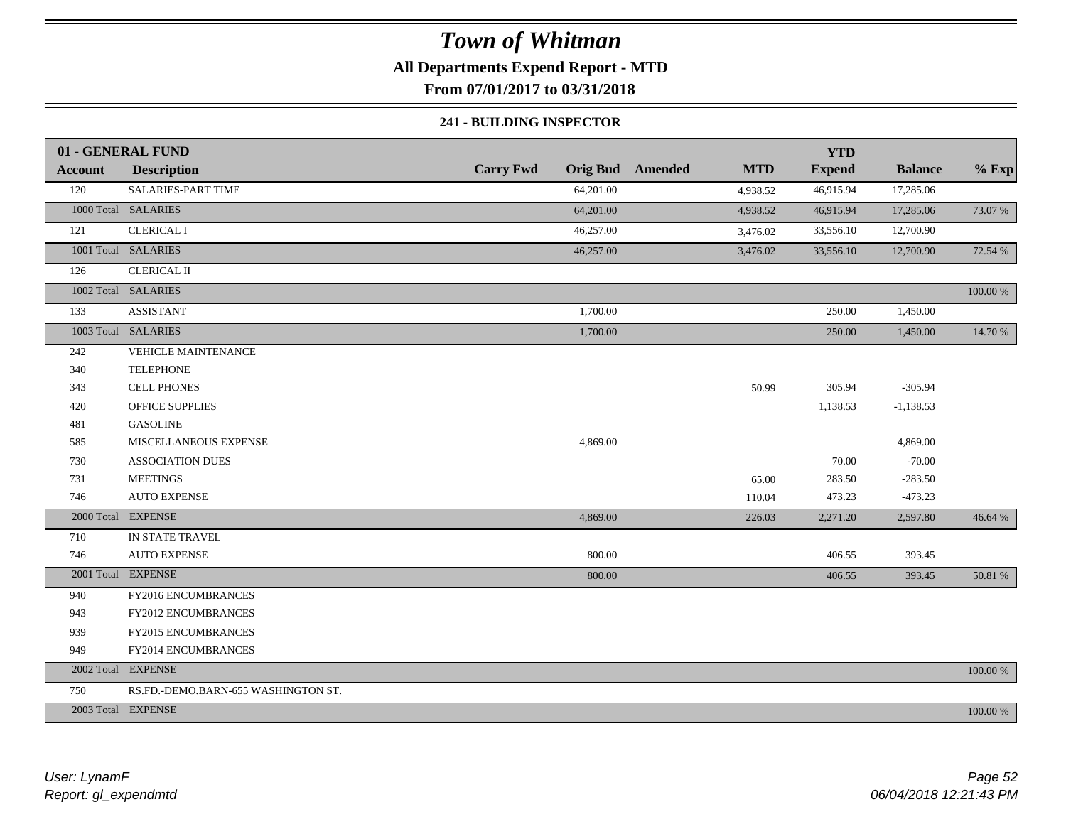# Town of Whitman

**All Departments Expend Report - MTD**

**From 07/01/2017 to 03/31/2018**

### 241 - BUILDING INSPECTOR

| 01 - GENERAL FUND | | | | | | YTD | | |
|---|---|---|---|---|---|---|---|---|
| **Account** | **Description** | **Carry Fwd** | **Orig Bud** | **Amended** | **MTD** | **Expend** | **Balance** | **% Exp** |
| 120 | SALARIES-PART TIME | | 64,201.00 | | 4,938.52 | 46,915.94 | 17,285.06 | |
| 1000 Total | SALARIES | | 64,201.00 | | 4,938.52 | 46,915.94 | 17,285.06 | 73.07 % |
| 121 | CLERICAL I | | 46,257.00 | | 3,476.02 | 33,556.10 | 12,700.90 | |
| 1001 Total | SALARIES | | 46,257.00 | | 3,476.02 | 33,556.10 | 12,700.90 | 72.54 % |
| 126 | CLERICAL II | | | | | | | |
| 1002 Total | SALARIES | | | | | | | 100.00 % |
| 133 | ASSISTANT | | 1,700.00 | | | 250.00 | 1,450.00 | |
| 1003 Total | SALARIES | | 1,700.00 | | | 250.00 | 1,450.00 | 14.70 % |
| 242 | VEHICLE MAINTENANCE | | | | | | | |
| 340 | TELEPHONE | | | | | | | |
| 343 | CELL PHONES | | | | 50.99 | 305.94 | -305.94 | |
| 420 | OFFICE SUPPLIES | | | | | 1,138.53 | -1,138.53 | |
| 481 | GASOLINE | | | | | | | |
| 585 | MISCELLANEOUS EXPENSE | | 4,869.00 | | | | 4,869.00 | |
| 730 | ASSOCIATION DUES | | | | | 70.00 | -70.00 | |
| 731 | MEETINGS | | | | 65.00 | 283.50 | -283.50 | |
| 746 | AUTO EXPENSE | | | | 110.04 | 473.23 | -473.23 | |
| 2000 Total | EXPENSE | | 4,869.00 | | 226.03 | 2,271.20 | 2,597.80 | 46.64 % |
| 710 | IN STATE TRAVEL | | | | | | | |
| 746 | AUTO EXPENSE | | 800.00 | | | 406.55 | 393.45 | |
| 2001 Total | EXPENSE | | 800.00 | | | 406.55 | 393.45 | 50.81 % |
| 940 | FY2016 ENCUMBRANCES | | | | | | | |
| 943 | FY2012 ENCUMBRANCES | | | | | | | |
| 939 | FY2015 ENCUMBRANCES | | | | | | | |
| 949 | FY2014 ENCUMBRANCES | | | | | | | |
| 2002 Total | EXPENSE | | | | | | | 100.00 % |
| 750 | RS.FD.-DEMO.BARN-655 WASHINGTON ST. | | | | | | | |
| 2003 Total | EXPENSE | | | | | | | 100.00 % |

*User: LynamF*
*Report: gl_expendmtd*

*06/04/2018 12:21:43 PM*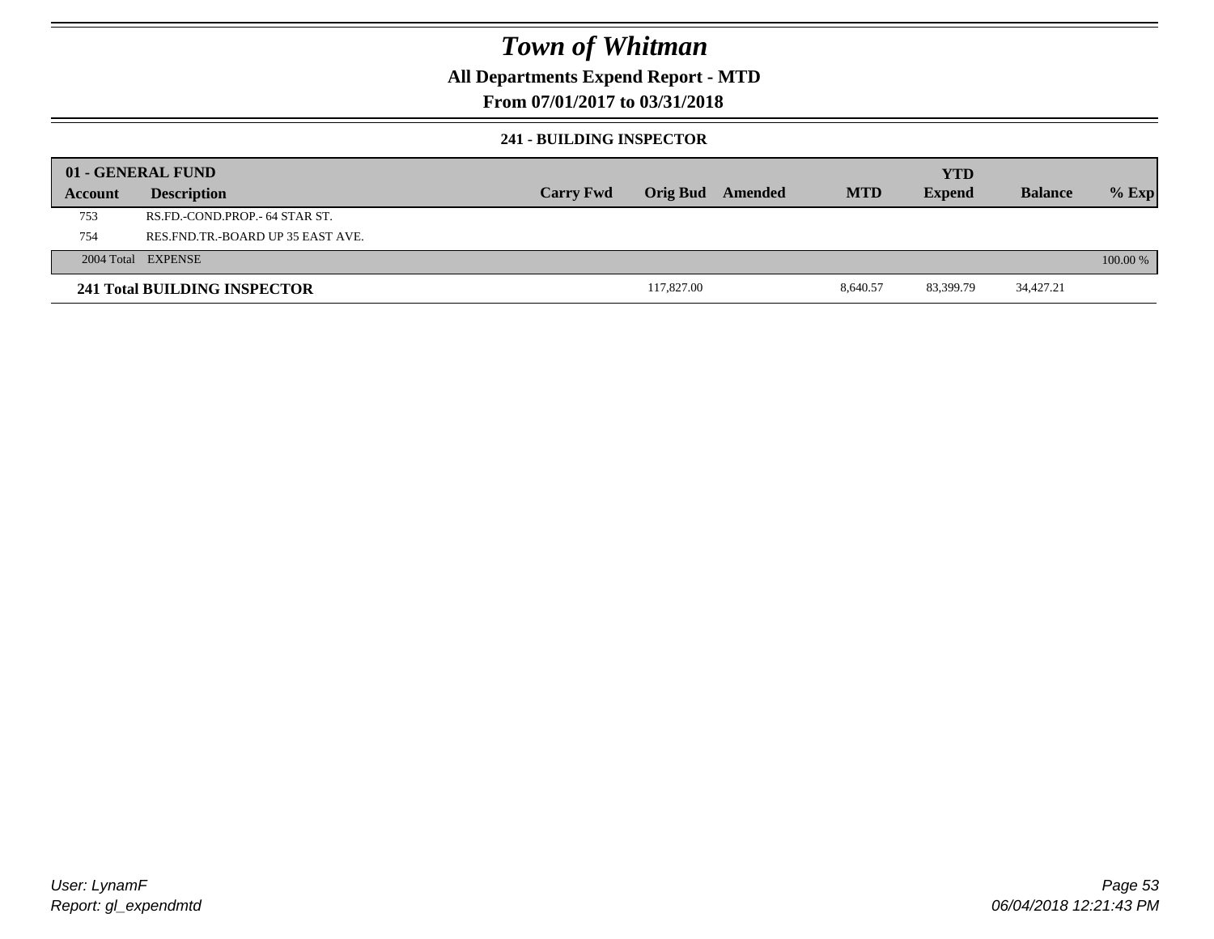# Town of Whitman

## All Departments Expend Report - MTD

### From 07/01/2017 to 03/31/2018

#### 241 - BUILDING INSPECTOR

| 01 - GENERAL FUND | | | | | | YTD | | |
|---|---|---|---|---|---|---|---|---|
| Account | Description | Carry Fwd | Orig Bud | Amended | MTD | Expend | Balance | % Exp |
| 753 | RS.FD.-COND.PROP.- 64 STAR ST. | | | | | | | |
| 754 | RES.FND.TR.-BOARD UP 35 EAST AVE. | | | | | | | |
| 2004 Total | EXPENSE | | | | | | | 100.00 % |
| **241 Total BUILDING INSPECTOR** | | | 117,827.00 | | 8,640.57 | 83,399.79 | 34,427.21 | |

User: LynamF
Report: gl_expendmtd

06/04/2018 12:21:43 PM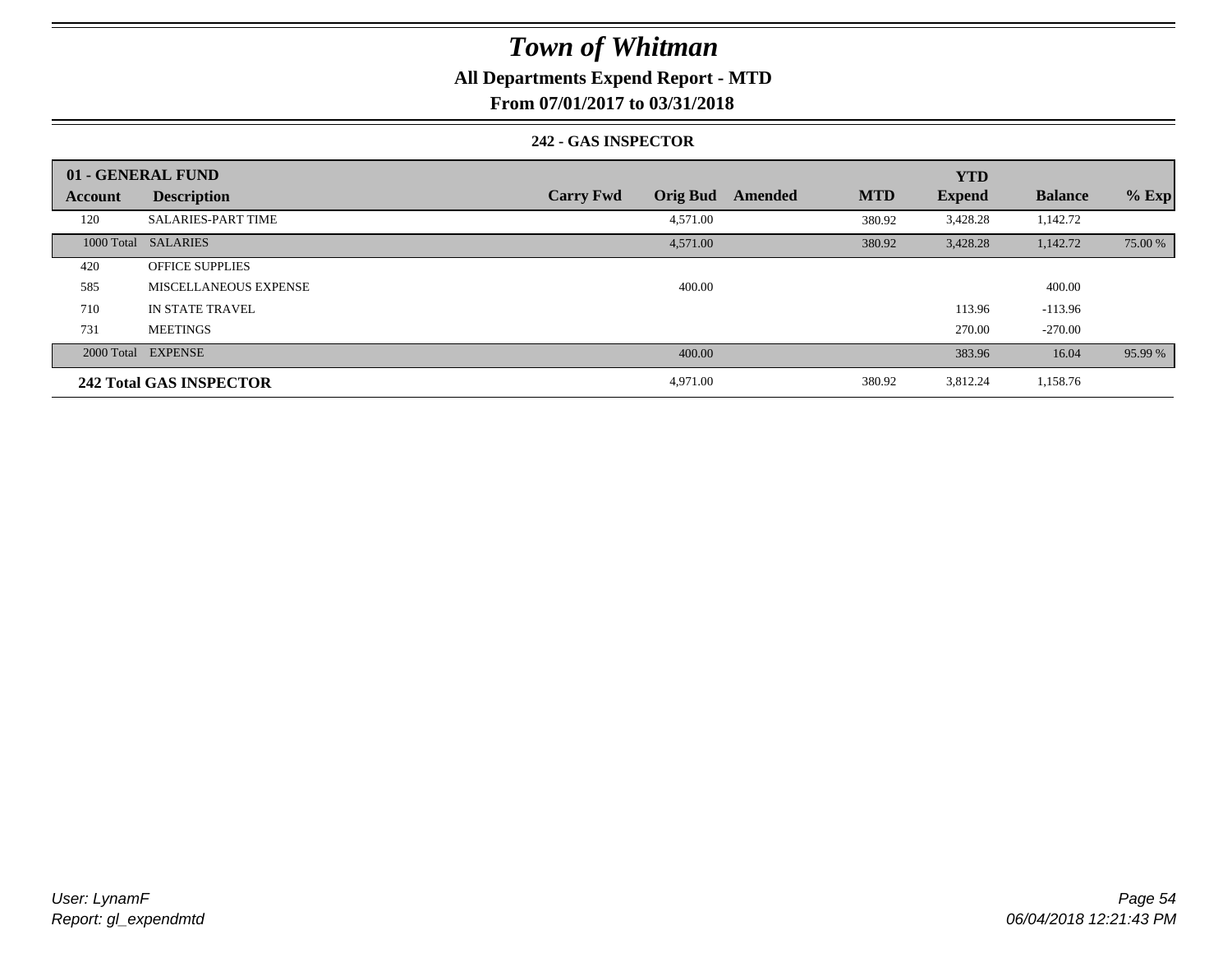# Town of Whitman

**All Departments Expend Report - MTD**

**From 07/01/2017 to 03/31/2018**

**242 - GAS INSPECTOR**

| 01 - GENERAL FUND | | | | | | YTD | | |
|---|---|---|---|---|---|---|---|---|
| **Account** | **Description** | **Carry Fwd** | **Orig Bud** | **Amended** | **MTD** | **Expend** | **Balance** | **% Exp** |
| 120 | SALARIES-PART TIME | | 4,571.00 | | 380.92 | 3,428.28 | 1,142.72 | |
| 1000 Total | SALARIES | | 4,571.00 | | 380.92 | 3,428.28 | 1,142.72 | 75.00 % |
| 420 | OFFICE SUPPLIES | | | | | | | |
| 585 | MISCELLANEOUS EXPENSE | | 400.00 | | | | 400.00 | |
| 710 | IN STATE TRAVEL | | | | | 113.96 | -113.96 | |
| 731 | MEETINGS | | | | | 270.00 | -270.00 | |
| 2000 Total | EXPENSE | | 400.00 | | | 383.96 | 16.04 | 95.99 % |
| **242 Total GAS INSPECTOR** | | | 4,971.00 | | 380.92 | 3,812.24 | 1,158.76 | |

User: LynamF
Report: gl_expendmtd

06/04/2018 12:21:43 PM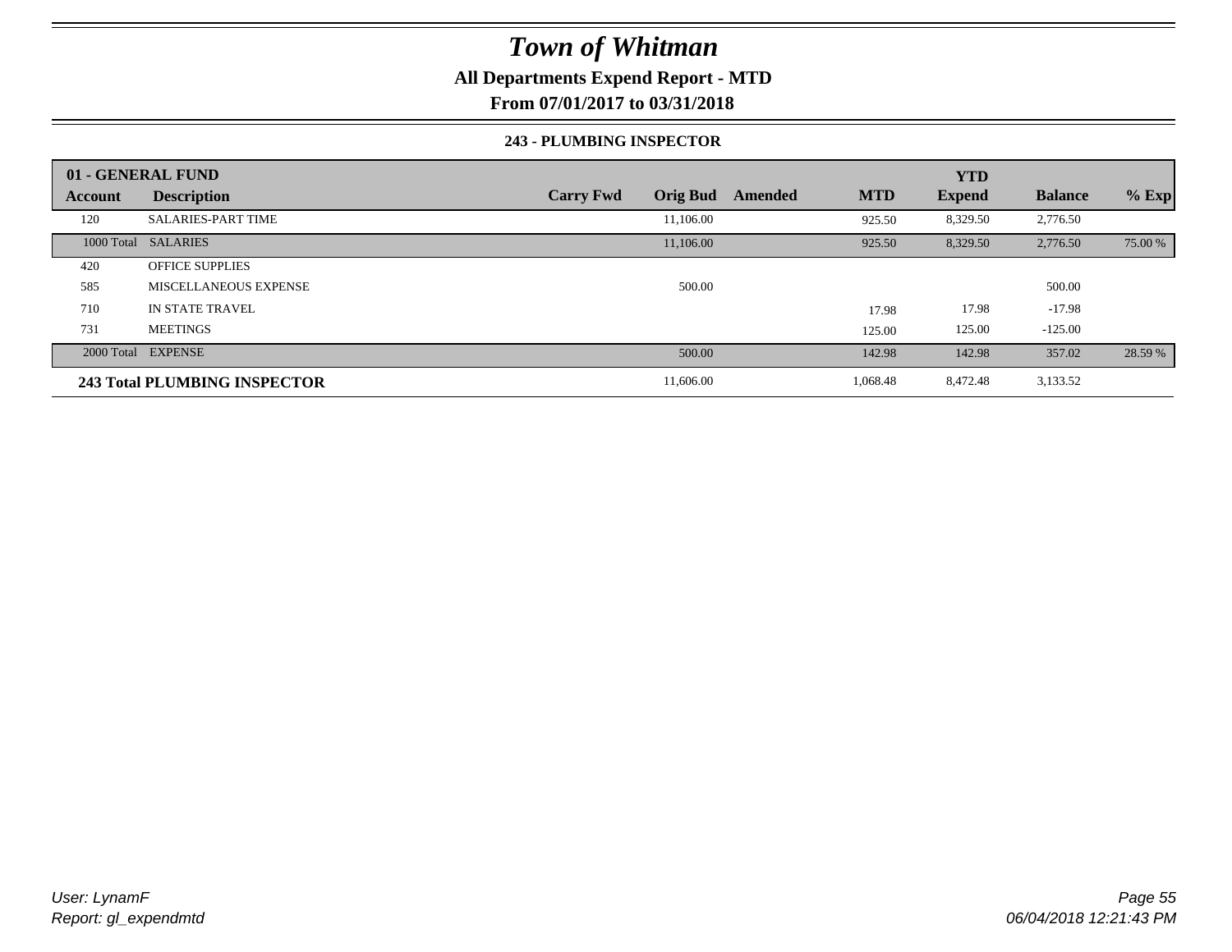# *Town of Whitman*

**All Departments Expend Report - MTD**

**From 07/01/2017 to 03/31/2018**

**243 - PLUMBING INSPECTOR**

| 01 - GENERAL FUND | | | | | | YTD | | |
|---|---|---|---|---|---|---|---|---|
| **Account** | **Description** | **Carry Fwd** | **Orig Bud** | **Amended** | **MTD** | **Expend** | **Balance** | **% Exp** |
| 120 | SALARIES-PART TIME | | 11,106.00 | | 925.50 | 8,329.50 | 2,776.50 | |
| 1000 Total | SALARIES | | 11,106.00 | | 925.50 | 8,329.50 | 2,776.50 | 75.00 % |
| 420 | OFFICE SUPPLIES | | | | | | | |
| 585 | MISCELLANEOUS EXPENSE | | 500.00 | | | | 500.00 | |
| 710 | IN STATE TRAVEL | | | | 17.98 | 17.98 | -17.98 | |
| 731 | MEETINGS | | | | 125.00 | 125.00 | -125.00 | |
| 2000 Total | EXPENSE | | 500.00 | | 142.98 | 142.98 | 357.02 | 28.59 % |
| **243 Total PLUMBING INSPECTOR** | | | 11,606.00 | | 1,068.48 | 8,472.48 | 3,133.52 | |

*User: LynamF*
*Report: gl_expendmtd*

*06/04/2018 12:21:43 PM*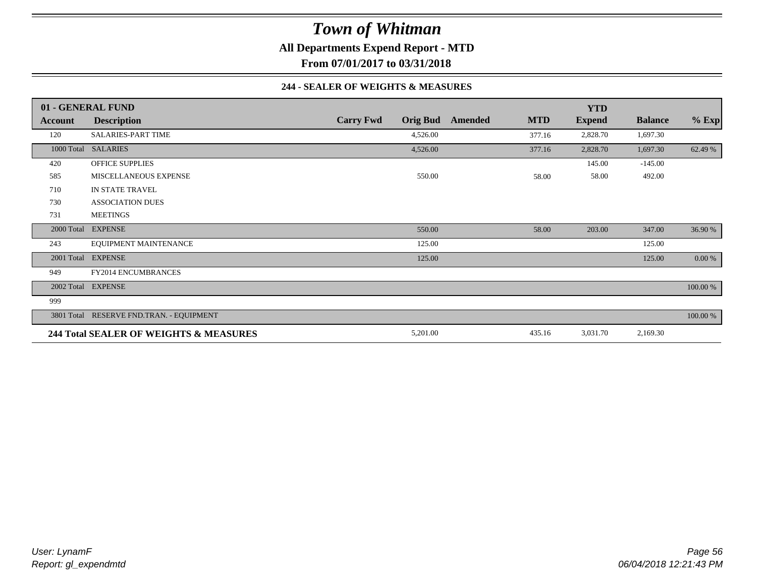# Town of Whitman

**All Departments Expend Report - MTD**

**From 07/01/2017 to 03/31/2018**

**244 - SEALER OF WEIGHTS & MEASURES**

| 01 - GENERAL FUND | | | | | | YTD | | |
|---|---|---|---|---|---|---|---|---|
| **Account** | **Description** | **Carry Fwd** | **Orig Bud** | **Amended** | **MTD** | **Expend** | **Balance** | **% Exp** |
| 120 | SALARIES-PART TIME | | 4,526.00 | | 377.16 | 2,828.70 | 1,697.30 | |
| 1000 Total | SALARIES | | 4,526.00 | | 377.16 | 2,828.70 | 1,697.30 | 62.49 % |
| 420 | OFFICE SUPPLIES | | | | | 145.00 | -145.00 | |
| 585 | MISCELLANEOUS EXPENSE | | 550.00 | | 58.00 | 58.00 | 492.00 | |
| 710 | IN STATE TRAVEL | | | | | | | |
| 730 | ASSOCIATION DUES | | | | | | | |
| 731 | MEETINGS | | | | | | | |
| 2000 Total | EXPENSE | | 550.00 | | 58.00 | 203.00 | 347.00 | 36.90 % |
| 243 | EQUIPMENT MAINTENANCE | | 125.00 | | | | 125.00 | |
| 2001 Total | EXPENSE | | 125.00 | | | | 125.00 | 0.00 % |
| 949 | FY2014 ENCUMBRANCES | | | | | | | |
| 2002 Total | EXPENSE | | | | | | | 100.00 % |
| 999 | | | | | | | | |
| 3801 Total | RESERVE FND.TRAN. - EQUIPMENT | | | | | | | 100.00 % |
| **244 Total SEALER OF WEIGHTS & MEASURES** | | | 5,201.00 | | 435.16 | 3,031.70 | 2,169.30 | |

*User: LynamF*
*Report: gl_expendmtd*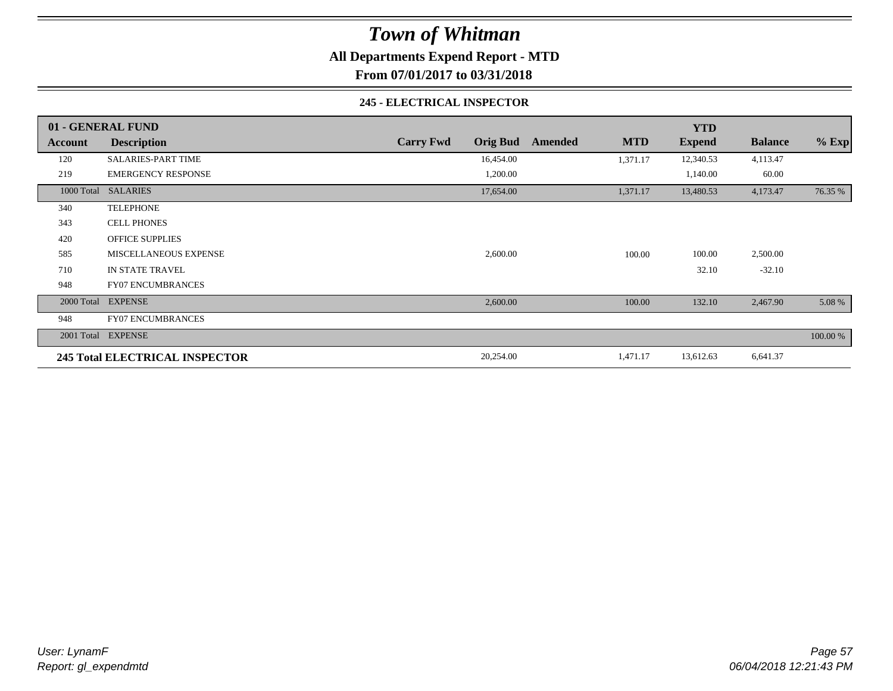# *Town of Whitman*

**All Departments Expend Report - MTD**

**From 07/01/2017 to 03/31/2018**

### 245 - ELECTRICAL INSPECTOR

| 01 - GENERAL FUND | | | | | | YTD | | |
|---|---|---|---|---|---|---|---|---|
| **Account** | **Description** | **Carry Fwd** | **Orig Bud** | **Amended** | **MTD** | **Expend** | **Balance** | **% Exp** |
| 120 | SALARIES-PART TIME | | 16,454.00 | | 1,371.17 | 12,340.53 | 4,113.47 | |
| 219 | EMERGENCY RESPONSE | | 1,200.00 | | | 1,140.00 | 60.00 | |
| 1000 Total | SALARIES | | 17,654.00 | | 1,371.17 | 13,480.53 | 4,173.47 | 76.35 % |
| 340 | TELEPHONE | | | | | | | |
| 343 | CELL PHONES | | | | | | | |
| 420 | OFFICE SUPPLIES | | | | | | | |
| 585 | MISCELLANEOUS EXPENSE | | 2,600.00 | | 100.00 | 100.00 | 2,500.00 | |
| 710 | IN STATE TRAVEL | | | | | 32.10 | -32.10 | |
| 948 | FY07 ENCUMBRANCES | | | | | | | |
| 2000 Total | EXPENSE | | 2,600.00 | | 100.00 | 132.10 | 2,467.90 | 5.08 % |
| 948 | FY07 ENCUMBRANCES | | | | | | | |
| 2001 Total | EXPENSE | | | | | | | 100.00 % |
| **245 Total ELECTRICAL INSPECTOR** | | | 20,254.00 | | 1,471.17 | 13,612.63 | 6,641.37 | |

*User: LynamF*
*Report: gl_expendmtd*

*06/04/2018 12:21:43 PM*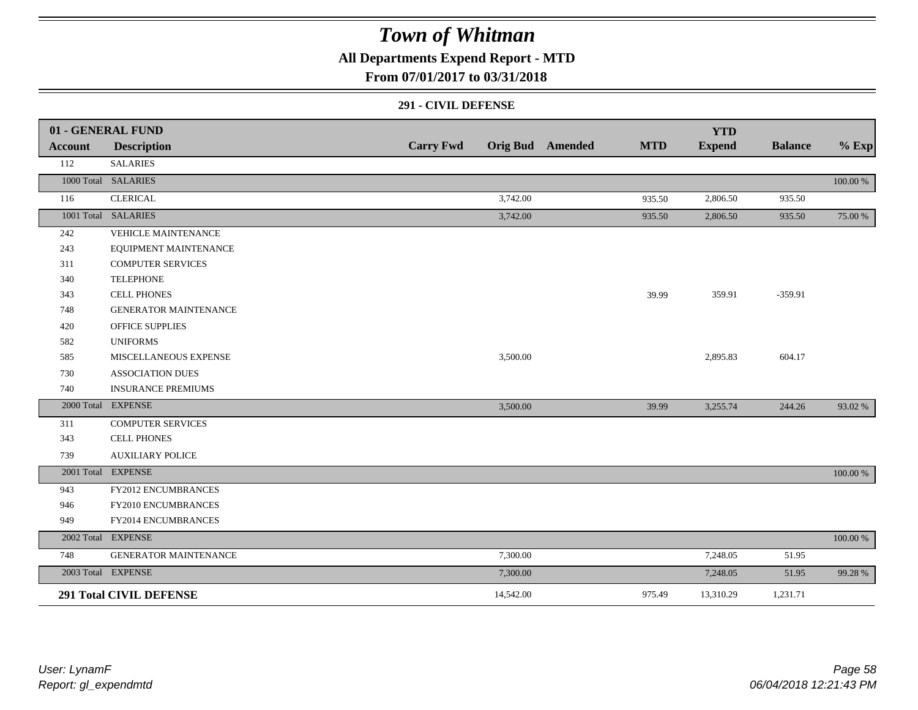# Town of Whitman

## All Departments Expend Report - MTD

### From 07/01/2017 to 03/31/2018

#### 291 - CIVIL DEFENSE

| 01 - GENERAL FUND | | | | | | YTD | | |
|---|---|---|---|---|---|---|---|---|
| Account | Description | Carry Fwd | Orig Bud | Amended | MTD | Expend | Balance | % Exp |
| 112 | SALARIES | | | | | | | |
| 1000 Total | SALARIES | | | | | | | 100.00 % |
| 116 | CLERICAL | | 3,742.00 | | 935.50 | 2,806.50 | 935.50 | |
| 1001 Total | SALARIES | | 3,742.00 | | 935.50 | 2,806.50 | 935.50 | 75.00 % |
| 242 | VEHICLE MAINTENANCE | | | | | | | |
| 243 | EQUIPMENT MAINTENANCE | | | | | | | |
| 311 | COMPUTER SERVICES | | | | | | | |
| 340 | TELEPHONE | | | | | | | |
| 343 | CELL PHONES | | | | 39.99 | 359.91 | -359.91 | |
| 748 | GENERATOR MAINTENANCE | | | | | | | |
| 420 | OFFICE SUPPLIES | | | | | | | |
| 582 | UNIFORMS | | | | | | | |
| 585 | MISCELLANEOUS EXPENSE | | 3,500.00 | | | 2,895.83 | 604.17 | |
| 730 | ASSOCIATION DUES | | | | | | | |
| 740 | INSURANCE PREMIUMS | | | | | | | |
| 2000 Total | EXPENSE | | 3,500.00 | | 39.99 | 3,255.74 | 244.26 | 93.02 % |
| 311 | COMPUTER SERVICES | | | | | | | |
| 343 | CELL PHONES | | | | | | | |
| 739 | AUXILIARY POLICE | | | | | | | |
| 2001 Total | EXPENSE | | | | | | | 100.00 % |
| 943 | FY2012 ENCUMBRANCES | | | | | | | |
| 946 | FY2010 ENCUMBRANCES | | | | | | | |
| 949 | FY2014 ENCUMBRANCES | | | | | | | |
| 2002 Total | EXPENSE | | | | | | | 100.00 % |
| 748 | GENERATOR MAINTENANCE | | 7,300.00 | | | 7,248.05 | 51.95 | |
| 2003 Total | EXPENSE | | 7,300.00 | | | 7,248.05 | 51.95 | 99.28 % |
| **291 Total CIVIL DEFENSE** | | | 14,542.00 | | 975.49 | 13,310.29 | 1,231.71 | |

User: LynamF
Report: gl_expendmtd

06/04/2018 12:21:43 PM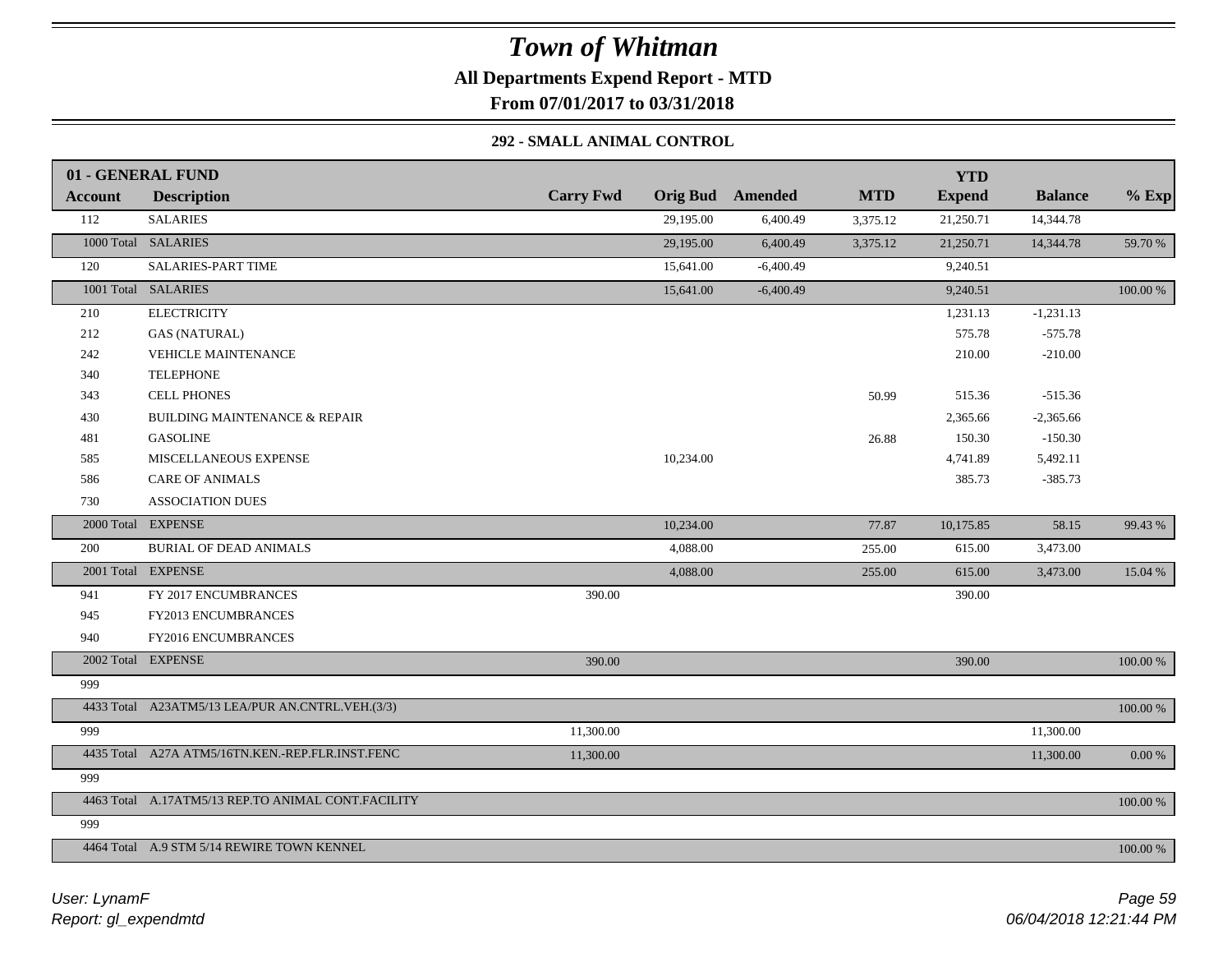# Town of Whitman

**All Departments Expend Report - MTD**

**From 07/01/2017 to 03/31/2018**

### 292 - SMALL ANIMAL CONTROL

| 01 - GENERAL FUND Account | Description | Carry Fwd | Orig Bud | Amended | MTD | YTD Expend | Balance | % Exp |
|---|---|---|---|---|---|---|---|---|
| 112 | SALARIES | | 29,195.00 | 6,400.49 | 3,375.12 | 21,250.71 | 14,344.78 | |
| 1000 Total | SALARIES | | 29,195.00 | 6,400.49 | 3,375.12 | 21,250.71 | 14,344.78 | 59.70 % |
| 120 | SALARIES-PART TIME | | 15,641.00 | -6,400.49 | | 9,240.51 | | |
| 1001 Total | SALARIES | | 15,641.00 | -6,400.49 | | 9,240.51 | | 100.00 % |
| 210 | ELECTRICITY | | | | | 1,231.13 | -1,231.13 | |
| 212 | GAS (NATURAL) | | | | | 575.78 | -575.78 | |
| 242 | VEHICLE MAINTENANCE | | | | | 210.00 | -210.00 | |
| 340 | TELEPHONE | | | | | | | |
| 343 | CELL PHONES | | | | 50.99 | 515.36 | -515.36 | |
| 430 | BUILDING MAINTENANCE & REPAIR | | | | | 2,365.66 | -2,365.66 | |
| 481 | GASOLINE | | | | 26.88 | 150.30 | -150.30 | |
| 585 | MISCELLANEOUS EXPENSE | | 10,234.00 | | | 4,741.89 | 5,492.11 | |
| 586 | CARE OF ANIMALS | | | | | 385.73 | -385.73 | |
| 730 | ASSOCIATION DUES | | | | | | | |
| 2000 Total | EXPENSE | | 10,234.00 | | 77.87 | 10,175.85 | 58.15 | 99.43 % |
| 200 | BURIAL OF DEAD ANIMALS | | 4,088.00 | | 255.00 | 615.00 | 3,473.00 | |
| 2001 Total | EXPENSE | | 4,088.00 | | 255.00 | 615.00 | 3,473.00 | 15.04 % |
| 941 | FY 2017 ENCUMBRANCES | 390.00 | | | | 390.00 | | |
| 945 | FY2013 ENCUMBRANCES | | | | | | | |
| 940 | FY2016 ENCUMBRANCES | | | | | | | |
| 2002 Total | EXPENSE | 390.00 | | | | 390.00 | | 100.00 % |
| 999 | | | | | | | | |
| 4433 Total | A23ATM5/13 LEA/PUR AN.CNTRL.VEH.(3/3) | | | | | | | 100.00 % |
| 999 | | 11,300.00 | | | | | 11,300.00 | |
| 4435 Total | A27A ATM5/16TN.KEN.-REP.FLR.INST.FENC | 11,300.00 | | | | | 11,300.00 | 0.00 % |
| 999 | | | | | | | | |
| 4463 Total | A.17ATM5/13 REP.TO ANIMAL CONT.FACILITY | | | | | | | 100.00 % |
| 999 | | | | | | | | |
| 4464 Total | A.9 STM 5/14 REWIRE TOWN KENNEL | | | | | | | 100.00 % |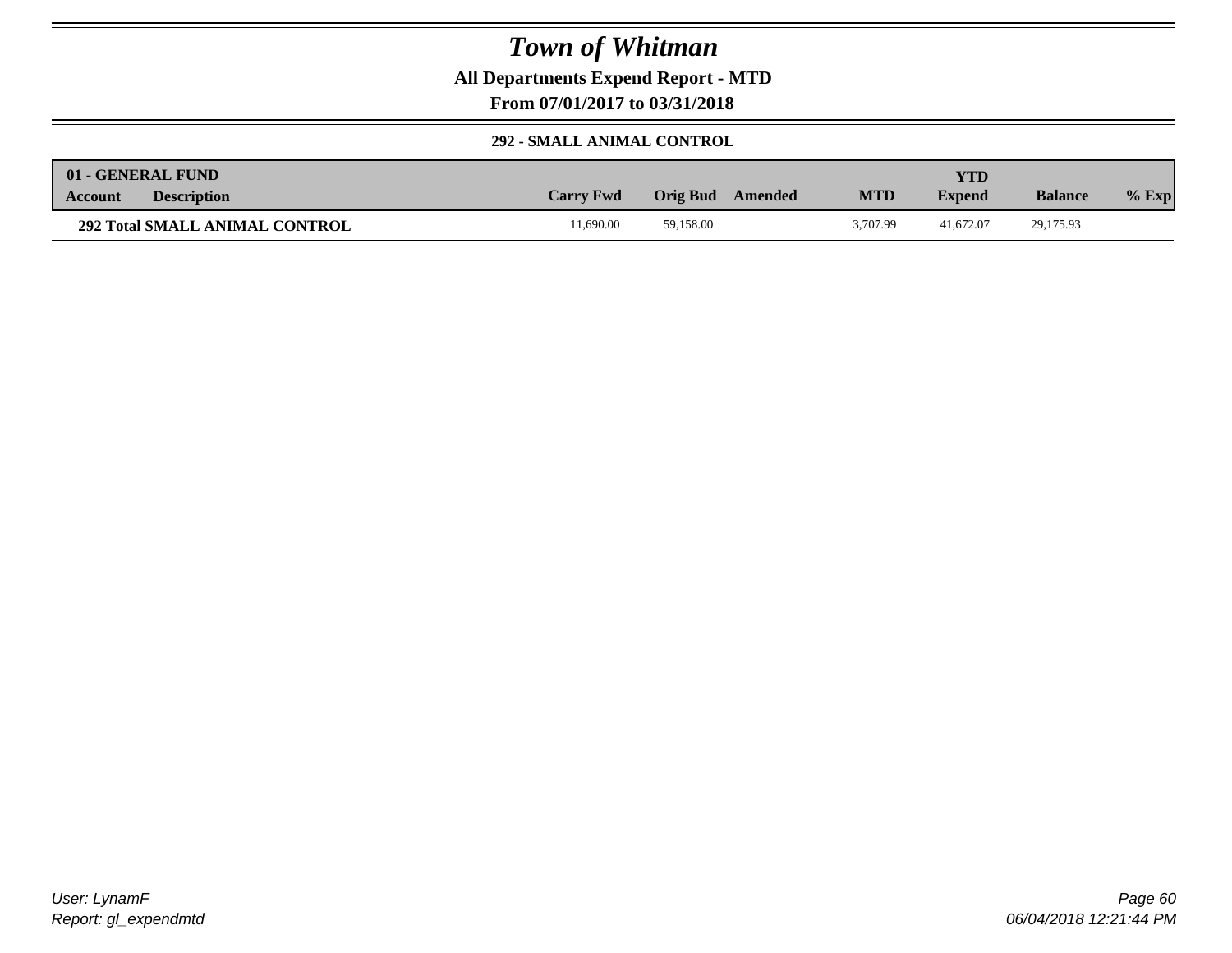# Town of Whitman

**All Departments Expend Report - MTD**

**From 07/01/2017 to 03/31/2018**

**292 - SMALL ANIMAL CONTROL**

| 01 - GENERAL FUND | | | | | | | | |
|---|---|---|---|---|---|---|---|---|
| **Account** | **Description** | **Carry Fwd** | **Orig Bud** | **Amended** | **MTD** | **YTD Expend** | **Balance** | **% Exp** |
| **292 Total SMALL ANIMAL CONTROL** | | 11,690.00 | 59,158.00 | | 3,707.99 | 41,672.07 | 29,175.93 | |

User: LynamF
Report: gl_expendmtd

06/04/2018 12:21:44 PM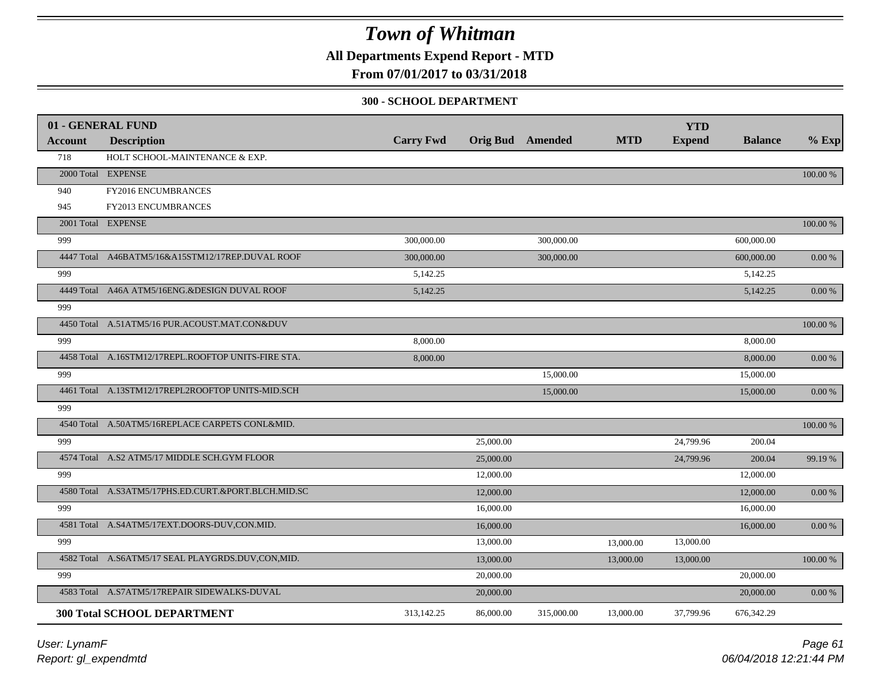# Town of Whitman

**All Departments Expend Report - MTD**

**From 07/01/2017 to 03/31/2018**

**300 - SCHOOL DEPARTMENT**

| 01 - GENERAL FUND | | | | | | YTD | | |
|---|---|---|---|---|---|---|---|---|
| **Account** | **Description** | **Carry Fwd** | **Orig Bud** | **Amended** | **MTD** | **Expend** | **Balance** | **% Exp** |
| 718 | HOLT SCHOOL-MAINTENANCE & EXP. | | | | | | | |
| 2000 Total | EXPENSE | | | | | | | 100.00 % |
| 940 | FY2016 ENCUMBRANCES | | | | | | | |
| 945 | FY2013 ENCUMBRANCES | | | | | | | |
| 2001 Total | EXPENSE | | | | | | | 100.00 % |
| 999 | | 300,000.00 | | 300,000.00 | | | 600,000.00 | |
| 4447 Total | A46BATM5/16&A15STM12/17REP.DUVAL ROOF | 300,000.00 | | 300,000.00 | | | 600,000.00 | 0.00 % |
| 999 | | 5,142.25 | | | | | 5,142.25 | |
| 4449 Total | A46A ATM5/16ENG.&DESIGN DUVAL ROOF | 5,142.25 | | | | | 5,142.25 | 0.00 % |
| 999 | | | | | | | | |
| 4450 Total | A.51ATM5/16 PUR.ACOUST.MAT.CON&DUV | | | | | | | 100.00 % |
| 999 | | 8,000.00 | | | | | 8,000.00 | |
| 4458 Total | A.16STM12/17REPL.ROOFTOP UNITS-FIRE STA. | 8,000.00 | | | | | 8,000.00 | 0.00 % |
| 999 | | | | 15,000.00 | | | 15,000.00 | |
| 4461 Total | A.13STM12/17REPL2ROOFTOP UNITS-MID.SCH | | | 15,000.00 | | | 15,000.00 | 0.00 % |
| 999 | | | | | | | | |
| 4540 Total | A.50ATM5/16REPLACE CARPETS CONL&MID. | | | | | | | 100.00 % |
| 999 | | | 25,000.00 | | | 24,799.96 | 200.04 | |
| 4574 Total | A.S2 ATM5/17 MIDDLE SCH.GYM FLOOR | | 25,000.00 | | | 24,799.96 | 200.04 | 99.19 % |
| 999 | | | 12,000.00 | | | | 12,000.00 | |
| 4580 Total | A.S3ATM5/17PHS.ED.CURT.&PORT.BLCH.MID.SC | | 12,000.00 | | | | 12,000.00 | 0.00 % |
| 999 | | | 16,000.00 | | | | 16,000.00 | |
| 4581 Total | A.S4ATM5/17EXT.DOORS-DUV,CON.MID. | | 16,000.00 | | | | 16,000.00 | 0.00 % |
| 999 | | | 13,000.00 | | 13,000.00 | 13,000.00 | | |
| 4582 Total | A.S6ATM5/17 SEAL PLAYGRDS.DUV,CON,MID. | | 13,000.00 | | 13,000.00 | 13,000.00 | | 100.00 % |
| 999 | | | 20,000.00 | | | | 20,000.00 | |
| 4583 Total | A.S7ATM5/17REPAIR SIDEWALKS-DUVAL | | 20,000.00 | | | | 20,000.00 | 0.00 % |
| **300 Total SCHOOL DEPARTMENT** | | 313,142.25 | 86,000.00 | 315,000.00 | 13,000.00 | 37,799.96 | 676,342.29 | |

*User: LynamF*
*Report: gl_expendmtd*

*06/04/2018 12:21:44 PM*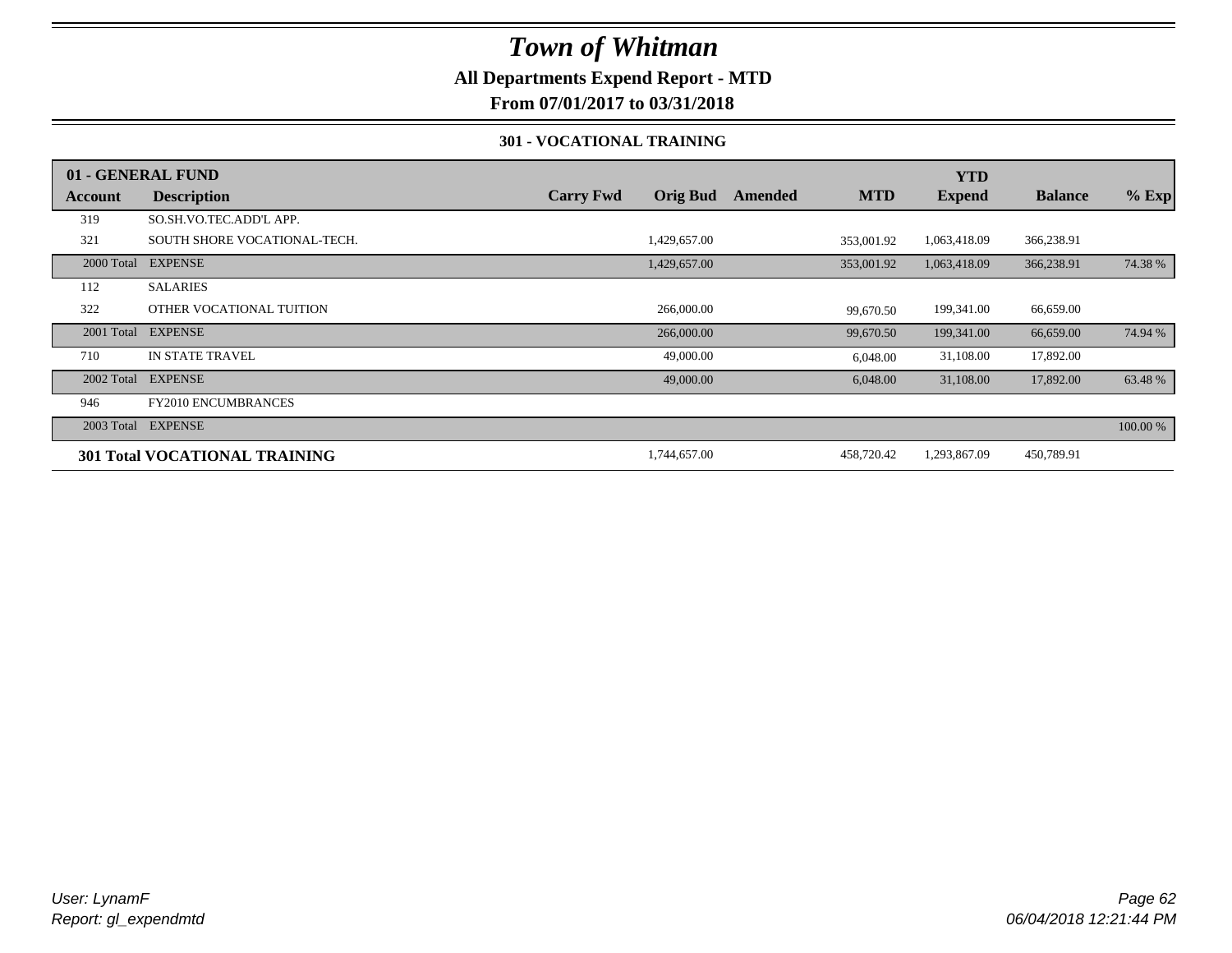# Town of Whitman

## All Departments Expend Report - MTD

### From 07/01/2017 to 03/31/2018

#### 301 - VOCATIONAL TRAINING

| 01 - GENERAL FUND | | | | | | YTD | | |
|---|---|---|---|---|---|---|---|---|
| **Account** | **Description** | **Carry Fwd** | **Orig Bud** | **Amended** | **MTD** | **Expend** | **Balance** | **% Exp** |
| 319 | SO.SH.VO.TEC.ADD'L APP. | | | | | | | |
| 321 | SOUTH SHORE VOCATIONAL-TECH. | | 1,429,657.00 | | 353,001.92 | 1,063,418.09 | 366,238.91 | |
| 2000 Total | EXPENSE | | 1,429,657.00 | | 353,001.92 | 1,063,418.09 | 366,238.91 | 74.38 % |
| 112 | SALARIES | | | | | | | |
| 322 | OTHER VOCATIONAL TUITION | | 266,000.00 | | 99,670.50 | 199,341.00 | 66,659.00 | |
| 2001 Total | EXPENSE | | 266,000.00 | | 99,670.50 | 199,341.00 | 66,659.00 | 74.94 % |
| 710 | IN STATE TRAVEL | | 49,000.00 | | 6,048.00 | 31,108.00 | 17,892.00 | |
| 2002 Total | EXPENSE | | 49,000.00 | | 6,048.00 | 31,108.00 | 17,892.00 | 63.48 % |
| 946 | FY2010 ENCUMBRANCES | | | | | | | |
| 2003 Total | EXPENSE | | | | | | | 100.00 % |
| **301 Total VOCATIONAL TRAINING** | | | 1,744,657.00 | | 458,720.42 | 1,293,867.09 | 450,789.91 | |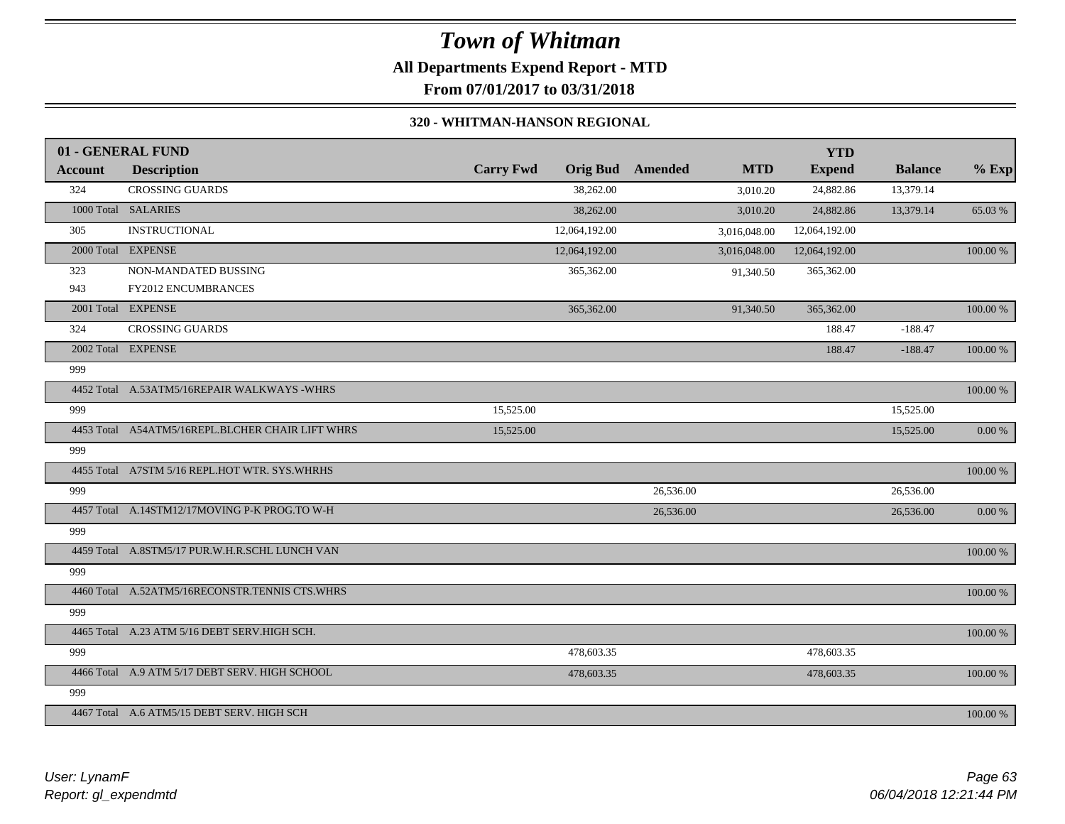# Town of Whitman

**All Departments Expend Report - MTD**

**From 07/01/2017 to 03/31/2018**

**320 - WHITMAN-HANSON REGIONAL**

| 01 - GENERAL FUND | | | | | | YTD | | |
|---|---|---|---|---|---|---|---|---|
| **Account** | **Description** | **Carry Fwd** | **Orig Bud** | **Amended** | **MTD** | **Expend** | **Balance** | **% Exp** |
| 324 | CROSSING GUARDS | | 38,262.00 | | 3,010.20 | 24,882.86 | 13,379.14 | |
| 1000 Total | SALARIES | | 38,262.00 | | 3,010.20 | 24,882.86 | 13,379.14 | 65.03 % |
| 305 | INSTRUCTIONAL | | 12,064,192.00 | | 3,016,048.00 | 12,064,192.00 | | |
| 2000 Total | EXPENSE | | 12,064,192.00 | | 3,016,048.00 | 12,064,192.00 | | 100.00 % |
| 323 | NON-MANDATED BUSSING | | 365,362.00 | | 91,340.50 | 365,362.00 | | |
| 943 | FY2012 ENCUMBRANCES | | | | | | | |
| 2001 Total | EXPENSE | | 365,362.00 | | 91,340.50 | 365,362.00 | | 100.00 % |
| 324 | CROSSING GUARDS | | | | | 188.47 | -188.47 | |
| 2002 Total | EXPENSE | | | | | 188.47 | -188.47 | 100.00 % |
| 999 | | | | | | | | |
| 4452 Total | A.53ATM5/16REPAIR WALKWAYS -WHRS | | | | | | | 100.00 % |
| 999 | | 15,525.00 | | | | | 15,525.00 | |
| 4453 Total | A54ATM5/16REPL.BLCHER CHAIR LIFT WHRS | 15,525.00 | | | | | 15,525.00 | 0.00 % |
| 999 | | | | | | | | |
| 4455 Total | A7STM 5/16 REPL.HOT WTR. SYS.WHRHS | | | | | | | 100.00 % |
| 999 | | | | 26,536.00 | | | 26,536.00 | |
| 4457 Total | A.14STM12/17MOVING P-K PROG.TO W-H | | | 26,536.00 | | | 26,536.00 | 0.00 % |
| 999 | | | | | | | | |
| 4459 Total | A.8STM5/17 PUR.W.H.R.SCHL LUNCH VAN | | | | | | | 100.00 % |
| 999 | | | | | | | | |
| 4460 Total | A.52ATM5/16RECONSTR.TENNIS CTS.WHRS | | | | | | | 100.00 % |
| 999 | | | | | | | | |
| 4465 Total | A.23 ATM 5/16 DEBT SERV.HIGH SCH. | | | | | | | 100.00 % |
| 999 | | | 478,603.35 | | | 478,603.35 | | |
| 4466 Total | A.9 ATM 5/17 DEBT SERV. HIGH SCHOOL | | 478,603.35 | | | 478,603.35 | | 100.00 % |
| 999 | | | | | | | | |
| 4467 Total | A.6 ATM5/15 DEBT SERV. HIGH SCH | | | | | | | 100.00 % |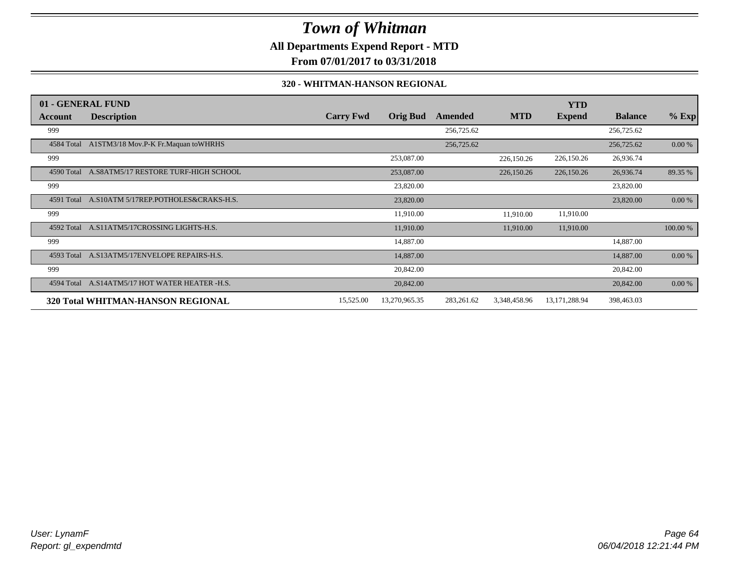# Town of Whitman

**All Departments Expend Report - MTD**

**From 07/01/2017 to 03/31/2018**

### 320 - WHITMAN-HANSON REGIONAL

| 01 - GENERAL FUND | | | | | | YTD | | |
|---|---|---|---|---|---|---|---|---|
| **Account** | **Description** | **Carry Fwd** | **Orig Bud** | **Amended** | **MTD** | **Expend** | **Balance** | **% Exp** |
| 999 | | | | 256,725.62 | | | 256,725.62 | |
| 4584 Total | A1STM3/18 Mov.P-K Fr.Maquan toWHRHS | | | 256,725.62 | | | 256,725.62 | 0.00 % |
| 999 | | | 253,087.00 | | 226,150.26 | 226,150.26 | 26,936.74 | |
| 4590 Total | A.S8ATM5/17 RESTORE TURF-HIGH SCHOOL | | 253,087.00 | | 226,150.26 | 226,150.26 | 26,936.74 | 89.35 % |
| 999 | | | 23,820.00 | | | | 23,820.00 | |
| 4591 Total | A.S10ATM 5/17REP.POTHOLES&CRAKS-H.S. | | 23,820.00 | | | | 23,820.00 | 0.00 % |
| 999 | | | 11,910.00 | | 11,910.00 | 11,910.00 | | |
| 4592 Total | A.S11ATM5/17CROSSING LIGHTS-H.S. | | 11,910.00 | | 11,910.00 | 11,910.00 | | 100.00 % |
| 999 | | | 14,887.00 | | | | 14,887.00 | |
| 4593 Total | A.S13ATM5/17ENVELOPE REPAIRS-H.S. | | 14,887.00 | | | | 14,887.00 | 0.00 % |
| 999 | | | 20,842.00 | | | | 20,842.00 | |
| 4594 Total | A.S14ATM5/17 HOT WATER HEATER -H.S. | | 20,842.00 | | | | 20,842.00 | 0.00 % |
| **320 Total WHITMAN-HANSON REGIONAL** | | 15,525.00 | 13,270,965.35 | 283,261.62 | 3,348,458.96 | 13,171,288.94 | 398,463.03 | |

*User: LynamF*
*Report: gl_expendmtd*

*06/04/2018 12:21:44 PM*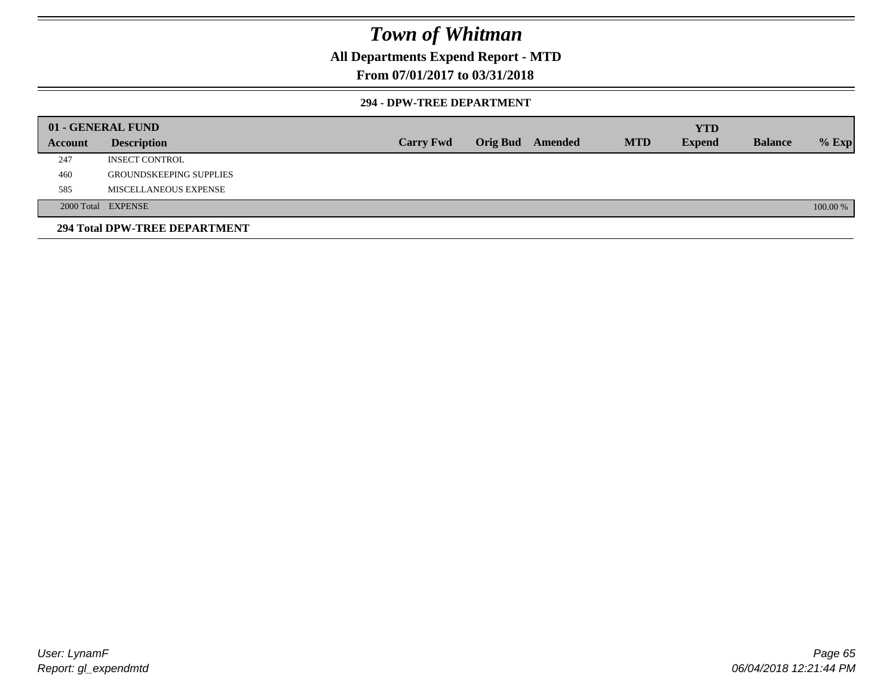# Town of Whitman

## All Departments Expend Report - MTD

## From 07/01/2017 to 03/31/2018

### 294 - DPW-TREE DEPARTMENT

| 01 - GENERAL FUND | | | | | | YTD | | |
|---|---|---|---|---|---|---|---|---|
| **Account** | **Description** | **Carry Fwd** | **Orig Bud** | **Amended** | **MTD** | **Expend** | **Balance** | **% Exp** |
| 247 | INSECT CONTROL | | | | | | | |
| 460 | GROUNDSKEEPING SUPPLIES | | | | | | | |
| 585 | MISCELLANEOUS EXPENSE | | | | | | | |
| 2000 Total | EXPENSE | | | | | | | 100.00 % |

**294 Total DPW-TREE DEPARTMENT**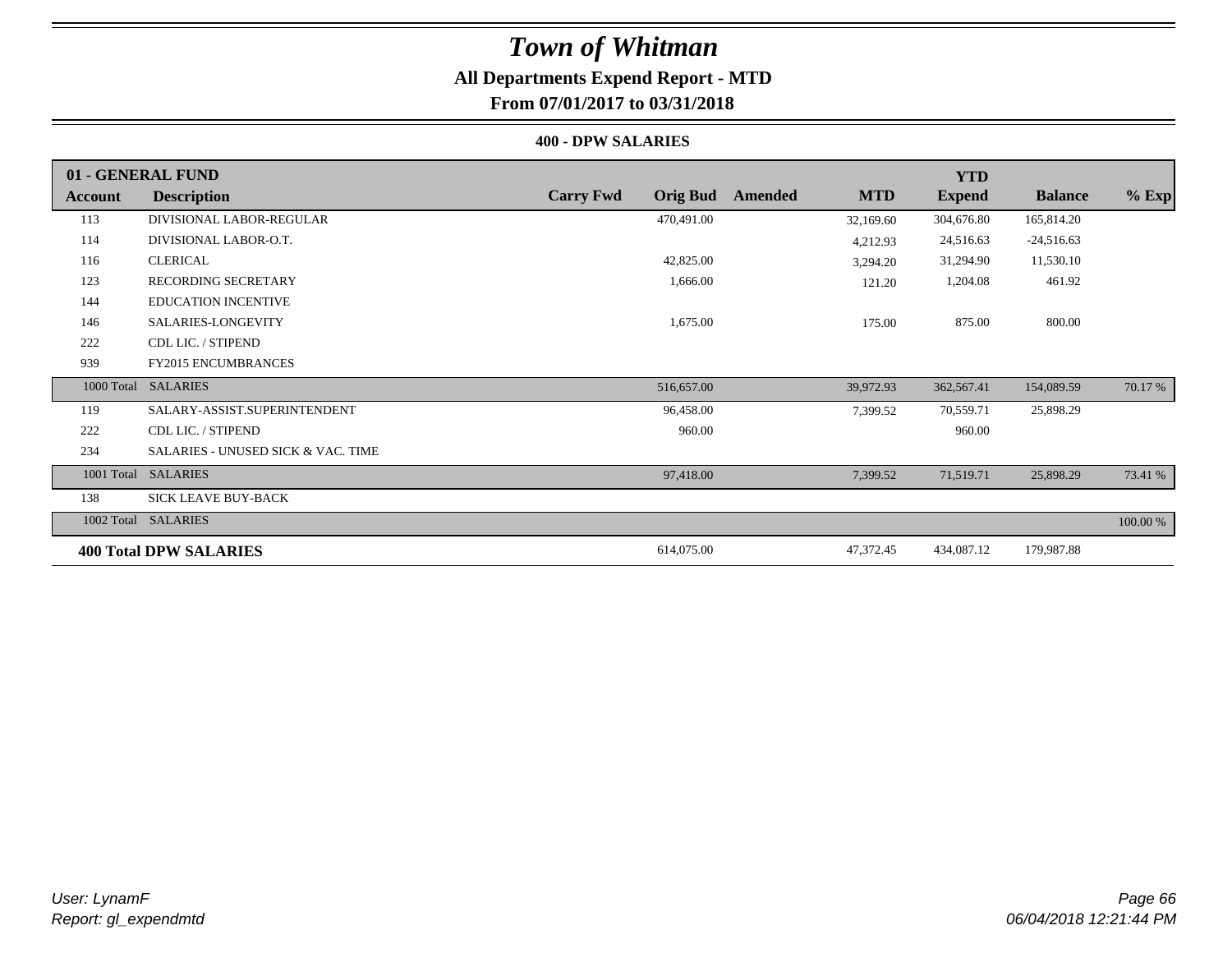# Town of Whitman

## All Departments Expend Report - MTD

### From 07/01/2017 to 03/31/2018

#### 400 - DPW SALARIES

| 01 - GENERAL FUND | | | | | | YTD | | |
|---|---|---|---|---|---|---|---|---|
| Account | Description | Carry Fwd | Orig Bud | Amended | MTD | Expend | Balance | % Exp |
| 113 | DIVISIONAL LABOR-REGULAR | | 470,491.00 | | 32,169.60 | 304,676.80 | 165,814.20 | |
| 114 | DIVISIONAL LABOR-O.T. | | | | 4,212.93 | 24,516.63 | -24,516.63 | |
| 116 | CLERICAL | | 42,825.00 | | 3,294.20 | 31,294.90 | 11,530.10 | |
| 123 | RECORDING SECRETARY | | 1,666.00 | | 121.20 | 1,204.08 | 461.92 | |
| 144 | EDUCATION INCENTIVE | | | | | | | |
| 146 | SALARIES-LONGEVITY | | 1,675.00 | | 175.00 | 875.00 | 800.00 | |
| 222 | CDL LIC. / STIPEND | | | | | | | |
| 939 | FY2015 ENCUMBRANCES | | | | | | | |
| 1000 Total | SALARIES | | 516,657.00 | | 39,972.93 | 362,567.41 | 154,089.59 | 70.17 % |
| 119 | SALARY-ASSIST.SUPERINTENDENT | | 96,458.00 | | 7,399.52 | 70,559.71 | 25,898.29 | |
| 222 | CDL LIC. / STIPEND | | 960.00 | | | 960.00 | | |
| 234 | SALARIES - UNUSED SICK & VAC. TIME | | | | | | | |
| 1001 Total | SALARIES | | 97,418.00 | | 7,399.52 | 71,519.71 | 25,898.29 | 73.41 % |
| 138 | SICK LEAVE BUY-BACK | | | | | | | |
| 1002 Total | SALARIES | | | | | | | 100.00 % |
| **400 Total DPW SALARIES** | | | 614,075.00 | | 47,372.45 | 434,087.12 | 179,987.88 | |

*User: LynamF*
*Report: gl_expendmtd*

*06/04/2018 12:21:44 PM*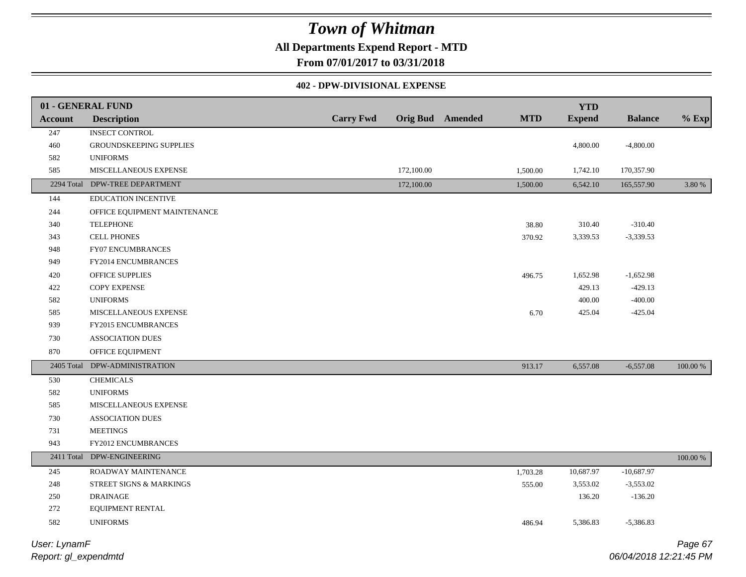# Town of Whitman

## All Departments Expend Report - MTD

### From 07/01/2017 to 03/31/2018

#### 402 - DPW-DIVISIONAL EXPENSE

| 01 - GENERAL FUND | | | | | | YTD | | |
|---|---|---|---|---|---|---|---|---|
| **Account** | **Description** | **Carry Fwd** | **Orig Bud** | **Amended** | **MTD** | **Expend** | **Balance** | **% Exp** |
| 247 | INSECT CONTROL | | | | | | | |
| 460 | GROUNDSKEEPING SUPPLIES | | | | | 4,800.00 | -4,800.00 | |
| 582 | UNIFORMS | | | | | | | |
| 585 | MISCELLANEOUS EXPENSE | | 172,100.00 | | 1,500.00 | 1,742.10 | 170,357.90 | |
| 2294 Total | DPW-TREE DEPARTMENT | | 172,100.00 | | 1,500.00 | 6,542.10 | 165,557.90 | 3.80 % |
| 144 | EDUCATION INCENTIVE | | | | | | | |
| 244 | OFFICE EQUIPMENT MAINTENANCE | | | | | | | |
| 340 | TELEPHONE | | | | 38.80 | 310.40 | -310.40 | |
| 343 | CELL PHONES | | | | 370.92 | 3,339.53 | -3,339.53 | |
| 948 | FY07 ENCUMBRANCES | | | | | | | |
| 949 | FY2014 ENCUMBRANCES | | | | | | | |
| 420 | OFFICE SUPPLIES | | | | 496.75 | 1,652.98 | -1,652.98 | |
| 422 | COPY EXPENSE | | | | | 429.13 | -429.13 | |
| 582 | UNIFORMS | | | | | 400.00 | -400.00 | |
| 585 | MISCELLANEOUS EXPENSE | | | | 6.70 | 425.04 | -425.04 | |
| 939 | FY2015 ENCUMBRANCES | | | | | | | |
| 730 | ASSOCIATION DUES | | | | | | | |
| 870 | OFFICE EQUIPMENT | | | | | | | |
| 2405 Total | DPW-ADMINISTRATION | | | | 913.17 | 6,557.08 | -6,557.08 | 100.00 % |
| 530 | CHEMICALS | | | | | | | |
| 582 | UNIFORMS | | | | | | | |
| 585 | MISCELLANEOUS EXPENSE | | | | | | | |
| 730 | ASSOCIATION DUES | | | | | | | |
| 731 | MEETINGS | | | | | | | |
| 943 | FY2012 ENCUMBRANCES | | | | | | | |
| 2411 Total | DPW-ENGINEERING | | | | | | | 100.00 % |
| 245 | ROADWAY MAINTENANCE | | | | 1,703.28 | 10,687.97 | -10,687.97 | |
| 248 | STREET SIGNS & MARKINGS | | | | 555.00 | 3,553.02 | -3,553.02 | |
| 250 | DRAINAGE | | | | | 136.20 | -136.20 | |
| 272 | EQUIPMENT RENTAL | | | | | | | |
| 582 | UNIFORMS | | | | 486.94 | 5,386.83 | -5,386.83 | |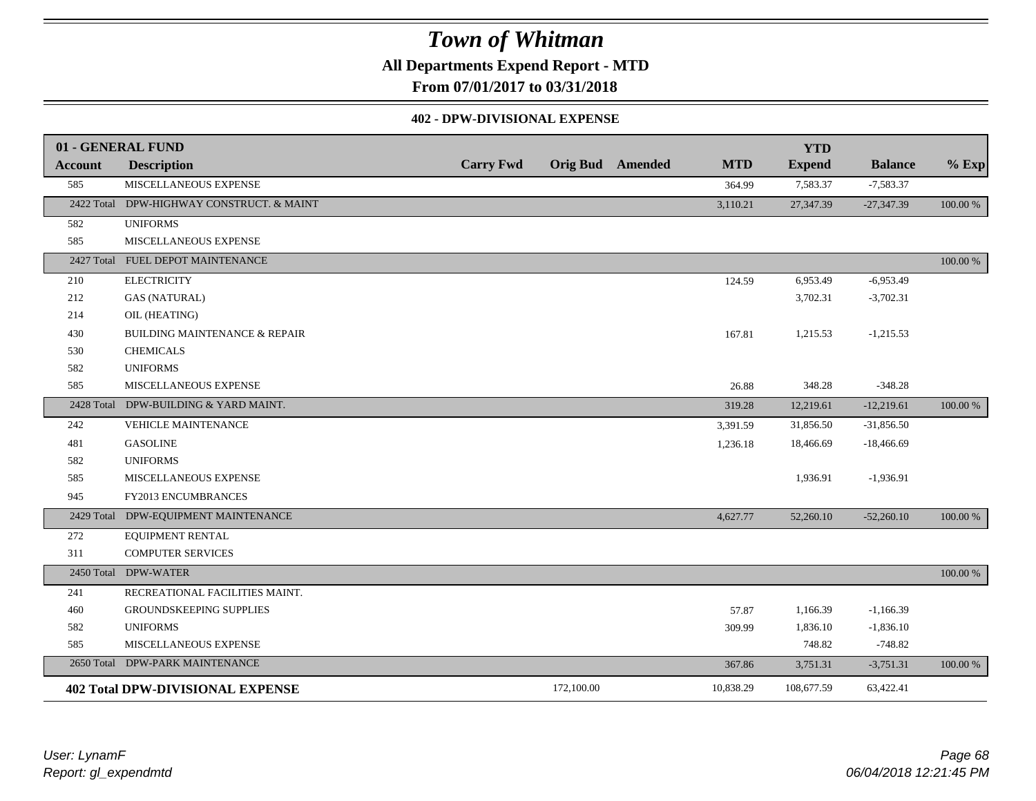# Town of Whitman

**All Departments Expend Report - MTD**

**From 07/01/2017 to 03/31/2018**

**402 - DPW-DIVISIONAL EXPENSE**

| 01 - GENERAL FUND | | | | | | YTD | | |
|---|---|---|---|---|---|---|---|---|
| **Account** | **Description** | **Carry Fwd** | **Orig Bud** | **Amended** | **MTD** | **Expend** | **Balance** | **% Exp** |
| 585 | MISCELLANEOUS EXPENSE | | | | 364.99 | 7,583.37 | -7,583.37 | |
| 2422 Total | DPW-HIGHWAY CONSTRUCT. & MAINT | | | | 3,110.21 | 27,347.39 | -27,347.39 | 100.00 % |
| 582 | UNIFORMS | | | | | | | |
| 585 | MISCELLANEOUS EXPENSE | | | | | | | |
| 2427 Total | FUEL DEPOT MAINTENANCE | | | | | | | 100.00 % |
| 210 | ELECTRICITY | | | | 124.59 | 6,953.49 | -6,953.49 | |
| 212 | GAS (NATURAL) | | | | | 3,702.31 | -3,702.31 | |
| 214 | OIL (HEATING) | | | | | | | |
| 430 | BUILDING MAINTENANCE & REPAIR | | | | 167.81 | 1,215.53 | -1,215.53 | |
| 530 | CHEMICALS | | | | | | | |
| 582 | UNIFORMS | | | | | | | |
| 585 | MISCELLANEOUS EXPENSE | | | | 26.88 | 348.28 | -348.28 | |
| 2428 Total | DPW-BUILDING & YARD MAINT. | | | | 319.28 | 12,219.61 | -12,219.61 | 100.00 % |
| 242 | VEHICLE MAINTENANCE | | | | 3,391.59 | 31,856.50 | -31,856.50 | |
| 481 | GASOLINE | | | | 1,236.18 | 18,466.69 | -18,466.69 | |
| 582 | UNIFORMS | | | | | | | |
| 585 | MISCELLANEOUS EXPENSE | | | | | 1,936.91 | -1,936.91 | |
| 945 | FY2013 ENCUMBRANCES | | | | | | | |
| 2429 Total | DPW-EQUIPMENT MAINTENANCE | | | | 4,627.77 | 52,260.10 | -52,260.10 | 100.00 % |
| 272 | EQUIPMENT RENTAL | | | | | | | |
| 311 | COMPUTER SERVICES | | | | | | | |
| 2450 Total | DPW-WATER | | | | | | | 100.00 % |
| 241 | RECREATIONAL FACILITIES MAINT. | | | | | | | |
| 460 | GROUNDSKEEPING SUPPLIES | | | | 57.87 | 1,166.39 | -1,166.39 | |
| 582 | UNIFORMS | | | | 309.99 | 1,836.10 | -1,836.10 | |
| 585 | MISCELLANEOUS EXPENSE | | | | | 748.82 | -748.82 | |
| 2650 Total | DPW-PARK MAINTENANCE | | | | 367.86 | 3,751.31 | -3,751.31 | 100.00 % |
| **402 Total DPW-DIVISIONAL EXPENSE** | | | 172,100.00 | | 10,838.29 | 108,677.59 | 63,422.41 | |

User: LynamF
Report: gl_expendmtd

06/04/2018 12:21:45 PM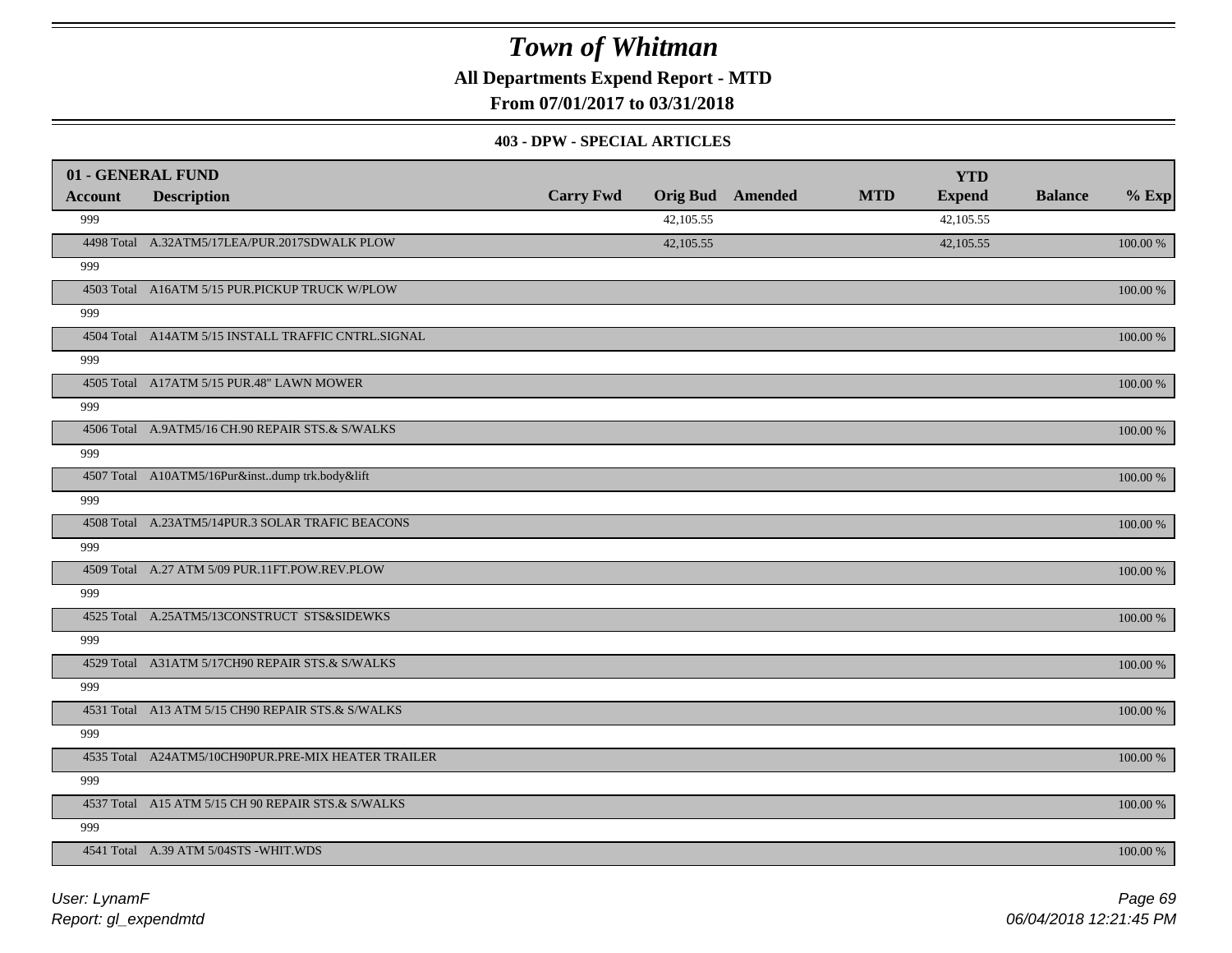# Town of Whitman

**All Departments Expend Report - MTD**

**From 07/01/2017 to 03/31/2018**

### 403 - DPW - SPECIAL ARTICLES

| 01 - GENERAL FUND | | | | | | YTD | | |
|---|---|---|---|---|---|---|---|---|
| **Account** | **Description** | **Carry Fwd** | **Orig Bud** | **Amended** | **MTD** | **Expend** | **Balance** | **% Exp** |
| 999 | | | 42,105.55 | | | 42,105.55 | | |
| 4498 Total | A.32ATM5/17LEA/PUR.2017SDWALK PLOW | | 42,105.55 | | | 42,105.55 | | 100.00 % |
| 999 | | | | | | | | |
| 4503 Total | A16ATM 5/15 PUR.PICKUP TRUCK W/PLOW | | | | | | | 100.00 % |
| 999 | | | | | | | | |
| 4504 Total | A14ATM 5/15 INSTALL TRAFFIC CNTRL.SIGNAL | | | | | | | 100.00 % |
| 999 | | | | | | | | |
| 4505 Total | A17ATM 5/15 PUR.48" LAWN MOWER | | | | | | | 100.00 % |
| 999 | | | | | | | | |
| 4506 Total | A.9ATM5/16 CH.90 REPAIR STS.& S/WALKS | | | | | | | 100.00 % |
| 999 | | | | | | | | |
| 4507 Total | A10ATM5/16Pur&inst..dump trk.body&lift | | | | | | | 100.00 % |
| 999 | | | | | | | | |
| 4508 Total | A.23ATM5/14PUR.3 SOLAR TRAFIC BEACONS | | | | | | | 100.00 % |
| 999 | | | | | | | | |
| 4509 Total | A.27 ATM 5/09 PUR.11FT.POW.REV.PLOW | | | | | | | 100.00 % |
| 999 | | | | | | | | |
| 4525 Total | A.25ATM5/13CONSTRUCT STS&SIDEWKS | | | | | | | 100.00 % |
| 999 | | | | | | | | |
| 4529 Total | A31ATM 5/17CH90 REPAIR STS.& S/WALKS | | | | | | | 100.00 % |
| 999 | | | | | | | | |
| 4531 Total | A13 ATM 5/15 CH90 REPAIR STS.& S/WALKS | | | | | | | 100.00 % |
| 999 | | | | | | | | |
| 4535 Total | A24ATM5/10CH90PUR.PRE-MIX HEATER TRAILER | | | | | | | 100.00 % |
| 999 | | | | | | | | |
| 4537 Total | A15 ATM 5/15 CH 90 REPAIR STS.& S/WALKS | | | | | | | 100.00 % |
| 999 | | | | | | | | |
| 4541 Total | A.39 ATM 5/04STS -WHIT.WDS | | | | | | | 100.00 % |

*User: LynamF*

*Report: gl_expendmtd*

*06/04/2018 12:21:45 PM*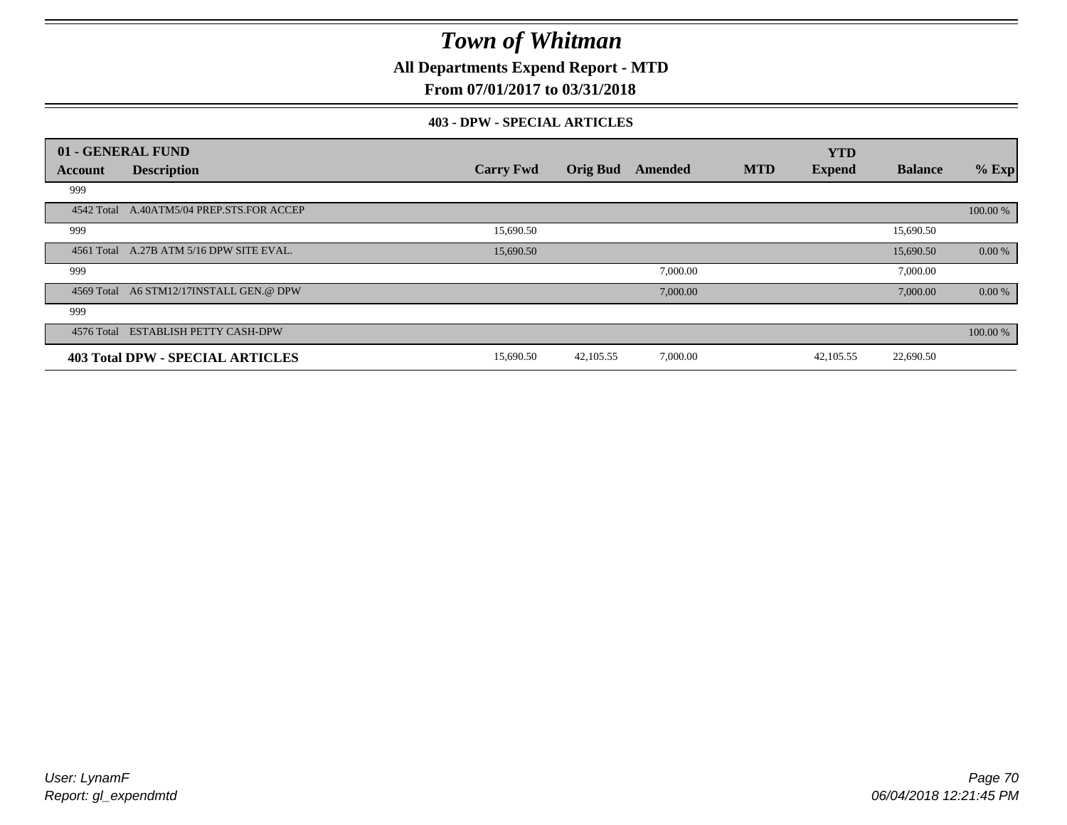# Town of Whitman

**All Departments Expend Report - MTD**

**From 07/01/2017 to 03/31/2018**

**403 - DPW - SPECIAL ARTICLES**

| 01 - GENERAL FUND | | | | | | | | |
|---|---|---|---|---|---|---|---|---|
| **Account** | **Description** | **Carry Fwd** | **Orig Bud** | **Amended** | **MTD** | **YTD Expend** | **Balance** | **% Exp** |
| 999 | | | | | | | | |
| 4542 Total | A.40ATM5/04 PREP.STS.FOR ACCEP | | | | | | | 100.00 % |
| 999 | | 15,690.50 | | | | | 15,690.50 | |
| 4561 Total | A.27B ATM 5/16 DPW SITE EVAL. | 15,690.50 | | | | | 15,690.50 | 0.00 % |
| 999 | | | | 7,000.00 | | | 7,000.00 | |
| 4569 Total | A6 STM12/17INSTALL GEN.@ DPW | | | 7,000.00 | | | 7,000.00 | 0.00 % |
| 999 | | | | | | | | |
| 4576 Total | ESTABLISH PETTY CASH-DPW | | | | | | | 100.00 % |
| **403 Total DPW - SPECIAL ARTICLES** | | 15,690.50 | 42,105.55 | 7,000.00 | | 42,105.55 | 22,690.50 | |

*User: LynamF*
*Report: gl_expendmtd*

06/04/2018 12:21:45 PM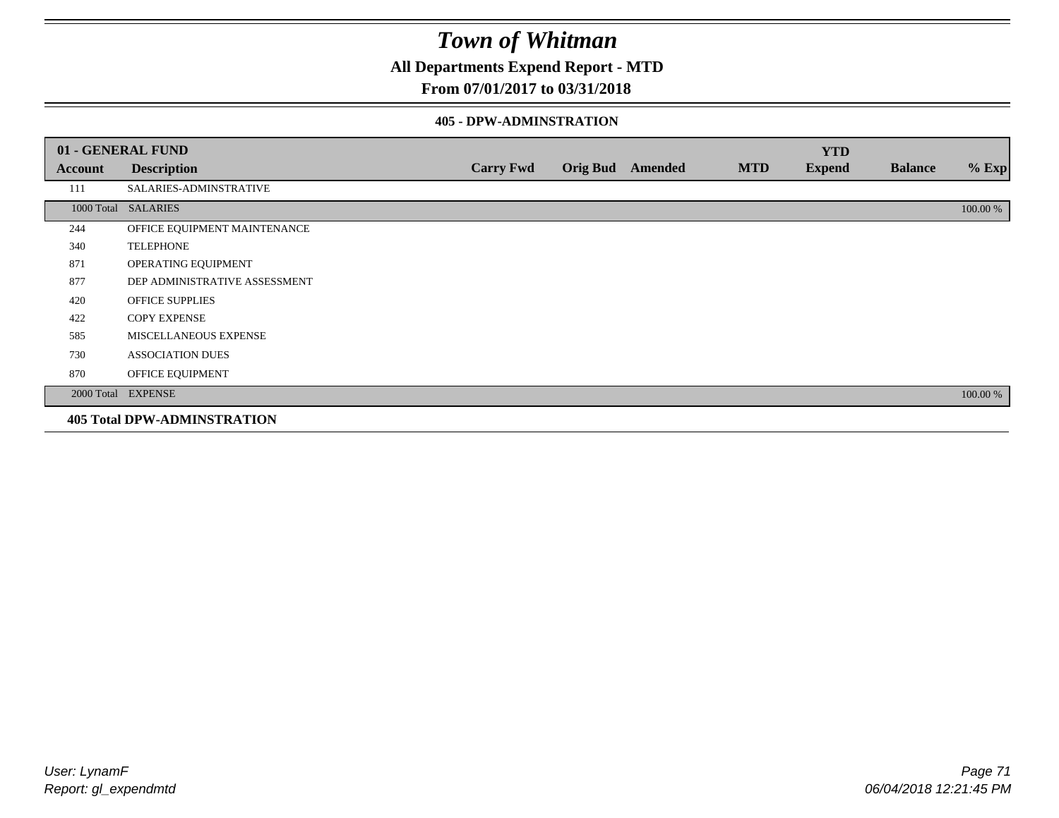# *Town of Whitman*

## All Departments Expend Report - MTD

## From 07/01/2017 to 03/31/2018

### 405 - DPW-ADMINSTRATION

| 01 - GENERAL FUND | | | | | | YTD | | |
|---|---|---|---|---|---|---|---|---|
| **Account** | **Description** | **Carry Fwd** | **Orig Bud** | **Amended** | **MTD** | **Expend** | **Balance** | **% Exp** |
| 111 | SALARIES-ADMINSTRATIVE | | | | | | | |
| 1000 Total | SALARIES | | | | | | | 100.00 % |
| 244 | OFFICE EQUIPMENT MAINTENANCE | | | | | | | |
| 340 | TELEPHONE | | | | | | | |
| 871 | OPERATING EQUIPMENT | | | | | | | |
| 877 | DEP ADMINISTRATIVE ASSESSMENT | | | | | | | |
| 420 | OFFICE SUPPLIES | | | | | | | |
| 422 | COPY EXPENSE | | | | | | | |
| 585 | MISCELLANEOUS EXPENSE | | | | | | | |
| 730 | ASSOCIATION DUES | | | | | | | |
| 870 | OFFICE EQUIPMENT | | | | | | | |
| 2000 Total | EXPENSE | | | | | | | 100.00 % |

**405 Total DPW-ADMINSTRATION**

*User: LynamF*
*Report: gl_expendmtd*

*06/04/2018 12:21:45 PM*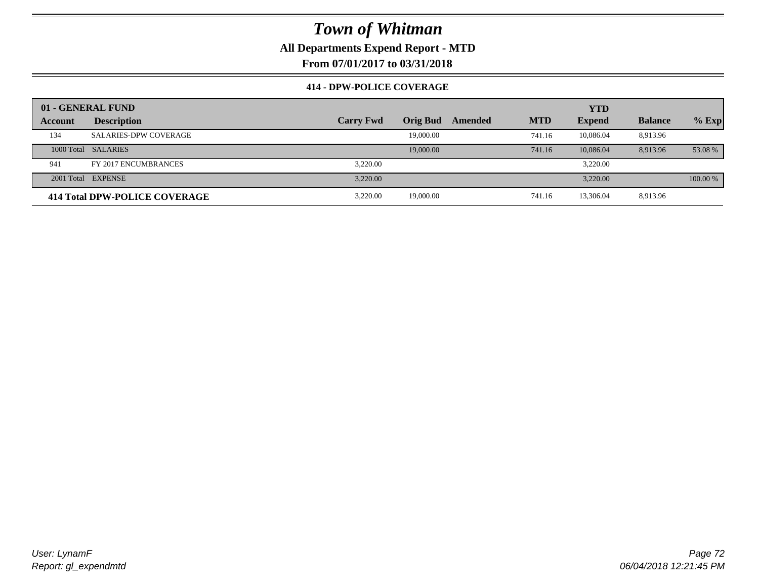# Town of Whitman

**All Departments Expend Report - MTD**

**From 07/01/2017 to 03/31/2018**

**414 - DPW-POLICE COVERAGE**

| 01 - GENERAL FUND | | | | | | YTD | | |
|---|---|---|---|---|---|---|---|---|
| **Account** | **Description** | **Carry Fwd** | **Orig Bud** | **Amended** | **MTD** | **Expend** | **Balance** | **% Exp** |
| 134 | SALARIES-DPW COVERAGE | | 19,000.00 | | 741.16 | 10,086.04 | 8,913.96 | |
| 1000 Total | SALARIES | | 19,000.00 | | 741.16 | 10,086.04 | 8,913.96 | 53.08 % |
| 941 | FY 2017 ENCUMBRANCES | 3,220.00 | | | | 3,220.00 | | |
| 2001 Total | EXPENSE | 3,220.00 | | | | 3,220.00 | | 100.00 % |
| **414 Total DPW-POLICE COVERAGE** | | 3,220.00 | 19,000.00 | | 741.16 | 13,306.04 | 8,913.96 | |

User: LynamF
Report: gl_expendmtd

06/04/2018 12:21:45 PM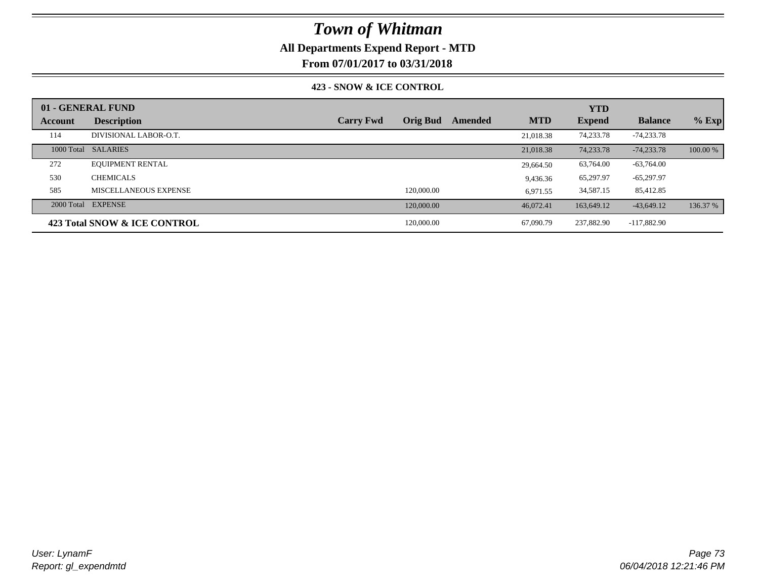# Town of Whitman

**All Departments Expend Report - MTD**

**From 07/01/2017 to 03/31/2018**

### 423 - SNOW & ICE CONTROL

| 01 - GENERAL FUND | | | | | | | | | |
|---|---|---|---|---|---|---|---|---|---|
| **Account** | **Description** | **Carry Fwd** | **Orig Bud** | **Amended** | **MTD** | **YTD Expend** | **Balance** | **% Exp** |
| 114 | DIVISIONAL LABOR-O.T. | | | | 21,018.38 | 74,233.78 | -74,233.78 | |
| 1000 Total | SALARIES | | | | 21,018.38 | 74,233.78 | -74,233.78 | 100.00 % |
| 272 | EQUIPMENT RENTAL | | | | 29,664.50 | 63,764.00 | -63,764.00 | |
| 530 | CHEMICALS | | | | 9,436.36 | 65,297.97 | -65,297.97 | |
| 585 | MISCELLANEOUS EXPENSE | | 120,000.00 | | 6,971.55 | 34,587.15 | 85,412.85 | |
| 2000 Total | EXPENSE | | 120,000.00 | | 46,072.41 | 163,649.12 | -43,649.12 | 136.37 % |
| **423 Total SNOW & ICE CONTROL** | | | 120,000.00 | | 67,090.79 | 237,882.90 | -117,882.90 | |

*User: LynamF*
*Report: gl_expendmtd*

*06/04/2018 12:21:46 PM*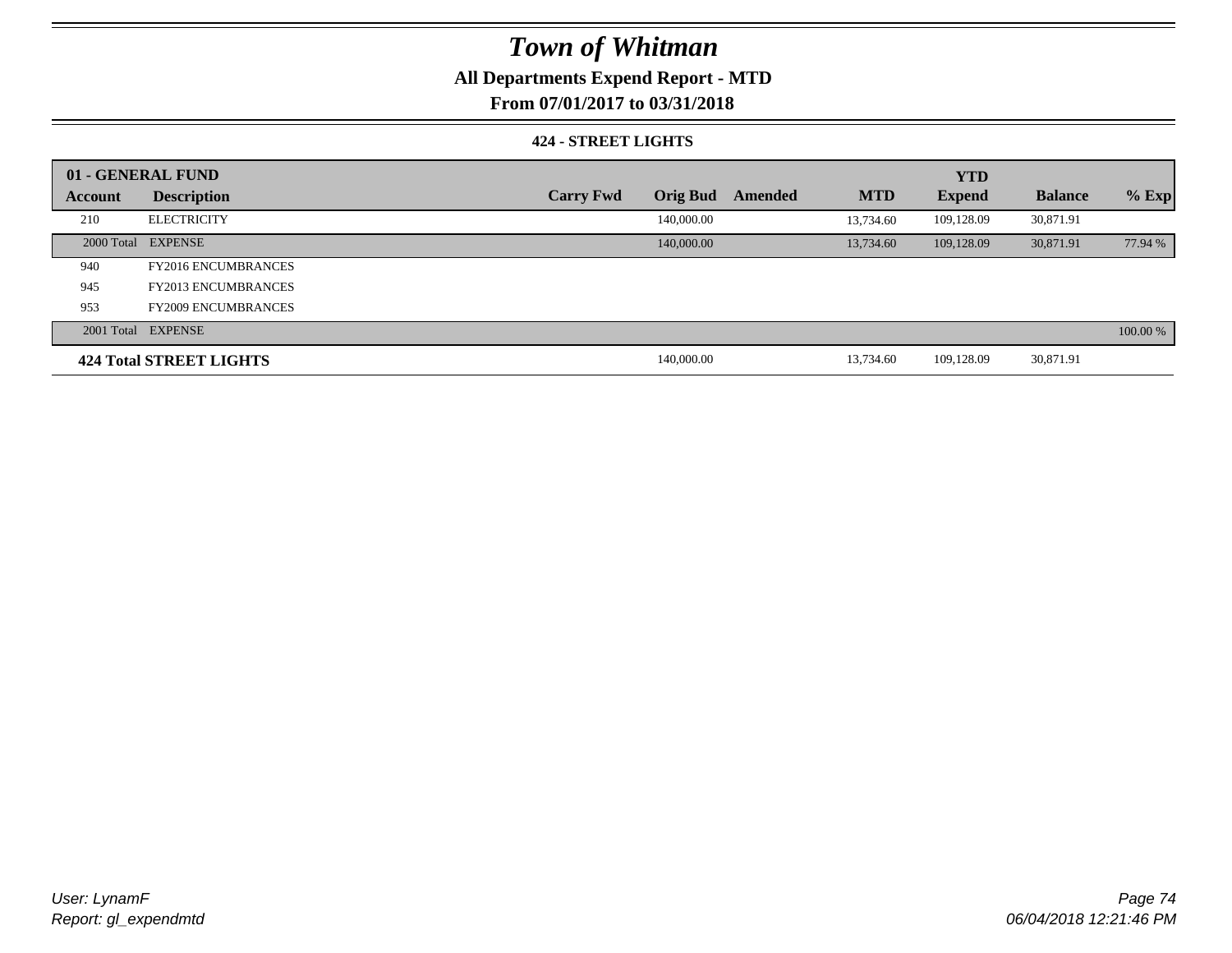# Town of Whitman

## All Departments Expend Report - MTD

### From 07/01/2017 to 03/31/2018

#### 424 - STREET LIGHTS

| 01 - GENERAL FUND | | | | | | YTD | | |
|---|---|---|---|---|---|---|---|---|
| **Account** | **Description** | **Carry Fwd** | **Orig Bud** | **Amended** | **MTD** | **Expend** | **Balance** | **% Exp** |
| 210 | ELECTRICITY | | 140,000.00 | | 13,734.60 | 109,128.09 | 30,871.91 | |
| 2000 Total | EXPENSE | | 140,000.00 | | 13,734.60 | 109,128.09 | 30,871.91 | 77.94 % |
| 940 | FY2016 ENCUMBRANCES | | | | | | | |
| 945 | FY2013 ENCUMBRANCES | | | | | | | |
| 953 | FY2009 ENCUMBRANCES | | | | | | | |
| 2001 Total | EXPENSE | | | | | | | 100.00 % |
| **424 Total STREET LIGHTS** | | | 140,000.00 | | 13,734.60 | 109,128.09 | 30,871.91 | |

*User: LynamF*
*Report: gl_expendmtd*

*06/04/2018 12:21:46 PM*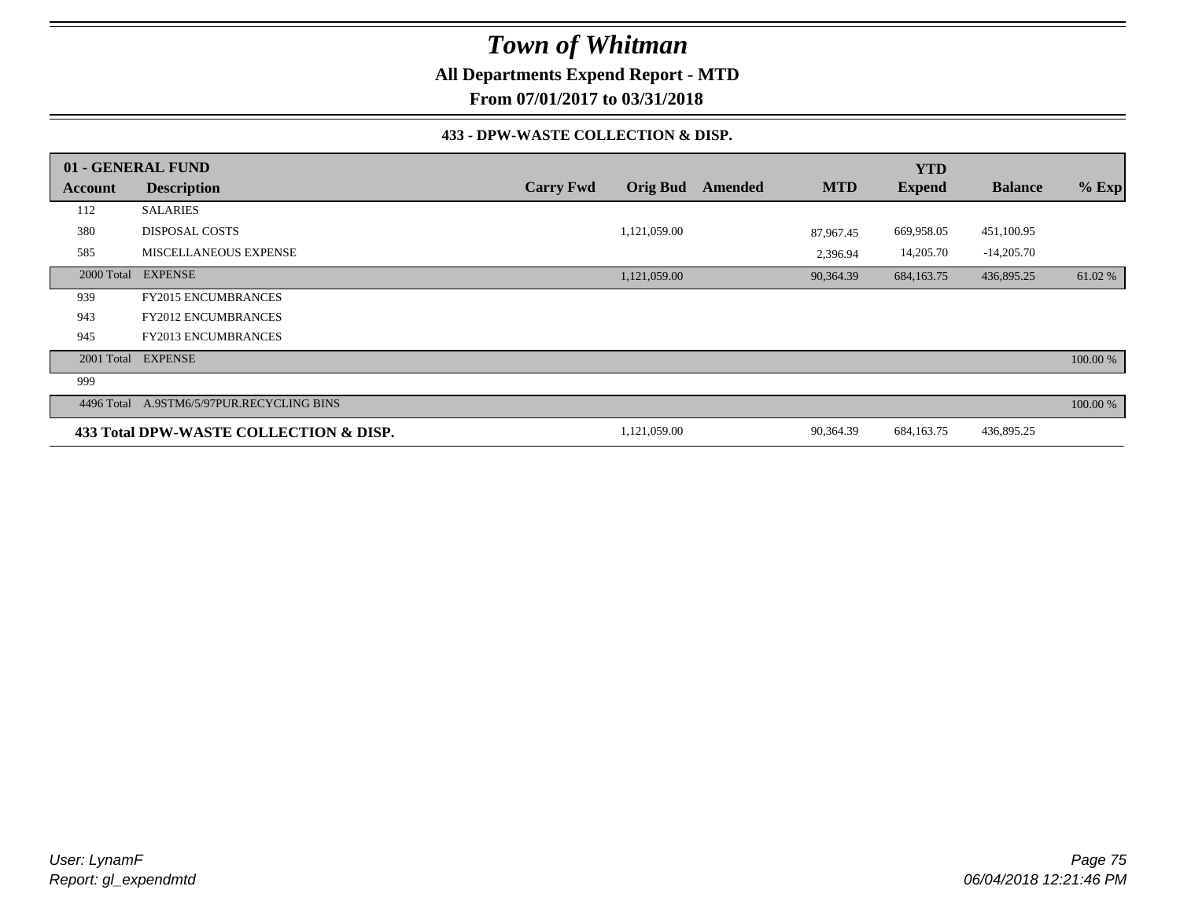# Town of Whitman

**All Departments Expend Report - MTD**

**From 07/01/2017 to 03/31/2018**

### 433 - DPW-WASTE COLLECTION & DISP.

| 01 - GENERAL FUND | | | | | | YTD | | |
|---|---|---|---|---|---|---|---|---|
| **Account** | **Description** | **Carry Fwd** | **Orig Bud** | **Amended** | **MTD** | **Expend** | **Balance** | **% Exp** |
| 112 | SALARIES | | | | | | | |
| 380 | DISPOSAL COSTS | | 1,121,059.00 | | 87,967.45 | 669,958.05 | 451,100.95 | |
| 585 | MISCELLANEOUS EXPENSE | | | | 2,396.94 | 14,205.70 | -14,205.70 | |
| 2000 Total | EXPENSE | | 1,121,059.00 | | 90,364.39 | 684,163.75 | 436,895.25 | 61.02 % |
| 939 | FY2015 ENCUMBRANCES | | | | | | | |
| 943 | FY2012 ENCUMBRANCES | | | | | | | |
| 945 | FY2013 ENCUMBRANCES | | | | | | | |
| 2001 Total | EXPENSE | | | | | | | 100.00 % |
| 999 | | | | | | | | |
| 4496 Total | A.9STM6/5/97PUR.RECYCLING BINS | | | | | | | 100.00 % |
| **433 Total DPW-WASTE COLLECTION & DISP.** | | | 1,121,059.00 | | 90,364.39 | 684,163.75 | 436,895.25 | |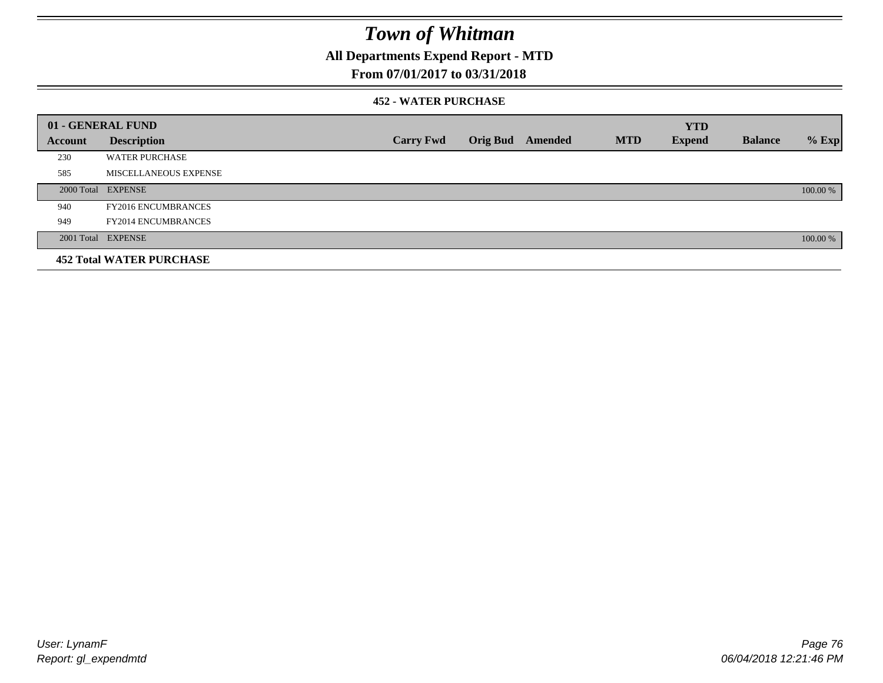# Town of Whitman

## All Departments Expend Report - MTD

## From 07/01/2017 to 03/31/2018

### 452 - WATER PURCHASE

| 01 - GENERAL FUND | | | | | | YTD | | |
|---|---|---|---|---|---|---|---|---|
| Account | Description | Carry Fwd | Orig Bud | Amended | MTD | Expend | Balance | % Exp |
| 230 | WATER PURCHASE | | | | | | | |
| 585 | MISCELLANEOUS EXPENSE | | | | | | | |
| 2000 Total | EXPENSE | | | | | | | 100.00 % |
| 940 | FY2016 ENCUMBRANCES | | | | | | | |
| 949 | FY2014 ENCUMBRANCES | | | | | | | |
| 2001 Total | EXPENSE | | | | | | | 100.00 % |
| **452 Total WATER PURCHASE** | | | | | | | | |

User: LynamF
Report: gl_expendmtd

06/04/2018 12:21:46 PM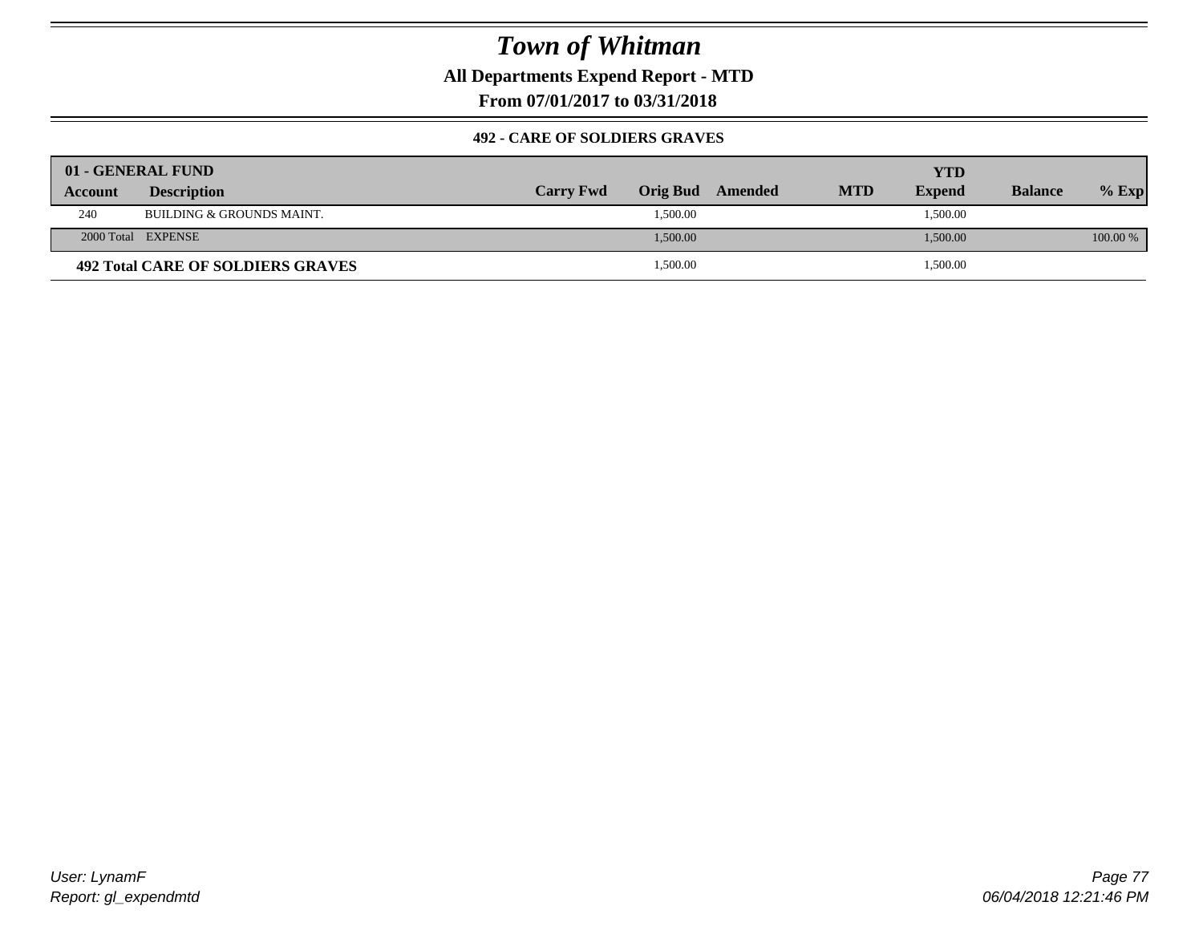# Town of Whitman

**All Departments Expend Report - MTD**

**From 07/01/2017 to 03/31/2018**

### 492 - CARE OF SOLDIERS GRAVES

| 01 - GENERAL FUND | | | | | | YTD | | |
|---|---|---|---|---|---|---|---|---|
| Account | Description | Carry Fwd | Orig Bud | Amended | MTD | Expend | Balance | % Exp |
| 240 | BUILDING & GROUNDS MAINT. | | 1,500.00 | | | 1,500.00 | | |
| 2000 Total | EXPENSE | | 1,500.00 | | | 1,500.00 | | 100.00 % |
| **492 Total CARE OF SOLDIERS GRAVES** | | | 1,500.00 | | | 1,500.00 | | |

User: LynamF
Report: gl_expendmtd

06/04/2018 12:21:46 PM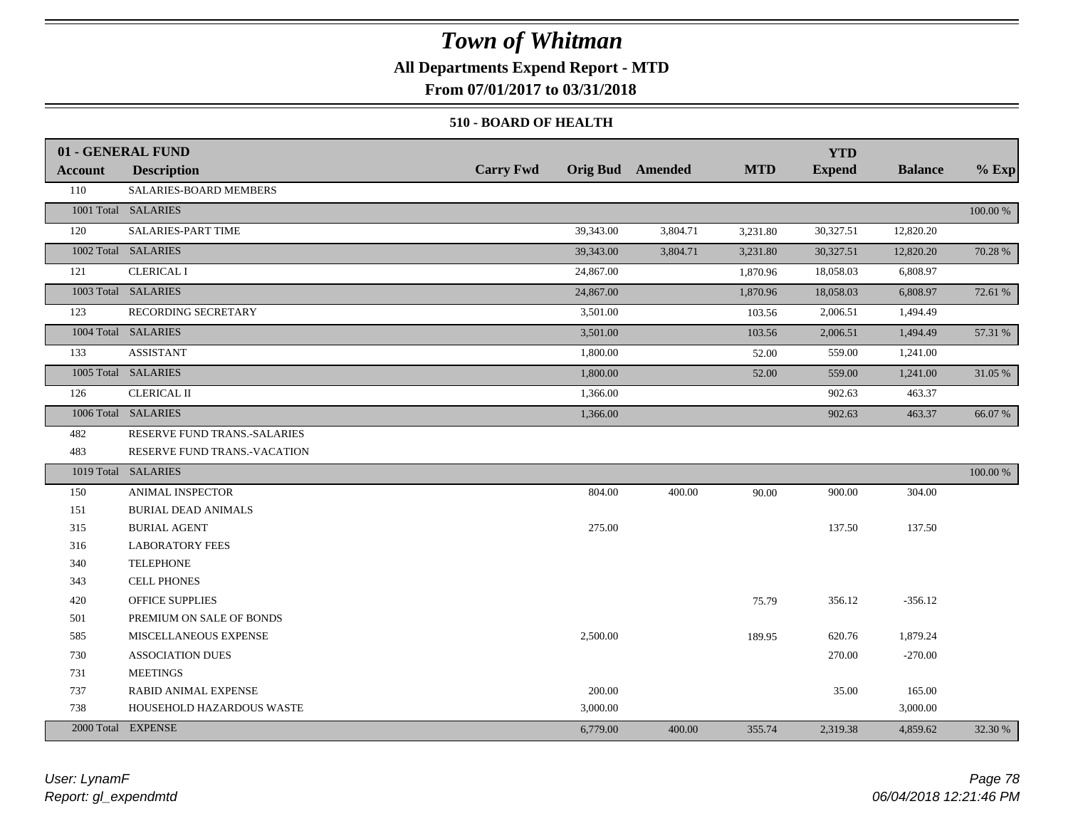# Town of Whitman

**All Departments Expend Report - MTD**

**From 07/01/2017 to 03/31/2018**

**510 - BOARD OF HEALTH**

| 01 - GENERAL FUND | | | | | | YTD | | |
|---|---|---|---|---|---|---|---|---|
| **Account** | **Description** | **Carry Fwd** | **Orig Bud** | **Amended** | **MTD** | **Expend** | **Balance** | **% Exp** |
| 110 | SALARIES-BOARD MEMBERS | | | | | | | |
| 1001 Total | SALARIES | | | | | | | 100.00 % |
| 120 | SALARIES-PART TIME | | 39,343.00 | 3,804.71 | 3,231.80 | 30,327.51 | 12,820.20 | |
| 1002 Total | SALARIES | | 39,343.00 | 3,804.71 | 3,231.80 | 30,327.51 | 12,820.20 | 70.28 % |
| 121 | CLERICAL I | | 24,867.00 | | 1,870.96 | 18,058.03 | 6,808.97 | |
| 1003 Total | SALARIES | | 24,867.00 | | 1,870.96 | 18,058.03 | 6,808.97 | 72.61 % |
| 123 | RECORDING SECRETARY | | 3,501.00 | | 103.56 | 2,006.51 | 1,494.49 | |
| 1004 Total | SALARIES | | 3,501.00 | | 103.56 | 2,006.51 | 1,494.49 | 57.31 % |
| 133 | ASSISTANT | | 1,800.00 | | 52.00 | 559.00 | 1,241.00 | |
| 1005 Total | SALARIES | | 1,800.00 | | 52.00 | 559.00 | 1,241.00 | 31.05 % |
| 126 | CLERICAL II | | 1,366.00 | | | 902.63 | 463.37 | |
| 1006 Total | SALARIES | | 1,366.00 | | | 902.63 | 463.37 | 66.07 % |
| 482 | RESERVE FUND TRANS.-SALARIES | | | | | | | |
| 483 | RESERVE FUND TRANS.-VACATION | | | | | | | |
| 1019 Total | SALARIES | | | | | | | 100.00 % |
| 150 | ANIMAL INSPECTOR | | 804.00 | 400.00 | 90.00 | 900.00 | 304.00 | |
| 151 | BURIAL DEAD ANIMALS | | | | | | | |
| 315 | BURIAL AGENT | | 275.00 | | | 137.50 | 137.50 | |
| 316 | LABORATORY FEES | | | | | | | |
| 340 | TELEPHONE | | | | | | | |
| 343 | CELL PHONES | | | | | | | |
| 420 | OFFICE SUPPLIES | | | | 75.79 | 356.12 | -356.12 | |
| 501 | PREMIUM ON SALE OF BONDS | | | | | | | |
| 585 | MISCELLANEOUS EXPENSE | | 2,500.00 | | 189.95 | 620.76 | 1,879.24 | |
| 730 | ASSOCIATION DUES | | | | | 270.00 | -270.00 | |
| 731 | MEETINGS | | | | | | | |
| 737 | RABID ANIMAL EXPENSE | | 200.00 | | | 35.00 | 165.00 | |
| 738 | HOUSEHOLD HAZARDOUS WASTE | | 3,000.00 | | | | 3,000.00 | |
| 2000 Total | EXPENSE | | 6,779.00 | 400.00 | 355.74 | 2,319.38 | 4,859.62 | 32.30 % |

*User: LynamF*
*Report: gl_expendmtd*

*06/04/2018 12:21:46 PM*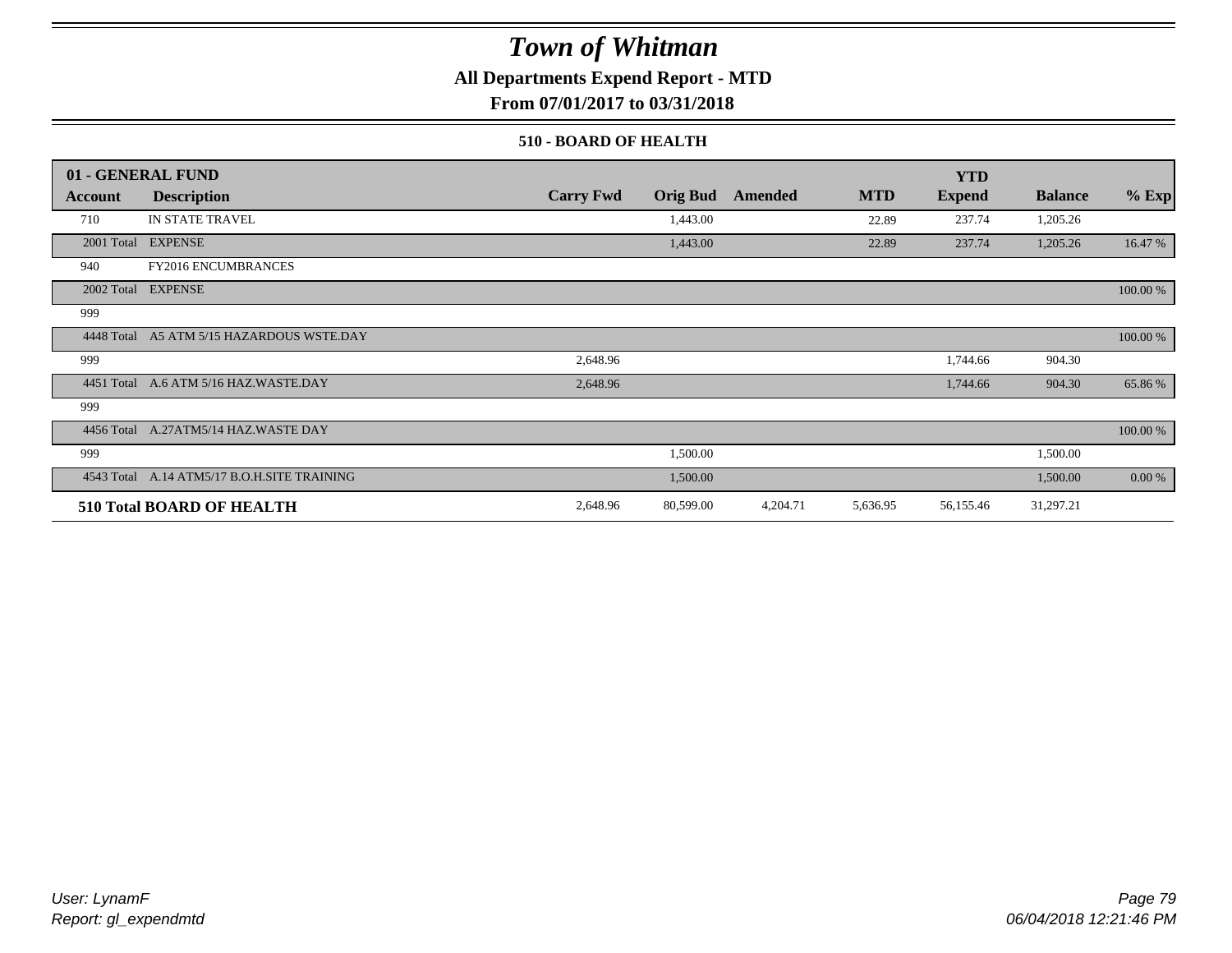# Town of Whitman

**All Departments Expend Report - MTD**

**From 07/01/2017 to 03/31/2018**

### 510 - BOARD OF HEALTH

| 01 - GENERAL FUND | | | | | | YTD | | |
|---|---|---|---|---|---|---|---|---|
| **Account** | **Description** | **Carry Fwd** | **Orig Bud** | **Amended** | **MTD** | **Expend** | **Balance** | **% Exp** |
| 710 | IN STATE TRAVEL | | 1,443.00 | | 22.89 | 237.74 | 1,205.26 | |
| 2001 Total | EXPENSE | | 1,443.00 | | 22.89 | 237.74 | 1,205.26 | 16.47 % |
| 940 | FY2016 ENCUMBRANCES | | | | | | | |
| 2002 Total | EXPENSE | | | | | | | 100.00 % |
| 999 | | | | | | | | |
| 4448 Total | A5 ATM 5/15 HAZARDOUS WSTE.DAY | | | | | | | 100.00 % |
| 999 | | 2,648.96 | | | | 1,744.66 | 904.30 | |
| 4451 Total | A.6 ATM 5/16 HAZ.WASTE.DAY | 2,648.96 | | | | 1,744.66 | 904.30 | 65.86 % |
| 999 | | | | | | | | |
| 4456 Total | A.27ATM5/14 HAZ.WASTE DAY | | | | | | | 100.00 % |
| 999 | | | 1,500.00 | | | | 1,500.00 | |
| 4543 Total | A.14 ATM5/17 B.O.H.SITE TRAINING | | 1,500.00 | | | | 1,500.00 | 0.00 % |
| **510 Total BOARD OF HEALTH** | | 2,648.96 | 80,599.00 | 4,204.71 | 5,636.95 | 56,155.46 | 31,297.21 | |

*User: LynamF*
*Report: gl_expendmtd*

*06/04/2018 12:21:46 PM*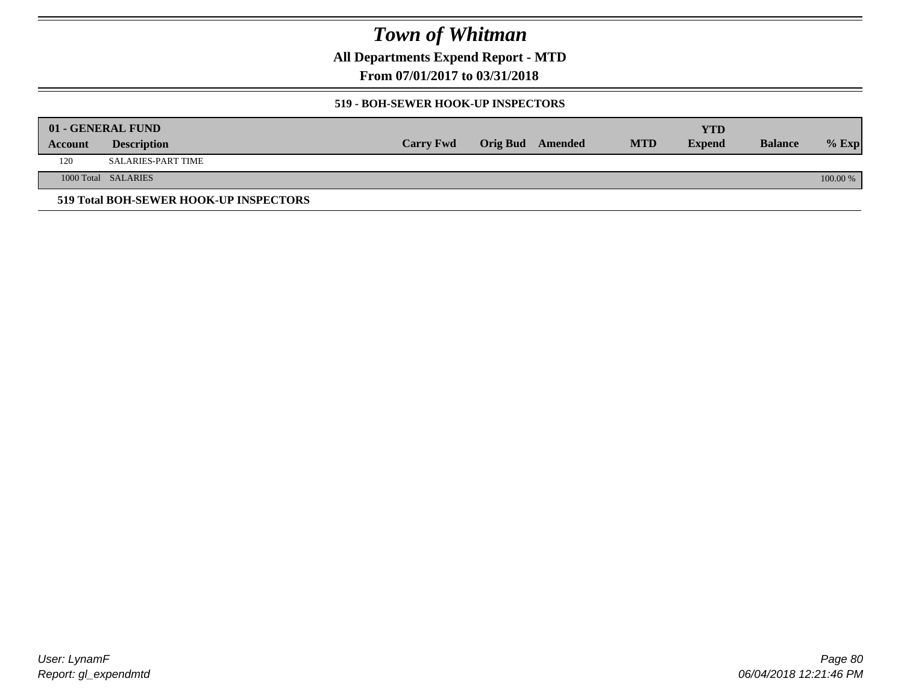# Town of Whitman

**All Departments Expend Report - MTD**

**From 07/01/2017 to 03/31/2018**

### 519 - BOH-SEWER HOOK-UP INSPECTORS

| Account | Description | Carry Fwd | Orig Bud | Amended | MTD | YTD Expend | Balance | % Exp |
|---|---|---|---|---|---|---|---|---|
| **01 - GENERAL FUND** | | | | | | | | |
| 120 | SALARIES-PART TIME | | | | | | | |
| 1000 Total | SALARIES | | | | | | | 100.00 % |

**519 Total BOH-SEWER HOOK-UP INSPECTORS**

User: LynamF
Report: gl_expendmtd

06/04/2018 12:21:46 PM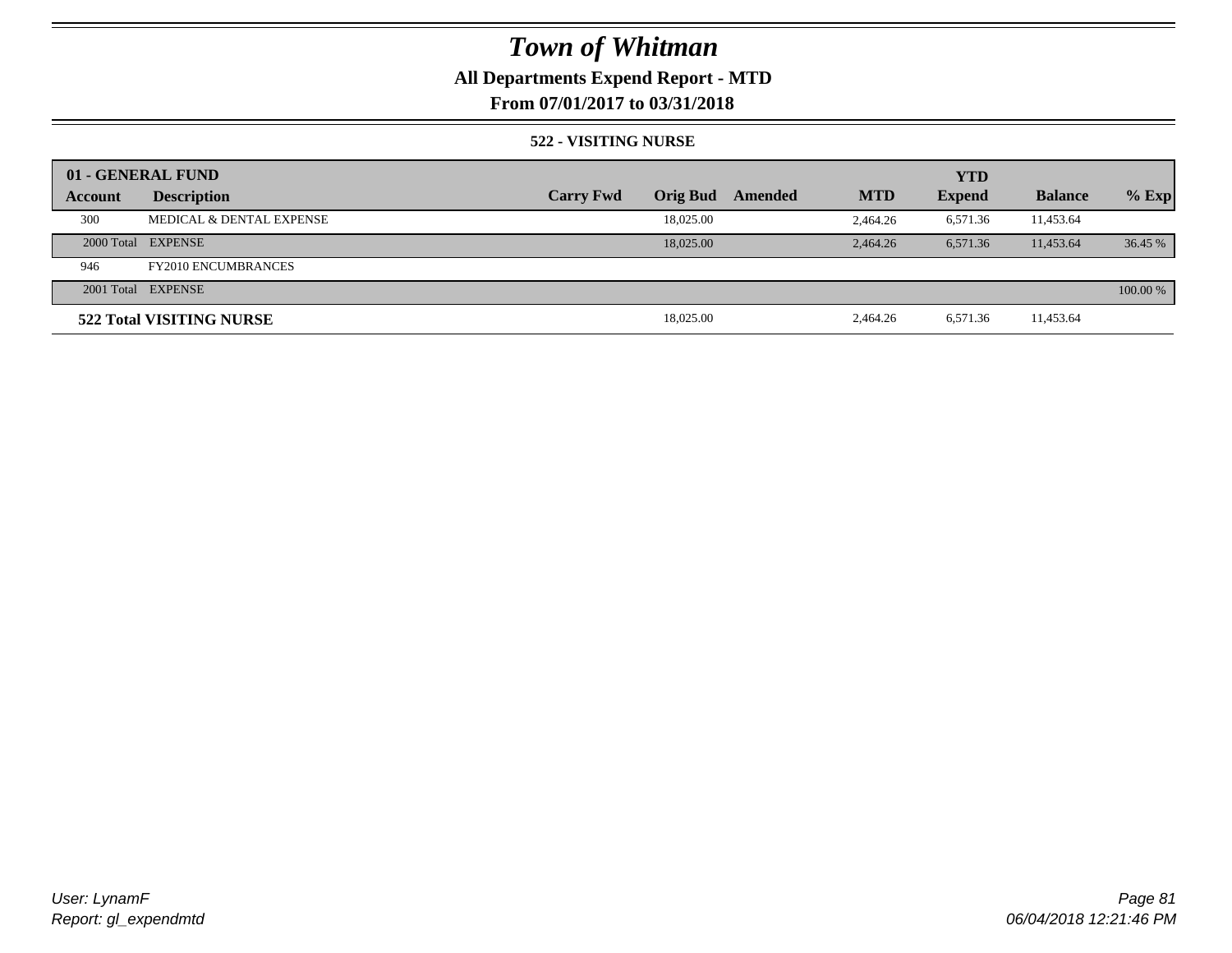# Town of Whitman

## All Departments Expend Report - MTD

### From 07/01/2017 to 03/31/2018

#### 522 - VISITING NURSE

| 01 - GENERAL FUND | | | | | | YTD | | |
|---|---|---|---|---|---|---|---|---|
| Account | Description | Carry Fwd | Orig Bud | Amended | MTD | Expend | Balance | % Exp |
| 300 | MEDICAL & DENTAL EXPENSE | | 18,025.00 | | 2,464.26 | 6,571.36 | 11,453.64 | |
| 2000 Total | EXPENSE | | 18,025.00 | | 2,464.26 | 6,571.36 | 11,453.64 | 36.45 % |
| 946 | FY2010 ENCUMBRANCES | | | | | | | |
| 2001 Total | EXPENSE | | | | | | | 100.00 % |
| **522 Total VISITING NURSE** | | | 18,025.00 | | 2,464.26 | 6,571.36 | 11,453.64 | |

User: LynamF
Report: gl_expendmtd

06/04/2018 12:21:46 PM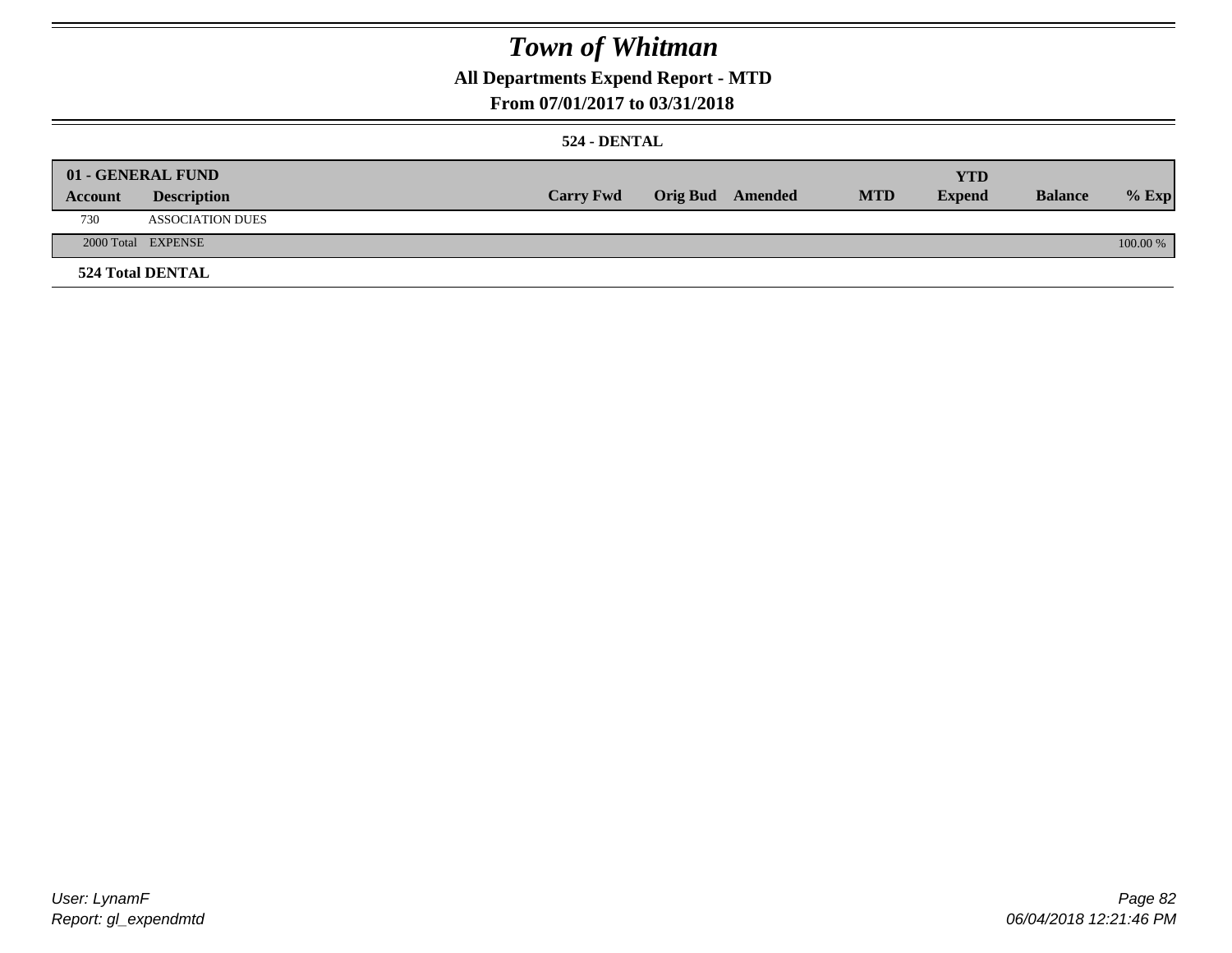# Town of Whitman

## All Departments Expend Report - MTD

## From 07/01/2017 to 03/31/2018

### 524 - DENTAL

| 01 - GENERAL FUND | | | | | | YTD | | |
|---|---|---|---|---|---|---|---|---|
| **Account** | **Description** | **Carry Fwd** | **Orig Bud** | **Amended** | **MTD** | **Expend** | **Balance** | **% Exp** |
| 730 | ASSOCIATION DUES | | | | | | | |
| 2000 Total | EXPENSE | | | | | | | 100.00 % |
| **524 Total DENTAL** | | | | | | | | |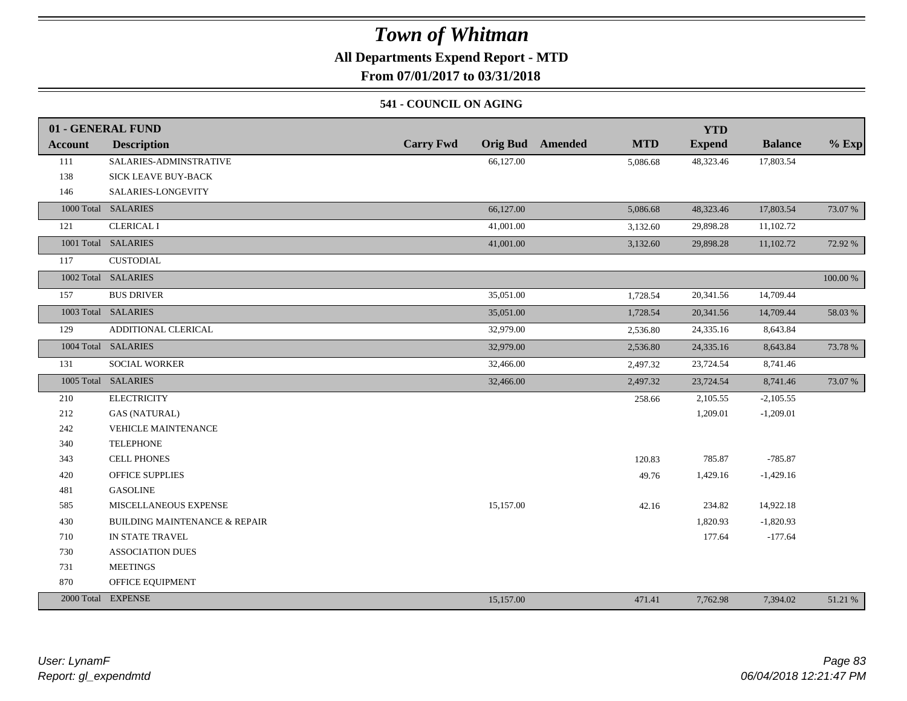# Town of Whitman

**All Departments Expend Report - MTD**

**From 07/01/2017 to 03/31/2018**

### 541 - COUNCIL ON AGING

| 01 - GENERAL FUND | | | | | | YTD | | |
|---|---|---|---|---|---|---|---|---|
| **Account** | **Description** | **Carry Fwd** | **Orig Bud** | **Amended** | **MTD** | **Expend** | **Balance** | **% Exp** |
| 111 | SALARIES-ADMINSTRATIVE | | 66,127.00 | | 5,086.68 | 48,323.46 | 17,803.54 | |
| 138 | SICK LEAVE BUY-BACK | | | | | | | |
| 146 | SALARIES-LONGEVITY | | | | | | | |
| 1000 Total | SALARIES | | 66,127.00 | | 5,086.68 | 48,323.46 | 17,803.54 | 73.07 % |
| 121 | CLERICAL I | | 41,001.00 | | 3,132.60 | 29,898.28 | 11,102.72 | |
| 1001 Total | SALARIES | | 41,001.00 | | 3,132.60 | 29,898.28 | 11,102.72 | 72.92 % |
| 117 | CUSTODIAL | | | | | | | |
| 1002 Total | SALARIES | | | | | | | 100.00 % |
| 157 | BUS DRIVER | | 35,051.00 | | 1,728.54 | 20,341.56 | 14,709.44 | |
| 1003 Total | SALARIES | | 35,051.00 | | 1,728.54 | 20,341.56 | 14,709.44 | 58.03 % |
| 129 | ADDITIONAL CLERICAL | | 32,979.00 | | 2,536.80 | 24,335.16 | 8,643.84 | |
| 1004 Total | SALARIES | | 32,979.00 | | 2,536.80 | 24,335.16 | 8,643.84 | 73.78 % |
| 131 | SOCIAL WORKER | | 32,466.00 | | 2,497.32 | 23,724.54 | 8,741.46 | |
| 1005 Total | SALARIES | | 32,466.00 | | 2,497.32 | 23,724.54 | 8,741.46 | 73.07 % |
| 210 | ELECTRICITY | | | | 258.66 | 2,105.55 | -2,105.55 | |
| 212 | GAS (NATURAL) | | | | | 1,209.01 | -1,209.01 | |
| 242 | VEHICLE MAINTENANCE | | | | | | | |
| 340 | TELEPHONE | | | | | | | |
| 343 | CELL PHONES | | | | 120.83 | 785.87 | -785.87 | |
| 420 | OFFICE SUPPLIES | | | | 49.76 | 1,429.16 | -1,429.16 | |
| 481 | GASOLINE | | | | | | | |
| 585 | MISCELLANEOUS EXPENSE | | 15,157.00 | | 42.16 | 234.82 | 14,922.18 | |
| 430 | BUILDING MAINTENANCE & REPAIR | | | | | 1,820.93 | -1,820.93 | |
| 710 | IN STATE TRAVEL | | | | | 177.64 | -177.64 | |
| 730 | ASSOCIATION DUES | | | | | | | |
| 731 | MEETINGS | | | | | | | |
| 870 | OFFICE EQUIPMENT | | | | | | | |
| 2000 Total | EXPENSE | | 15,157.00 | | 471.41 | 7,762.98 | 7,394.02 | 51.21 % |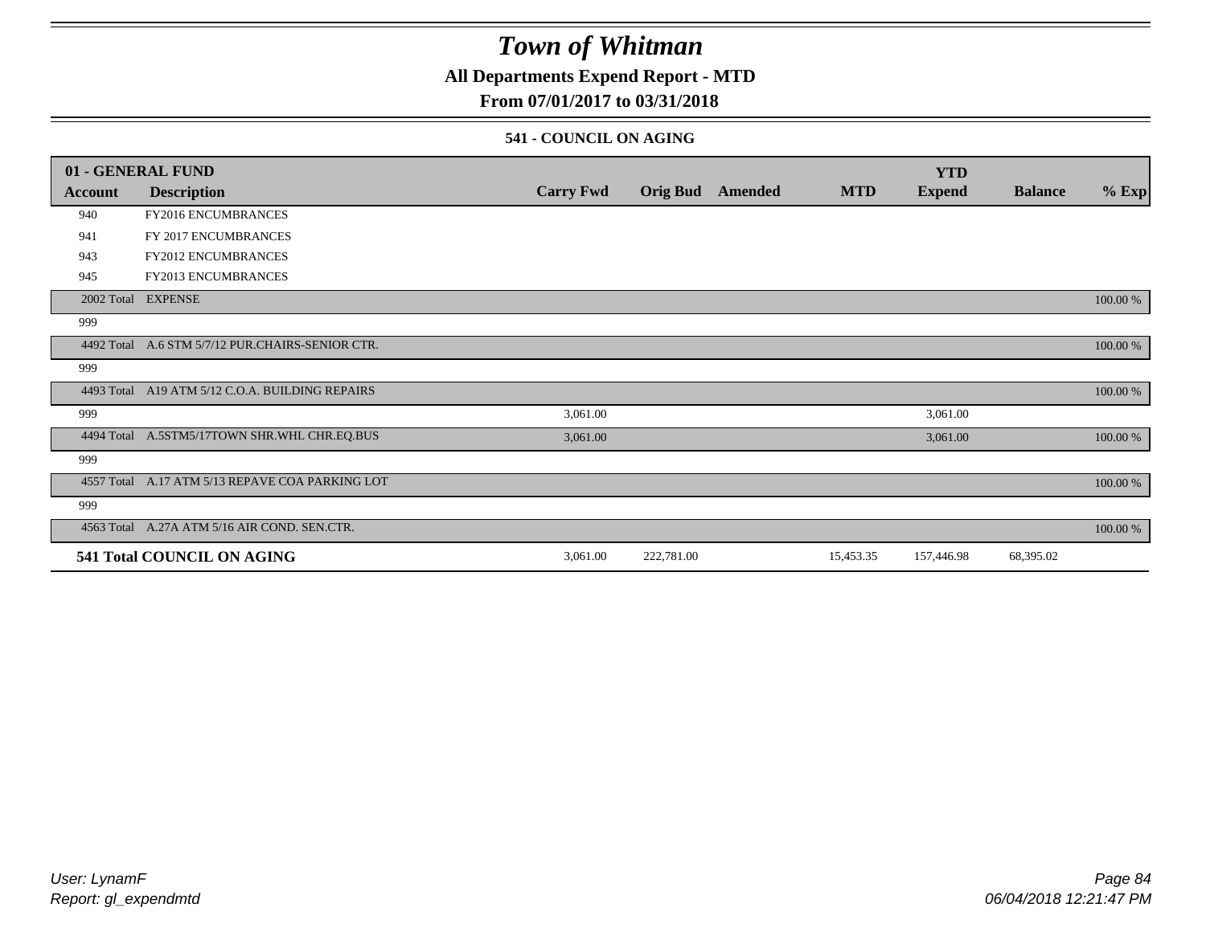# Town of Whitman

## All Departments Expend Report - MTD

## From 07/01/2017 to 03/31/2018

### 541 - COUNCIL ON AGING

| 01 - GENERAL FUND | | | | | | YTD | | |
|---|---|---|---|---|---|---|---|---|
| Account | Description | Carry Fwd | Orig Bud | Amended | MTD | Expend | Balance | % Exp |
| 940 | FY2016 ENCUMBRANCES | | | | | | | |
| 941 | FY 2017 ENCUMBRANCES | | | | | | | |
| 943 | FY2012 ENCUMBRANCES | | | | | | | |
| 945 | FY2013 ENCUMBRANCES | | | | | | | |
| 2002 Total | EXPENSE | | | | | | | 100.00 % |
| 999 | | | | | | | | |
| 4492 Total | A.6 STM 5/7/12 PUR.CHAIRS-SENIOR CTR. | | | | | | | 100.00 % |
| 999 | | | | | | | | |
| 4493 Total | A19 ATM 5/12 C.O.A. BUILDING REPAIRS | | | | | | | 100.00 % |
| 999 | | 3,061.00 | | | | 3,061.00 | | |
| 4494 Total | A.5STM5/17TOWN SHR.WHL CHR.EQ.BUS | 3,061.00 | | | | 3,061.00 | | 100.00 % |
| 999 | | | | | | | | |
| 4557 Total | A.17 ATM 5/13 REPAVE COA PARKING LOT | | | | | | | 100.00 % |
| 999 | | | | | | | | |
| 4563 Total | A.27A ATM 5/16 AIR COND. SEN.CTR. | | | | | | | 100.00 % |
| **541 Total COUNCIL ON AGING** | | 3,061.00 | 222,781.00 | | 15,453.35 | 157,446.98 | 68,395.02 | |

*User: LynamF*
*Report: gl_expendmtd*

*06/04/2018 12:21:47 PM*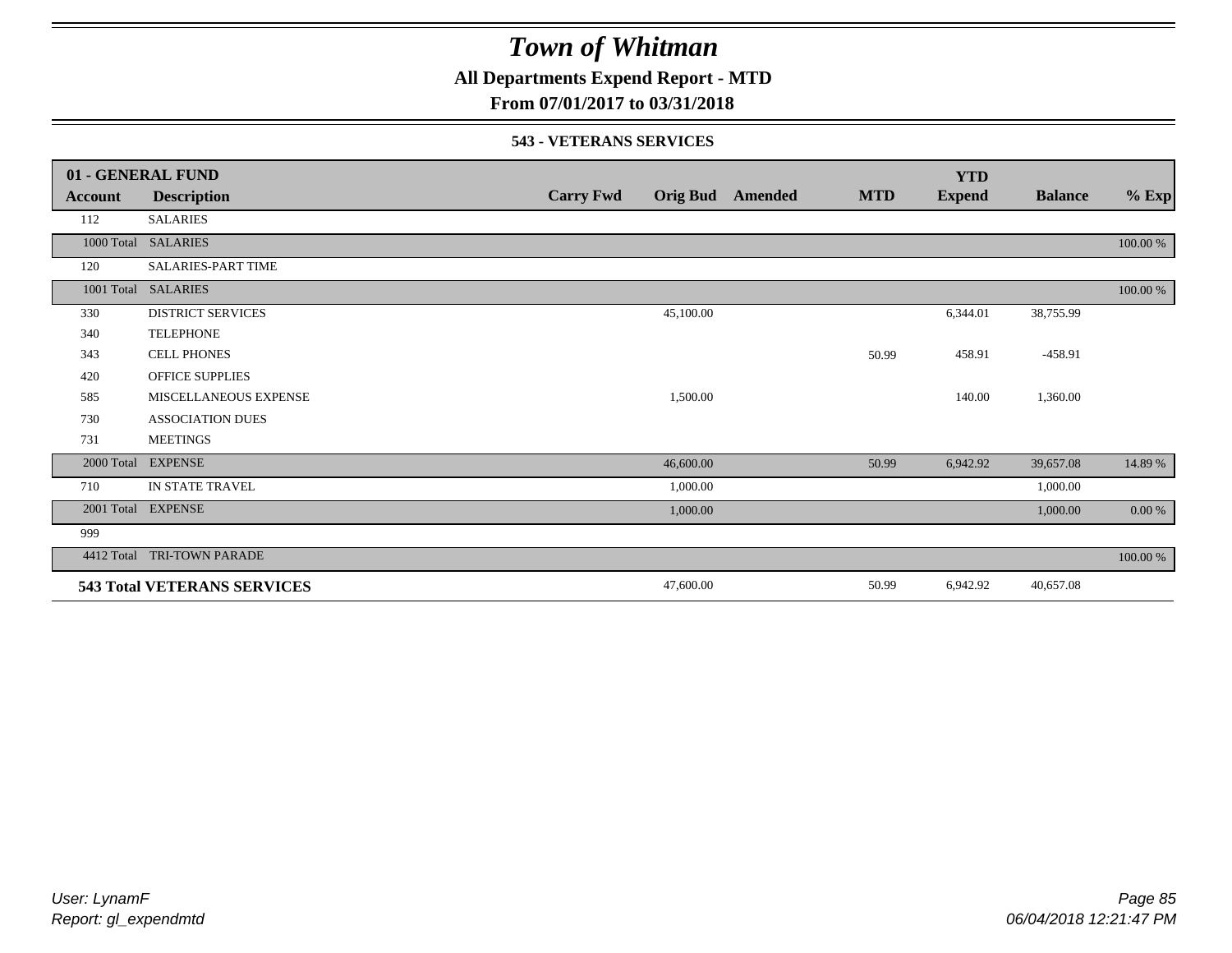# Town of Whitman

## All Departments Expend Report - MTD

### From 07/01/2017 to 03/31/2018

#### 543 - VETERANS SERVICES

| 01 - GENERAL FUND | | | | | | | | |
|---|---|---|---|---|---|---|---|---|
| **Account** | **Description** | **Carry Fwd** | **Orig Bud** | **Amended** | **MTD** | **YTD Expend** | **Balance** | **% Exp** |
| 112 | SALARIES | | | | | | | |
| 1000 Total | SALARIES | | | | | | | 100.00 % |
| 120 | SALARIES-PART TIME | | | | | | | |
| 1001 Total | SALARIES | | | | | | | 100.00 % |
| 330 | DISTRICT SERVICES | | 45,100.00 | | | 6,344.01 | 38,755.99 | |
| 340 | TELEPHONE | | | | | | | |
| 343 | CELL PHONES | | | | 50.99 | 458.91 | -458.91 | |
| 420 | OFFICE SUPPLIES | | | | | | | |
| 585 | MISCELLANEOUS EXPENSE | | 1,500.00 | | | 140.00 | 1,360.00 | |
| 730 | ASSOCIATION DUES | | | | | | | |
| 731 | MEETINGS | | | | | | | |
| 2000 Total | EXPENSE | | 46,600.00 | | 50.99 | 6,942.92 | 39,657.08 | 14.89 % |
| 710 | IN STATE TRAVEL | | 1,000.00 | | | | 1,000.00 | |
| 2001 Total | EXPENSE | | 1,000.00 | | | | 1,000.00 | 0.00 % |
| 999 | | | | | | | | |
| 4412 Total | TRI-TOWN PARADE | | | | | | | 100.00 % |
| **543 Total VETERANS SERVICES** | | | 47,600.00 | | 50.99 | 6,942.92 | 40,657.08 | |

*User: LynamF*
*Report: gl_expendmtd*

*06/04/2018 12:21:47 PM*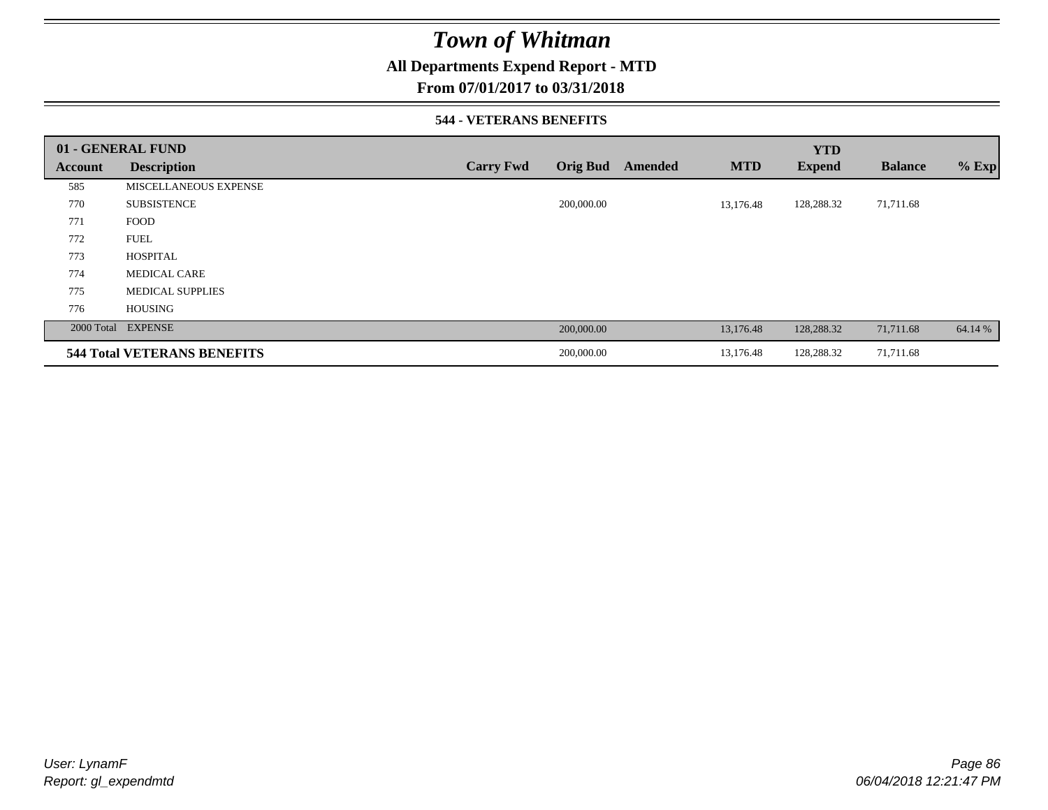# Town of Whitman

## All Departments Expend Report - MTD

## From 07/01/2017 to 03/31/2018

### 544 - VETERANS BENEFITS

| 01 - GENERAL FUND | | | | | | YTD | | |
|---|---|---|---|---|---|---|---|---|
| Account | Description | Carry Fwd | Orig Bud | Amended | MTD | Expend | Balance | % Exp |
| 585 | MISCELLANEOUS EXPENSE | | | | | | | |
| 770 | SUBSISTENCE | | 200,000.00 | | 13,176.48 | 128,288.32 | 71,711.68 | |
| 771 | FOOD | | | | | | | |
| 772 | FUEL | | | | | | | |
| 773 | HOSPITAL | | | | | | | |
| 774 | MEDICAL CARE | | | | | | | |
| 775 | MEDICAL SUPPLIES | | | | | | | |
| 776 | HOUSING | | | | | | | |
| 2000 Total | EXPENSE | | 200,000.00 | | 13,176.48 | 128,288.32 | 71,711.68 | 64.14 % |
| **544 Total VETERANS BENEFITS** | | | 200,000.00 | | 13,176.48 | 128,288.32 | 71,711.68 | |

*User: LynamF*
*Report: gl_expendmtd*

*06/04/2018 12:21:47 PM*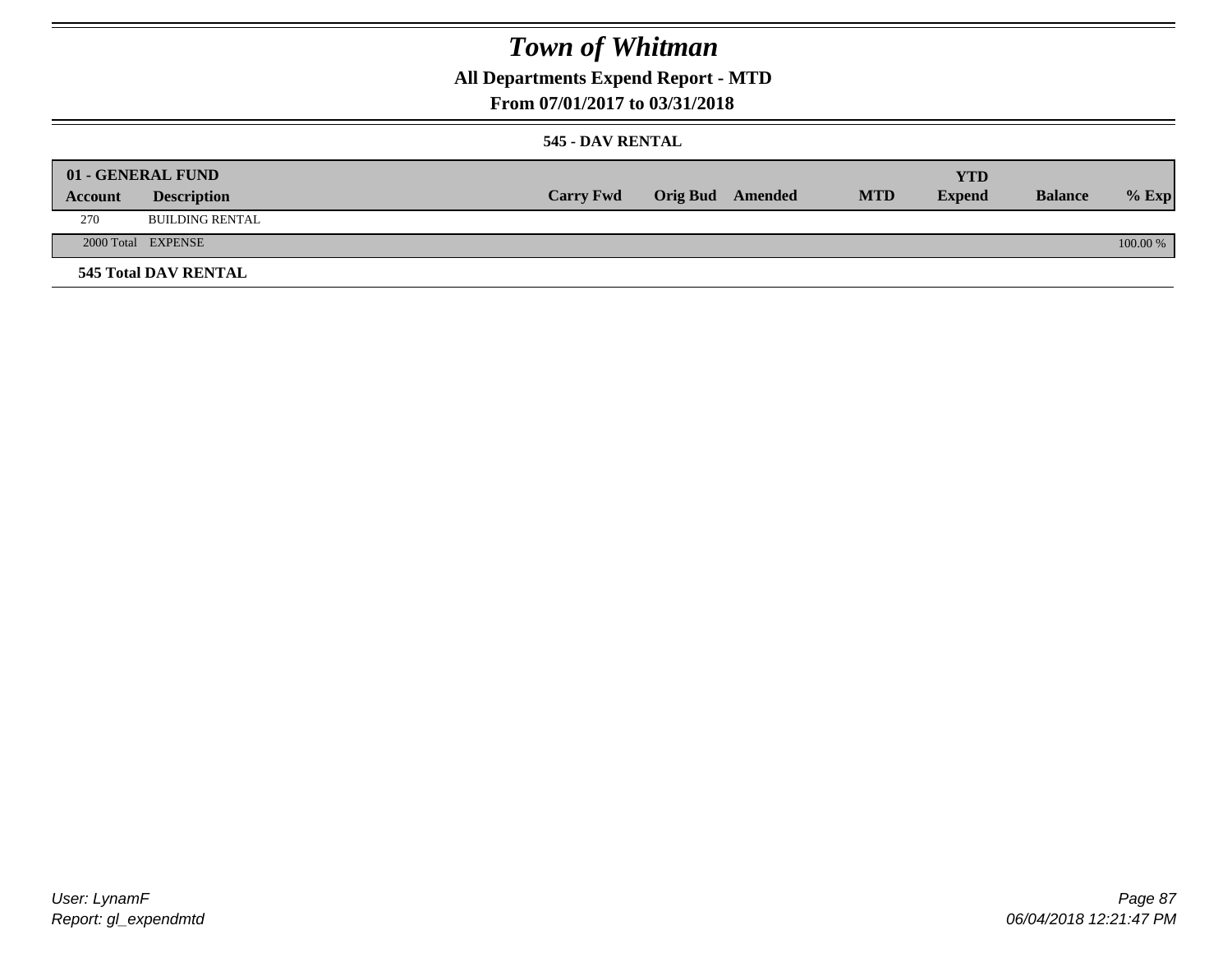# Town of Whitman

## All Departments Expend Report - MTD

## From 07/01/2017 to 03/31/2018

### 545 - DAV RENTAL

| 01 - GENERAL FUND | | | | | | YTD | | |
|---|---|---|---|---|---|---|---|---|
| Account | Description | Carry Fwd | Orig Bud | Amended | MTD | Expend | Balance | % Exp |
| 270 | BUILDING RENTAL | | | | | | | |
| 2000 Total | EXPENSE | | | | | | | 100.00 % |

**545 Total DAV RENTAL**

User: LynamF
Report: gl_expendmtd

06/04/2018 12:21:47 PM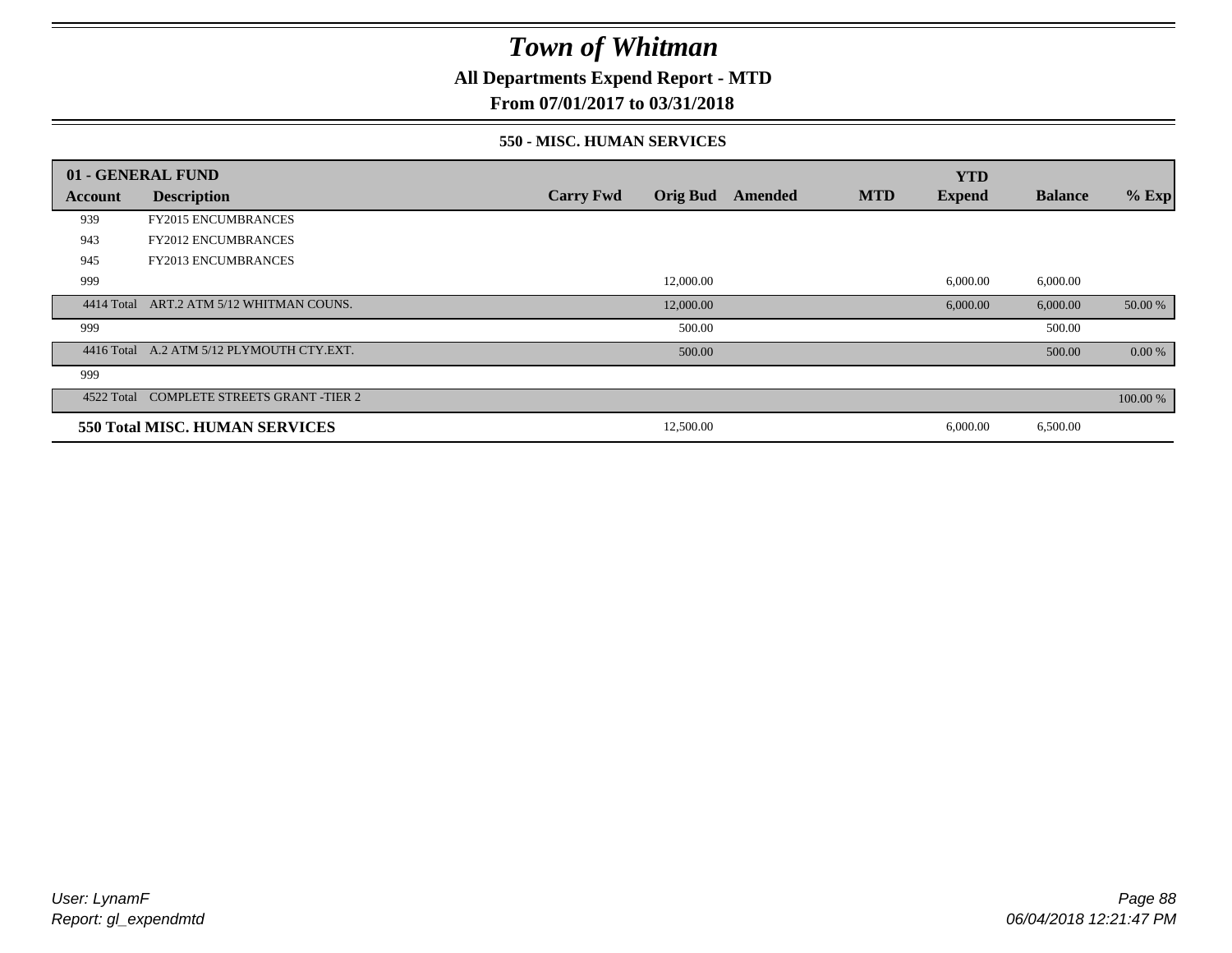# Town of Whitman

## All Departments Expend Report - MTD

### From 07/01/2017 to 03/31/2018

#### 550 - MISC. HUMAN SERVICES

| 01 - GENERAL FUND | | | | | | YTD | | |
|---|---|---|---|---|---|---|---|---|
| Account | Description | Carry Fwd | Orig Bud | Amended | MTD | Expend | Balance | % Exp |
| 939 | FY2015 ENCUMBRANCES | | | | | | | |
| 943 | FY2012 ENCUMBRANCES | | | | | | | |
| 945 | FY2013 ENCUMBRANCES | | | | | | | |
| 999 | | | 12,000.00 | | | 6,000.00 | 6,000.00 | |
| 4414 Total | ART.2 ATM 5/12 WHITMAN COUNS. | | 12,000.00 | | | 6,000.00 | 6,000.00 | 50.00 % |
| 999 | | | 500.00 | | | | 500.00 | |
| 4416 Total | A.2 ATM 5/12 PLYMOUTH CTY.EXT. | | 500.00 | | | | 500.00 | 0.00 % |
| 999 | | | | | | | | |
| 4522 Total | COMPLETE STREETS GRANT -TIER 2 | | | | | | | 100.00 % |
| **550 Total MISC. HUMAN SERVICES** | | | 12,500.00 | | | 6,000.00 | 6,500.00 | |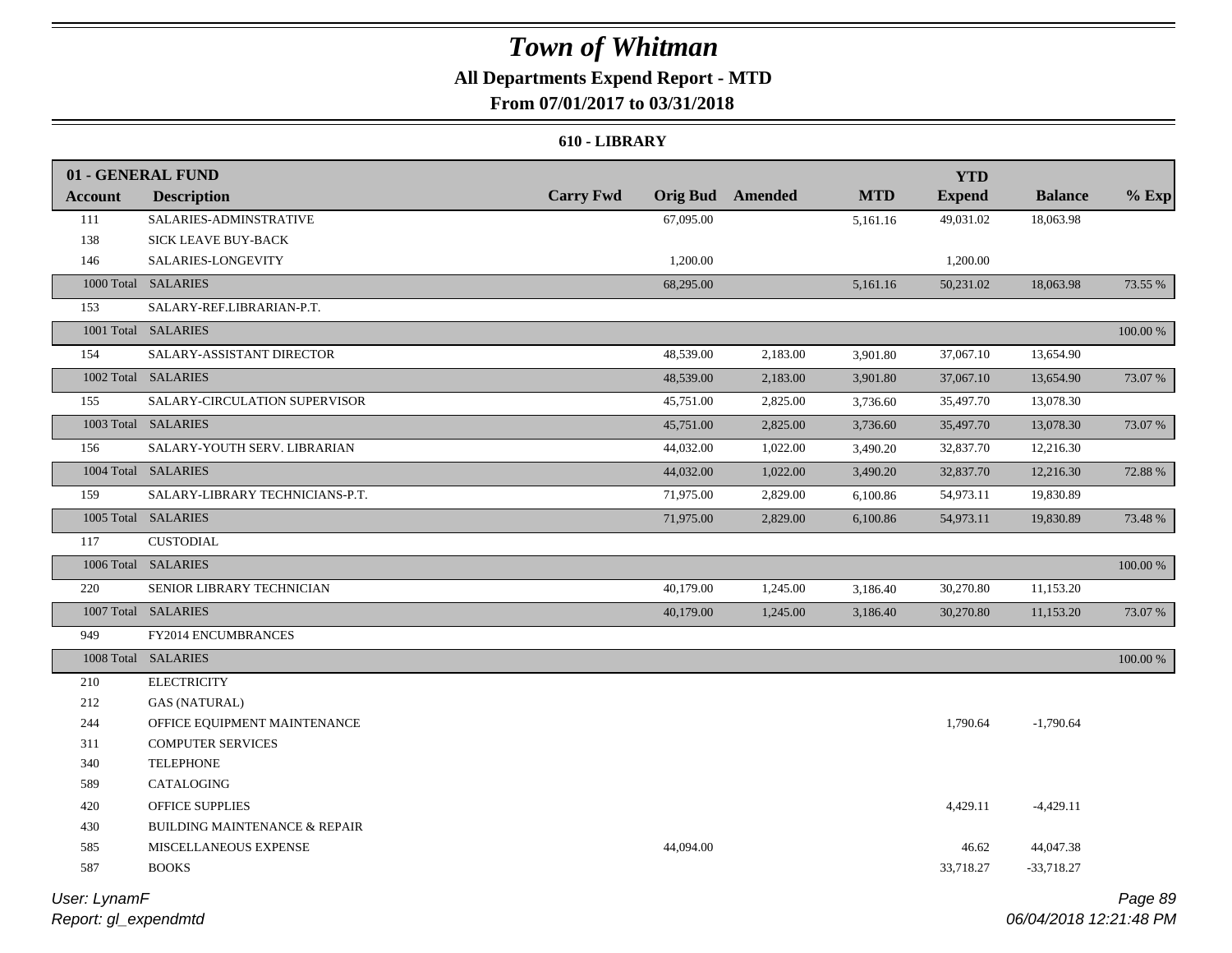# Town of Whitman

**All Departments Expend Report - MTD**

**From 07/01/2017 to 03/31/2018**

**610 - LIBRARY**

| 01 - GENERAL FUND | | | | | | | | |
|---|---|---|---|---|---|---|---|---|
| **Account** | **Description** | **Carry Fwd** | **Orig Bud** | **Amended** | **MTD** | **YTD Expend** | **Balance** | **% Exp** |
| 111 | SALARIES-ADMINSTRATIVE | | 67,095.00 | | 5,161.16 | 49,031.02 | 18,063.98 | |
| 138 | SICK LEAVE BUY-BACK | | | | | | | |
| 146 | SALARIES-LONGEVITY | | 1,200.00 | | | 1,200.00 | | |
| 1000 Total | SALARIES | | 68,295.00 | | 5,161.16 | 50,231.02 | 18,063.98 | 73.55 % |
| 153 | SALARY-REF.LIBRARIAN-P.T. | | | | | | | |
| 1001 Total | SALARIES | | | | | | | 100.00 % |
| 154 | SALARY-ASSISTANT DIRECTOR | | 48,539.00 | 2,183.00 | 3,901.80 | 37,067.10 | 13,654.90 | |
| 1002 Total | SALARIES | | 48,539.00 | 2,183.00 | 3,901.80 | 37,067.10 | 13,654.90 | 73.07 % |
| 155 | SALARY-CIRCULATION SUPERVISOR | | 45,751.00 | 2,825.00 | 3,736.60 | 35,497.70 | 13,078.30 | |
| 1003 Total | SALARIES | | 45,751.00 | 2,825.00 | 3,736.60 | 35,497.70 | 13,078.30 | 73.07 % |
| 156 | SALARY-YOUTH SERV. LIBRARIAN | | 44,032.00 | 1,022.00 | 3,490.20 | 32,837.70 | 12,216.30 | |
| 1004 Total | SALARIES | | 44,032.00 | 1,022.00 | 3,490.20 | 32,837.70 | 12,216.30 | 72.88 % |
| 159 | SALARY-LIBRARY TECHNICIANS-P.T. | | 71,975.00 | 2,829.00 | 6,100.86 | 54,973.11 | 19,830.89 | |
| 1005 Total | SALARIES | | 71,975.00 | 2,829.00 | 6,100.86 | 54,973.11 | 19,830.89 | 73.48 % |
| 117 | CUSTODIAL | | | | | | | |
| 1006 Total | SALARIES | | | | | | | 100.00 % |
| 220 | SENIOR LIBRARY TECHNICIAN | | 40,179.00 | 1,245.00 | 3,186.40 | 30,270.80 | 11,153.20 | |
| 1007 Total | SALARIES | | 40,179.00 | 1,245.00 | 3,186.40 | 30,270.80 | 11,153.20 | 73.07 % |
| 949 | FY2014 ENCUMBRANCES | | | | | | | |
| 1008 Total | SALARIES | | | | | | | 100.00 % |
| 210 | ELECTRICITY | | | | | | | |
| 212 | GAS (NATURAL) | | | | | | | |
| 244 | OFFICE EQUIPMENT MAINTENANCE | | | | | 1,790.64 | -1,790.64 | |
| 311 | COMPUTER SERVICES | | | | | | | |
| 340 | TELEPHONE | | | | | | | |
| 589 | CATALOGING | | | | | | | |
| 420 | OFFICE SUPPLIES | | | | | 4,429.11 | -4,429.11 | |
| 430 | BUILDING MAINTENANCE & REPAIR | | | | | | | |
| 585 | MISCELLANEOUS EXPENSE | | 44,094.00 | | | 46.62 | 44,047.38 | |
| 587 | BOOKS | | | | | 33,718.27 | -33,718.27 | |

User: LynamF

Report: gl_expendmtd

06/04/2018 12:21:48 PM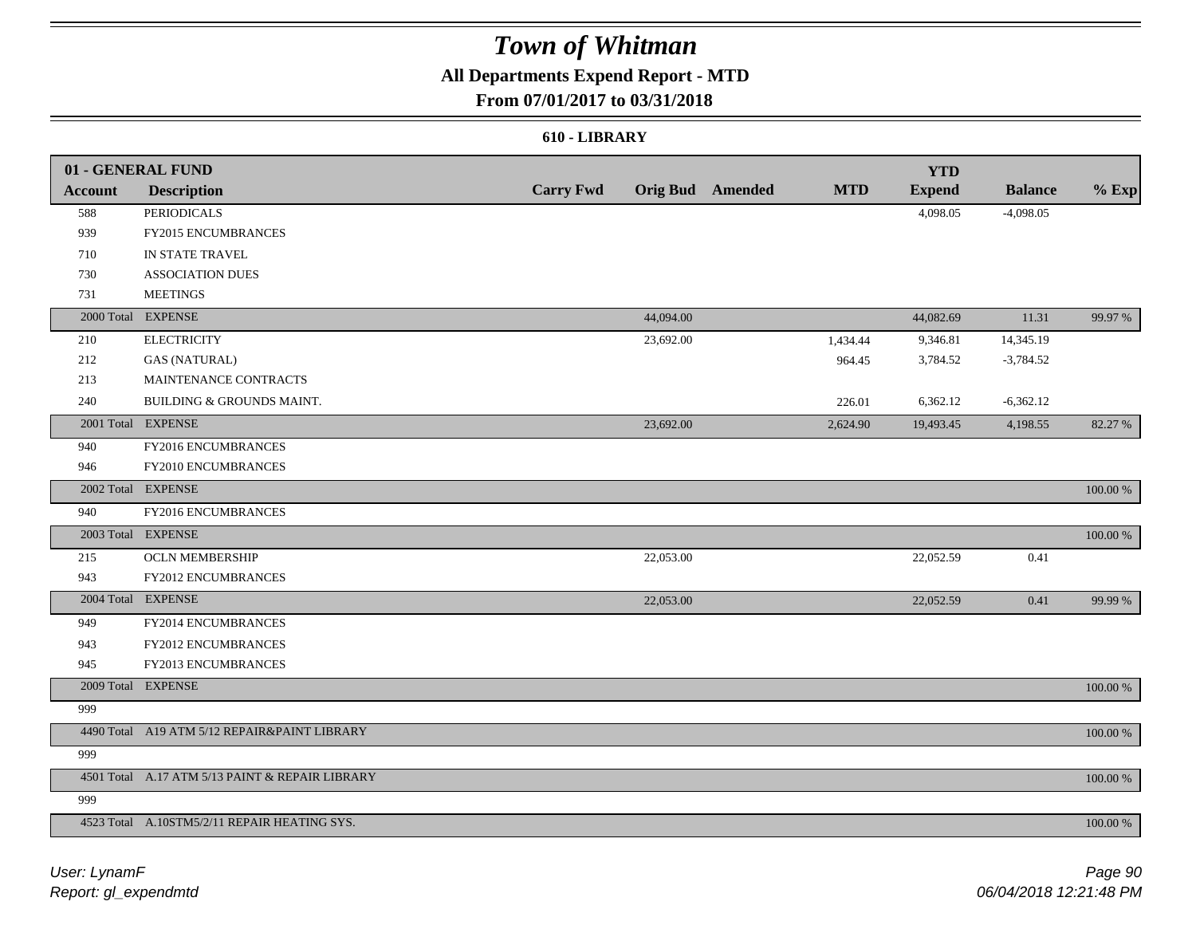# Town of Whitman

## All Departments Expend Report - MTD

### From 07/01/2017 to 03/31/2018

#### 610 - LIBRARY

| 01 - GENERAL FUND | | | | | | YTD | | |
|---|---|---|---|---|---|---|---|---|
| Account | Description | Carry Fwd | Orig Bud | Amended | MTD | Expend | Balance | % Exp |
| 588 | PERIODICALS | | | | | 4,098.05 | -4,098.05 | |
| 939 | FY2015 ENCUMBRANCES | | | | | | | |
| 710 | IN STATE TRAVEL | | | | | | | |
| 730 | ASSOCIATION DUES | | | | | | | |
| 731 | MEETINGS | | | | | | | |
| 2000 Total | EXPENSE | | 44,094.00 | | | 44,082.69 | 11.31 | 99.97 % |
| 210 | ELECTRICITY | | 23,692.00 | | 1,434.44 | 9,346.81 | 14,345.19 | |
| 212 | GAS (NATURAL) | | | | 964.45 | 3,784.52 | -3,784.52 | |
| 213 | MAINTENANCE CONTRACTS | | | | | | | |
| 240 | BUILDING & GROUNDS MAINT. | | | | 226.01 | 6,362.12 | -6,362.12 | |
| 2001 Total | EXPENSE | | 23,692.00 | | 2,624.90 | 19,493.45 | 4,198.55 | 82.27 % |
| 940 | FY2016 ENCUMBRANCES | | | | | | | |
| 946 | FY2010 ENCUMBRANCES | | | | | | | |
| 2002 Total | EXPENSE | | | | | | | 100.00 % |
| 940 | FY2016 ENCUMBRANCES | | | | | | | |
| 2003 Total | EXPENSE | | | | | | | 100.00 % |
| 215 | OCLN MEMBERSHIP | | 22,053.00 | | | 22,052.59 | 0.41 | |
| 943 | FY2012 ENCUMBRANCES | | | | | | | |
| 2004 Total | EXPENSE | | 22,053.00 | | | 22,052.59 | 0.41 | 99.99 % |
| 949 | FY2014 ENCUMBRANCES | | | | | | | |
| 943 | FY2012 ENCUMBRANCES | | | | | | | |
| 945 | FY2013 ENCUMBRANCES | | | | | | | |
| 2009 Total | EXPENSE | | | | | | | 100.00 % |
| 999 | | | | | | | | |
| 4490 Total | A19 ATM 5/12 REPAIR&PAINT LIBRARY | | | | | | | 100.00 % |
| 999 | | | | | | | | |
| 4501 Total | A.17 ATM 5/13 PAINT & REPAIR LIBRARY | | | | | | | 100.00 % |
| 999 | | | | | | | | |
| 4523 Total | A.10STM5/2/11 REPAIR HEATING SYS. | | | | | | | 100.00 % |

User: LynamF
Report: gl_expendmtd

06/04/2018 12:21:48 PM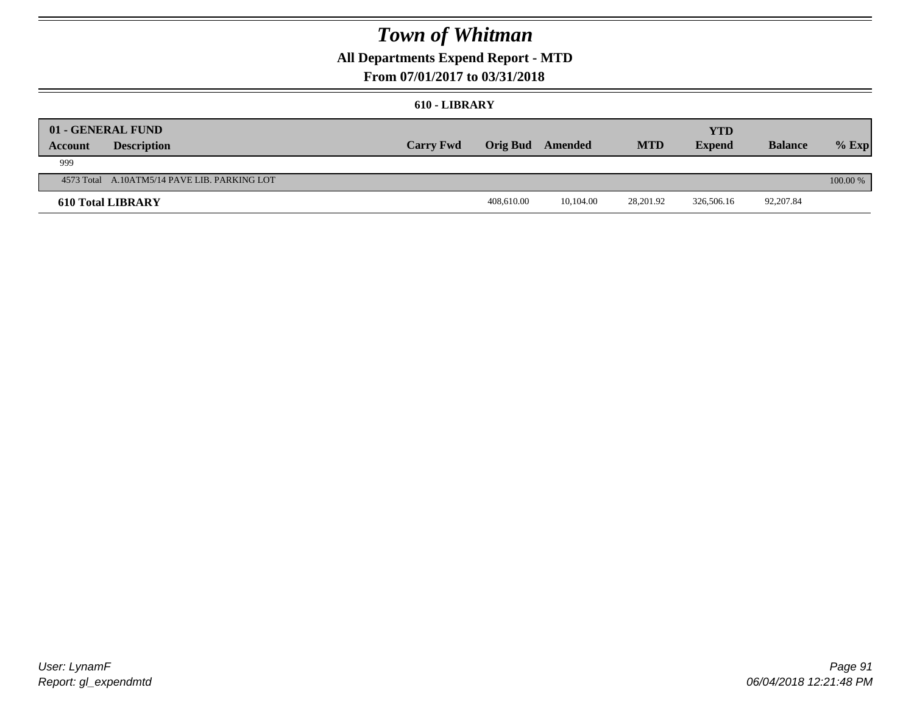# Town of Whitman

## All Departments Expend Report - MTD

### From 07/01/2017 to 03/31/2018

#### 610 - LIBRARY

| 01 - GENERAL FUND<br>Account | Description | Carry Fwd | Orig Bud | Amended | MTD | YTD<br>Expend | Balance | % Exp |
|---|---|---|---|---|---|---|---|---|
| 999 | | | | | | | | |
| 4573 Total | A.10ATM5/14 PAVE LIB. PARKING LOT | | | | | | | 100.00 % |
| **610 Total LIBRARY** | | | 408,610.00 | 10,104.00 | 28,201.92 | 326,506.16 | 92,207.84 | |

User: LynamF
Report: gl_expendmtd

06/04/2018 12:21:48 PM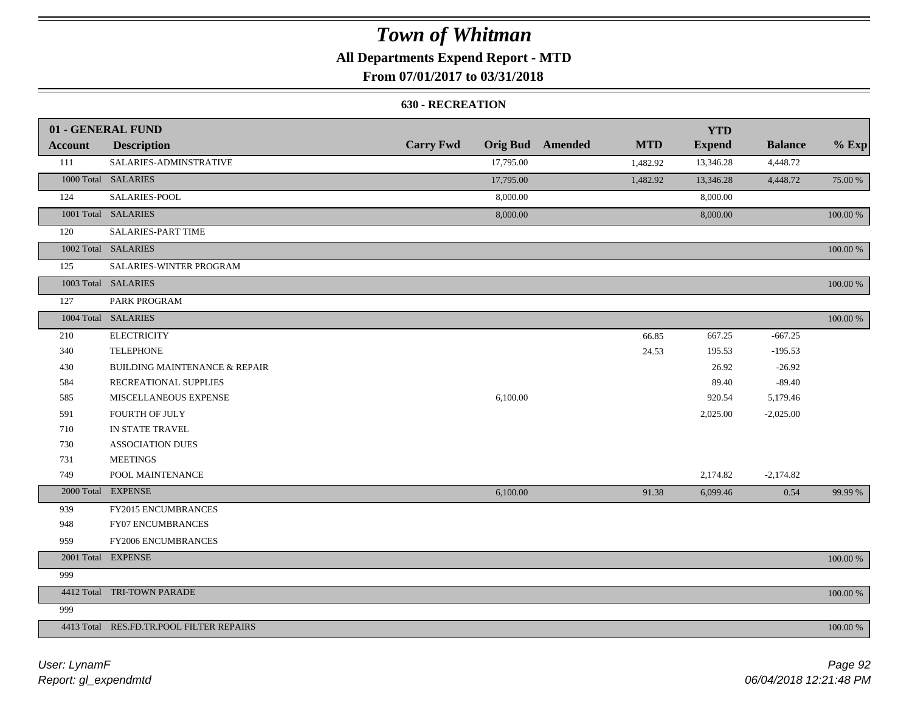# Town of Whitman

## All Departments Expend Report - MTD

### From 07/01/2017 to 03/31/2018

#### 630 - RECREATION

| 01 - GENERAL FUND | | | | | | YTD | | |
|---|---|---|---|---|---|---|---|---|
| **Account** | **Description** | **Carry Fwd** | **Orig Bud** | **Amended** | **MTD** | **Expend** | **Balance** | **% Exp** |
| 111 | SALARIES-ADMINSTRATIVE | | 17,795.00 | | 1,482.92 | 13,346.28 | 4,448.72 | |
| 1000 Total | SALARIES | | 17,795.00 | | 1,482.92 | 13,346.28 | 4,448.72 | 75.00 % |
| 124 | SALARIES-POOL | | 8,000.00 | | | 8,000.00 | | |
| 1001 Total | SALARIES | | 8,000.00 | | | 8,000.00 | | 100.00 % |
| 120 | SALARIES-PART TIME | | | | | | | |
| 1002 Total | SALARIES | | | | | | | 100.00 % |
| 125 | SALARIES-WINTER PROGRAM | | | | | | | |
| 1003 Total | SALARIES | | | | | | | 100.00 % |
| 127 | PARK PROGRAM | | | | | | | |
| 1004 Total | SALARIES | | | | | | | 100.00 % |
| 210 | ELECTRICITY | | | | 66.85 | 667.25 | -667.25 | |
| 340 | TELEPHONE | | | | 24.53 | 195.53 | -195.53 | |
| 430 | BUILDING MAINTENANCE & REPAIR | | | | | 26.92 | -26.92 | |
| 584 | RECREATIONAL SUPPLIES | | | | | 89.40 | -89.40 | |
| 585 | MISCELLANEOUS EXPENSE | | 6,100.00 | | | 920.54 | 5,179.46 | |
| 591 | FOURTH OF JULY | | | | | 2,025.00 | -2,025.00 | |
| 710 | IN STATE TRAVEL | | | | | | | |
| 730 | ASSOCIATION DUES | | | | | | | |
| 731 | MEETINGS | | | | | | | |
| 749 | POOL MAINTENANCE | | | | | 2,174.82 | -2,174.82 | |
| 2000 Total | EXPENSE | | 6,100.00 | | 91.38 | 6,099.46 | 0.54 | 99.99 % |
| 939 | FY2015 ENCUMBRANCES | | | | | | | |
| 948 | FY07 ENCUMBRANCES | | | | | | | |
| 959 | FY2006 ENCUMBRANCES | | | | | | | |
| 2001 Total | EXPENSE | | | | | | | 100.00 % |
| 999 | | | | | | | | |
| 4412 Total | TRI-TOWN PARADE | | | | | | | 100.00 % |
| 999 | | | | | | | | |
| 4413 Total | RES.FD.TR.POOL FILTER REPAIRS | | | | | | | 100.00 % |

User: LynamF
Report: gl_expendmtd

06/04/2018 12:21:48 PM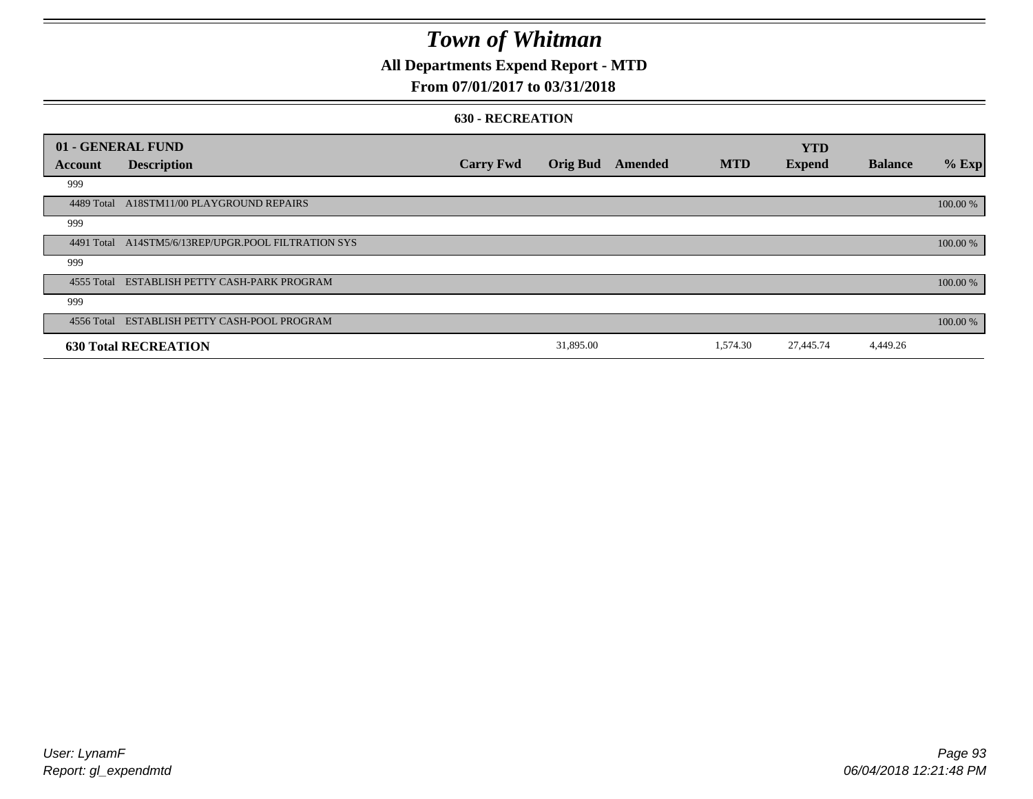# Town of Whitman

## All Departments Expend Report - MTD

### From 07/01/2017 to 03/31/2018

#### 630 - RECREATION

| 01 - GENERAL FUND | | | | | | | | | |
|---|---|---|---|---|---|---|---|---|---|
| **Account** | **Description** | **Carry Fwd** | **Orig Bud** | **Amended** | **MTD** | **YTD Expend** | **Balance** | **% Exp** |
| 999 | | | | | | | | |
| 4489 Total | A18STM11/00 PLAYGROUND REPAIRS | | | | | | | 100.00 % |
| 999 | | | | | | | | |
| 4491 Total | A14STM5/6/13REP/UPGR.POOL FILTRATION SYS | | | | | | | 100.00 % |
| 999 | | | | | | | | |
| 4555 Total | ESTABLISH PETTY CASH-PARK PROGRAM | | | | | | | 100.00 % |
| 999 | | | | | | | | |
| 4556 Total | ESTABLISH PETTY CASH-POOL PROGRAM | | | | | | | 100.00 % |
| **630 Total RECREATION** | | | 31,895.00 | | 1,574.30 | 27,445.74 | 4,449.26 | |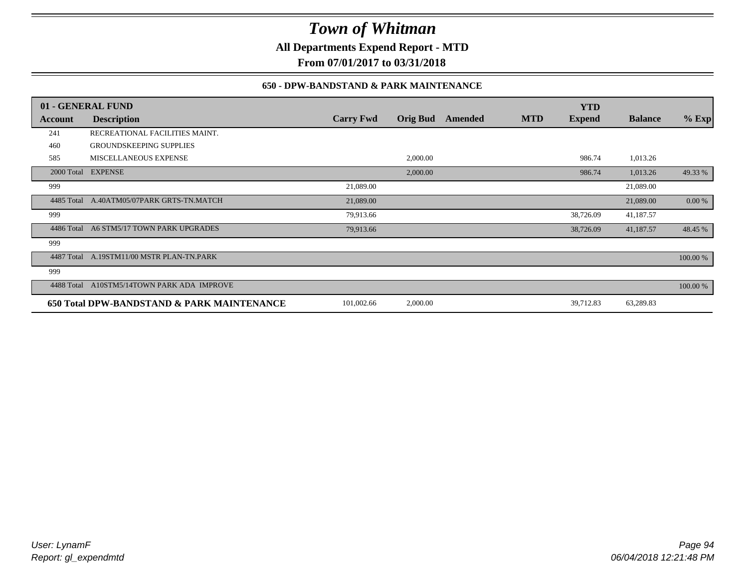# Town of Whitman

**All Departments Expend Report - MTD**

**From 07/01/2017 to 03/31/2018**

### 650 - DPW-BANDSTAND & PARK MAINTENANCE

| 01 - GENERAL FUND | | | | | | YTD | | |
|---|---|---|---|---|---|---|---|---|
| **Account** | **Description** | **Carry Fwd** | **Orig Bud** | **Amended** | **MTD** | **Expend** | **Balance** | **% Exp** |
| 241 | RECREATIONAL FACILITIES MAINT. | | | | | | | |
| 460 | GROUNDSKEEPING SUPPLIES | | | | | | | |
| 585 | MISCELLANEOUS EXPENSE | | 2,000.00 | | | 986.74 | 1,013.26 | |
| 2000 Total | EXPENSE | | 2,000.00 | | | 986.74 | 1,013.26 | 49.33 % |
| 999 | | 21,089.00 | | | | | 21,089.00 | |
| 4485 Total | A.40ATM05/07PARK GRTS-TN.MATCH | 21,089.00 | | | | | 21,089.00 | 0.00 % |
| 999 | | 79,913.66 | | | | 38,726.09 | 41,187.57 | |
| 4486 Total | A6 STM5/17 TOWN PARK UPGRADES | 79,913.66 | | | | 38,726.09 | 41,187.57 | 48.45 % |
| 999 | | | | | | | | |
| 4487 Total | A.19STM11/00 MSTR PLAN-TN.PARK | | | | | | | 100.00 % |
| 999 | | | | | | | | |
| 4488 Total | A10STM5/14TOWN PARK ADA IMPROVE | | | | | | | 100.00 % |
| **650 Total DPW-BANDSTAND & PARK MAINTENANCE** | | 101,002.66 | 2,000.00 | | | 39,712.83 | 63,289.83 | |

User: LynamF
Report: gl_expendmtd

06/04/2018 12:21:48 PM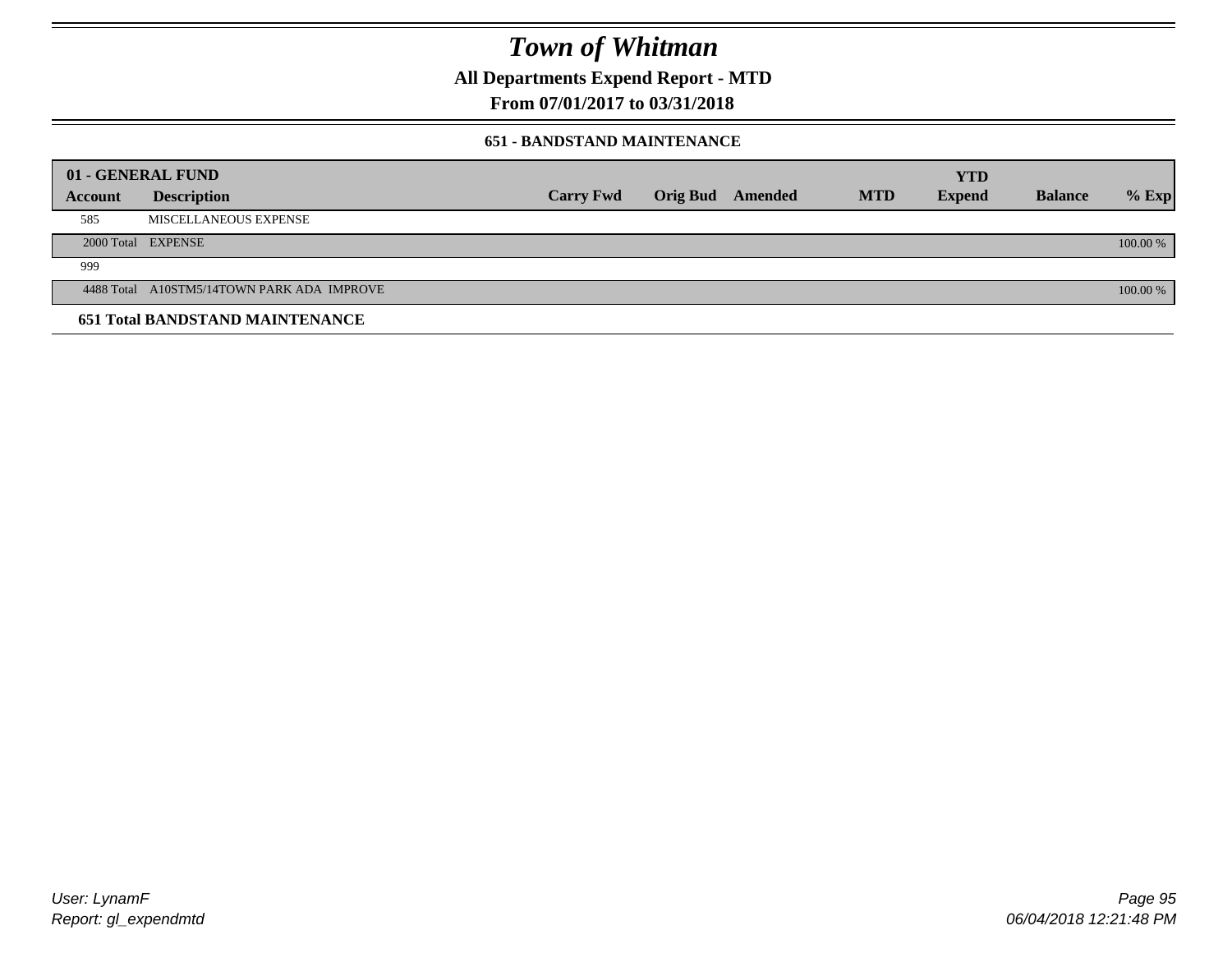# Town of Whitman

**All Departments Expend Report - MTD**

**From 07/01/2017 to 03/31/2018**

**651 - BANDSTAND MAINTENANCE**

| 01 - GENERAL FUND | | | | | | | | |
|---|---|---|---|---|---|---|---|---|
| **Account** | **Description** | **Carry Fwd** | **Orig Bud** | **Amended** | **MTD** | **YTD Expend** | **Balance** | **% Exp** |
| 585 | MISCELLANEOUS EXPENSE | | | | | | | |
| 2000 Total | EXPENSE | | | | | | | 100.00 % |
| 999 | | | | | | | | |
| 4488 Total | A10STM5/14TOWN PARK ADA IMPROVE | | | | | | | 100.00 % |

**651 Total BANDSTAND MAINTENANCE**

User: LynamF
Report: gl_expendmtd

06/04/2018 12:21:48 PM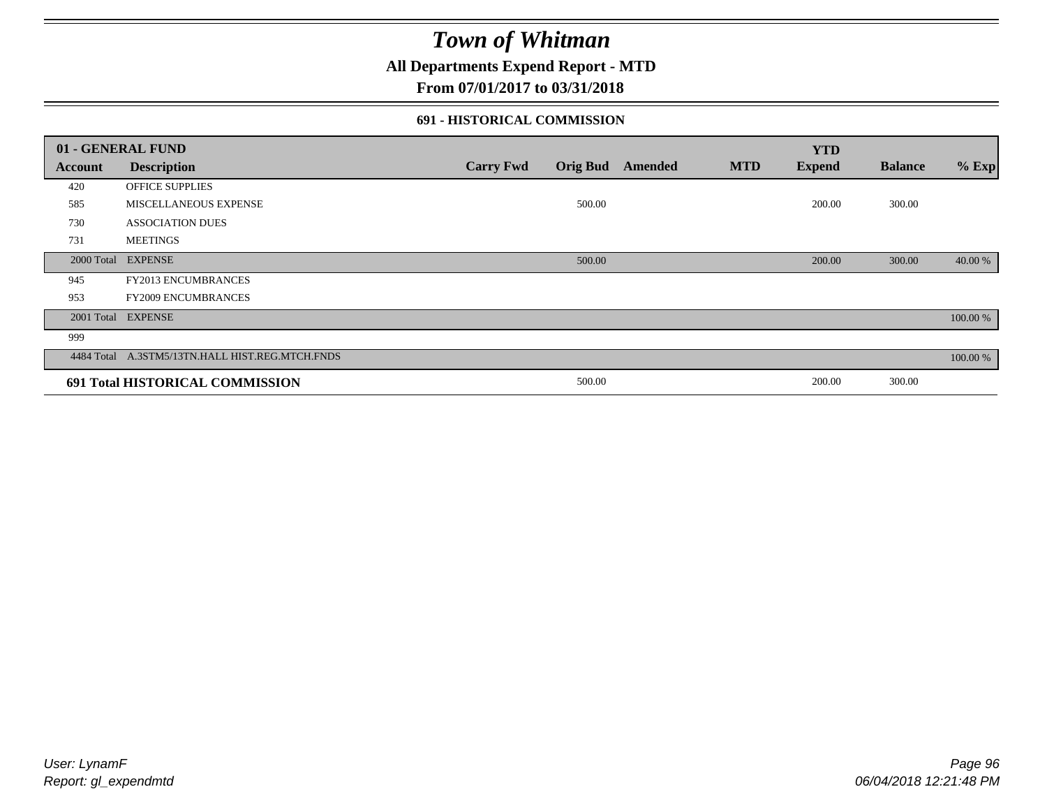# Town of Whitman

## All Departments Expend Report - MTD

### From 07/01/2017 to 03/31/2018

#### 691 - HISTORICAL COMMISSION

| 01 - GENERAL FUND | | | | | | YTD | | |
|---|---|---|---|---|---|---|---|---|
| Account | Description | Carry Fwd | Orig Bud | Amended | MTD | Expend | Balance | % Exp |
| 420 | OFFICE SUPPLIES | | | | | | | |
| 585 | MISCELLANEOUS EXPENSE | | 500.00 | | | 200.00 | 300.00 | |
| 730 | ASSOCIATION DUES | | | | | | | |
| 731 | MEETINGS | | | | | | | |
| 2000 Total | EXPENSE | | 500.00 | | | 200.00 | 300.00 | 40.00 % |
| 945 | FY2013 ENCUMBRANCES | | | | | | | |
| 953 | FY2009 ENCUMBRANCES | | | | | | | |
| 2001 Total | EXPENSE | | | | | | | 100.00 % |
| 999 | | | | | | | | |
| 4484 Total | A.3STM5/13TN.HALL HIST.REG.MTCH.FNDS | | | | | | | 100.00 % |
| **691 Total HISTORICAL COMMISSION** | | | 500.00 | | | 200.00 | 300.00 | |

User: LynamF
Report: gl_expendmtd

06/04/2018 12:21:48 PM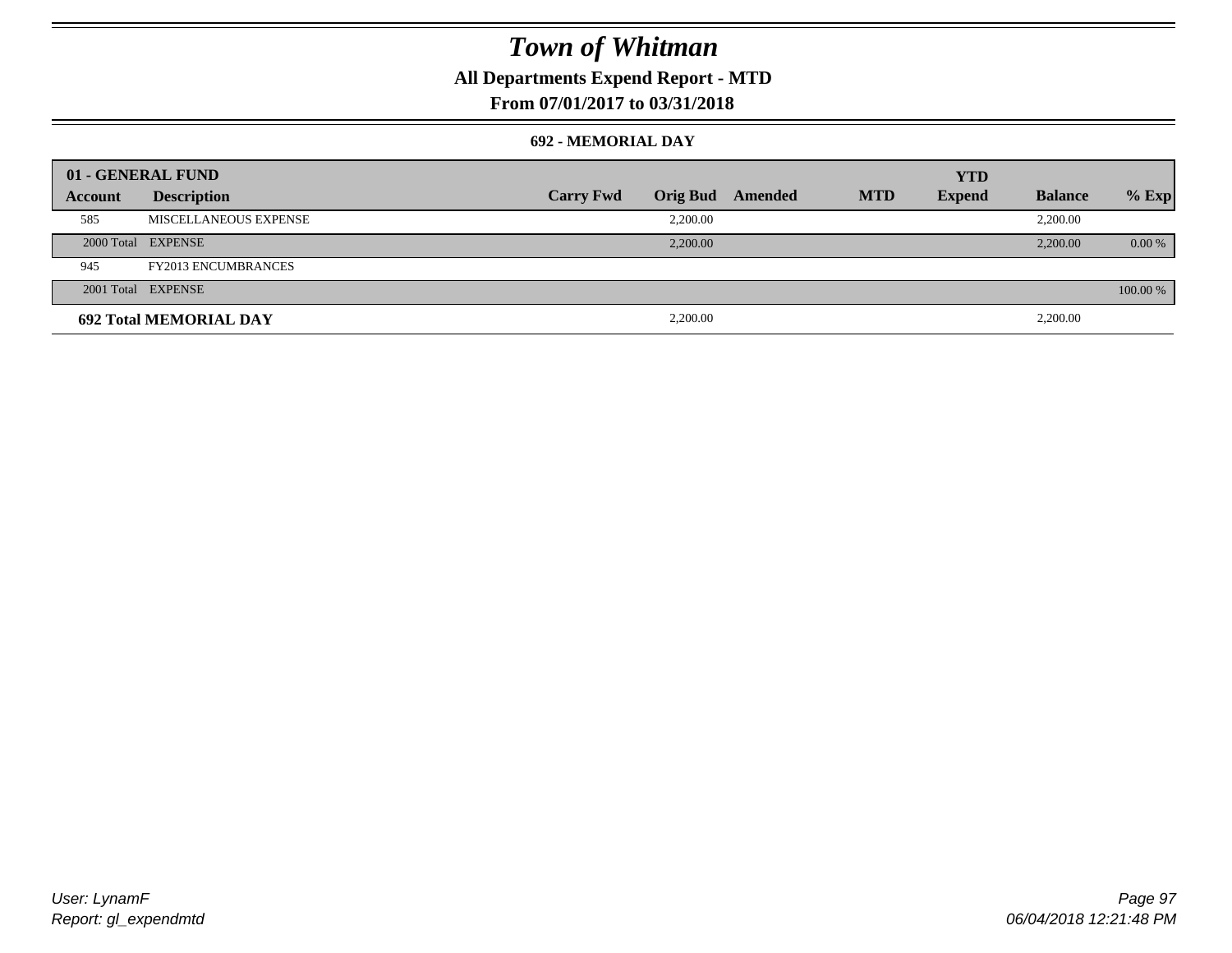# Town of Whitman

## All Departments Expend Report - MTD

## From 07/01/2017 to 03/31/2018

### 692 - MEMORIAL DAY

| 01 - GENERAL FUND | | | | | | YTD | | |
|---|---|---|---|---|---|---|---|---|
| Account | Description | Carry Fwd | Orig Bud | Amended | MTD | Expend | Balance | % Exp |
| 585 | MISCELLANEOUS EXPENSE | | 2,200.00 | | | | 2,200.00 | |
| 2000 Total | EXPENSE | | 2,200.00 | | | | 2,200.00 | 0.00 % |
| 945 | FY2013 ENCUMBRANCES | | | | | | | |
| 2001 Total | EXPENSE | | | | | | | 100.00 % |
| **692 Total MEMORIAL DAY** | | | 2,200.00 | | | | 2,200.00 | |

User: LynamF
Report: gl_expendmtd

06/04/2018 12:21:48 PM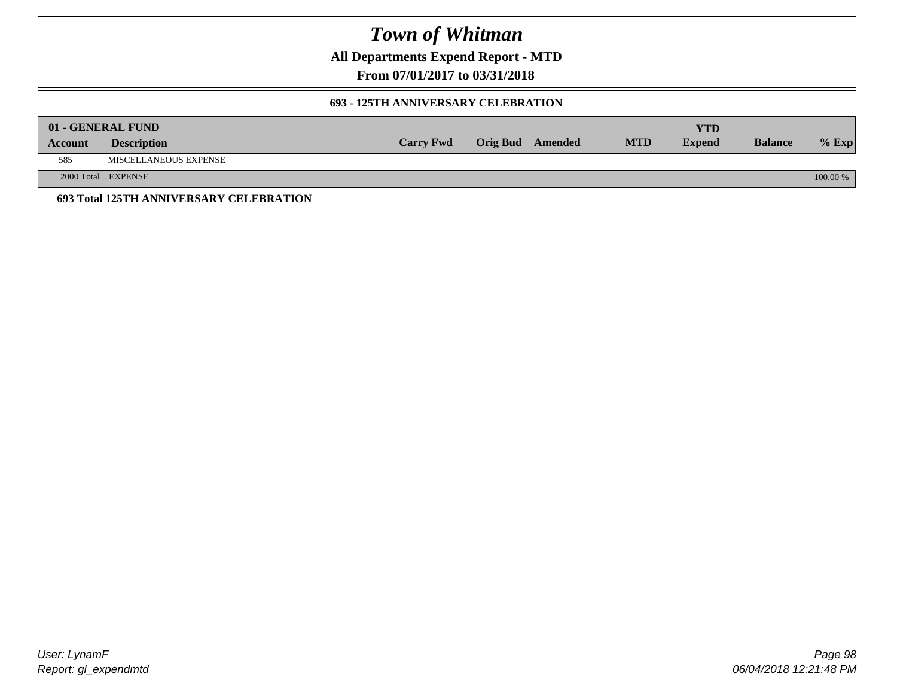# Town of Whitman

**All Departments Expend Report - MTD**

**From 07/01/2017 to 03/31/2018**

### 693 - 125TH ANNIVERSARY CELEBRATION

| 01 - GENERAL FUND | | | | | | YTD | | |
|---|---|---|---|---|---|---|---|---|
| **Account** | **Description** | **Carry Fwd** | **Orig Bud** | **Amended** | **MTD** | **Expend** | **Balance** | **% Exp** |
| 585 | MISCELLANEOUS EXPENSE | | | | | | | |
| 2000 Total | EXPENSE | | | | | | | 100.00 % |

**693 Total 125TH ANNIVERSARY CELEBRATION**

User: LynamF
Report: gl_expendmtd

06/04/2018 12:21:48 PM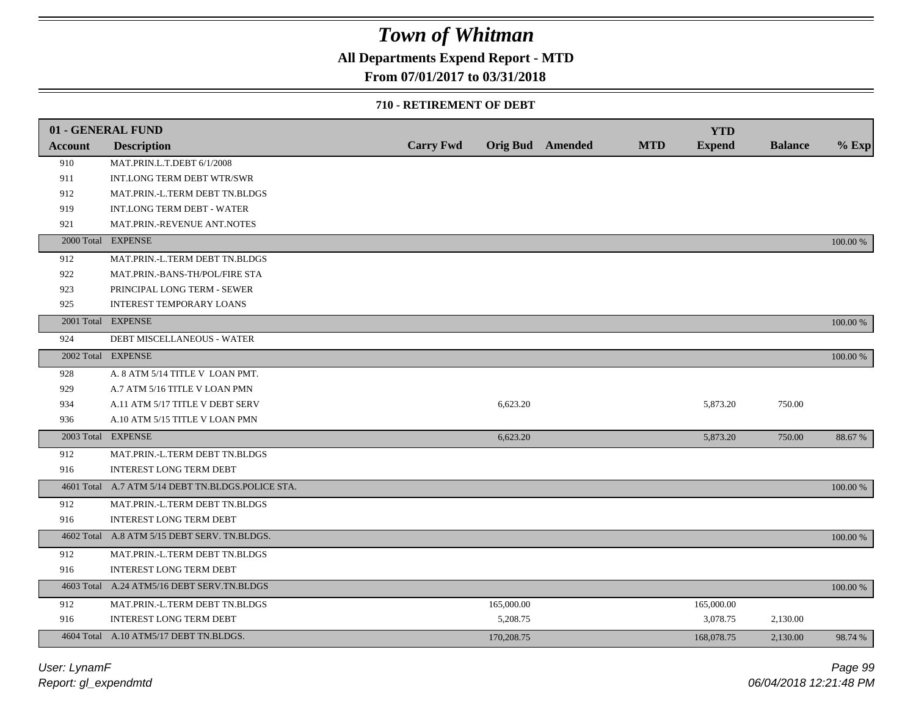# Town of Whitman

**All Departments Expend Report - MTD**

**From 07/01/2017 to 03/31/2018**

**710 - RETIREMENT OF DEBT**

| 01 - GENERAL FUND | | | | | | YTD | | |
|---|---|---|---|---|---|---|---|---|
| **Account** | **Description** | **Carry Fwd** | **Orig Bud** | **Amended** | **MTD** | **Expend** | **Balance** | **% Exp** |
| 910 | MAT.PRIN.L.T.DEBT 6/1/2008 | | | | | | | |
| 911 | INT.LONG TERM DEBT WTR/SWR | | | | | | | |
| 912 | MAT.PRIN.-L.TERM DEBT TN.BLDGS | | | | | | | |
| 919 | INT.LONG TERM DEBT - WATER | | | | | | | |
| 921 | MAT.PRIN.-REVENUE ANT.NOTES | | | | | | | |
| 2000 Total | EXPENSE | | | | | | | 100.00 % |
| 912 | MAT.PRIN.-L.TERM DEBT TN.BLDGS | | | | | | | |
| 922 | MAT.PRIN.-BANS-TH/POL/FIRE STA | | | | | | | |
| 923 | PRINCIPAL LONG TERM - SEWER | | | | | | | |
| 925 | INTEREST TEMPORARY LOANS | | | | | | | |
| 2001 Total | EXPENSE | | | | | | | 100.00 % |
| 924 | DEBT MISCELLANEOUS - WATER | | | | | | | |
| 2002 Total | EXPENSE | | | | | | | 100.00 % |
| 928 | A. 8 ATM 5/14 TITLE V LOAN PMT. | | | | | | | |
| 929 | A.7 ATM 5/16 TITLE V LOAN PMN | | | | | | | |
| 934 | A.11 ATM 5/17 TITLE V DEBT SERV | | 6,623.20 | | | 5,873.20 | 750.00 | |
| 936 | A.10 ATM 5/15 TITLE V LOAN PMN | | | | | | | |
| 2003 Total | EXPENSE | | 6,623.20 | | | 5,873.20 | 750.00 | 88.67 % |
| 912 | MAT.PRIN.-L.TERM DEBT TN.BLDGS | | | | | | | |
| 916 | INTEREST LONG TERM DEBT | | | | | | | |
| 4601 Total | A.7 ATM 5/14 DEBT TN.BLDGS.POLICE STA. | | | | | | | 100.00 % |
| 912 | MAT.PRIN.-L.TERM DEBT TN.BLDGS | | | | | | | |
| 916 | INTEREST LONG TERM DEBT | | | | | | | |
| 4602 Total | A.8 ATM 5/15 DEBT SERV. TN.BLDGS. | | | | | | | 100.00 % |
| 912 | MAT.PRIN.-L.TERM DEBT TN.BLDGS | | | | | | | |
| 916 | INTEREST LONG TERM DEBT | | | | | | | |
| 4603 Total | A.24 ATM5/16 DEBT SERV.TN.BLDGS | | | | | | | 100.00 % |
| 912 | MAT.PRIN.-L.TERM DEBT TN.BLDGS | | 165,000.00 | | | 165,000.00 | | |
| 916 | INTEREST LONG TERM DEBT | | 5,208.75 | | | 3,078.75 | 2,130.00 | |
| 4604 Total | A.10 ATM5/17 DEBT TN.BLDGS. | | 170,208.75 | | | 168,078.75 | 2,130.00 | 98.74 % |

*User: LynamF*
*Report: gl_expendmtd*

*06/04/2018 12:21:48 PM*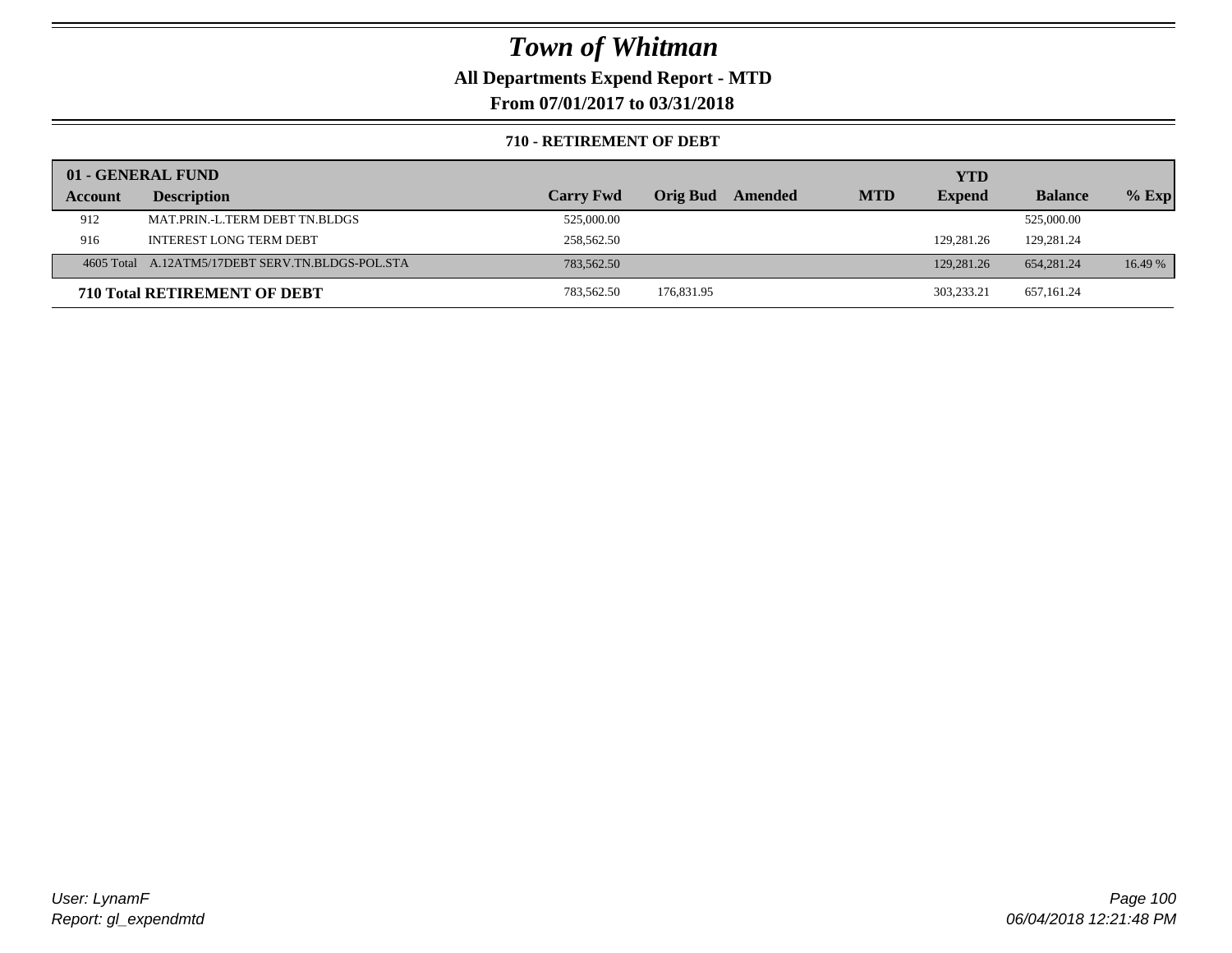# Town of Whitman

**All Departments Expend Report - MTD**

**From 07/01/2017 to 03/31/2018**

**710 - RETIREMENT OF DEBT**

| 01 - GENERAL FUND | | | | | | | | |
|---|---|---|---|---|---|---|---|---|
| **Account** | **Description** | **Carry Fwd** | **Orig Bud** | **Amended** | **MTD** | **YTD Expend** | **Balance** | **% Exp** |
| 912 | MAT.PRIN.-L.TERM DEBT TN.BLDGS | 525,000.00 | | | | | 525,000.00 | |
| 916 | INTEREST LONG TERM DEBT | 258,562.50 | | | | 129,281.26 | 129,281.24 | |
| 4605 Total | A.12ATM5/17DEBT SERV.TN.BLDGS-POL.STA | 783,562.50 | | | | 129,281.26 | 654,281.24 | 16.49 % |
| **710 Total RETIREMENT OF DEBT** | | 783,562.50 | 176,831.95 | | | 303,233.21 | 657,161.24 | |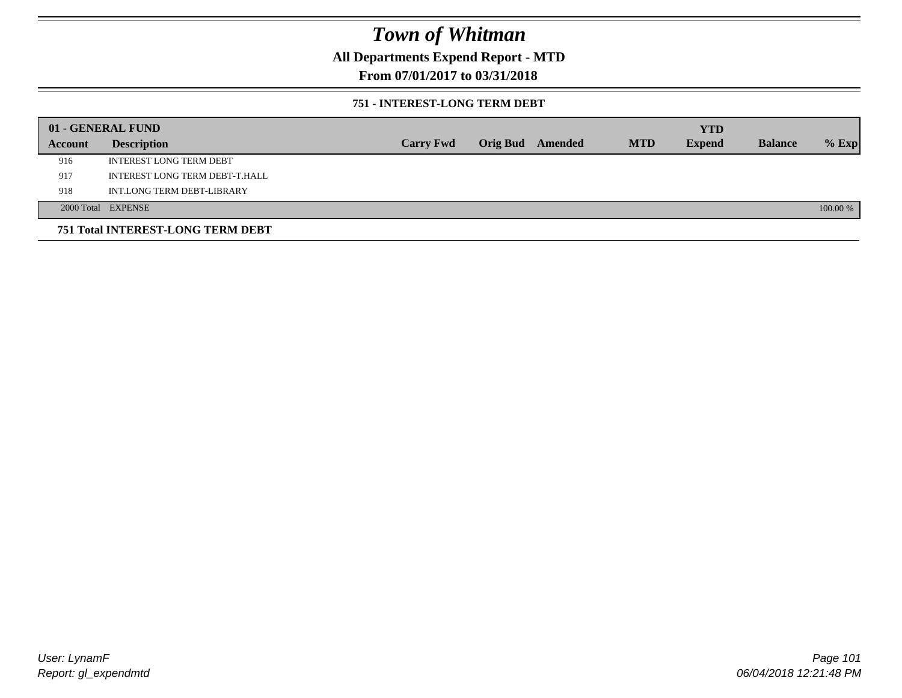# Town of Whitman

## All Departments Expend Report - MTD

### From 07/01/2017 to 03/31/2018

#### 751 - INTEREST-LONG TERM DEBT

| 01 - GENERAL FUND | | | | | | YTD | | |
|---|---|---|---|---|---|---|---|---|
| **Account** | **Description** | **Carry Fwd** | **Orig Bud** | **Amended** | **MTD** | **Expend** | **Balance** | **% Exp** |
| 916 | INTEREST LONG TERM DEBT | | | | | | | |
| 917 | INTEREST LONG TERM DEBT-T.HALL | | | | | | | |
| 918 | INT.LONG TERM DEBT-LIBRARY | | | | | | | |
| 2000 Total | EXPENSE | | | | | | | 100.00 % |

**751 Total INTEREST-LONG TERM DEBT**

User: LynamF
Report: gl_expendmtd

06/04/2018 12:21:48 PM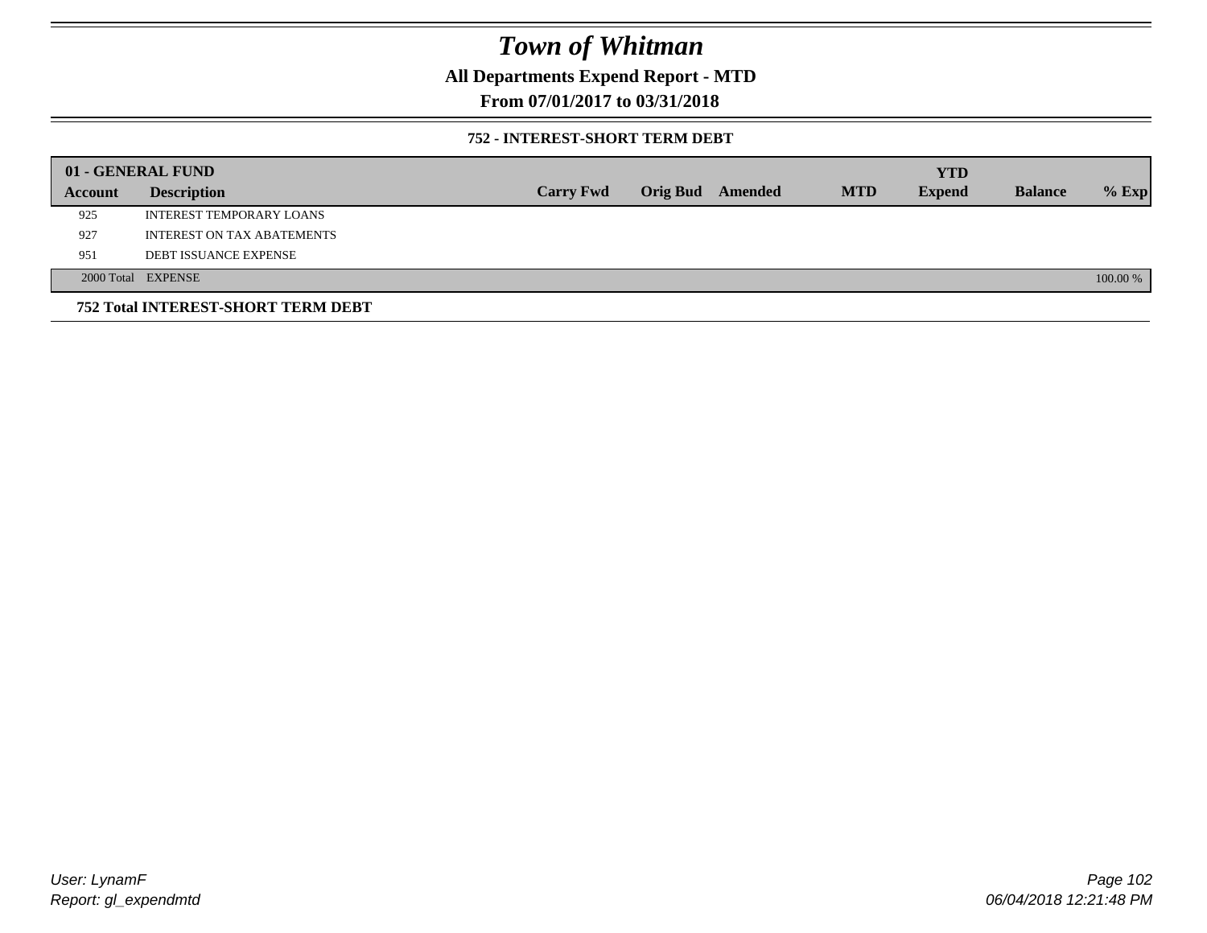# Town of Whitman

## All Departments Expend Report - MTD

## From 07/01/2017 to 03/31/2018

### 752 - INTEREST-SHORT TERM DEBT

| 01 - GENERAL FUND | | | | | | YTD | | |
|---|---|---|---|---|---|---|---|---|
| Account | Description | Carry Fwd | Orig Bud | Amended | MTD | Expend | Balance | % Exp |
| 925 | INTEREST TEMPORARY LOANS | | | | | | | |
| 927 | INTEREST ON TAX ABATEMENTS | | | | | | | |
| 951 | DEBT ISSUANCE EXPENSE | | | | | | | |
| 2000 Total | EXPENSE | | | | | | | 100.00 % |

**752 Total INTEREST-SHORT TERM DEBT**

User: LynamF
Report: gl_expendmtd

06/04/2018 12:21:48 PM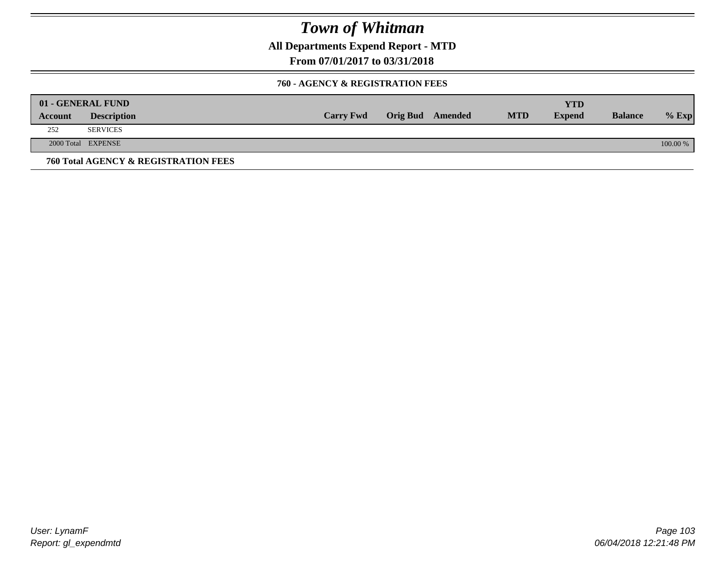# Town of Whitman

**All Departments Expend Report - MTD**

**From 07/01/2017 to 03/31/2018**

### 760 - AGENCY & REGISTRATION FEES

| 01 - GENERAL FUND | | | | | | | | |
|---|---|---|---|---|---|---|---|---|
| **Account** | **Description** | **Carry Fwd** | **Orig Bud** | **Amended** | **MTD** | **YTD Expend** | **Balance** | **% Exp** |
| 252 | SERVICES | | | | | | | |
| 2000 Total | EXPENSE | | | | | | | 100.00 % |

**760 Total AGENCY & REGISTRATION FEES**

User: LynamF
Report: gl_expendmtd

06/04/2018 12:21:48 PM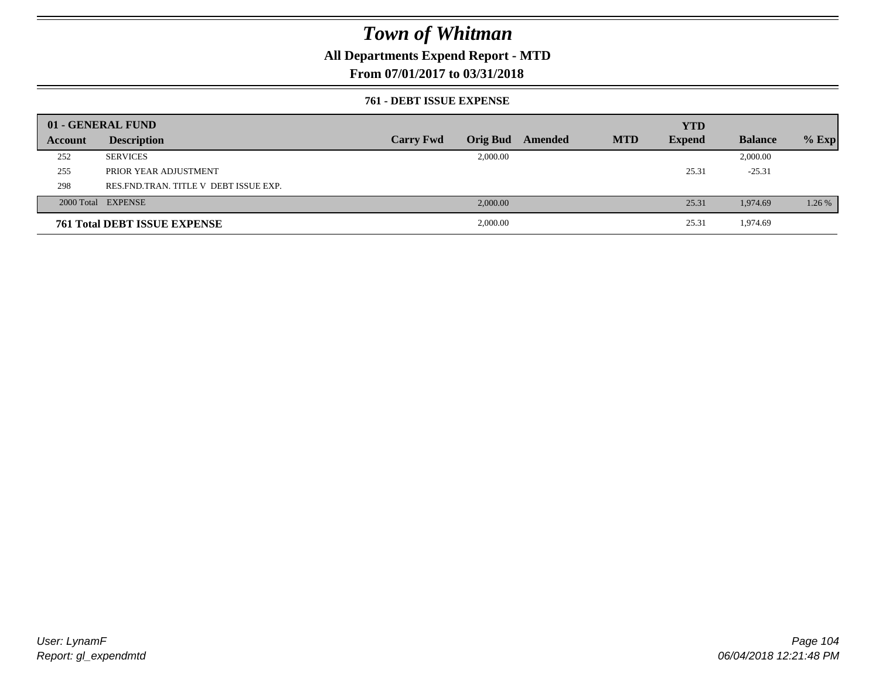# Town of Whitman

## All Departments Expend Report - MTD

## From 07/01/2017 to 03/31/2018

### 761 - DEBT ISSUE EXPENSE

| 01 - GENERAL FUND | | | | | | YTD | | |
|---|---|---|---|---|---|---|---|---|
| **Account** | **Description** | **Carry Fwd** | **Orig Bud** | **Amended** | **MTD** | **Expend** | **Balance** | **% Exp** |
| 252 | SERVICES | | 2,000.00 | | | | 2,000.00 | |
| 255 | PRIOR YEAR ADJUSTMENT | | | | | 25.31 | -25.31 | |
| 298 | RES.FND.TRAN. TITLE V DEBT ISSUE EXP. | | | | | | | |
| 2000 Total | EXPENSE | | 2,000.00 | | | 25.31 | 1,974.69 | 1.26 % |
| **761 Total DEBT ISSUE EXPENSE** | | | 2,000.00 | | | 25.31 | 1,974.69 | |

*User: LynamF*
*Report: gl_expendmtd*

*06/04/2018 12:21:48 PM*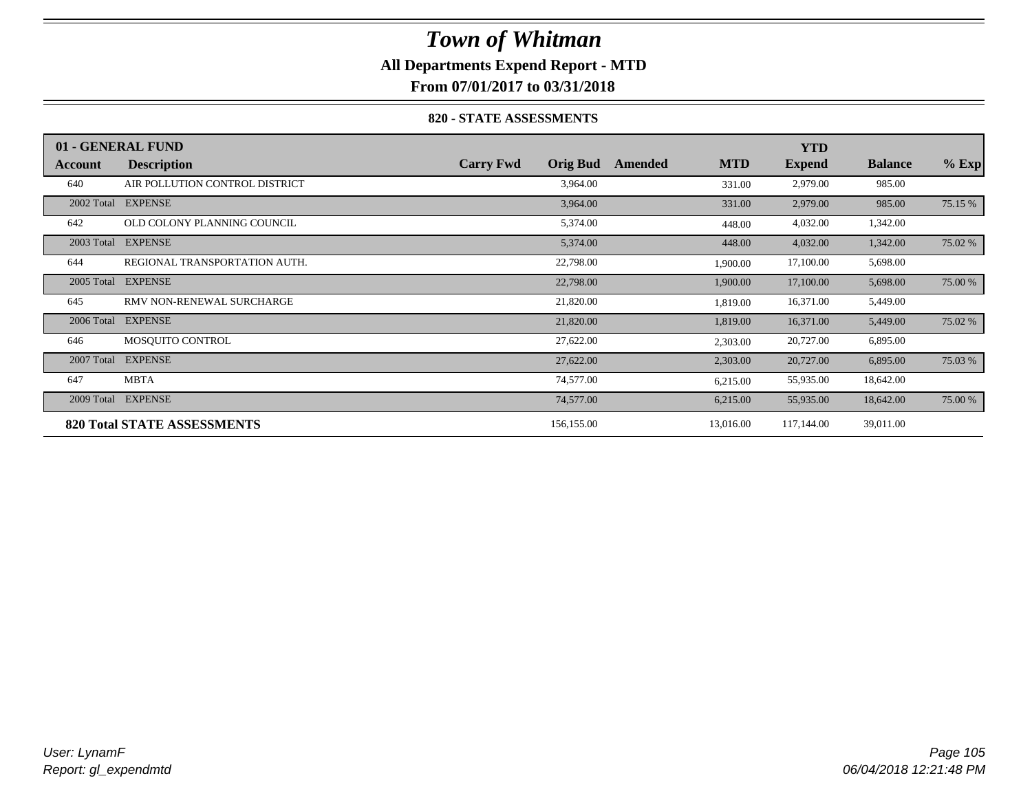# Town of Whitman

**All Departments Expend Report - MTD**

**From 07/01/2017 to 03/31/2018**

**820 - STATE ASSESSMENTS**

| 01 - GENERAL FUND | | | | | | YTD | | |
|---|---|---|---|---|---|---|---|---|
| Account | Description | Carry Fwd | Orig Bud | Amended | MTD | Expend | Balance | % Exp |
| 640 | AIR POLLUTION CONTROL DISTRICT | | 3,964.00 | | 331.00 | 2,979.00 | 985.00 | |
| 2002 Total | EXPENSE | | 3,964.00 | | 331.00 | 2,979.00 | 985.00 | 75.15 % |
| 642 | OLD COLONY PLANNING COUNCIL | | 5,374.00 | | 448.00 | 4,032.00 | 1,342.00 | |
| 2003 Total | EXPENSE | | 5,374.00 | | 448.00 | 4,032.00 | 1,342.00 | 75.02 % |
| 644 | REGIONAL TRANSPORTATION AUTH. | | 22,798.00 | | 1,900.00 | 17,100.00 | 5,698.00 | |
| 2005 Total | EXPENSE | | 22,798.00 | | 1,900.00 | 17,100.00 | 5,698.00 | 75.00 % |
| 645 | RMV NON-RENEWAL SURCHARGE | | 21,820.00 | | 1,819.00 | 16,371.00 | 5,449.00 | |
| 2006 Total | EXPENSE | | 21,820.00 | | 1,819.00 | 16,371.00 | 5,449.00 | 75.02 % |
| 646 | MOSQUITO CONTROL | | 27,622.00 | | 2,303.00 | 20,727.00 | 6,895.00 | |
| 2007 Total | EXPENSE | | 27,622.00 | | 2,303.00 | 20,727.00 | 6,895.00 | 75.03 % |
| 647 | MBTA | | 74,577.00 | | 6,215.00 | 55,935.00 | 18,642.00 | |
| 2009 Total | EXPENSE | | 74,577.00 | | 6,215.00 | 55,935.00 | 18,642.00 | 75.00 % |
| **820 Total STATE ASSESSMENTS** | | | 156,155.00 | | 13,016.00 | 117,144.00 | 39,011.00 | |

User: LynamF
Report: gl_expendmtd

06/04/2018 12:21:48 PM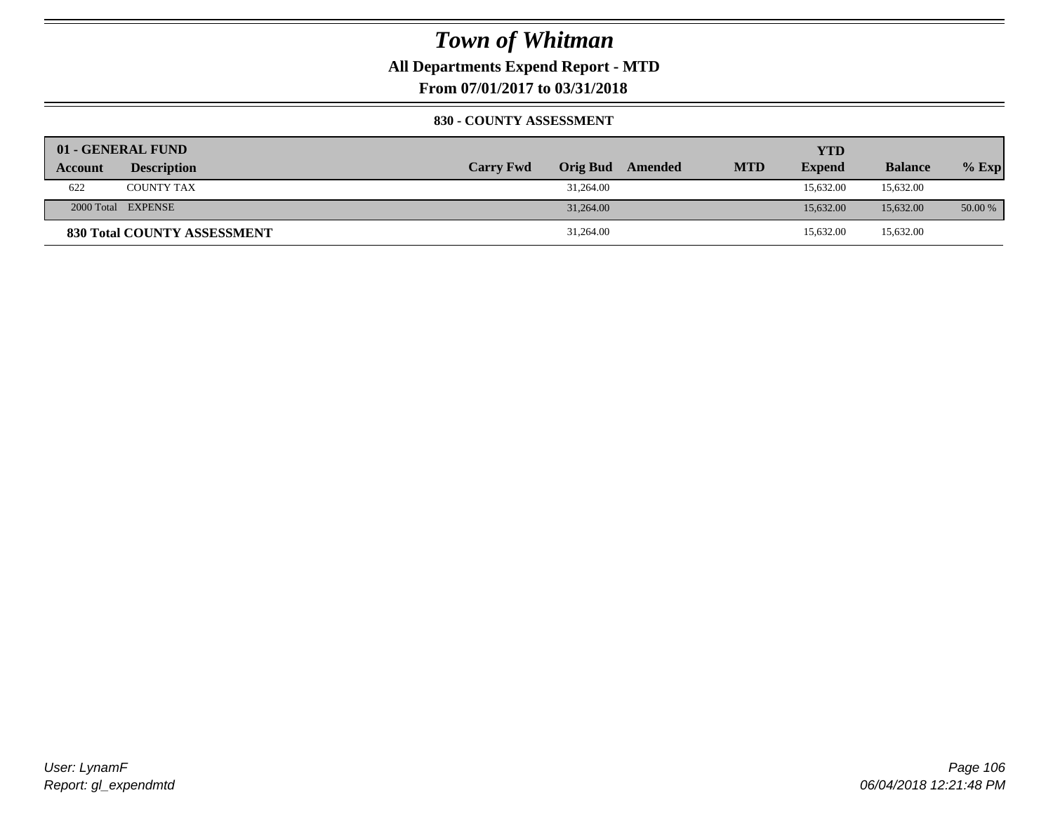# Town of Whitman

**All Departments Expend Report - MTD**

**From 07/01/2017 to 03/31/2018**

**830 - COUNTY ASSESSMENT**

| 01 - GENERAL FUND | | | | | | | | |
|---|---|---|---|---|---|---|---|---|
| **Account** | **Description** | **Carry Fwd** | **Orig Bud** | **Amended** | **MTD** | **YTD Expend** | **Balance** | **% Exp** |
| 622 | COUNTY TAX | | 31,264.00 | | | 15,632.00 | 15,632.00 | |
| 2000 Total | EXPENSE | | 31,264.00 | | | 15,632.00 | 15,632.00 | 50.00 % |
| **830 Total COUNTY ASSESSMENT** | | | 31,264.00 | | | 15,632.00 | 15,632.00 | |

User: LynamF

Report: gl_expendmtd

06/04/2018 12:21:48 PM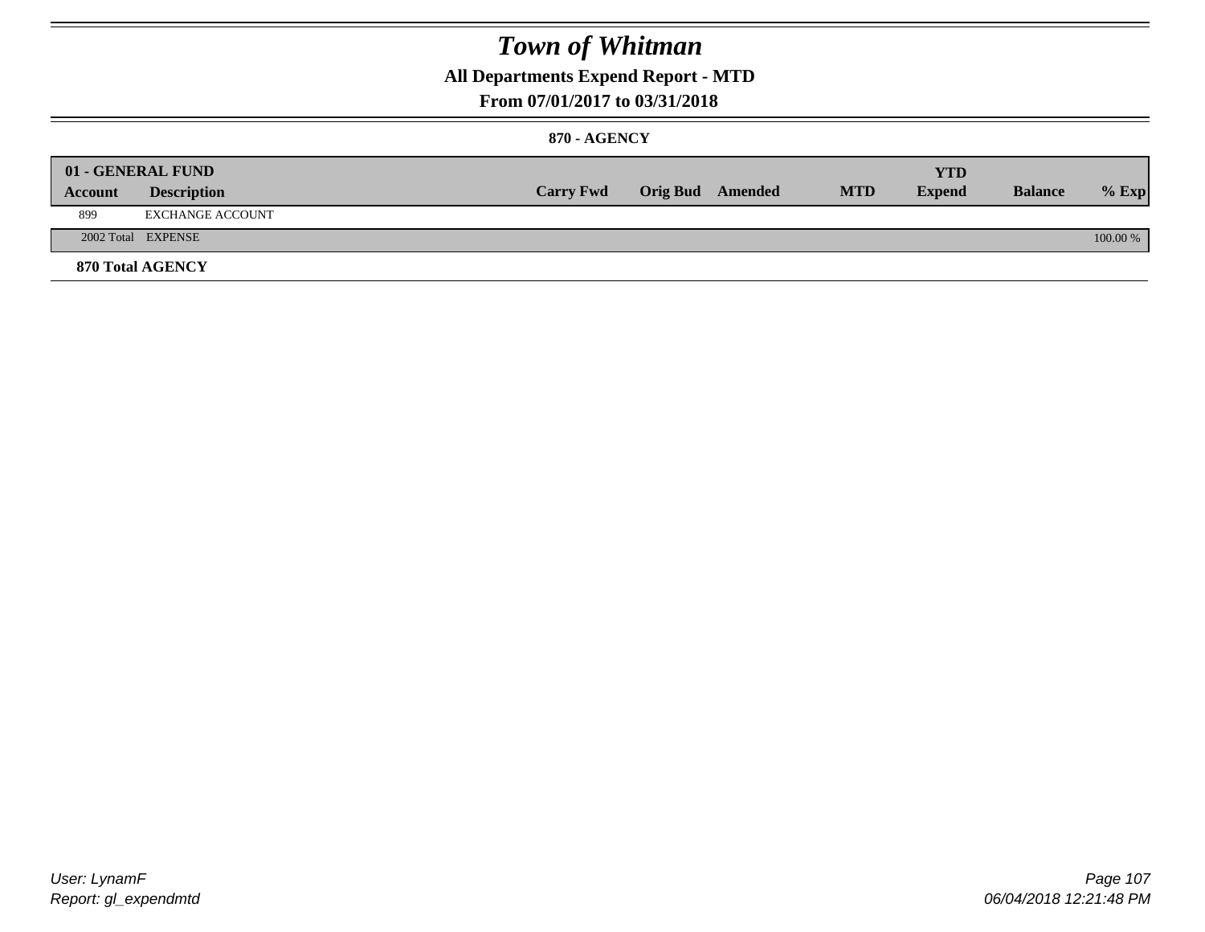# Town of Whitman

## All Departments Expend Report - MTD

### From 07/01/2017 to 03/31/2018

#### 870 - AGENCY

| 01 - GENERAL FUND | | | | | | | | |
|---|---|---|---|---|---|---|---|---|
| Account | Description | Carry Fwd | Orig Bud | Amended | MTD | YTD Expend | Balance | % Exp |
| 899 | EXCHANGE ACCOUNT | | | | | | | |
| 2002 Total | EXPENSE | | | | | | | 100.00 % |
| **870 Total AGENCY** | | | | | | | | |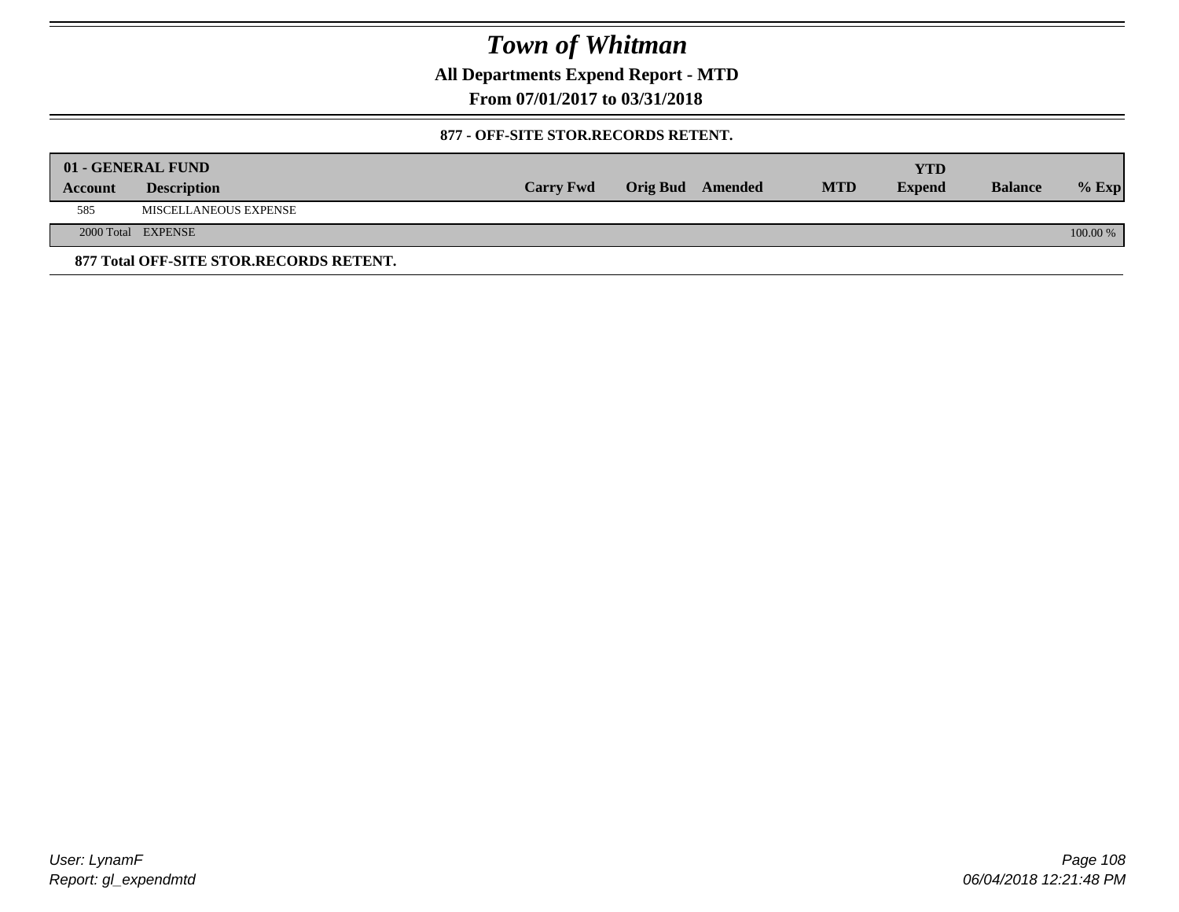# Town of Whitman

**All Departments Expend Report - MTD**

**From 07/01/2017 to 03/31/2018**

**877 - OFF-SITE STOR.RECORDS RETENT.**

| 01 - GENERAL FUND | | | | | | | | |
|---|---|---|---|---|---|---|---|---|
| **Account** | **Description** | **Carry Fwd** | **Orig Bud** | **Amended** | **MTD** | **YTD Expend** | **Balance** | **% Exp** |
| 585 | MISCELLANEOUS EXPENSE | | | | | | | |
| 2000 Total | EXPENSE | | | | | | | 100.00 % |

**877 Total OFF-SITE STOR.RECORDS RETENT.**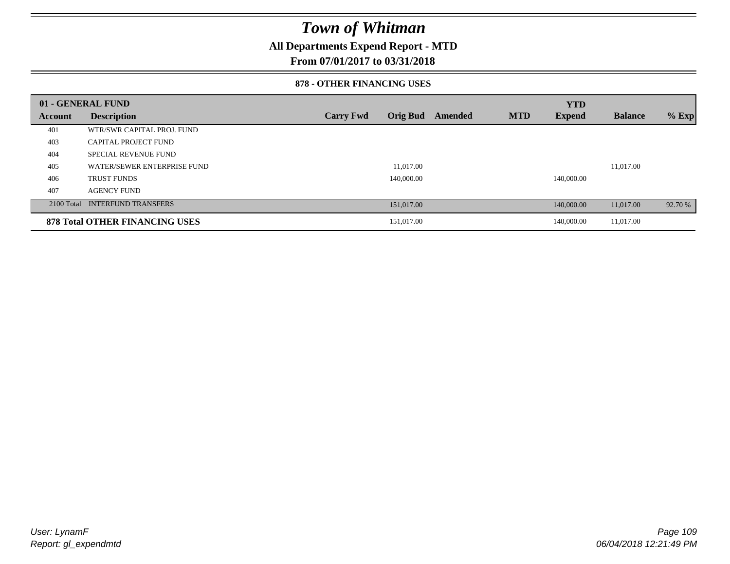# Town of Whitman

## All Departments Expend Report - MTD

## From 07/01/2017 to 03/31/2018

### 878 - OTHER FINANCING USES

| 01 - GENERAL FUND | | | | | | YTD | | |
|---|---|---|---|---|---|---|---|---|
| Account | Description | Carry Fwd | Orig Bud | Amended | MTD | Expend | Balance | % Exp |
| 401 | WTR/SWR CAPITAL PROJ. FUND | | | | | | | |
| 403 | CAPITAL PROJECT FUND | | | | | | | |
| 404 | SPECIAL REVENUE FUND | | | | | | | |
| 405 | WATER/SEWER ENTERPRISE FUND | | 11,017.00 | | | | 11,017.00 | |
| 406 | TRUST FUNDS | | 140,000.00 | | | 140,000.00 | | |
| 407 | AGENCY FUND | | | | | | | |
| 2100 Total | INTERFUND TRANSFERS | | 151,017.00 | | | 140,000.00 | 11,017.00 | 92.70 % |
| **878 Total OTHER FINANCING USES** | | | 151,017.00 | | | 140,000.00 | 11,017.00 | |

*User: LynamF*
*Report: gl_expendmtd*

*06/04/2018 12:21:49 PM*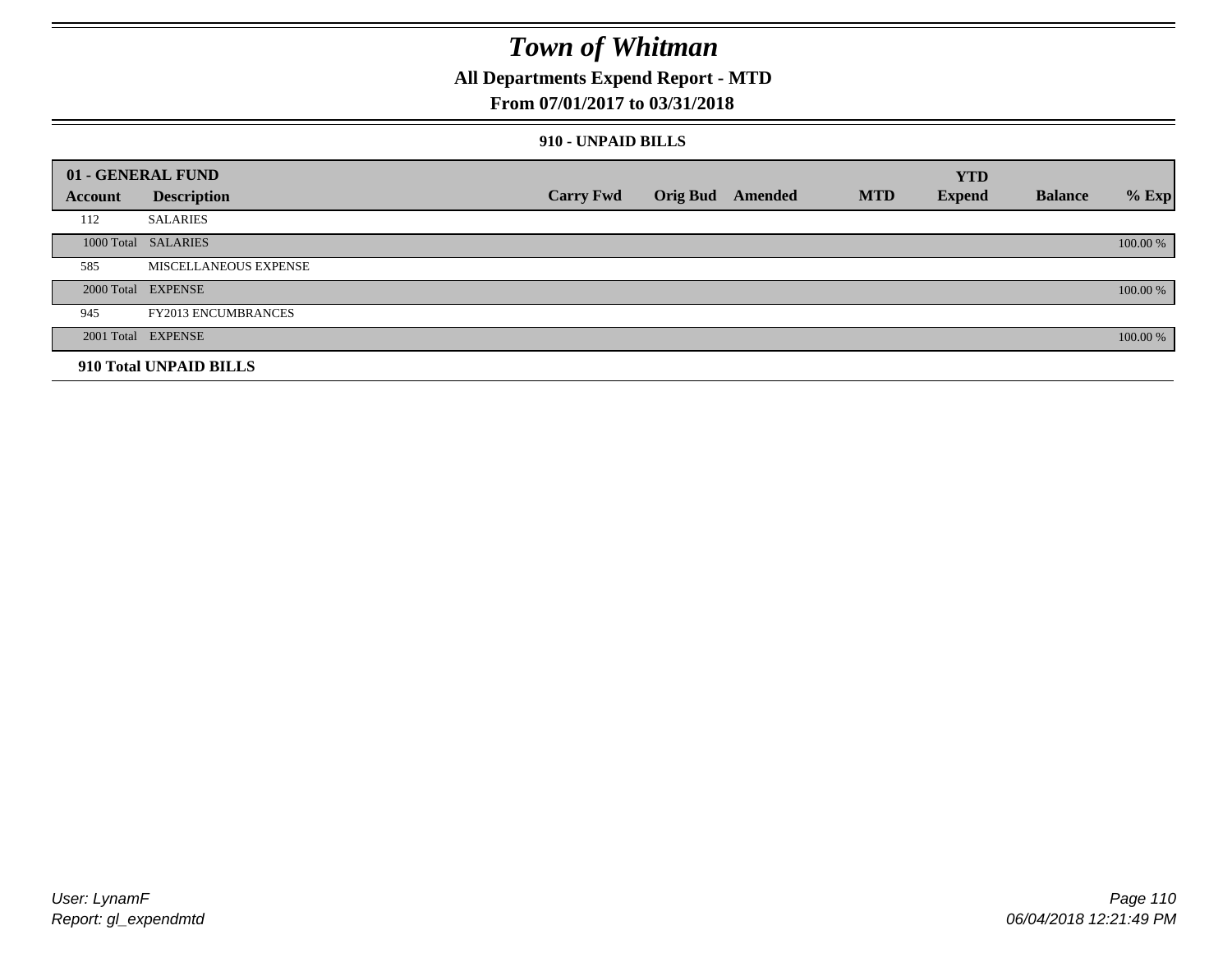# Town of Whitman

## All Departments Expend Report - MTD

### From 07/01/2017 to 03/31/2018

#### 910 - UNPAID BILLS

| 01 - GENERAL FUND | | | | | | YTD | | |
|---|---|---|---|---|---|---|---|---|
| Account | Description | Carry Fwd | Orig Bud | Amended | MTD | Expend | Balance | % Exp |
| 112 | SALARIES | | | | | | | |
| 1000 Total | SALARIES | | | | | | | 100.00 % |
| 585 | MISCELLANEOUS EXPENSE | | | | | | | |
| 2000 Total | EXPENSE | | | | | | | 100.00 % |
| 945 | FY2013 ENCUMBRANCES | | | | | | | |
| 2001 Total | EXPENSE | | | | | | | 100.00 % |
| **910 Total UNPAID BILLS** | | | | | | | | |

User: LynamF
Report: gl_expendmtd

06/04/2018 12:21:49 PM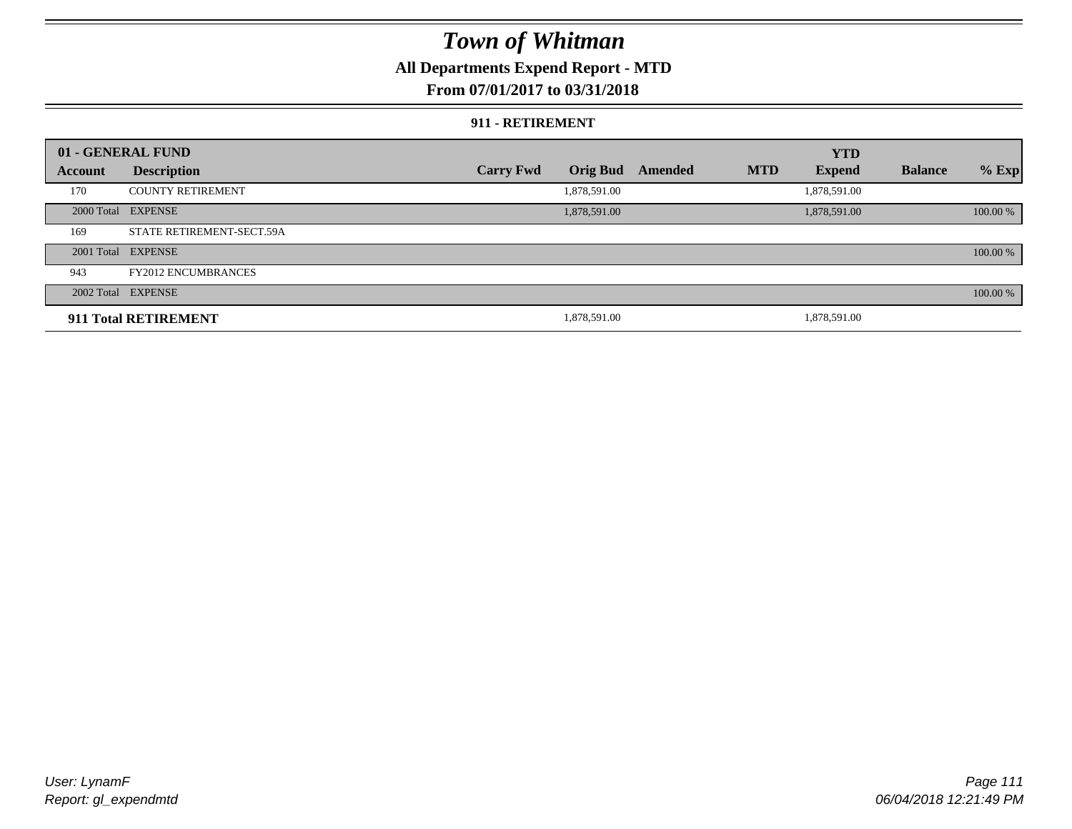# Town of Whitman

**All Departments Expend Report - MTD**

**From 07/01/2017 to 03/31/2018**

**911 - RETIREMENT**

| 01 - GENERAL FUND | | | | | | YTD | | |
|---|---|---|---|---|---|---|---|---|
| **Account** | **Description** | **Carry Fwd** | **Orig Bud** | **Amended** | **MTD** | **Expend** | **Balance** | **% Exp** |
| 170 | COUNTY RETIREMENT | | 1,878,591.00 | | | 1,878,591.00 | | |
| 2000 Total | EXPENSE | | 1,878,591.00 | | | 1,878,591.00 | | 100.00 % |
| 169 | STATE RETIREMENT-SECT.59A | | | | | | | |
| 2001 Total | EXPENSE | | | | | | | 100.00 % |
| 943 | FY2012 ENCUMBRANCES | | | | | | | |
| 2002 Total | EXPENSE | | | | | | | 100.00 % |
| **911 Total RETIREMENT** | | | 1,878,591.00 | | | 1,878,591.00 | | |

*User: LynamF*
*Report: gl_expendmtd*

*06/04/2018 12:21:49 PM*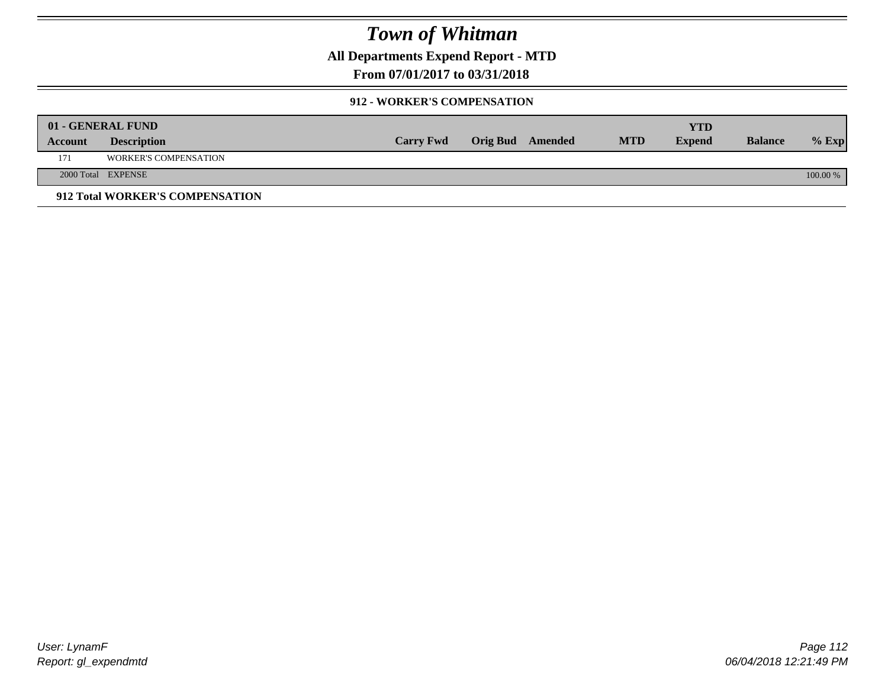# Town of Whitman

**All Departments Expend Report - MTD**

**From 07/01/2017 to 03/31/2018**

### 912 - WORKER'S COMPENSATION

| 01 - GENERAL FUND | | | | | | YTD | | |
|---|---|---|---|---|---|---|---|---|
| **Account** | **Description** | **Carry Fwd** | **Orig Bud** | **Amended** | **MTD** | **Expend** | **Balance** | **% Exp** |
| 171 | WORKER'S COMPENSATION | | | | | | | |
| 2000 Total | EXPENSE | | | | | | | 100.00 % |

**912 Total WORKER'S COMPENSATION**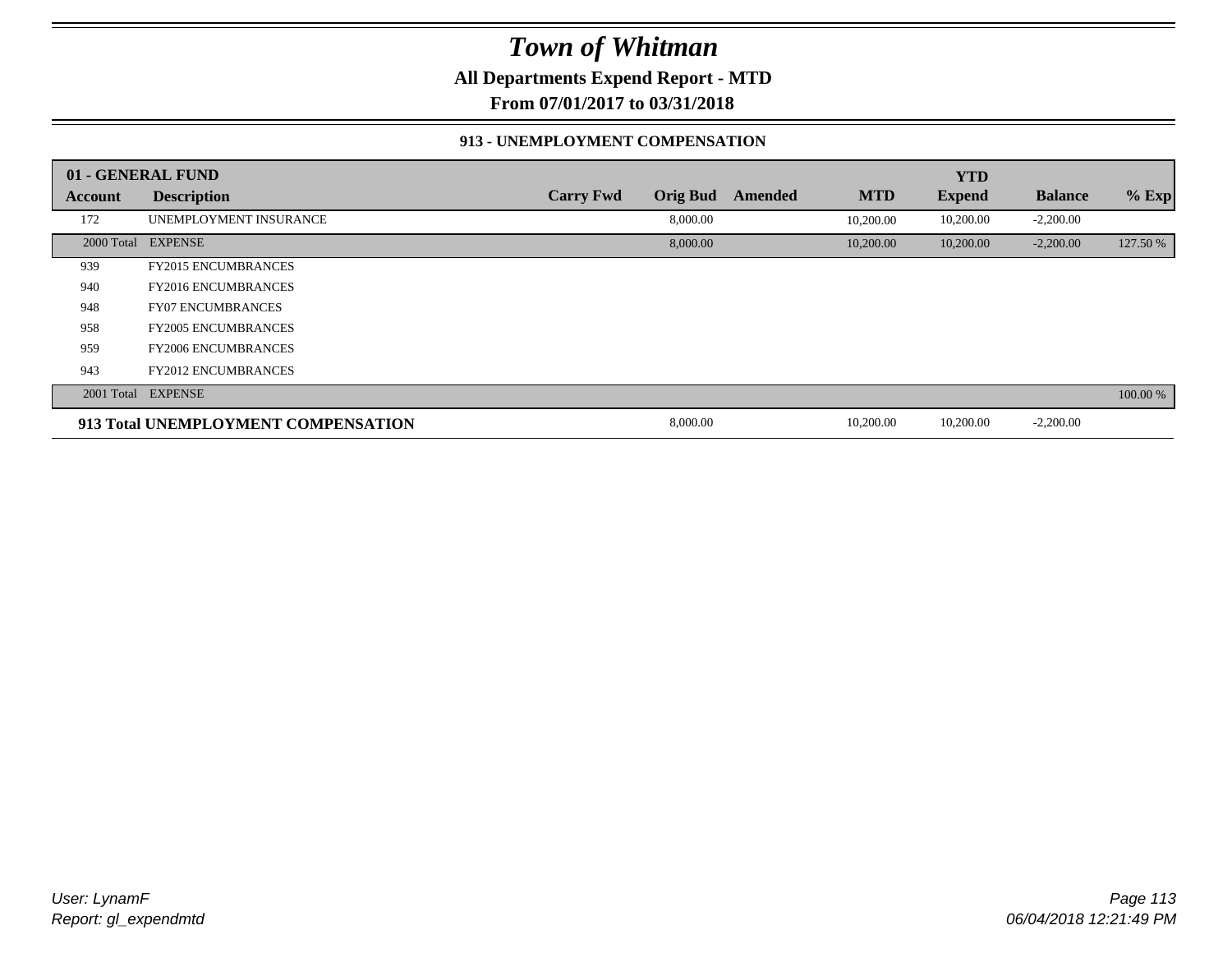# Town of Whitman

**All Departments Expend Report - MTD**

**From 07/01/2017 to 03/31/2018**

### 913 - UNEMPLOYMENT COMPENSATION

| 01 - GENERAL FUND | | | | | | YTD | | |
|---|---|---|---|---|---|---|---|---|
| **Account** | **Description** | **Carry Fwd** | **Orig Bud** | **Amended** | **MTD** | **Expend** | **Balance** | **% Exp** |
| 172 | UNEMPLOYMENT INSURANCE | | 8,000.00 | | 10,200.00 | 10,200.00 | -2,200.00 | |
| 2000 Total | EXPENSE | | 8,000.00 | | 10,200.00 | 10,200.00 | -2,200.00 | 127.50 % |
| 939 | FY2015 ENCUMBRANCES | | | | | | | |
| 940 | FY2016 ENCUMBRANCES | | | | | | | |
| 948 | FY07 ENCUMBRANCES | | | | | | | |
| 958 | FY2005 ENCUMBRANCES | | | | | | | |
| 959 | FY2006 ENCUMBRANCES | | | | | | | |
| 943 | FY2012 ENCUMBRANCES | | | | | | | |
| 2001 Total | EXPENSE | | | | | | | 100.00 % |
| **913 Total UNEMPLOYMENT COMPENSATION** | | | 8,000.00 | | 10,200.00 | 10,200.00 | -2,200.00 | |

*User: LynamF*
*Report: gl_expendmtd*

*06/04/2018 12:21:49 PM*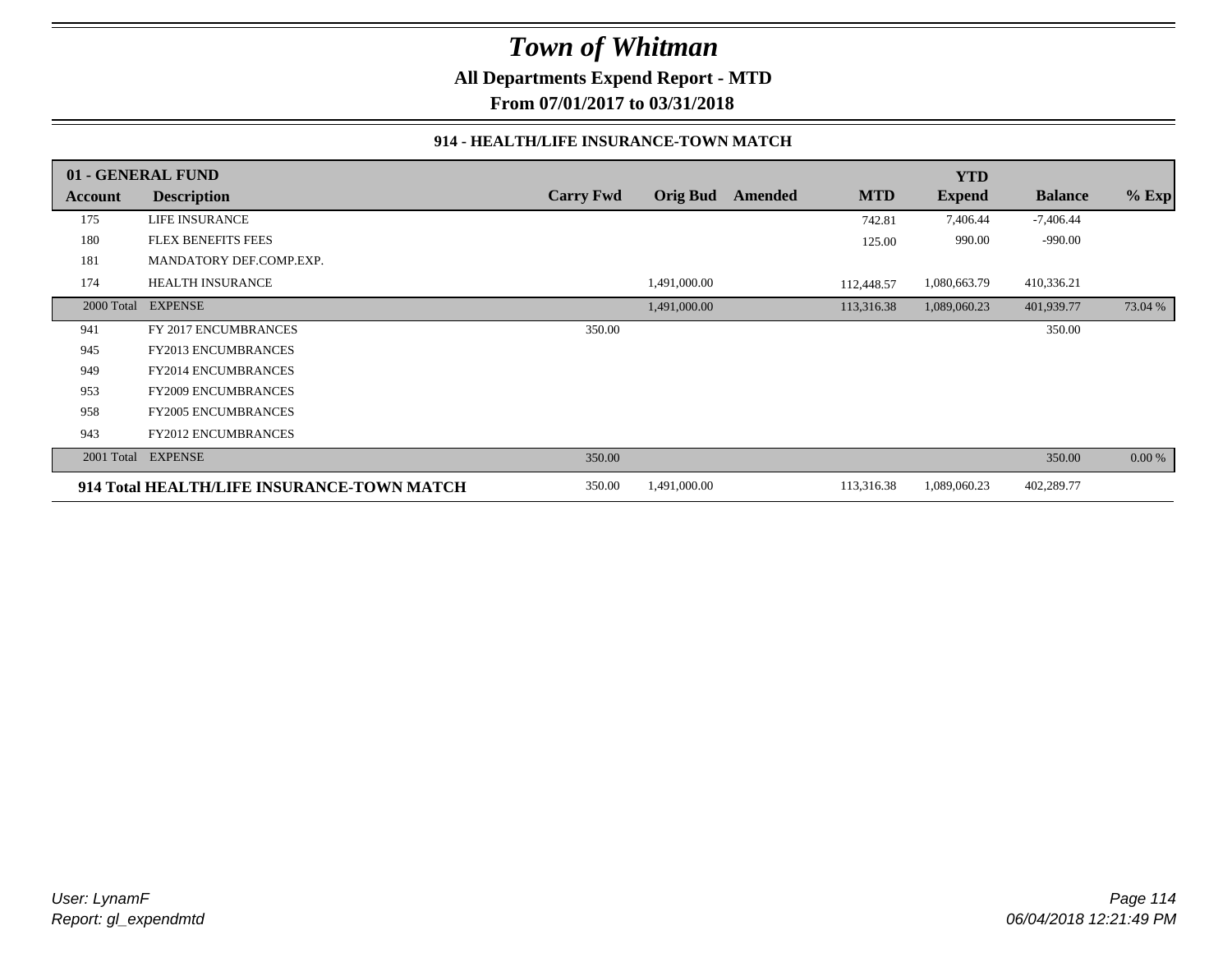# Town of Whitman

**All Departments Expend Report - MTD**

**From 07/01/2017 to 03/31/2018**

### 914 - HEALTH/LIFE INSURANCE-TOWN MATCH

| 01 - GENERAL FUND | | | | | | YTD | | |
|---|---|---|---|---|---|---|---|---|
| Account | Description | Carry Fwd | Orig Bud | Amended | MTD | Expend | Balance | % Exp |
| 175 | LIFE INSURANCE | | | | 742.81 | 7,406.44 | -7,406.44 | |
| 180 | FLEX BENEFITS FEES | | | | 125.00 | 990.00 | -990.00 | |
| 181 | MANDATORY DEF.COMP.EXP. | | | | | | | |
| 174 | HEALTH INSURANCE | | 1,491,000.00 | | 112,448.57 | 1,080,663.79 | 410,336.21 | |
| 2000 Total | EXPENSE | | 1,491,000.00 | | 113,316.38 | 1,089,060.23 | 401,939.77 | 73.04 % |
| 941 | FY 2017 ENCUMBRANCES | 350.00 | | | | | 350.00 | |
| 945 | FY2013 ENCUMBRANCES | | | | | | | |
| 949 | FY2014 ENCUMBRANCES | | | | | | | |
| 953 | FY2009 ENCUMBRANCES | | | | | | | |
| 958 | FY2005 ENCUMBRANCES | | | | | | | |
| 943 | FY2012 ENCUMBRANCES | | | | | | | |
| 2001 Total | EXPENSE | 350.00 | | | | | 350.00 | 0.00 % |
| **914 Total HEALTH/LIFE INSURANCE-TOWN MATCH** | | 350.00 | 1,491,000.00 | | 113,316.38 | 1,089,060.23 | 402,289.77 | |

*User: LynamF*
*Report: gl_expendmtd*

*06/04/2018 12:21:49 PM*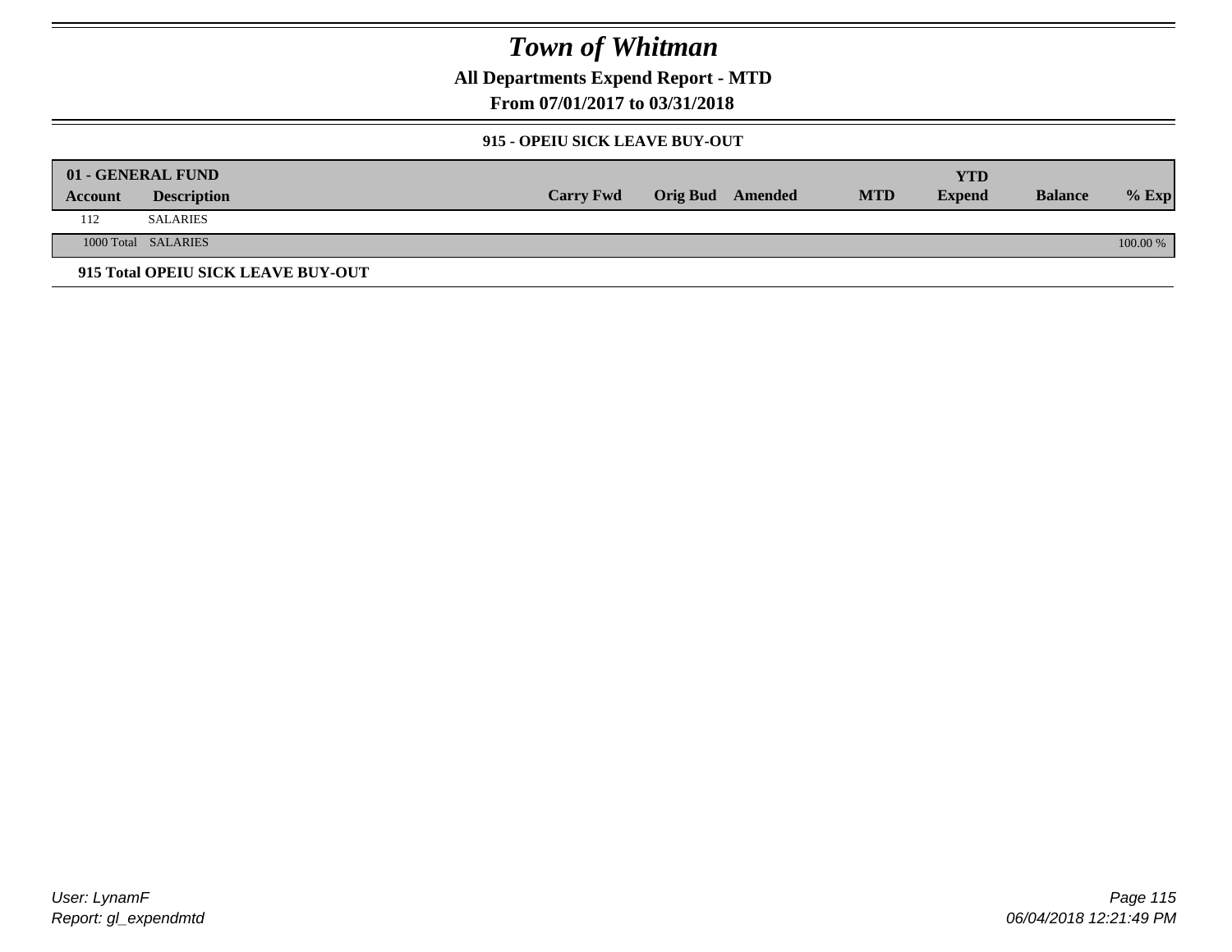# Town of Whitman

## All Departments Expend Report - MTD

### From 07/01/2017 to 03/31/2018

#### 915 - OPEIU SICK LEAVE BUY-OUT

| 01 - GENERAL FUND | | | | | | | | |
|---|---|---|---|---|---|---|---|---|
| **Account** | **Description** | **Carry Fwd** | **Orig Bud** | **Amended** | **MTD** | **YTD Expend** | **Balance** | **% Exp** |
| 112 | SALARIES | | | | | | | |
| 1000 Total | SALARIES | | | | | | | 100.00 % |

**915 Total OPEIU SICK LEAVE BUY-OUT**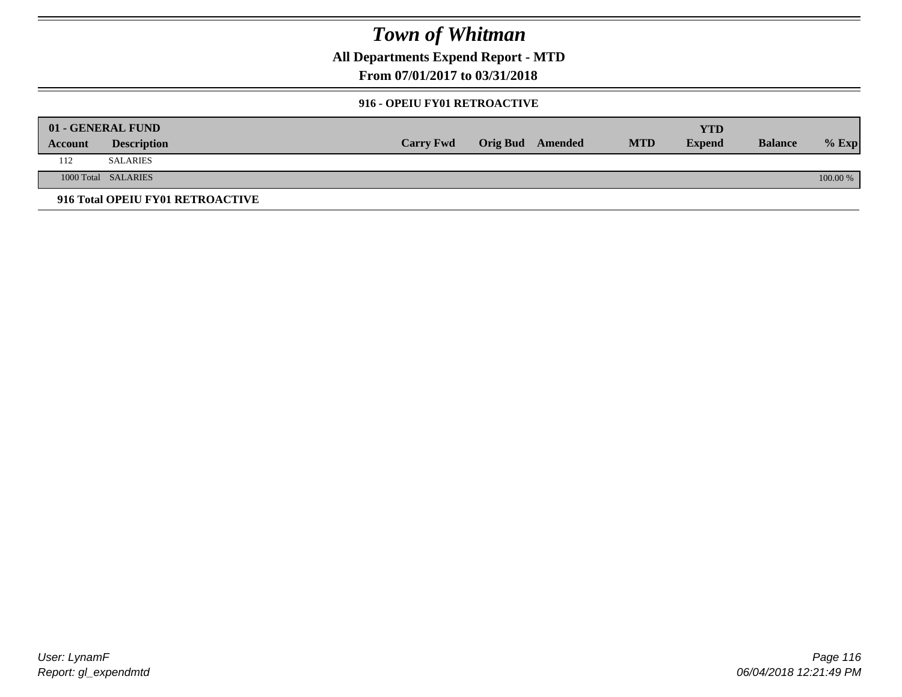# Town of Whitman

**All Departments Expend Report - MTD**

**From 07/01/2017 to 03/31/2018**

**916 - OPEIU FY01 RETROACTIVE**

| 01 - GENERAL FUND | | | | | | | | |
|---|---|---|---|---|---|---|---|---|
| **Account** | **Description** | **Carry Fwd** | **Orig Bud** | **Amended** | **MTD** | **YTD Expend** | **Balance** | **% Exp** |
| 112 | SALARIES | | | | | | | |
| 1000 Total | SALARIES | | | | | | | 100.00 % |

**916 Total OPEIU FY01 RETROACTIVE**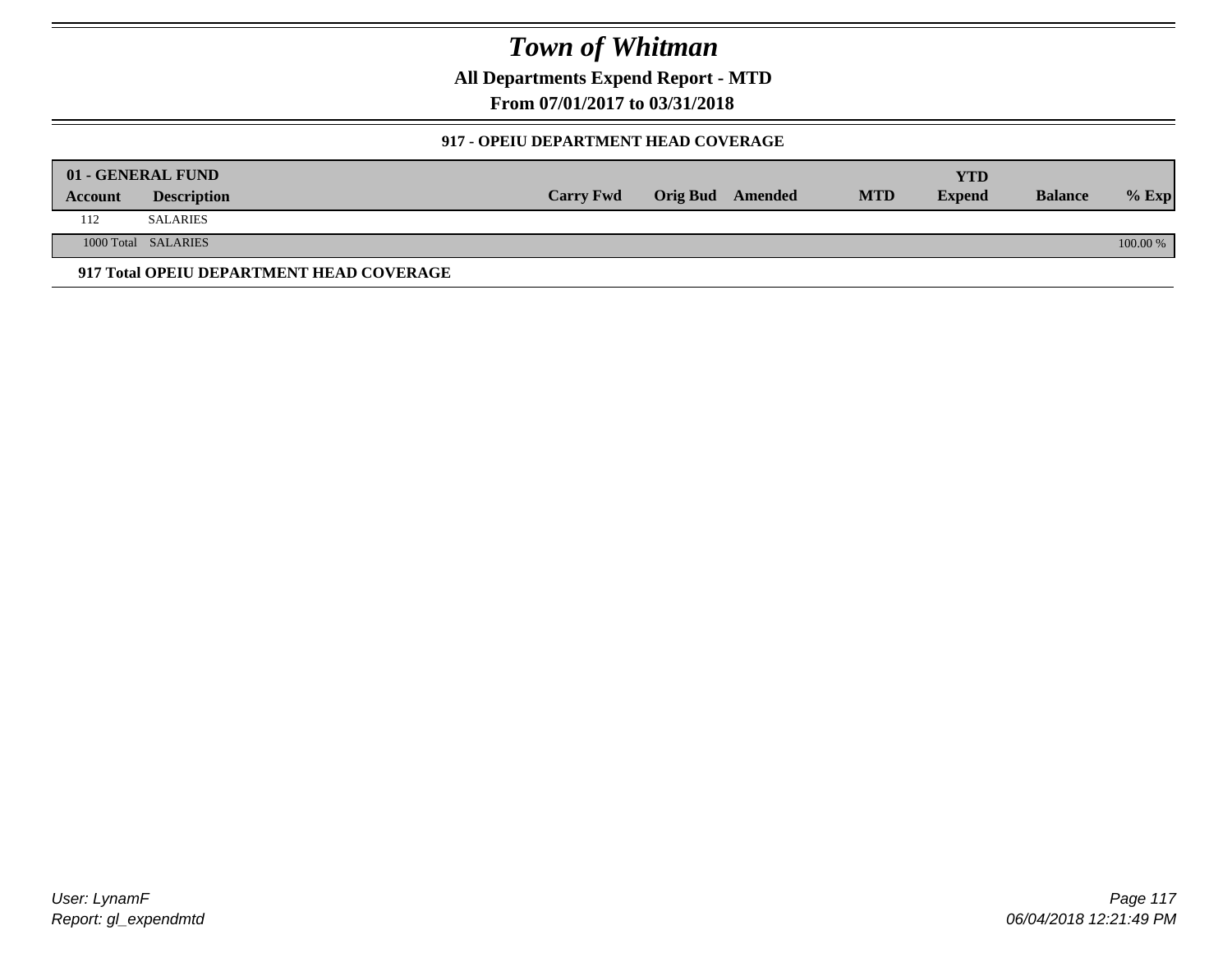# Town of Whitman

**All Departments Expend Report - MTD**

**From 07/01/2017 to 03/31/2018**

### 917 - OPEIU DEPARTMENT HEAD COVERAGE

| 01 - GENERAL FUND | | | | | | YTD | | |
|---|---|---|---|---|---|---|---|---|
| **Account** | **Description** | **Carry Fwd** | **Orig Bud** | **Amended** | **MTD** | **Expend** | **Balance** | **% Exp** |
| 112 | SALARIES | | | | | | | |
| 1000 Total | SALARIES | | | | | | | 100.00 % |

**917 Total OPEIU DEPARTMENT HEAD COVERAGE**

*User: LynamF*
*Report: gl_expendmtd*

*06/04/2018 12:21:49 PM*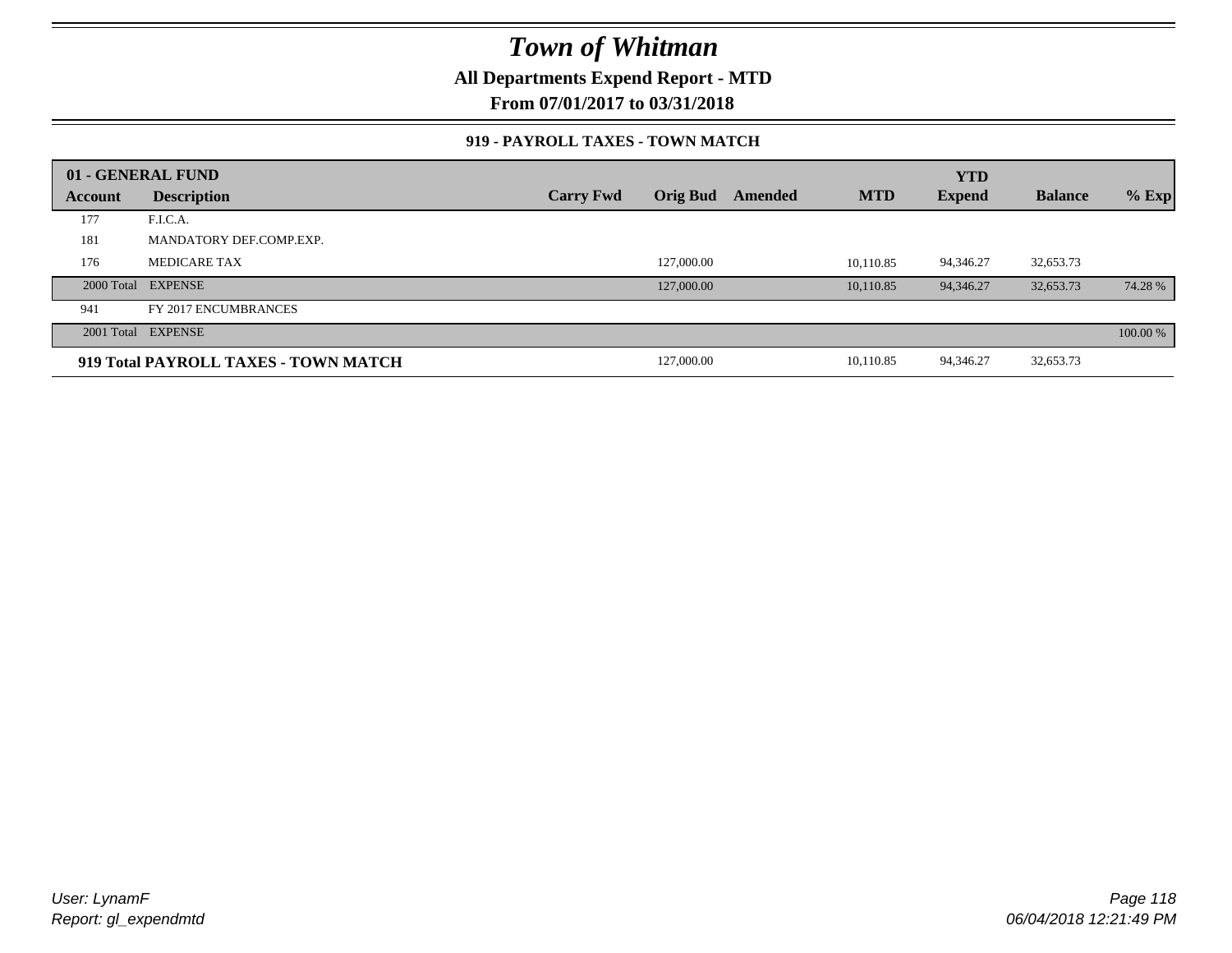# Town of Whitman

**All Departments Expend Report - MTD**

**From 07/01/2017 to 03/31/2018**

### 919 - PAYROLL TAXES - TOWN MATCH

| 01 - GENERAL FUND | | | | | | YTD | | |
|---|---|---|---|---|---|---|---|---|
| Account | Description | Carry Fwd | Orig Bud | Amended | MTD | Expend | Balance | % Exp |
| 177 | F.I.C.A. | | | | | | | |
| 181 | MANDATORY DEF.COMP.EXP. | | | | | | | |
| 176 | MEDICARE TAX | | 127,000.00 | | 10,110.85 | 94,346.27 | 32,653.73 | |
| 2000 Total | EXPENSE | | 127,000.00 | | 10,110.85 | 94,346.27 | 32,653.73 | 74.28 % |
| 941 | FY 2017 ENCUMBRANCES | | | | | | | |
| 2001 Total | EXPENSE | | | | | | | 100.00 % |
| **919 Total PAYROLL TAXES - TOWN MATCH** | | | 127,000.00 | | 10,110.85 | 94,346.27 | 32,653.73 | |

*User: LynamF*
*Report: gl_expendmtd*

*06/04/2018 12:21:49 PM*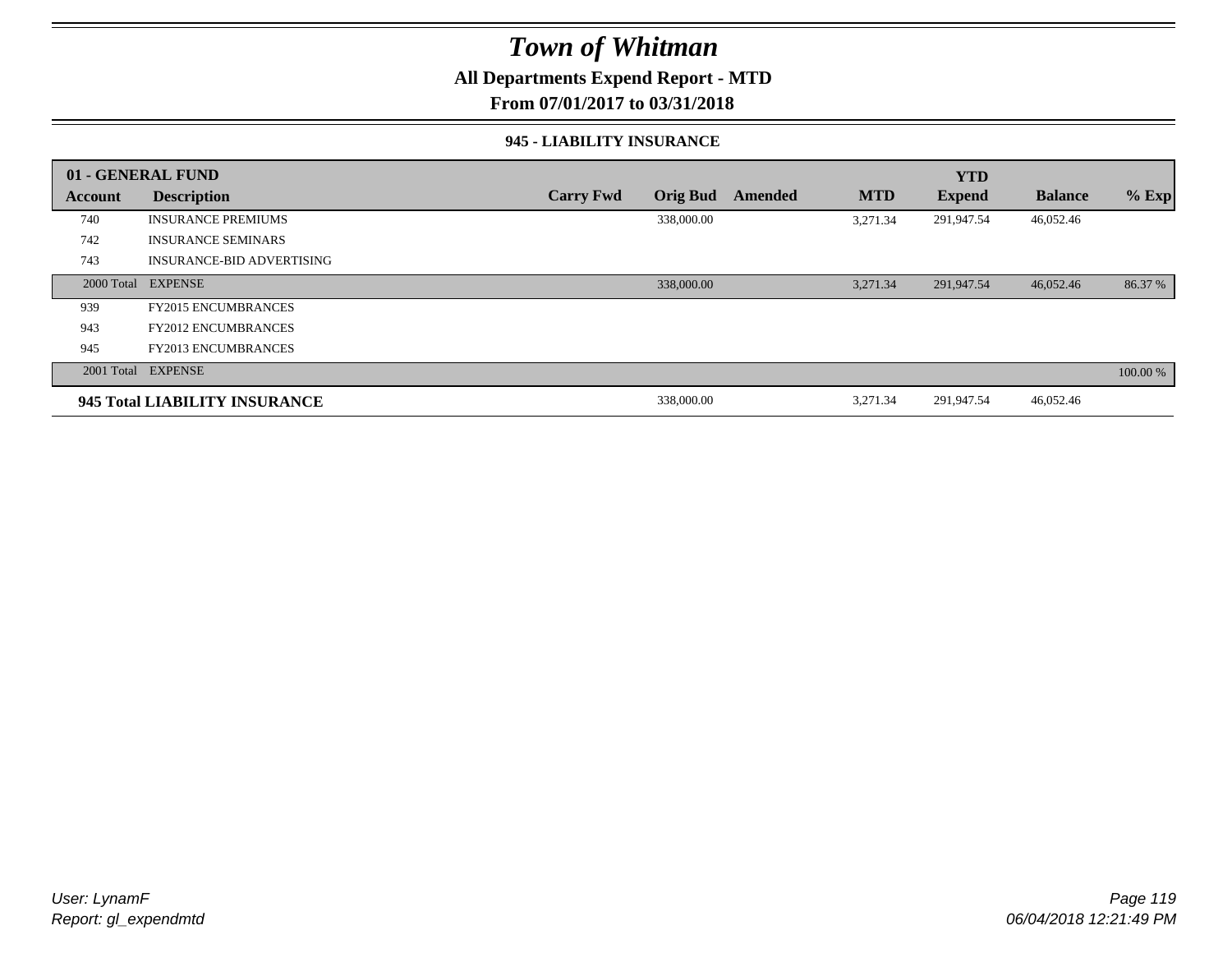# Town of Whitman

**All Departments Expend Report - MTD**

**From 07/01/2017 to 03/31/2018**

### 945 - LIABILITY INSURANCE

| 01 - GENERAL FUND | | | | | | YTD | | |
|---|---|---|---|---|---|---|---|---|
| **Account** | **Description** | **Carry Fwd** | **Orig Bud** | **Amended** | **MTD** | **Expend** | **Balance** | **% Exp** |
| 740 | INSURANCE PREMIUMS | | 338,000.00 | | 3,271.34 | 291,947.54 | 46,052.46 | |
| 742 | INSURANCE SEMINARS | | | | | | | |
| 743 | INSURANCE-BID ADVERTISING | | | | | | | |
| 2000 Total | EXPENSE | | 338,000.00 | | 3,271.34 | 291,947.54 | 46,052.46 | 86.37 % |
| 939 | FY2015 ENCUMBRANCES | | | | | | | |
| 943 | FY2012 ENCUMBRANCES | | | | | | | |
| 945 | FY2013 ENCUMBRANCES | | | | | | | |
| 2001 Total | EXPENSE | | | | | | | 100.00 % |
| **945 Total LIABILITY INSURANCE** | | | 338,000.00 | | 3,271.34 | 291,947.54 | 46,052.46 | |

*User: LynamF*
*Report: gl_expendmtd*

*06/04/2018 12:21:49 PM*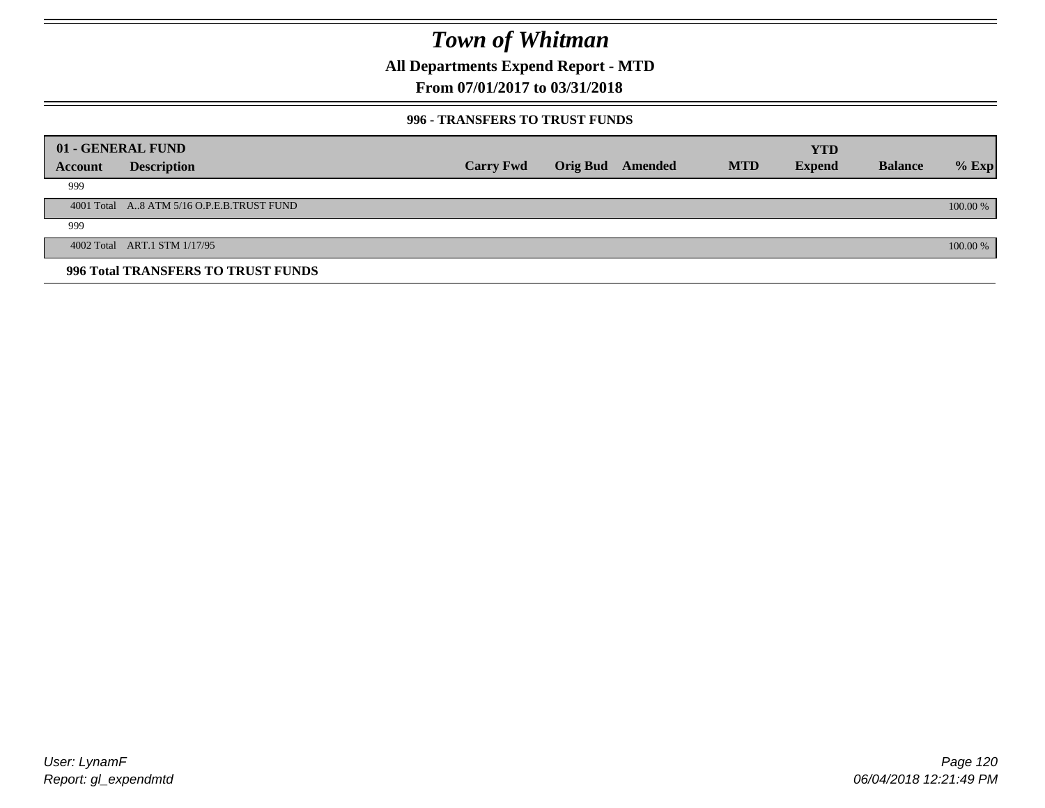# Town of Whitman

## All Departments Expend Report - MTD

### From 07/01/2017 to 03/31/2018

#### 996 - TRANSFERS TO TRUST FUNDS

| 01 - GENERAL FUND | | | | | | YTD | | |
|---|---|---|---|---|---|---|---|---|
| **Account** | **Description** | **Carry Fwd** | **Orig Bud** | **Amended** | **MTD** | **Expend** | **Balance** | **% Exp** |
| 999 | | | | | | | | |
| 4001 Total | A..8 ATM 5/16 O.P.E.B.TRUST FUND | | | | | | | 100.00 % |
| 999 | | | | | | | | |
| 4002 Total | ART.1 STM 1/17/95 | | | | | | | 100.00 % |

**996 Total TRANSFERS TO TRUST FUNDS**

User: LynamF

Report: gl_expendmtd

06/04/2018 12:21:49 PM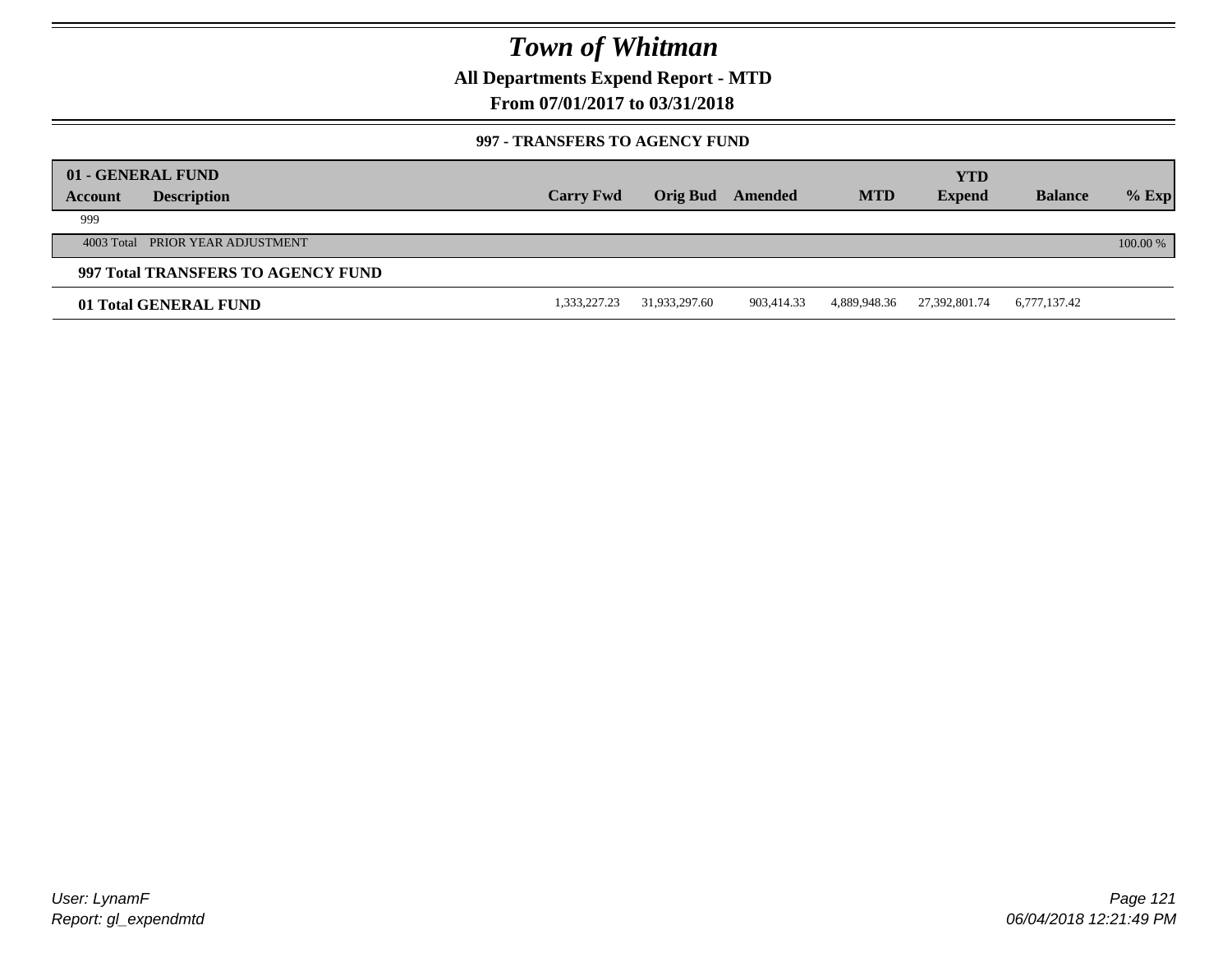# Town of Whitman

## All Departments Expend Report - MTD

## From 07/01/2017 to 03/31/2018

### 997 - TRANSFERS TO AGENCY FUND

| 01 - GENERAL FUND | | | | | | YTD | | |
|---|---|---|---|---|---|---|---|---|
| **Account** | **Description** | **Carry Fwd** | **Orig Bud** | **Amended** | **MTD** | **Expend** | **Balance** | **% Exp** |
| 999 | | | | | | | | |
| 4003 Total | PRIOR YEAR ADJUSTMENT | | | | | | | 100.00 % |
| **997 Total TRANSFERS TO AGENCY FUND** | | | | | | | | |
| **01 Total GENERAL FUND** | | 1,333,227.23 | 31,933,297.60 | 903,414.33 | 4,889,948.36 | 27,392,801.74 | 6,777,137.42 | |

*User: LynamF*
*Report: gl_expendmtd*

*06/04/2018 12:21:49 PM*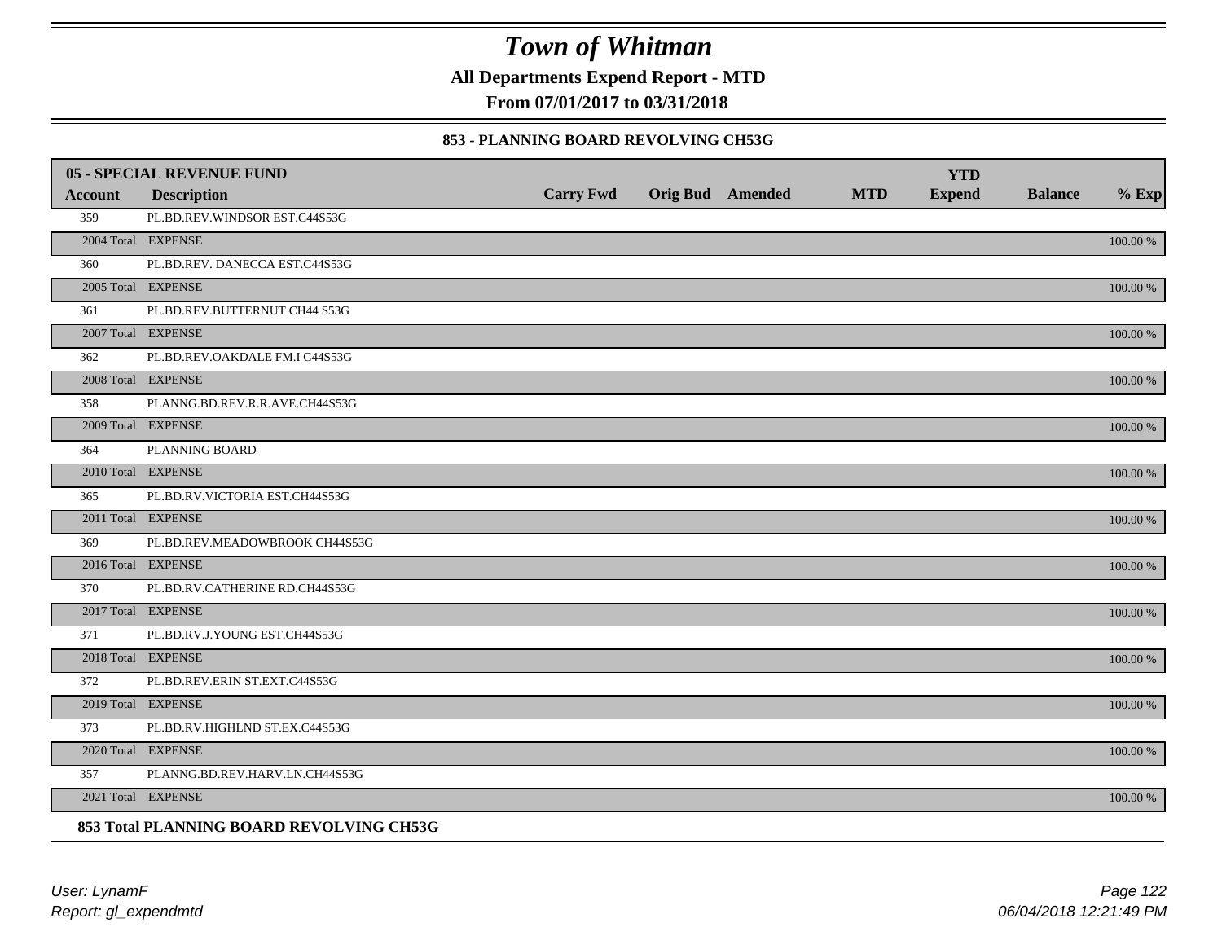# Town of Whitman

**All Departments Expend Report - MTD**

**From 07/01/2017 to 03/31/2018**

**853 - PLANNING BOARD REVOLVING CH53G**

| 05 - SPECIAL REVENUE FUND | | | | | | | | |
|---|---|---|---|---|---|---|---|---|
| **Account** | **Description** | **Carry Fwd** | **Orig Bud** | **Amended** | **MTD** | **YTD Expend** | **Balance** | **% Exp** |
| 359 | PL.BD.REV.WINDSOR EST.C44S53G | | | | | | | |
| 2004 Total | EXPENSE | | | | | | | 100.00 % |
| 360 | PL.BD.REV. DANECCA EST.C44S53G | | | | | | | |
| 2005 Total | EXPENSE | | | | | | | 100.00 % |
| 361 | PL.BD.REV.BUTTERNUT CH44 S53G | | | | | | | |
| 2007 Total | EXPENSE | | | | | | | 100.00 % |
| 362 | PL.BD.REV.OAKDALE FM.I C44S53G | | | | | | | |
| 2008 Total | EXPENSE | | | | | | | 100.00 % |
| 358 | PLANNG.BD.REV.R.R.AVE.CH44S53G | | | | | | | |
| 2009 Total | EXPENSE | | | | | | | 100.00 % |
| 364 | PLANNING BOARD | | | | | | | |
| 2010 Total | EXPENSE | | | | | | | 100.00 % |
| 365 | PL.BD.RV.VICTORIA EST.CH44S53G | | | | | | | |
| 2011 Total | EXPENSE | | | | | | | 100.00 % |
| 369 | PL.BD.REV.MEADOWBROOK CH44S53G | | | | | | | |
| 2016 Total | EXPENSE | | | | | | | 100.00 % |
| 370 | PL.BD.RV.CATHERINE RD.CH44S53G | | | | | | | |
| 2017 Total | EXPENSE | | | | | | | 100.00 % |
| 371 | PL.BD.RV.J.YOUNG EST.CH44S53G | | | | | | | |
| 2018 Total | EXPENSE | | | | | | | 100.00 % |
| 372 | PL.BD.REV.ERIN ST.EXT.C44S53G | | | | | | | |
| 2019 Total | EXPENSE | | | | | | | 100.00 % |
| 373 | PL.BD.RV.HIGHLND ST.EX.C44S53G | | | | | | | |
| 2020 Total | EXPENSE | | | | | | | 100.00 % |
| 357 | PLANNG.BD.REV.HARV.LN.CH44S53G | | | | | | | |
| 2021 Total | EXPENSE | | | | | | | 100.00 % |

**853 Total PLANNING BOARD REVOLVING CH53G**

*User: LynamF*
*Report: gl_expendmtd*

*06/04/2018 12:21:49 PM*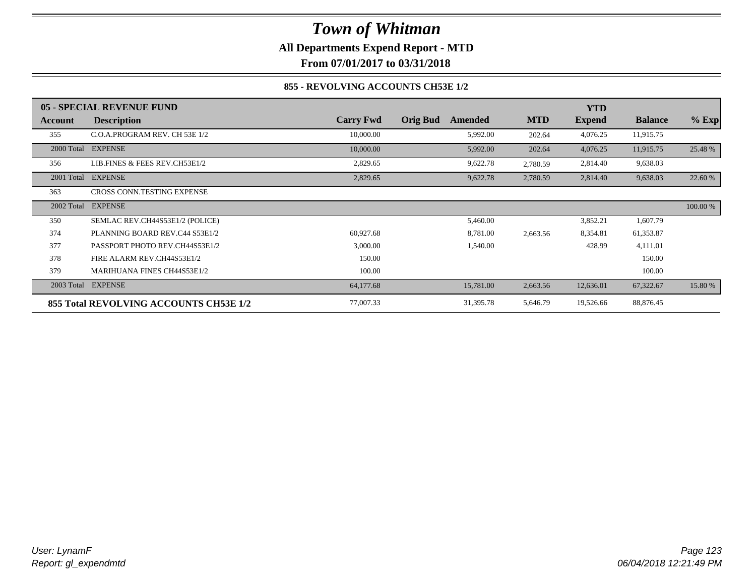# Town of Whitman

**All Departments Expend Report - MTD**

**From 07/01/2017 to 03/31/2018**

### 855 - REVOLVING ACCOUNTS CH53E 1/2

| 05 - SPECIAL REVENUE FUND | | | | | | YTD | | |
|---|---|---|---|---|---|---|---|---|
| **Account** | **Description** | **Carry Fwd** | **Orig Bud** | **Amended** | **MTD** | **Expend** | **Balance** | **% Exp** |
| 355 | C.O.A.PROGRAM REV. CH 53E 1/2 | 10,000.00 | | 5,992.00 | 202.64 | 4,076.25 | 11,915.75 | |
| 2000 Total | EXPENSE | 10,000.00 | | 5,992.00 | 202.64 | 4,076.25 | 11,915.75 | 25.48 % |
| 356 | LIB.FINES & FEES REV.CH53E1/2 | 2,829.65 | | 9,622.78 | 2,780.59 | 2,814.40 | 9,638.03 | |
| 2001 Total | EXPENSE | 2,829.65 | | 9,622.78 | 2,780.59 | 2,814.40 | 9,638.03 | 22.60 % |
| 363 | CROSS CONN.TESTING EXPENSE | | | | | | | |
| 2002 Total | EXPENSE | | | | | | | 100.00 % |
| 350 | SEMLAC REV.CH44S53E1/2 (POLICE) | | | 5,460.00 | | 3,852.21 | 1,607.79 | |
| 374 | PLANNING BOARD REV.C44 S53E1/2 | 60,927.68 | | 8,781.00 | 2,663.56 | 8,354.81 | 61,353.87 | |
| 377 | PASSPORT PHOTO REV.CH44S53E1/2 | 3,000.00 | | 1,540.00 | | 428.99 | 4,111.01 | |
| 378 | FIRE ALARM REV.CH44S53E1/2 | 150.00 | | | | | 150.00 | |
| 379 | MARIHUANA FINES CH44S53E1/2 | 100.00 | | | | | 100.00 | |
| 2003 Total | EXPENSE | 64,177.68 | | 15,781.00 | 2,663.56 | 12,636.01 | 67,322.67 | 15.80 % |
| **855 Total REVOLVING ACCOUNTS CH53E 1/2** | | 77,007.33 | | 31,395.78 | 5,646.79 | 19,526.66 | 88,876.45 | |

User: LynamF
Report: gl_expendmtd

06/04/2018 12:21:49 PM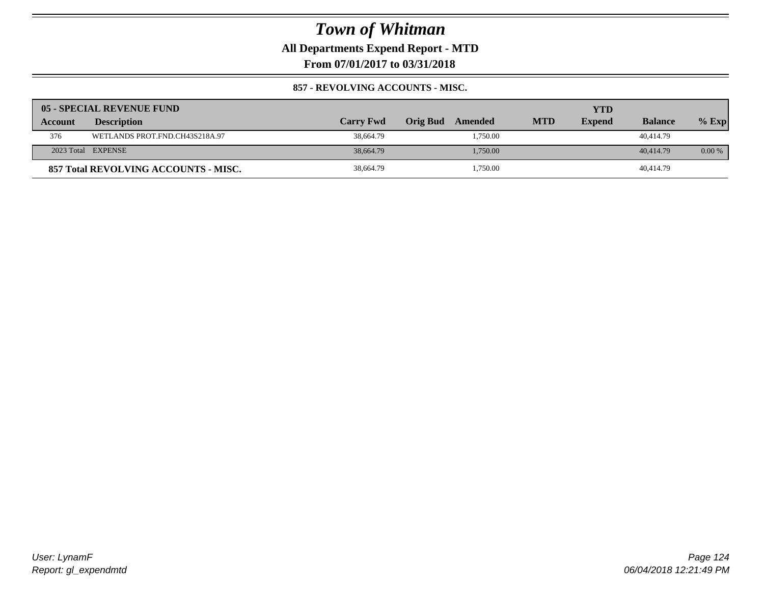# Town of Whitman

**All Departments Expend Report - MTD**

**From 07/01/2017 to 03/31/2018**

**857 - REVOLVING ACCOUNTS - MISC.**

| 05 - SPECIAL REVENUE FUND | | | | | | YTD | | |
|---|---|---|---|---|---|---|---|---|
| **Account** | **Description** | **Carry Fwd** | **Orig Bud** | **Amended** | **MTD** | **Expend** | **Balance** | **% Exp** |
| 376 | WETLANDS PROT.FND.CH43S218A.97 | 38,664.79 | | 1,750.00 | | | 40,414.79 | |
| 2023 Total | EXPENSE | 38,664.79 | | 1,750.00 | | | 40,414.79 | 0.00 % |
| **857 Total REVOLVING ACCOUNTS - MISC.** | | 38,664.79 | | 1,750.00 | | | 40,414.79 | |

*User: LynamF*
*Report: gl_expendmtd*

*06/04/2018 12:21:49 PM*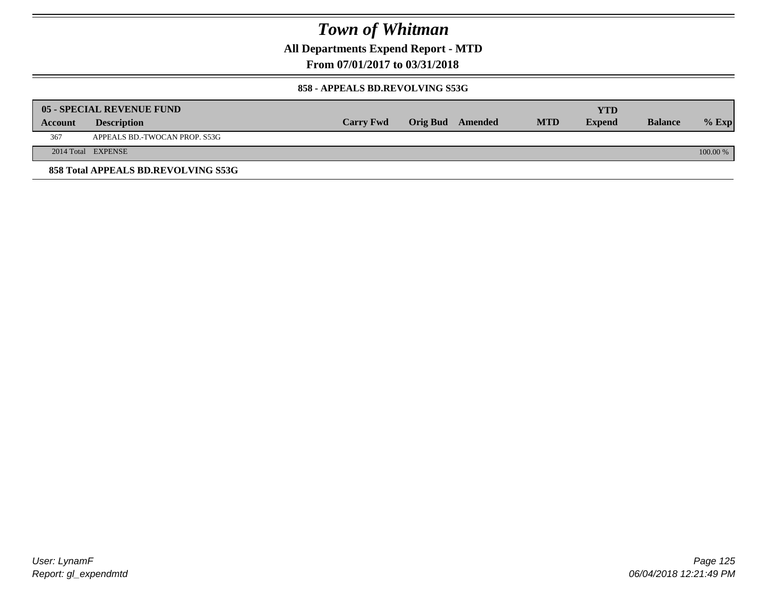# Town of Whitman

**All Departments Expend Report - MTD**

**From 07/01/2017 to 03/31/2018**

**858 - APPEALS BD.REVOLVING S53G**

| 05 - SPECIAL REVENUE FUND | | | | | | YTD | | |
|---|---|---|---|---|---|---|---|---|
| **Account** | **Description** | **Carry Fwd** | **Orig Bud** | **Amended** | **MTD** | **Expend** | **Balance** | **% Exp** |
| 367 | APPEALS BD.-TWOCAN PROP. S53G | | | | | | | |
| 2014 Total | EXPENSE | | | | | | | 100.00 % |

**858 Total APPEALS BD.REVOLVING S53G**

User: LynamF
Report: gl_expendmtd

06/04/2018 12:21:49 PM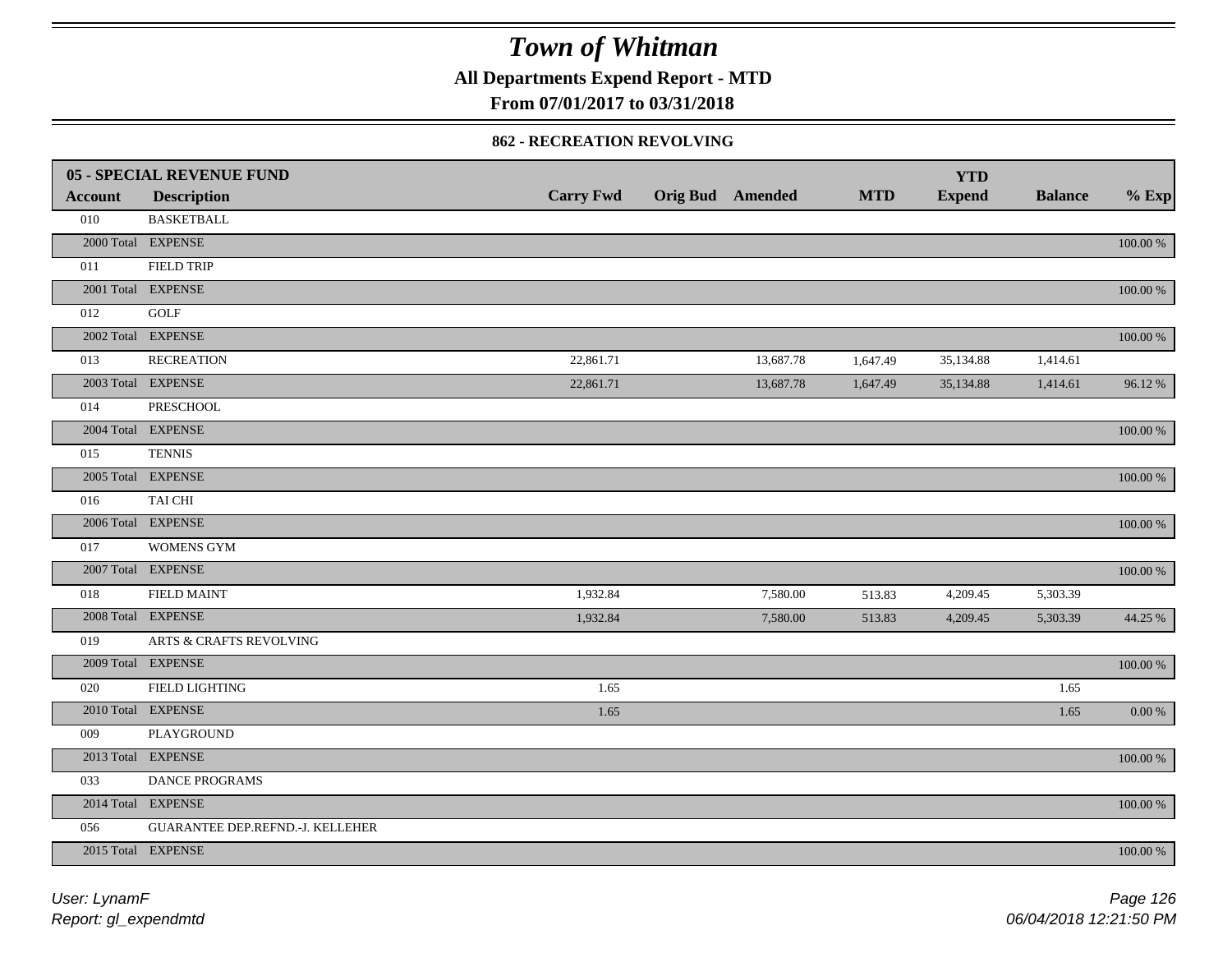# Town of Whitman

**All Departments Expend Report - MTD**

**From 07/01/2017 to 03/31/2018**

### 862 - RECREATION REVOLVING

| 05 - SPECIAL REVENUE FUND | | | | | | | | |
|---|---|---|---|---|---|---|---|---|
| **Account** | **Description** | **Carry Fwd** | **Orig Bud** | **Amended** | **MTD** | **YTD Expend** | **Balance** | **% Exp** |
| 010 | BASKETBALL | | | | | | | |
| 2000 Total | EXPENSE | | | | | | | 100.00 % |
| 011 | FIELD TRIP | | | | | | | |
| 2001 Total | EXPENSE | | | | | | | 100.00 % |
| 012 | GOLF | | | | | | | |
| 2002 Total | EXPENSE | | | | | | | 100.00 % |
| 013 | RECREATION | 22,861.71 | | 13,687.78 | 1,647.49 | 35,134.88 | 1,414.61 | |
| 2003 Total | EXPENSE | 22,861.71 | | 13,687.78 | 1,647.49 | 35,134.88 | 1,414.61 | 96.12 % |
| 014 | PRESCHOOL | | | | | | | |
| 2004 Total | EXPENSE | | | | | | | 100.00 % |
| 015 | TENNIS | | | | | | | |
| 2005 Total | EXPENSE | | | | | | | 100.00 % |
| 016 | TAI CHI | | | | | | | |
| 2006 Total | EXPENSE | | | | | | | 100.00 % |
| 017 | WOMENS GYM | | | | | | | |
| 2007 Total | EXPENSE | | | | | | | 100.00 % |
| 018 | FIELD MAINT | 1,932.84 | | 7,580.00 | 513.83 | 4,209.45 | 5,303.39 | |
| 2008 Total | EXPENSE | 1,932.84 | | 7,580.00 | 513.83 | 4,209.45 | 5,303.39 | 44.25 % |
| 019 | ARTS & CRAFTS REVOLVING | | | | | | | |
| 2009 Total | EXPENSE | | | | | | | 100.00 % |
| 020 | FIELD LIGHTING | 1.65 | | | | | 1.65 | |
| 2010 Total | EXPENSE | 1.65 | | | | | 1.65 | 0.00 % |
| 009 | PLAYGROUND | | | | | | | |
| 2013 Total | EXPENSE | | | | | | | 100.00 % |
| 033 | DANCE PROGRAMS | | | | | | | |
| 2014 Total | EXPENSE | | | | | | | 100.00 % |
| 056 | GUARANTEE DEP.REFND.-J. KELLEHER | | | | | | | |
| 2015 Total | EXPENSE | | | | | | | 100.00 % |

*User: LynamF*
*Report: gl_expendmtd*

*06/04/2018 12:21:50 PM*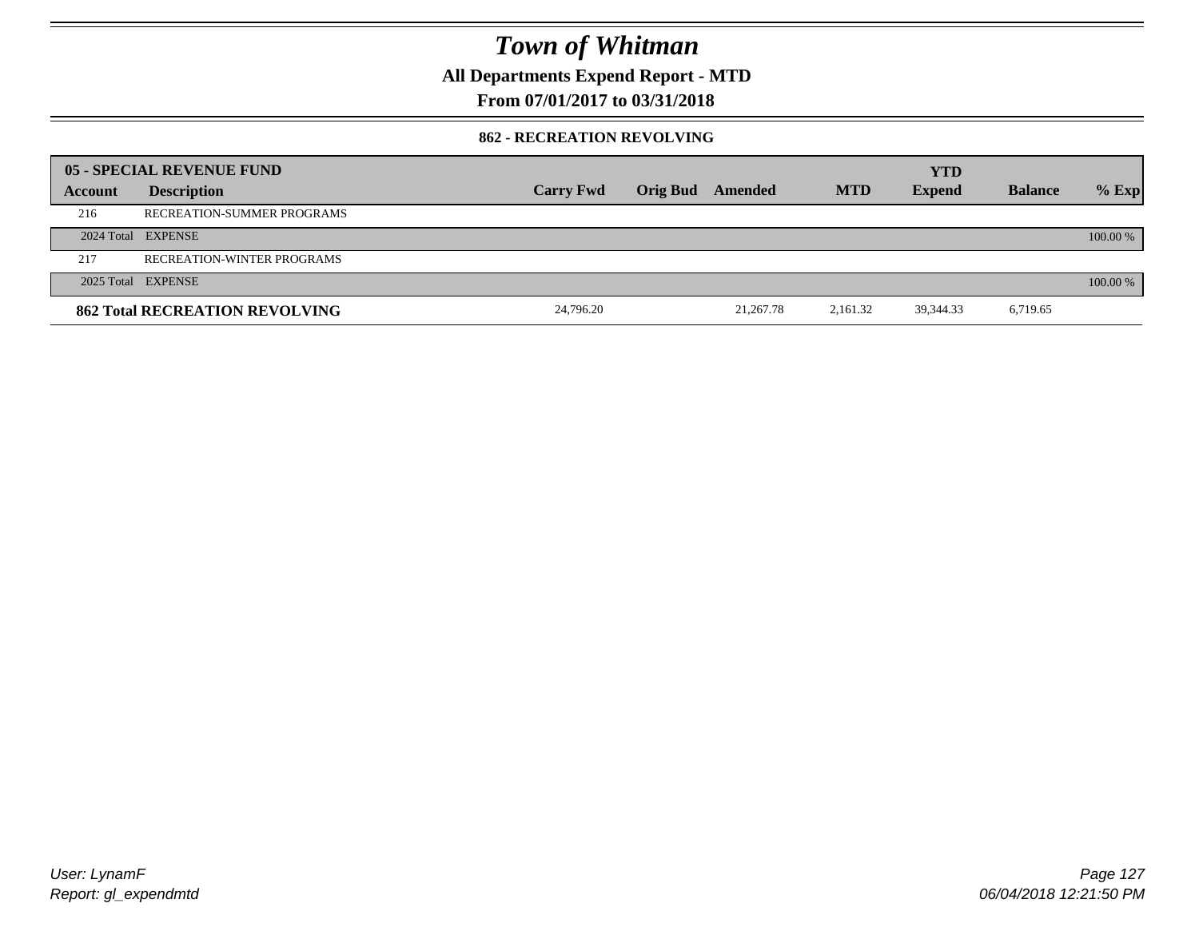# Town of Whitman

**All Departments Expend Report - MTD**

**From 07/01/2017 to 03/31/2018**

**862 - RECREATION REVOLVING**

| 05 - SPECIAL REVENUE FUND | | | | | | | | |
|---|---|---|---|---|---|---|---|---|
| **Account** | **Description** | **Carry Fwd** | **Orig Bud** | **Amended** | **MTD** | **YTD Expend** | **Balance** | **% Exp** |
| 216 | RECREATION-SUMMER PROGRAMS | | | | | | | |
| 2024 Total | EXPENSE | | | | | | | 100.00 % |
| 217 | RECREATION-WINTER PROGRAMS | | | | | | | |
| 2025 Total | EXPENSE | | | | | | | 100.00 % |
| **862 Total RECREATION REVOLVING** | | 24,796.20 | | 21,267.78 | 2,161.32 | 39,344.33 | 6,719.65 | |

User: LynamF
Report: gl_expendmtd

06/04/2018 12:21:50 PM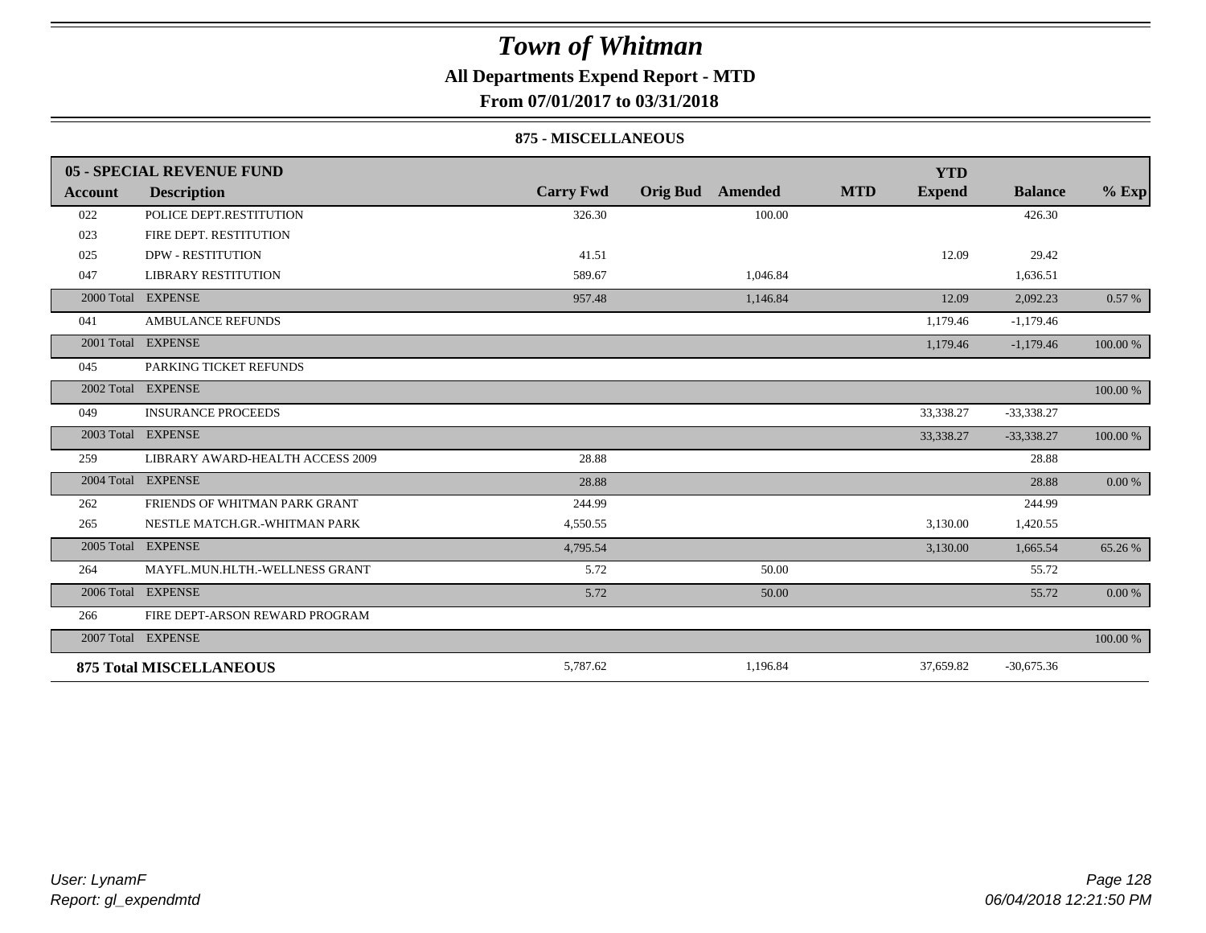# Town of Whitman

## All Departments Expend Report - MTD

### From 07/01/2017 to 03/31/2018

#### 875 - MISCELLANEOUS

| 05 - SPECIAL REVENUE FUND | | | | | | YTD | | |
|---|---|---|---|---|---|---|---|---|
| **Account** | **Description** | **Carry Fwd** | **Orig Bud** | **Amended** | **MTD** | **Expend** | **Balance** | **% Exp** |
| 022 | POLICE DEPT.RESTITUTION | 326.30 | | 100.00 | | | 426.30 | |
| 023 | FIRE DEPT. RESTITUTION | | | | | | | |
| 025 | DPW - RESTITUTION | 41.51 | | | | 12.09 | 29.42 | |
| 047 | LIBRARY RESTITUTION | 589.67 | | 1,046.84 | | | 1,636.51 | |
| 2000 Total | EXPENSE | 957.48 | | 1,146.84 | | 12.09 | 2,092.23 | 0.57 % |
| 041 | AMBULANCE REFUNDS | | | | | 1,179.46 | -1,179.46 | |
| 2001 Total | EXPENSE | | | | | 1,179.46 | -1,179.46 | 100.00 % |
| 045 | PARKING TICKET REFUNDS | | | | | | | |
| 2002 Total | EXPENSE | | | | | | | 100.00 % |
| 049 | INSURANCE PROCEEDS | | | | | 33,338.27 | -33,338.27 | |
| 2003 Total | EXPENSE | | | | | 33,338.27 | -33,338.27 | 100.00 % |
| 259 | LIBRARY AWARD-HEALTH ACCESS 2009 | 28.88 | | | | | 28.88 | |
| 2004 Total | EXPENSE | 28.88 | | | | | 28.88 | 0.00 % |
| 262 | FRIENDS OF WHITMAN PARK GRANT | 244.99 | | | | | 244.99 | |
| 265 | NESTLE MATCH.GR.-WHITMAN PARK | 4,550.55 | | | | 3,130.00 | 1,420.55 | |
| 2005 Total | EXPENSE | 4,795.54 | | | | 3,130.00 | 1,665.54 | 65.26 % |
| 264 | MAYFL.MUN.HLTH.-WELLNESS GRANT | 5.72 | | 50.00 | | | 55.72 | |
| 2006 Total | EXPENSE | 5.72 | | 50.00 | | | 55.72 | 0.00 % |
| 266 | FIRE DEPT-ARSON REWARD PROGRAM | | | | | | | |
| 2007 Total | EXPENSE | | | | | | | 100.00 % |
| **875 Total MISCELLANEOUS** | | 5,787.62 | | 1,196.84 | | 37,659.82 | -30,675.36 | |

User: LynamF
Report: gl_expendmtd

06/04/2018 12:21:50 PM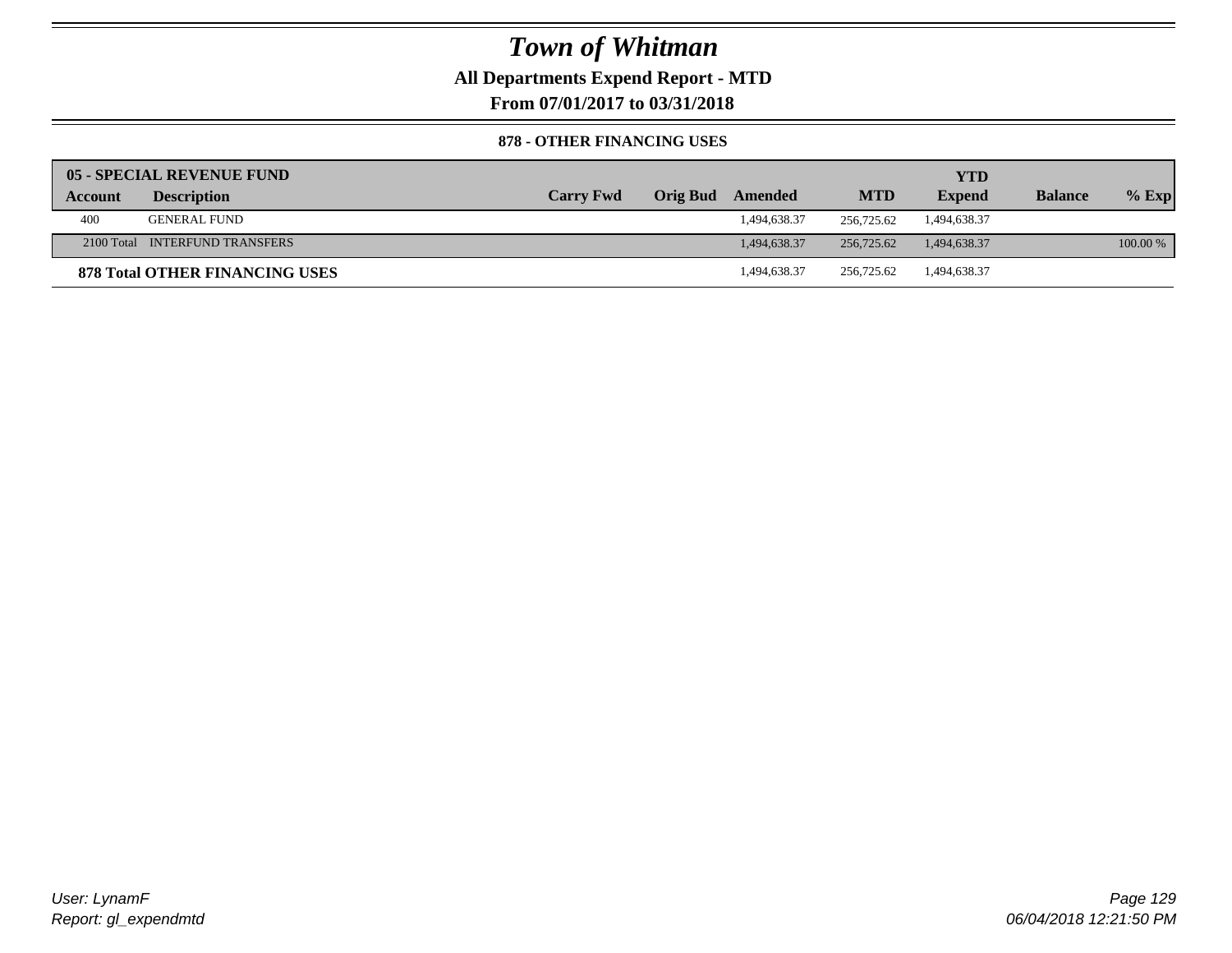# Town of Whitman

**All Departments Expend Report - MTD**

**From 07/01/2017 to 03/31/2018**

**878 - OTHER FINANCING USES**

| 05 - SPECIAL REVENUE FUND | | | | | | | | |
|---|---|---|---|---|---|---|---|---|
| **Account** | **Description** | **Carry Fwd** | **Orig Bud** | **Amended** | **MTD** | **YTD Expend** | **Balance** | **% Exp** |
| 400 | GENERAL FUND | | | 1,494,638.37 | 256,725.62 | 1,494,638.37 | | |
| 2100 Total | INTERFUND TRANSFERS | | | 1,494,638.37 | 256,725.62 | 1,494,638.37 | | 100.00 % |
| **878 Total OTHER FINANCING USES** | | | | 1,494,638.37 | 256,725.62 | 1,494,638.37 | | |

*User: LynamF*
*Report: gl_expendmtd*

*06/04/2018 12:21:50 PM*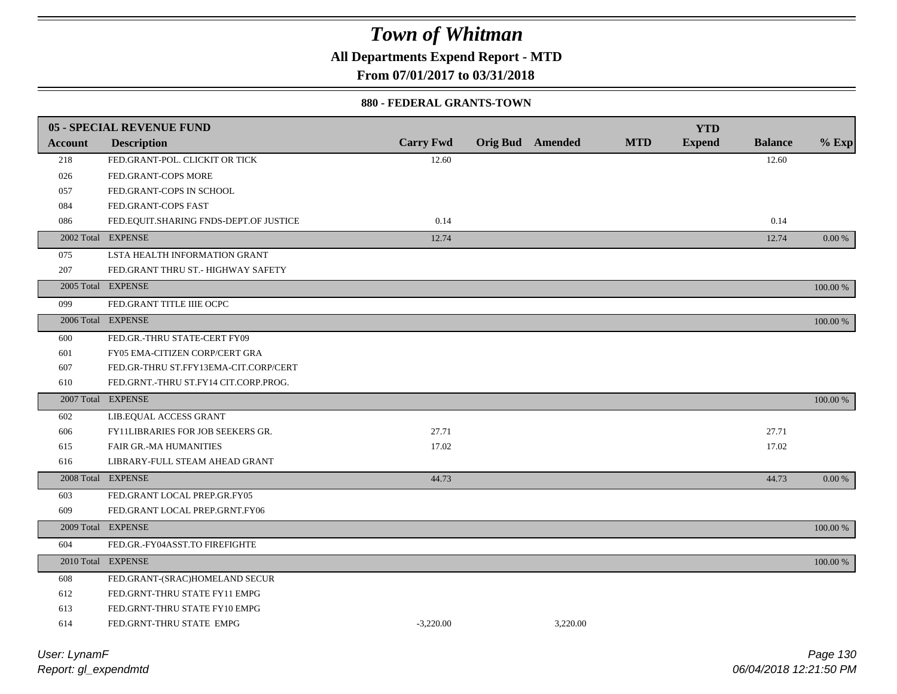# Town of Whitman

**All Departments Expend Report - MTD**

**From 07/01/2017 to 03/31/2018**

**880 - FEDERAL GRANTS-TOWN**

| 05 - SPECIAL REVENUE FUND | | | | | | YTD | | |
|---|---|---|---|---|---|---|---|---|
| **Account** | **Description** | **Carry Fwd** | **Orig Bud** | **Amended** | **MTD** | **Expend** | **Balance** | **% Exp** |
| 218 | FED.GRANT-POL. CLICKIT OR TICK | 12.60 | | | | | 12.60 | |
| 026 | FED.GRANT-COPS MORE | | | | | | | |
| 057 | FED.GRANT-COPS IN SCHOOL | | | | | | | |
| 084 | FED.GRANT-COPS FAST | | | | | | | |
| 086 | FED.EQUIT.SHARING FNDS-DEPT.OF JUSTICE | 0.14 | | | | | 0.14 | |
| 2002 Total | EXPENSE | 12.74 | | | | | 12.74 | 0.00 % |
| 075 | LSTA HEALTH INFORMATION GRANT | | | | | | | |
| 207 | FED.GRANT THRU ST.- HIGHWAY SAFETY | | | | | | | |
| 2005 Total | EXPENSE | | | | | | | 100.00 % |
| 099 | FED.GRANT TITLE IIIE OCPC | | | | | | | |
| 2006 Total | EXPENSE | | | | | | | 100.00 % |
| 600 | FED.GR.-THRU STATE-CERT FY09 | | | | | | | |
| 601 | FY05 EMA-CITIZEN CORP/CERT GRA | | | | | | | |
| 607 | FED.GR-THRU ST.FFY13EMA-CIT.CORP/CERT | | | | | | | |
| 610 | FED.GRNT.-THRU ST.FY14 CIT.CORP.PROG. | | | | | | | |
| 2007 Total | EXPENSE | | | | | | | 100.00 % |
| 602 | LIB.EQUAL ACCESS GRANT | | | | | | | |
| 606 | FY11LIBRARIES FOR JOB SEEKERS GR. | 27.71 | | | | | 27.71 | |
| 615 | FAIR GR.-MA HUMANITIES | 17.02 | | | | | 17.02 | |
| 616 | LIBRARY-FULL STEAM AHEAD GRANT | | | | | | | |
| 2008 Total | EXPENSE | 44.73 | | | | | 44.73 | 0.00 % |
| 603 | FED.GRANT LOCAL PREP.GR.FY05 | | | | | | | |
| 609 | FED.GRANT LOCAL PREP.GRNT.FY06 | | | | | | | |
| 2009 Total | EXPENSE | | | | | | | 100.00 % |
| 604 | FED.GR.-FY04ASST.TO FIREFIGHTE | | | | | | | |
| 2010 Total | EXPENSE | | | | | | | 100.00 % |
| 608 | FED.GRANT-(SRAC)HOMELAND SECUR | | | | | | | |
| 612 | FED.GRNT-THRU STATE FY11 EMPG | | | | | | | |
| 613 | FED.GRNT-THRU STATE FY10 EMPG | | | | | | | |
| 614 | FED.GRNT-THRU STATE EMPG | -3,220.00 | | 3,220.00 | | | | |

*User: LynamF*
*Report: gl_expendmtd*

*06/04/2018 12:21:50 PM*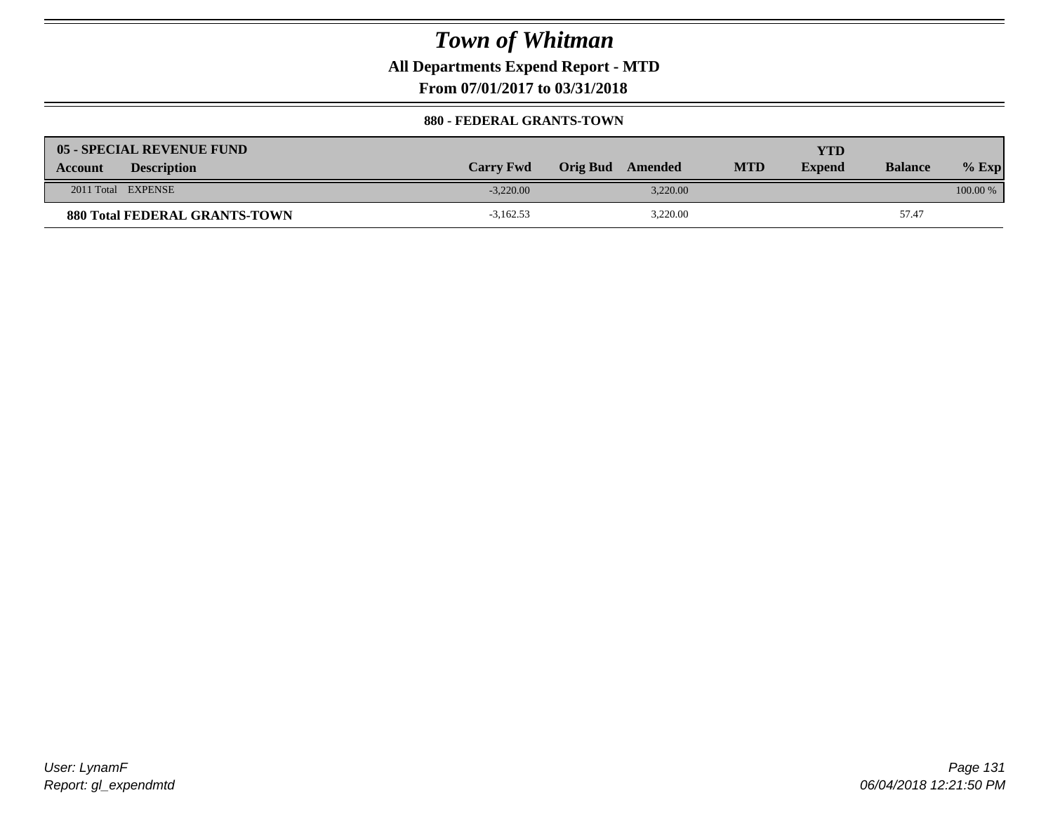# Town of Whitman

**All Departments Expend Report - MTD**

**From 07/01/2017 to 03/31/2018**

**880 - FEDERAL GRANTS-TOWN**

| 05 - SPECIAL REVENUE FUND | | | | | | | | |
|---|---|---|---|---|---|---|---|---|
| **Account** | **Description** | **Carry Fwd** | **Orig Bud** | **Amended** | **MTD** | **YTD Expend** | **Balance** | **% Exp** |
| 2011 Total | EXPENSE | -3,220.00 | | 3,220.00 | | | | 100.00 % |
| **880 Total FEDERAL GRANTS-TOWN** | | -3,162.53 | | 3,220.00 | | | 57.47 | |

User: LynamF

Report: gl_expendmtd

06/04/2018 12:21:50 PM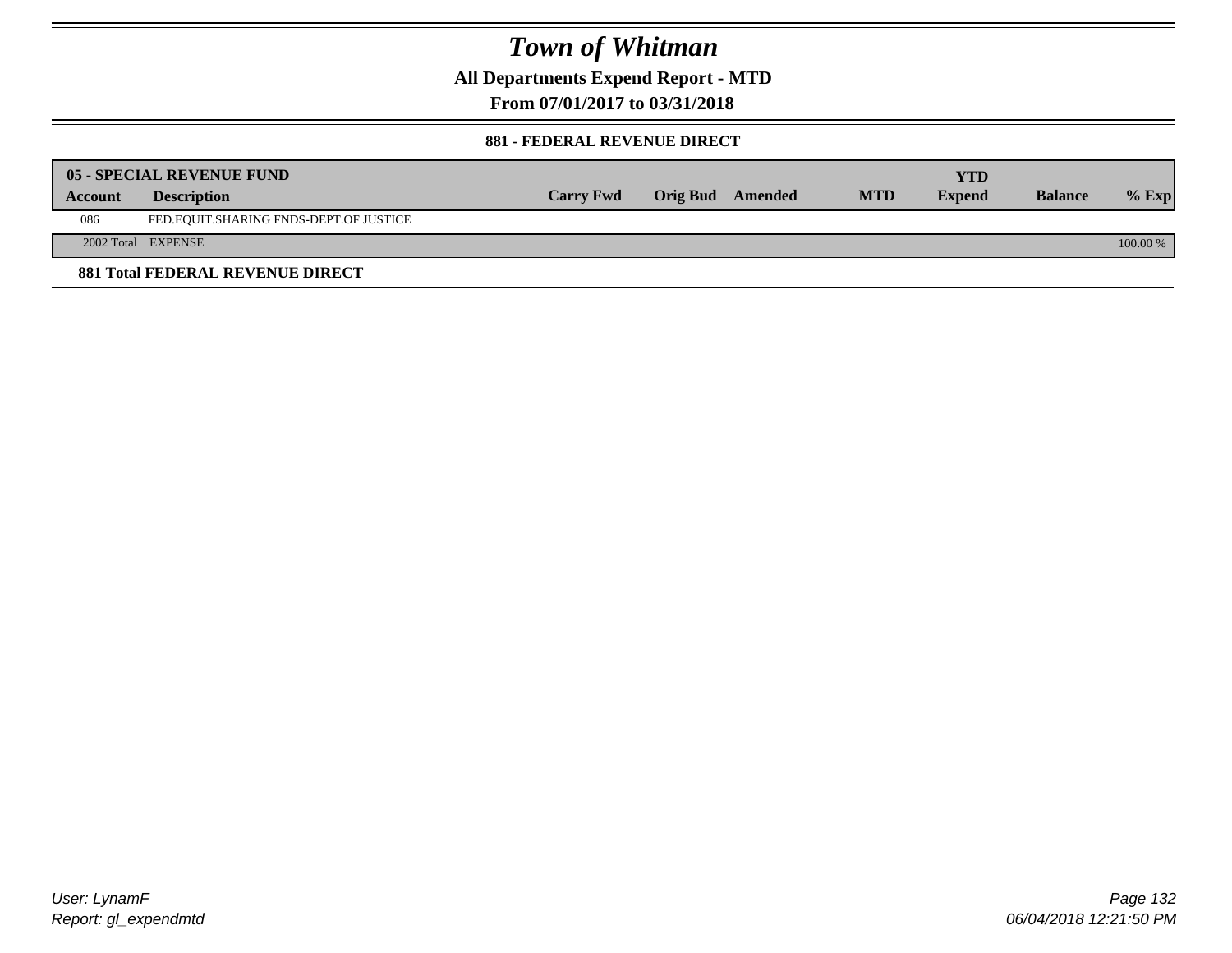# Town of Whitman

## All Departments Expend Report - MTD

## From 07/01/2017 to 03/31/2018

### 881 - FEDERAL REVENUE DIRECT

| 05 - SPECIAL REVENUE FUND | | | | | | YTD | | |
|---|---|---|---|---|---|---|---|---|
| **Account** | **Description** | **Carry Fwd** | **Orig Bud** | **Amended** | **MTD** | **Expend** | **Balance** | **% Exp** |
| 086 | FED.EQUIT.SHARING FNDS-DEPT.OF JUSTICE | | | | | | | |
| 2002 Total | EXPENSE | | | | | | | 100.00 % |

**881 Total FEDERAL REVENUE DIRECT**

User: LynamF
Report: gl_expendmtd

06/04/2018 12:21:50 PM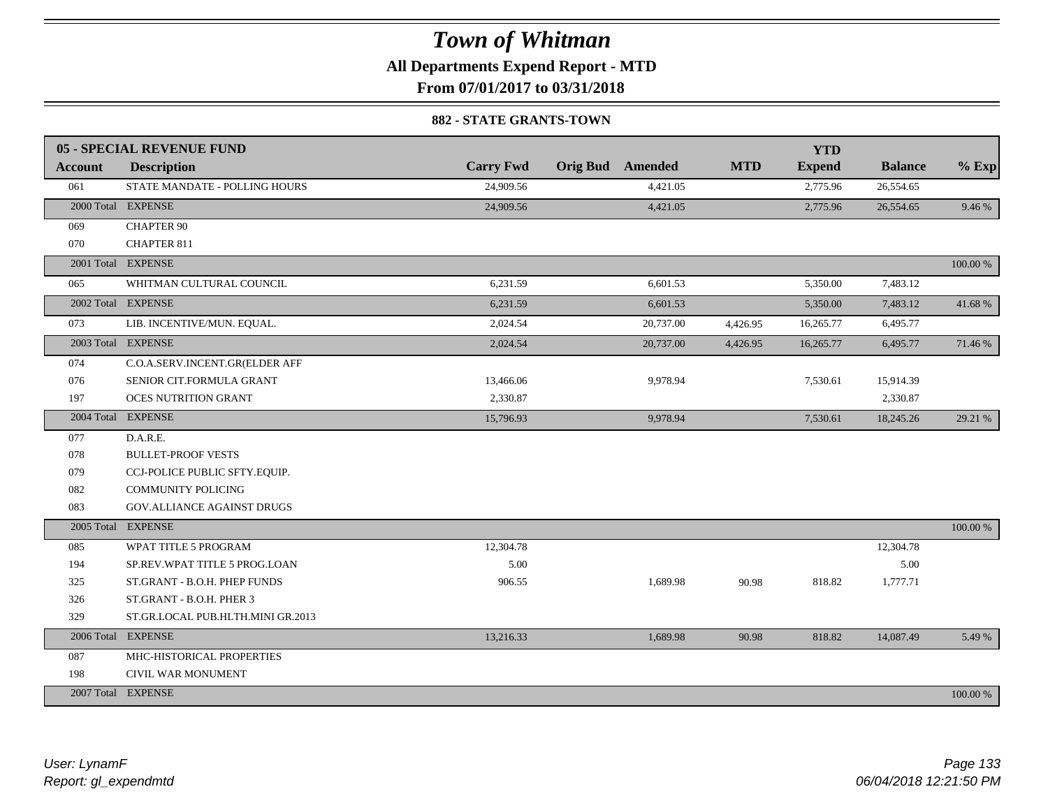# Town of Whitman

**All Departments Expend Report - MTD**

**From 07/01/2017 to 03/31/2018**

**882 - STATE GRANTS-TOWN**

| 05 - SPECIAL REVENUE FUND | | | | | | YTD | | |
|---|---|---|---|---|---|---|---|---|
| Account | Description | Carry Fwd | Orig Bud | Amended | MTD | Expend | Balance | % Exp |
| 061 | STATE MANDATE - POLLING HOURS | 24,909.56 | | 4,421.05 | | 2,775.96 | 26,554.65 | |
| 2000 Total | EXPENSE | 24,909.56 | | 4,421.05 | | 2,775.96 | 26,554.65 | 9.46 % |
| 069 | CHAPTER 90 | | | | | | | |
| 070 | CHAPTER 811 | | | | | | | |
| 2001 Total | EXPENSE | | | | | | | 100.00 % |
| 065 | WHITMAN CULTURAL COUNCIL | 6,231.59 | | 6,601.53 | | 5,350.00 | 7,483.12 | |
| 2002 Total | EXPENSE | 6,231.59 | | 6,601.53 | | 5,350.00 | 7,483.12 | 41.68 % |
| 073 | LIB. INCENTIVE/MUN. EQUAL. | 2,024.54 | | 20,737.00 | 4,426.95 | 16,265.77 | 6,495.77 | |
| 2003 Total | EXPENSE | 2,024.54 | | 20,737.00 | 4,426.95 | 16,265.77 | 6,495.77 | 71.46 % |
| 074 | C.O.A.SERV.INCENT.GR(ELDER AFF | | | | | | | |
| 076 | SENIOR CIT.FORMULA GRANT | 13,466.06 | | 9,978.94 | | 7,530.61 | 15,914.39 | |
| 197 | OCES NUTRITION GRANT | 2,330.87 | | | | | 2,330.87 | |
| 2004 Total | EXPENSE | 15,796.93 | | 9,978.94 | | 7,530.61 | 18,245.26 | 29.21 % |
| 077 | D.A.R.E. | | | | | | | |
| 078 | BULLET-PROOF VESTS | | | | | | | |
| 079 | CCJ-POLICE PUBLIC SFTY.EQUIP. | | | | | | | |
| 082 | COMMUNITY POLICING | | | | | | | |
| 083 | GOV.ALLIANCE AGAINST DRUGS | | | | | | | |
| 2005 Total | EXPENSE | | | | | | | 100.00 % |
| 085 | WPAT TITLE 5 PROGRAM | 12,304.78 | | | | | 12,304.78 | |
| 194 | SP.REV.WPAT TITLE 5 PROG.LOAN | 5.00 | | | | | 5.00 | |
| 325 | ST.GRANT - B.O.H. PHEP FUNDS | 906.55 | | 1,689.98 | 90.98 | 818.82 | 1,777.71 | |
| 326 | ST.GRANT - B.O.H. PHER 3 | | | | | | | |
| 329 | ST.GR.LOCAL PUB.HLTH.MINI GR.2013 | | | | | | | |
| 2006 Total | EXPENSE | 13,216.33 | | 1,689.98 | 90.98 | 818.82 | 14,087.49 | 5.49 % |
| 087 | MHC-HISTORICAL PROPERTIES | | | | | | | |
| 198 | CIVIL WAR MONUMENT | | | | | | | |
| 2007 Total | EXPENSE | | | | | | | 100.00 % |

*User: LynamF*
*Report: gl_expendmtd*

*06/04/2018 12:21:50 PM*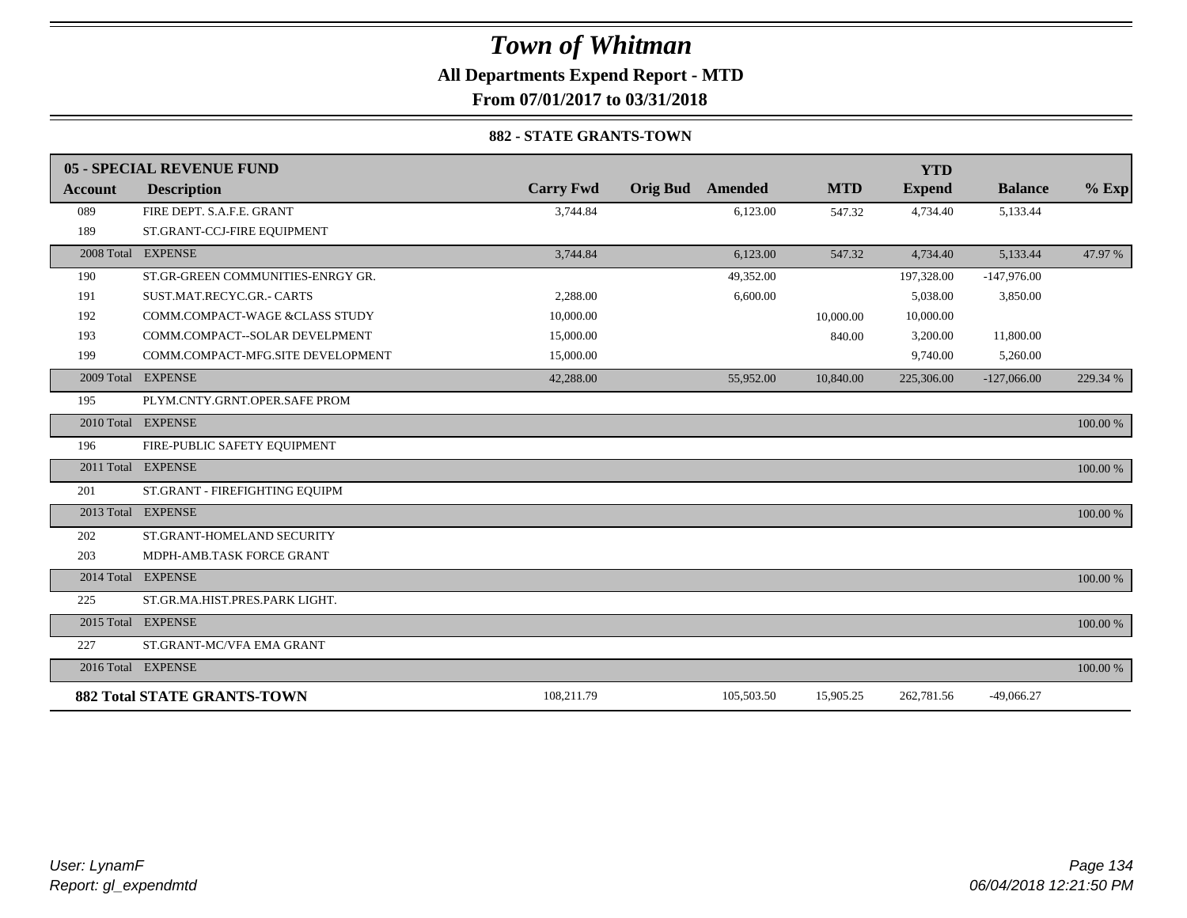# Town of Whitman

**All Departments Expend Report - MTD**

**From 07/01/2017 to 03/31/2018**

### 882 - STATE GRANTS-TOWN

| Account | Description | Carry Fwd | Orig Bud | Amended | MTD | YTD Expend | Balance | % Exp |
|---|---|---|---|---|---|---|---|---|
| **05 - SPECIAL REVENUE FUND** | | | | | | | | |
| 089 | FIRE DEPT. S.A.F.E. GRANT | 3,744.84 | | 6,123.00 | 547.32 | 4,734.40 | 5,133.44 | |
| 189 | ST.GRANT-CCJ-FIRE EQUIPMENT | | | | | | | |
| 2008 Total | EXPENSE | 3,744.84 | | 6,123.00 | 547.32 | 4,734.40 | 5,133.44 | 47.97 % |
| 190 | ST.GR-GREEN COMMUNITIES-ENRGY GR. | | | 49,352.00 | | 197,328.00 | -147,976.00 | |
| 191 | SUST.MAT.RECYC.GR.- CARTS | 2,288.00 | | 6,600.00 | | 5,038.00 | 3,850.00 | |
| 192 | COMM.COMPACT-WAGE &CLASS STUDY | 10,000.00 | | | 10,000.00 | 10,000.00 | | |
| 193 | COMM.COMPACT--SOLAR DEVELPMENT | 15,000.00 | | | 840.00 | 3,200.00 | 11,800.00 | |
| 199 | COMM.COMPACT-MFG.SITE DEVELOPMENT | 15,000.00 | | | | 9,740.00 | 5,260.00 | |
| 2009 Total | EXPENSE | 42,288.00 | | 55,952.00 | 10,840.00 | 225,306.00 | -127,066.00 | 229.34 % |
| 195 | PLYM.CNTY.GRNT.OPER.SAFE PROM | | | | | | | |
| 2010 Total | EXPENSE | | | | | | | 100.00 % |
| 196 | FIRE-PUBLIC SAFETY EQUIPMENT | | | | | | | |
| 2011 Total | EXPENSE | | | | | | | 100.00 % |
| 201 | ST.GRANT - FIREFIGHTING EQUIPM | | | | | | | |
| 2013 Total | EXPENSE | | | | | | | 100.00 % |
| 202 | ST.GRANT-HOMELAND SECURITY | | | | | | | |
| 203 | MDPH-AMB.TASK FORCE GRANT | | | | | | | |
| 2014 Total | EXPENSE | | | | | | | 100.00 % |
| 225 | ST.GR.MA.HIST.PRES.PARK LIGHT. | | | | | | | |
| 2015 Total | EXPENSE | | | | | | | 100.00 % |
| 227 | ST.GRANT-MC/VFA EMA GRANT | | | | | | | |
| 2016 Total | EXPENSE | | | | | | | 100.00 % |
| **882 Total STATE GRANTS-TOWN** | | 108,211.79 | | 105,503.50 | 15,905.25 | 262,781.56 | -49,066.27 | |

User: LynamF
Report: gl_expendmtd

06/04/2018 12:21:50 PM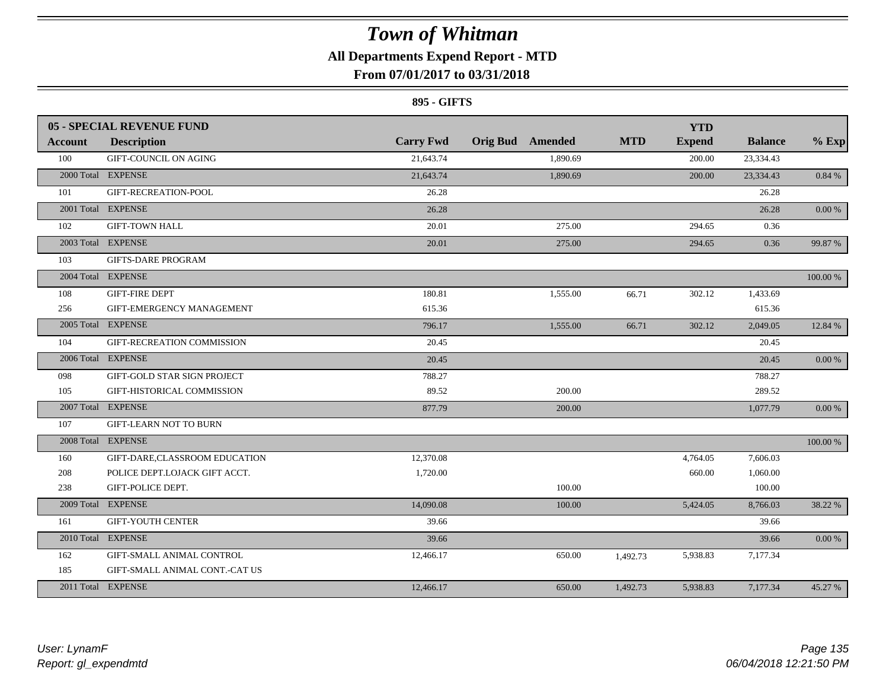# *Town of Whitman*

## All Departments Expend Report - MTD

### From 07/01/2017 to 03/31/2018

#### 895 - GIFTS

| 05 - SPECIAL REVENUE FUND | | | | | | YTD | | |
|---|---|---|---|---|---|---|---|---|
| **Account** | **Description** | **Carry Fwd** | **Orig Bud** | **Amended** | **MTD** | **Expend** | **Balance** | **% Exp** |
| 100 | GIFT-COUNCIL ON AGING | 21,643.74 | | 1,890.69 | | 200.00 | 23,334.43 | |
| 2000 Total | EXPENSE | 21,643.74 | | 1,890.69 | | 200.00 | 23,334.43 | 0.84 % |
| 101 | GIFT-RECREATION-POOL | 26.28 | | | | | 26.28 | |
| 2001 Total | EXPENSE | 26.28 | | | | | 26.28 | 0.00 % |
| 102 | GIFT-TOWN HALL | 20.01 | | 275.00 | | 294.65 | 0.36 | |
| 2003 Total | EXPENSE | 20.01 | | 275.00 | | 294.65 | 0.36 | 99.87 % |
| 103 | GIFTS-DARE PROGRAM | | | | | | | |
| 2004 Total | EXPENSE | | | | | | | 100.00 % |
| 108 | GIFT-FIRE DEPT | 180.81 | | 1,555.00 | 66.71 | 302.12 | 1,433.69 | |
| 256 | GIFT-EMERGENCY MANAGEMENT | 615.36 | | | | | 615.36 | |
| 2005 Total | EXPENSE | 796.17 | | 1,555.00 | 66.71 | 302.12 | 2,049.05 | 12.84 % |
| 104 | GIFT-RECREATION COMMISSION | 20.45 | | | | | 20.45 | |
| 2006 Total | EXPENSE | 20.45 | | | | | 20.45 | 0.00 % |
| 098 | GIFT-GOLD STAR SIGN PROJECT | 788.27 | | | | | 788.27 | |
| 105 | GIFT-HISTORICAL COMMISSION | 89.52 | | 200.00 | | | 289.52 | |
| 2007 Total | EXPENSE | 877.79 | | 200.00 | | | 1,077.79 | 0.00 % |
| 107 | GIFT-LEARN NOT TO BURN | | | | | | | |
| 2008 Total | EXPENSE | | | | | | | 100.00 % |
| 160 | GIFT-DARE,CLASSROOM EDUCATION | 12,370.08 | | | | 4,764.05 | 7,606.03 | |
| 208 | POLICE DEPT.LOJACK GIFT ACCT. | 1,720.00 | | | | 660.00 | 1,060.00 | |
| 238 | GIFT-POLICE DEPT. | | | 100.00 | | | 100.00 | |
| 2009 Total | EXPENSE | 14,090.08 | | 100.00 | | 5,424.05 | 8,766.03 | 38.22 % |
| 161 | GIFT-YOUTH CENTER | 39.66 | | | | | 39.66 | |
| 2010 Total | EXPENSE | 39.66 | | | | | 39.66 | 0.00 % |
| 162 | GIFT-SMALL ANIMAL CONTROL | 12,466.17 | | 650.00 | 1,492.73 | 5,938.83 | 7,177.34 | |
| 185 | GIFT-SMALL ANIMAL CONT.-CAT US | | | | | | | |
| 2011 Total | EXPENSE | 12,466.17 | | 650.00 | 1,492.73 | 5,938.83 | 7,177.34 | 45.27 % |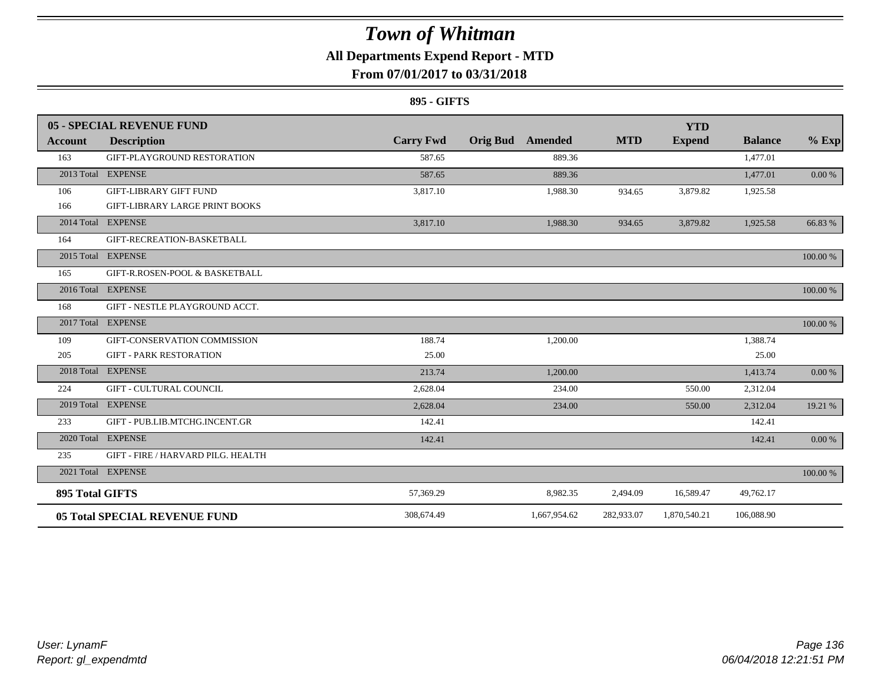# Town of Whitman

## All Departments Expend Report - MTD

### From 07/01/2017 to 03/31/2018

**895 - GIFTS**

| **05 - SPECIAL REVENUE FUND** | | | | | | **YTD** | | |
|---|---|---|---|---|---|---|---|---|
| **Account** | **Description** | **Carry Fwd** | **Orig Bud** | **Amended** | **MTD** | **Expend** | **Balance** | **% Exp** |
| 163 | GIFT-PLAYGROUND RESTORATION | 587.65 | | 889.36 | | | 1,477.01 | |
| 2013 Total | EXPENSE | 587.65 | | 889.36 | | | 1,477.01 | 0.00 % |
| 106 | GIFT-LIBRARY GIFT FUND | 3,817.10 | | 1,988.30 | 934.65 | 3,879.82 | 1,925.58 | |
| 166 | GIFT-LIBRARY LARGE PRINT BOOKS | | | | | | | |
| 2014 Total | EXPENSE | 3,817.10 | | 1,988.30 | 934.65 | 3,879.82 | 1,925.58 | 66.83 % |
| 164 | GIFT-RECREATION-BASKETBALL | | | | | | | |
| 2015 Total | EXPENSE | | | | | | | 100.00 % |
| 165 | GIFT-R.ROSEN-POOL & BASKETBALL | | | | | | | |
| 2016 Total | EXPENSE | | | | | | | 100.00 % |
| 168 | GIFT - NESTLE PLAYGROUND ACCT. | | | | | | | |
| 2017 Total | EXPENSE | | | | | | | 100.00 % |
| 109 | GIFT-CONSERVATION COMMISSION | 188.74 | | 1,200.00 | | | 1,388.74 | |
| 205 | GIFT - PARK RESTORATION | 25.00 | | | | | 25.00 | |
| 2018 Total | EXPENSE | 213.74 | | 1,200.00 | | | 1,413.74 | 0.00 % |
| 224 | GIFT - CULTURAL COUNCIL | 2,628.04 | | 234.00 | | 550.00 | 2,312.04 | |
| 2019 Total | EXPENSE | 2,628.04 | | 234.00 | | 550.00 | 2,312.04 | 19.21 % |
| 233 | GIFT - PUB.LIB.MTCHG.INCENT.GR | 142.41 | | | | | 142.41 | |
| 2020 Total | EXPENSE | 142.41 | | | | | 142.41 | 0.00 % |
| 235 | GIFT - FIRE / HARVARD PILG. HEALTH | | | | | | | |
| 2021 Total | EXPENSE | | | | | | | 100.00 % |
| **895 Total GIFTS** | | 57,369.29 | | 8,982.35 | 2,494.09 | 16,589.47 | 49,762.17 | |
| **05 Total SPECIAL REVENUE FUND** | | 308,674.49 | | 1,667,954.62 | 282,933.07 | 1,870,540.21 | 106,088.90 | |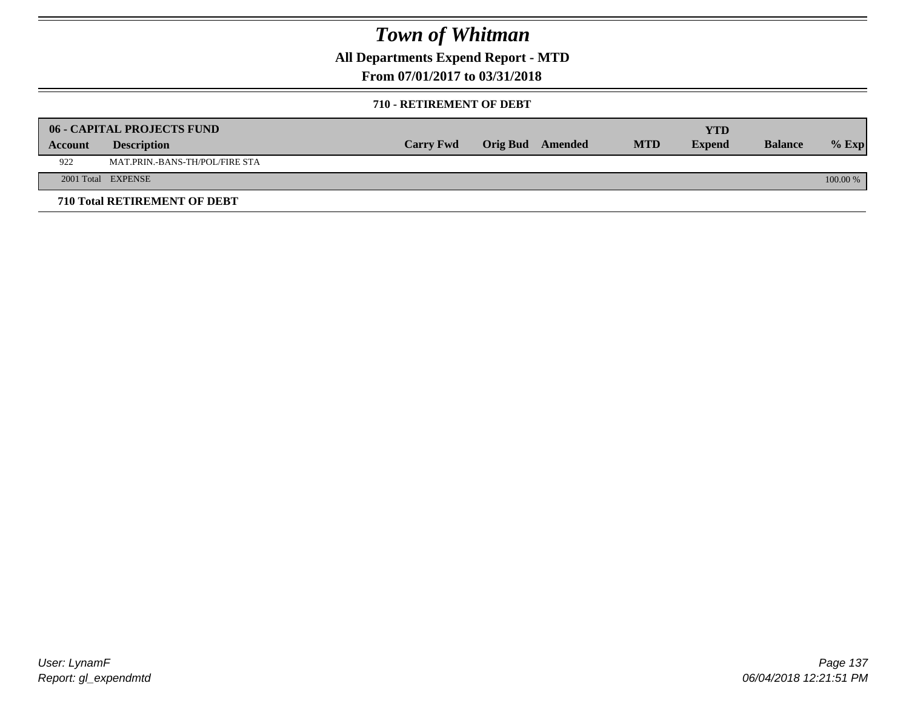# Town of Whitman

## All Departments Expend Report - MTD

## From 07/01/2017 to 03/31/2018

### 710 - RETIREMENT OF DEBT

| 06 - CAPITAL PROJECTS FUND | | | | | | YTD | | |
|---|---|---|---|---|---|---|---|---|
| Account | Description | Carry Fwd | Orig Bud | Amended | MTD | Expend | Balance | % Exp |
| 922 | MAT.PRIN.-BANS-TH/POL/FIRE STA | | | | | | | |
| 2001 Total | EXPENSE | | | | | | | 100.00 % |

**710 Total RETIREMENT OF DEBT**

User: LynamF
Report: gl_expendmtd

06/04/2018 12:21:51 PM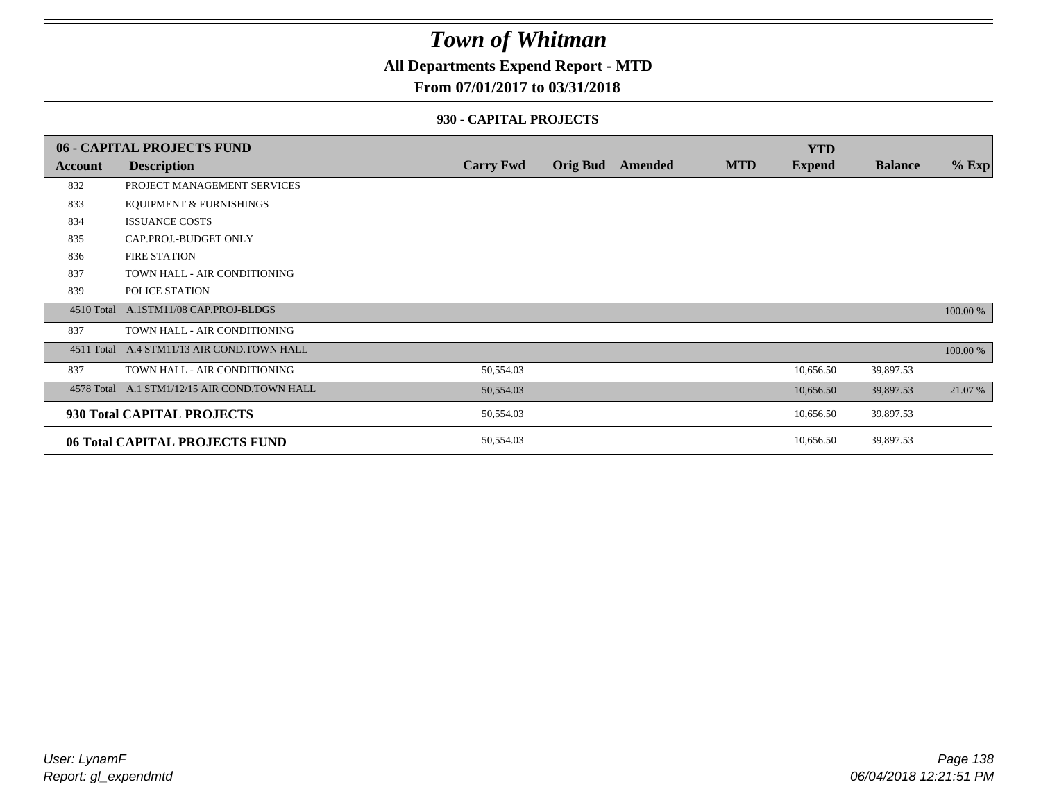# Town of Whitman

## All Departments Expend Report - MTD

## From 07/01/2017 to 03/31/2018

### 930 - CAPITAL PROJECTS

| 06 - CAPITAL PROJECTS FUND | | | | | | YTD | | |
|---|---|---|---|---|---|---|---|---|
| **Account** | **Description** | **Carry Fwd** | **Orig Bud** | **Amended** | **MTD** | **Expend** | **Balance** | **% Exp** |
| 832 | PROJECT MANAGEMENT SERVICES | | | | | | | |
| 833 | EQUIPMENT & FURNISHINGS | | | | | | | |
| 834 | ISSUANCE COSTS | | | | | | | |
| 835 | CAP.PROJ.-BUDGET ONLY | | | | | | | |
| 836 | FIRE STATION | | | | | | | |
| 837 | TOWN HALL - AIR CONDITIONING | | | | | | | |
| 839 | POLICE STATION | | | | | | | |
| 4510 Total | A.1STM11/08 CAP.PROJ-BLDGS | | | | | | | 100.00 % |
| 837 | TOWN HALL - AIR CONDITIONING | | | | | | | |
| 4511 Total | A.4 STM11/13 AIR COND.TOWN HALL | | | | | | | 100.00 % |
| 837 | TOWN HALL - AIR CONDITIONING | 50,554.03 | | | | 10,656.50 | 39,897.53 | |
| 4578 Total | A.1 STM1/12/15 AIR COND.TOWN HALL | 50,554.03 | | | | 10,656.50 | 39,897.53 | 21.07 % |
| **930 Total CAPITAL PROJECTS** | | 50,554.03 | | | | 10,656.50 | 39,897.53 | |
| **06 Total CAPITAL PROJECTS FUND** | | 50,554.03 | | | | 10,656.50 | 39,897.53 | |

*User: LynamF*
*Report: gl_expendmtd*

*06/04/2018 12:21:51 PM*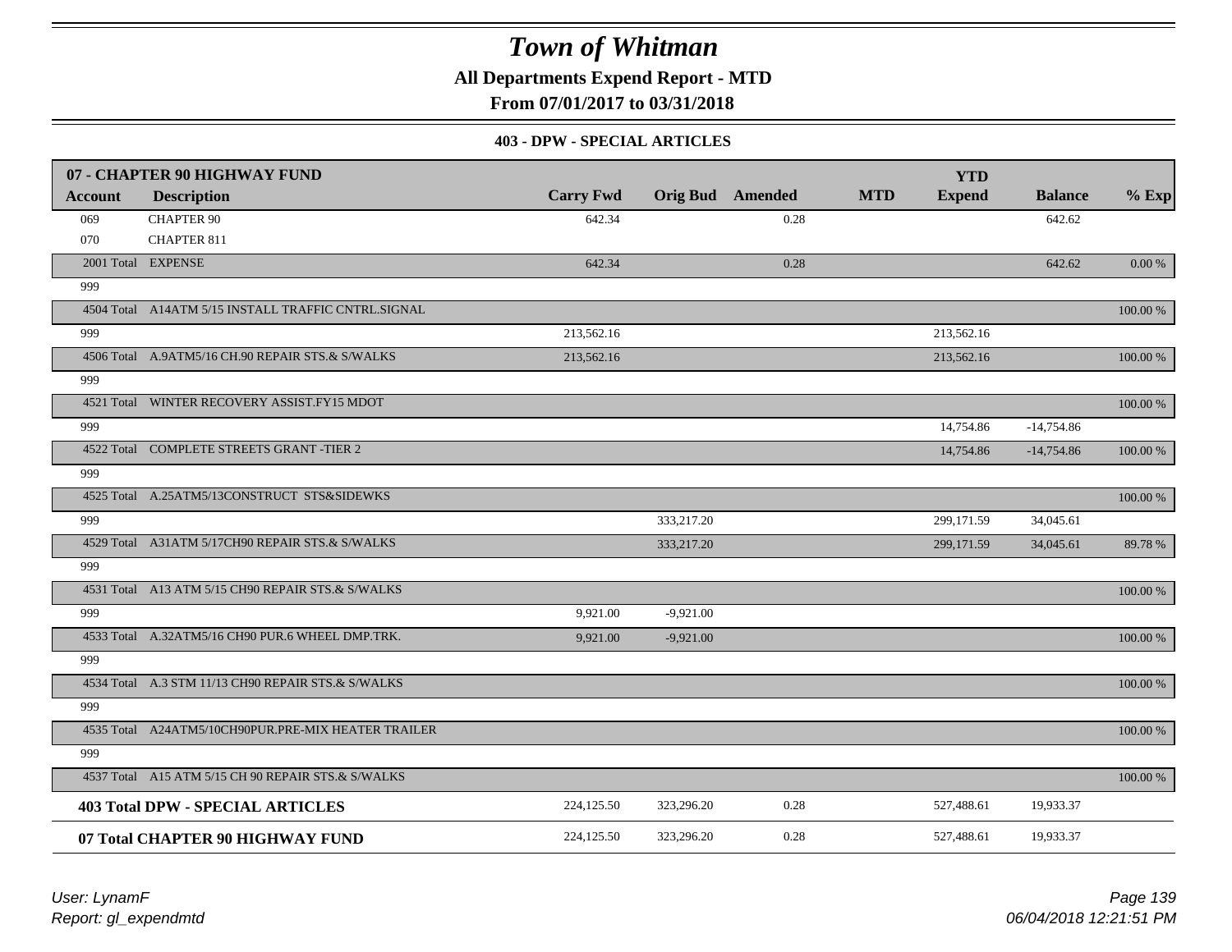# Town of Whitman

**All Departments Expend Report - MTD**

**From 07/01/2017 to 03/31/2018**

### 403 - DPW - SPECIAL ARTICLES

| 07 - CHAPTER 90 HIGHWAY FUND | | | | | | | | |
|---|---|---|---|---|---|---|---|---|
| **Account** | **Description** | **Carry Fwd** | **Orig Bud** | **Amended** | **MTD** | **YTD Expend** | **Balance** | **% Exp** |
| 069 | CHAPTER 90 | 642.34 | | 0.28 | | | 642.62 | |
| 070 | CHAPTER 811 | | | | | | | |
| 2001 Total | EXPENSE | 642.34 | | 0.28 | | | 642.62 | 0.00 % |
| 999 | | | | | | | | |
| 4504 Total | A14ATM 5/15 INSTALL TRAFFIC CNTRL.SIGNAL | | | | | | | 100.00 % |
| 999 | | 213,562.16 | | | | 213,562.16 | | |
| 4506 Total | A.9ATM5/16 CH.90 REPAIR STS.& S/WALKS | 213,562.16 | | | | 213,562.16 | | 100.00 % |
| 999 | | | | | | | | |
| 4521 Total | WINTER RECOVERY ASSIST.FY15 MDOT | | | | | | | 100.00 % |
| 999 | | | | | | 14,754.86 | -14,754.86 | |
| 4522 Total | COMPLETE STREETS GRANT -TIER 2 | | | | | 14,754.86 | -14,754.86 | 100.00 % |
| 999 | | | | | | | | |
| 4525 Total | A.25ATM5/13CONSTRUCT STS&SIDEWKS | | | | | | | 100.00 % |
| 999 | | | 333,217.20 | | | 299,171.59 | 34,045.61 | |
| 4529 Total | A31ATM 5/17CH90 REPAIR STS.& S/WALKS | | 333,217.20 | | | 299,171.59 | 34,045.61 | 89.78 % |
| 999 | | | | | | | | |
| 4531 Total | A13 ATM 5/15 CH90 REPAIR STS.& S/WALKS | | | | | | | 100.00 % |
| 999 | | 9,921.00 | -9,921.00 | | | | | |
| 4533 Total | A.32ATM5/16 CH90 PUR.6 WHEEL DMP.TRK. | 9,921.00 | -9,921.00 | | | | | 100.00 % |
| 999 | | | | | | | | |
| 4534 Total | A.3 STM 11/13 CH90 REPAIR STS.& S/WALKS | | | | | | | 100.00 % |
| 999 | | | | | | | | |
| 4535 Total | A24ATM5/10CH90PUR.PRE-MIX HEATER TRAILER | | | | | | | 100.00 % |
| 999 | | | | | | | | |
| 4537 Total | A15 ATM 5/15 CH 90 REPAIR STS.& S/WALKS | | | | | | | 100.00 % |
| **403 Total DPW - SPECIAL ARTICLES** | | 224,125.50 | 323,296.20 | 0.28 | | 527,488.61 | 19,933.37 | |
| **07 Total CHAPTER 90 HIGHWAY FUND** | | 224,125.50 | 323,296.20 | 0.28 | | 527,488.61 | 19,933.37 | |

*User: LynamF*
*Report: gl_expendmtd*

*06/04/2018 12:21:51 PM*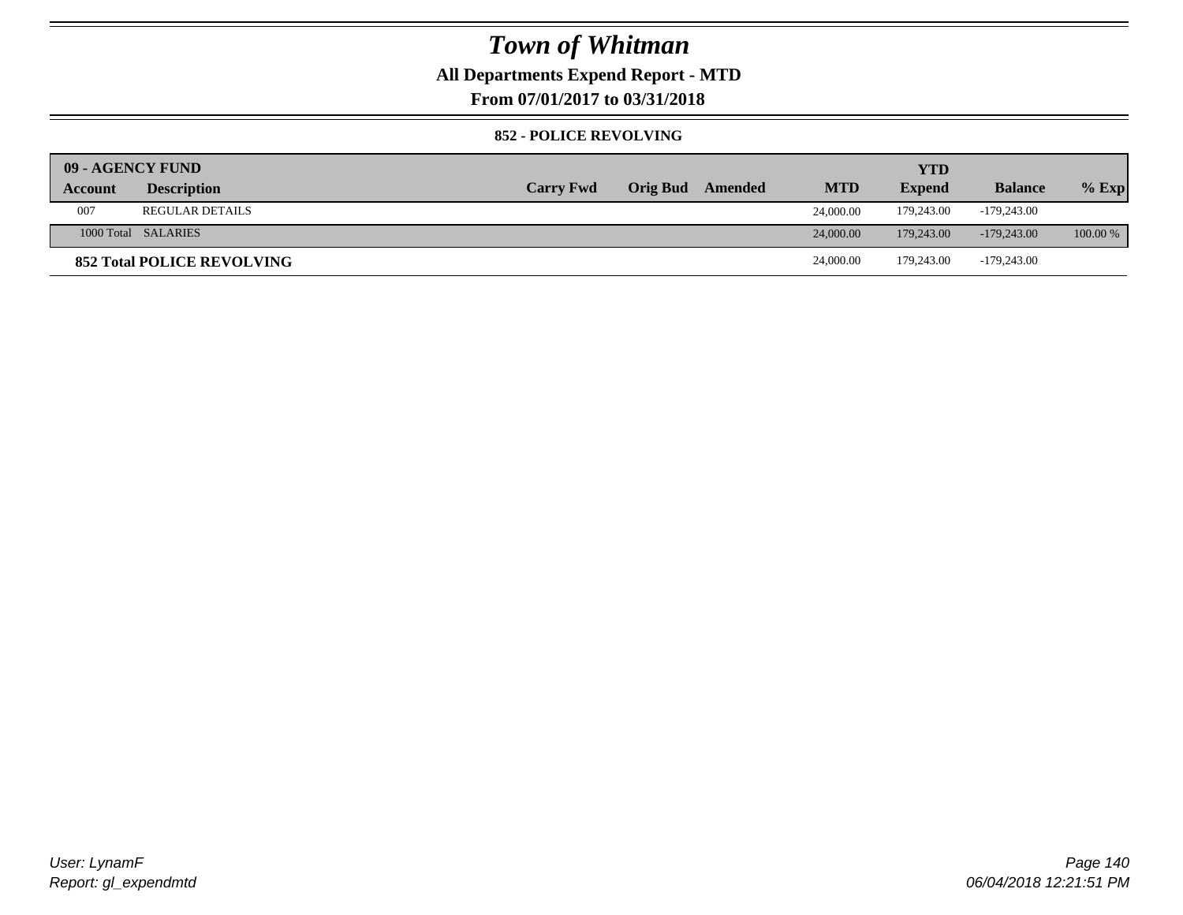# Town of Whitman

## All Departments Expend Report - MTD

## From 07/01/2017 to 03/31/2018

### 852 - POLICE REVOLVING

| 09 - AGENCY FUND | | | | | | YTD | | |
|---|---|---|---|---|---|---|---|---|
| **Account** | **Description** | **Carry Fwd** | **Orig Bud** | **Amended** | **MTD** | **Expend** | **Balance** | **% Exp** |
| 007 | REGULAR DETAILS | | | | 24,000.00 | 179,243.00 | -179,243.00 | |
| 1000 Total | SALARIES | | | | 24,000.00 | 179,243.00 | -179,243.00 | 100.00 % |
| **852 Total POLICE REVOLVING** | | | | | 24,000.00 | 179,243.00 | -179,243.00 | |

*User: LynamF*
*Report: gl_expendmtd*
*06/04/2018 12:21:51 PM*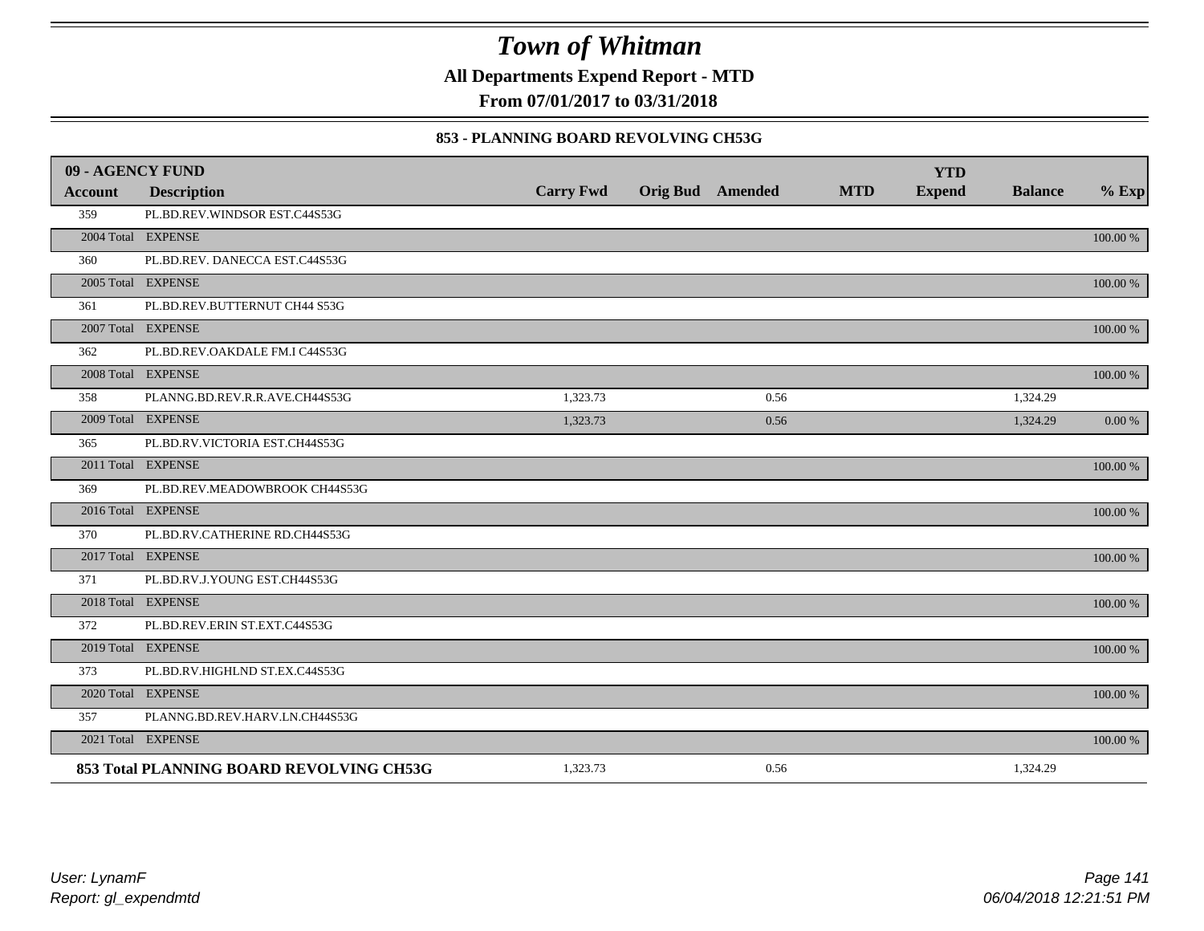# Town of Whitman

**All Departments Expend Report - MTD**

**From 07/01/2017 to 03/31/2018**

### 853 - PLANNING BOARD REVOLVING CH53G

| 09 - AGENCY FUND | | | | | | YTD | | |
|---|---|---|---|---|---|---|---|---|
| **Account** | **Description** | **Carry Fwd** | **Orig Bud** | **Amended** | **MTD** | **Expend** | **Balance** | **% Exp** |
| 359 | PL.BD.REV.WINDSOR EST.C44S53G | | | | | | | |
| 2004 Total | EXPENSE | | | | | | | 100.00 % |
| 360 | PL.BD.REV. DANECCA EST.C44S53G | | | | | | | |
| 2005 Total | EXPENSE | | | | | | | 100.00 % |
| 361 | PL.BD.REV.BUTTERNUT CH44 S53G | | | | | | | |
| 2007 Total | EXPENSE | | | | | | | 100.00 % |
| 362 | PL.BD.REV.OAKDALE FM.I C44S53G | | | | | | | |
| 2008 Total | EXPENSE | | | | | | | 100.00 % |
| 358 | PLANNG.BD.REV.R.R.AVE.CH44S53G | 1,323.73 | | 0.56 | | | 1,324.29 | |
| 2009 Total | EXPENSE | 1,323.73 | | 0.56 | | | 1,324.29 | 0.00 % |
| 365 | PL.BD.RV.VICTORIA EST.CH44S53G | | | | | | | |
| 2011 Total | EXPENSE | | | | | | | 100.00 % |
| 369 | PL.BD.REV.MEADOWBROOK CH44S53G | | | | | | | |
| 2016 Total | EXPENSE | | | | | | | 100.00 % |
| 370 | PL.BD.RV.CATHERINE RD.CH44S53G | | | | | | | |
| 2017 Total | EXPENSE | | | | | | | 100.00 % |
| 371 | PL.BD.RV.J.YOUNG EST.CH44S53G | | | | | | | |
| 2018 Total | EXPENSE | | | | | | | 100.00 % |
| 372 | PL.BD.REV.ERIN ST.EXT.C44S53G | | | | | | | |
| 2019 Total | EXPENSE | | | | | | | 100.00 % |
| 373 | PL.BD.RV.HIGHLND ST.EX.C44S53G | | | | | | | |
| 2020 Total | EXPENSE | | | | | | | 100.00 % |
| 357 | PLANNG.BD.REV.HARV.LN.CH44S53G | | | | | | | |
| 2021 Total | EXPENSE | | | | | | | 100.00 % |
| **853 Total PLANNING BOARD REVOLVING CH53G** | | 1,323.73 | | 0.56 | | | 1,324.29 | |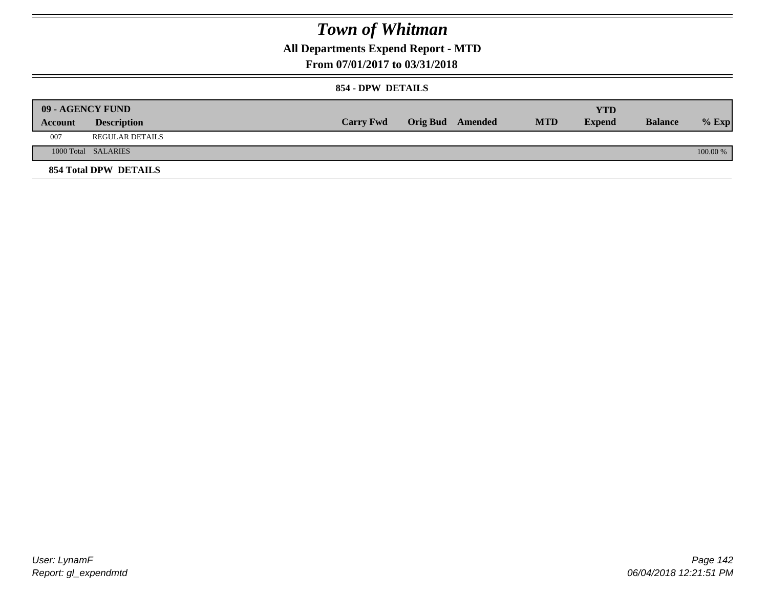# Town of Whitman

**All Departments Expend Report - MTD**

**From 07/01/2017 to 03/31/2018**

**854 - DPW DETAILS**

| 09 - AGENCY FUND | | | | | | YTD | | |
|---|---|---|---|---|---|---|---|---|
| **Account** | **Description** | **Carry Fwd** | **Orig Bud** | **Amended** | **MTD** | **Expend** | **Balance** | **% Exp** |
| 007 | REGULAR DETAILS | | | | | | | |
| 1000 Total | SALARIES | | | | | | | 100.00 % |
| **854 Total DPW DETAILS** | | | | | | | | |

User: LynamF
Report: gl_expendmtd

06/04/2018 12:21:51 PM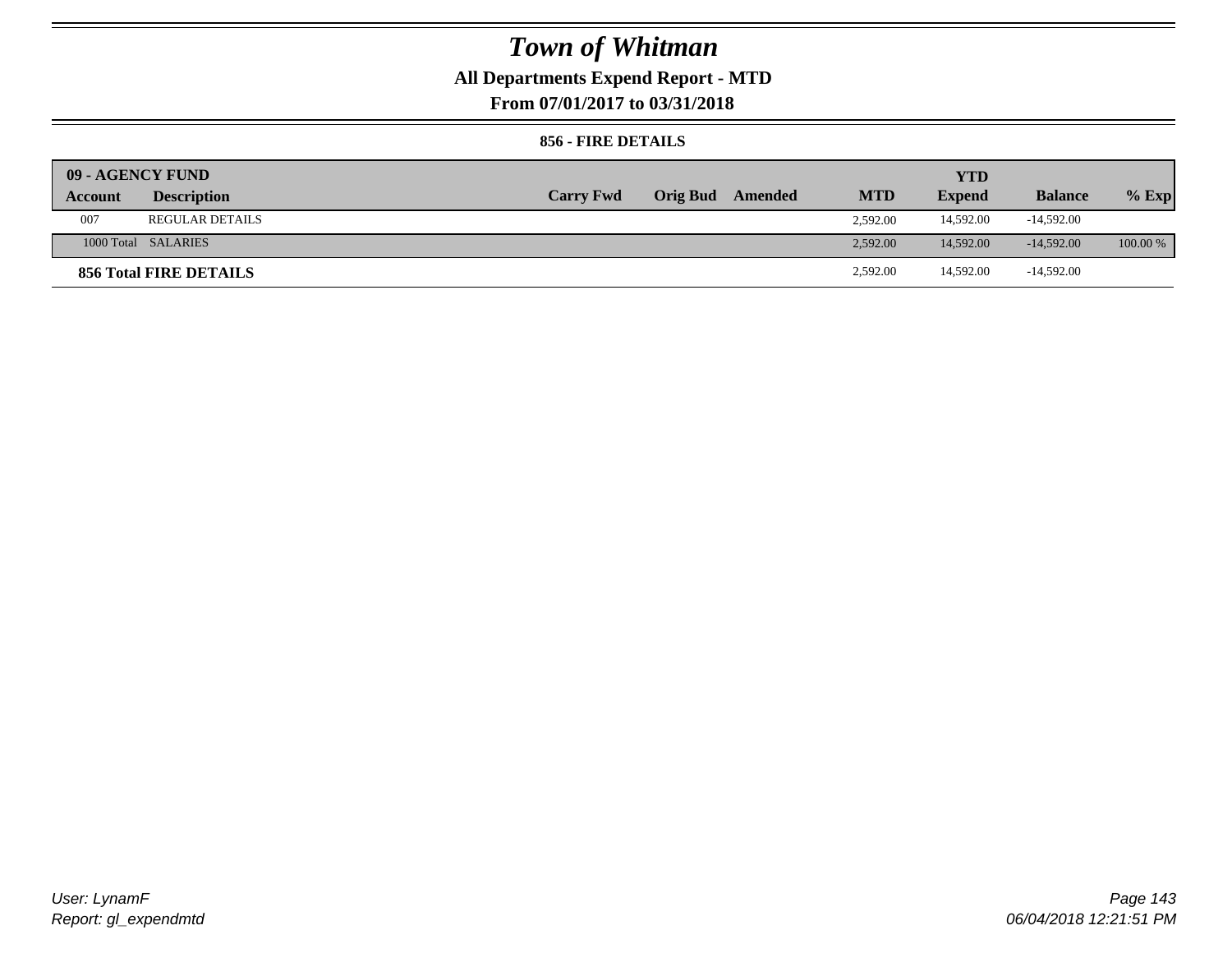# Town of Whitman

## All Departments Expend Report - MTD

### From 07/01/2017 to 03/31/2018

#### 856 - FIRE DETAILS

| 09 - AGENCY FUND | | | | | | YTD | | |
|---|---|---|---|---|---|---|---|---|
| Account | Description | Carry Fwd | Orig Bud | Amended | MTD | Expend | Balance | % Exp |
| 007 | REGULAR DETAILS | | | | 2,592.00 | 14,592.00 | -14,592.00 | |
| 1000 Total | SALARIES | | | | 2,592.00 | 14,592.00 | -14,592.00 | 100.00 % |
| **856 Total FIRE DETAILS** | | | | | 2,592.00 | 14,592.00 | -14,592.00 | |

*User: LynamF*
*Report: gl_expendmtd*

*06/04/2018 12:21:51 PM*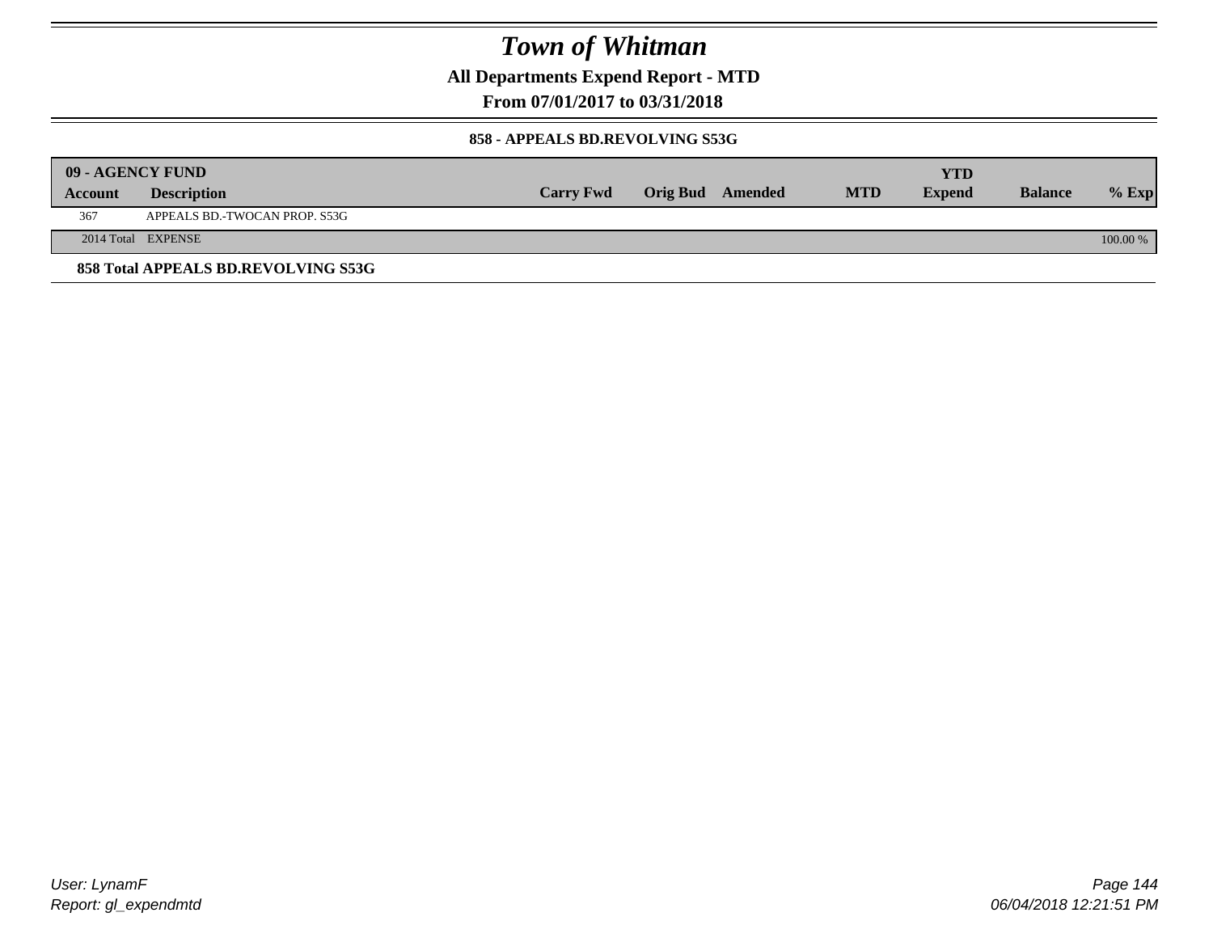# Town of Whitman

## All Departments Expend Report - MTD

### From 07/01/2017 to 03/31/2018

#### 858 - APPEALS BD.REVOLVING S53G

| 09 - AGENCY FUND | | | | | | YTD | | |
|---|---|---|---|---|---|---|---|---|
| **Account** | **Description** | **Carry Fwd** | **Orig Bud** | **Amended** | **MTD** | **Expend** | **Balance** | **% Exp** |
| 367 | APPEALS BD.-TWOCAN PROP. S53G | | | | | | | |
| 2014 Total | EXPENSE | | | | | | | 100.00 % |

**858 Total APPEALS BD.REVOLVING S53G**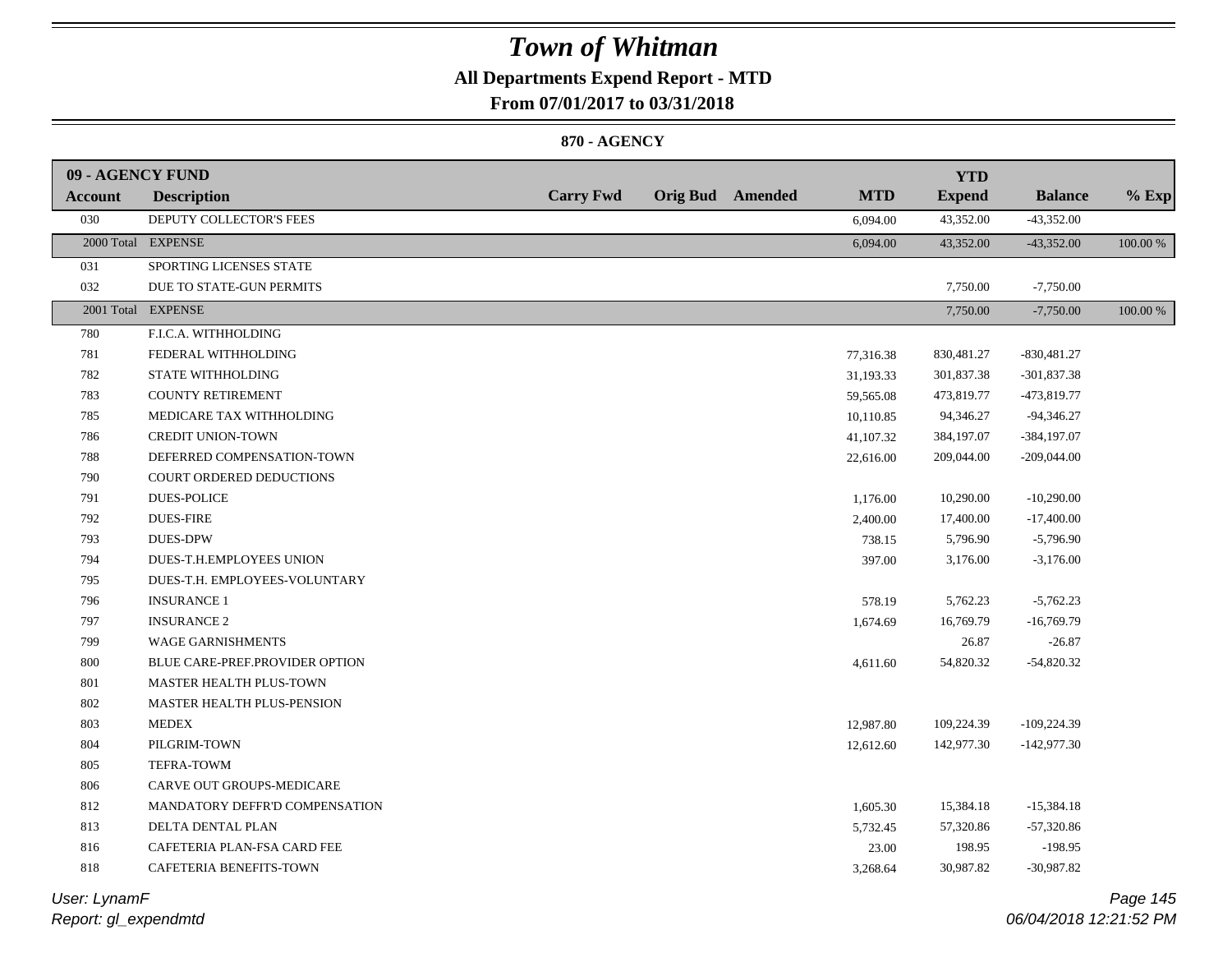# Town of Whitman

## All Departments Expend Report - MTD

### From 07/01/2017 to 03/31/2018

#### 870 - AGENCY

| 09 - AGENCY FUND | | | | | | YTD | | |
|---|---|---|---|---|---|---|---|---|
| **Account** | **Description** | **Carry Fwd** | **Orig Bud** | **Amended** | **MTD** | **Expend** | **Balance** | **% Exp** |
| 030 | DEPUTY COLLECTOR'S FEES | | | | 6,094.00 | 43,352.00 | -43,352.00 | |
| 2000 Total | EXPENSE | | | | 6,094.00 | 43,352.00 | -43,352.00 | 100.00 % |
| 031 | SPORTING LICENSES STATE | | | | | | | |
| 032 | DUE TO STATE-GUN PERMITS | | | | | 7,750.00 | -7,750.00 | |
| 2001 Total | EXPENSE | | | | | 7,750.00 | -7,750.00 | 100.00 % |
| 780 | F.I.C.A. WITHHOLDING | | | | | | | |
| 781 | FEDERAL WITHHOLDING | | | | 77,316.38 | 830,481.27 | -830,481.27 | |
| 782 | STATE WITHHOLDING | | | | 31,193.33 | 301,837.38 | -301,837.38 | |
| 783 | COUNTY RETIREMENT | | | | 59,565.08 | 473,819.77 | -473,819.77 | |
| 785 | MEDICARE TAX WITHHOLDING | | | | 10,110.85 | 94,346.27 | -94,346.27 | |
| 786 | CREDIT UNION-TOWN | | | | 41,107.32 | 384,197.07 | -384,197.07 | |
| 788 | DEFERRED COMPENSATION-TOWN | | | | 22,616.00 | 209,044.00 | -209,044.00 | |
| 790 | COURT ORDERED DEDUCTIONS | | | | | | | |
| 791 | DUES-POLICE | | | | 1,176.00 | 10,290.00 | -10,290.00 | |
| 792 | DUES-FIRE | | | | 2,400.00 | 17,400.00 | -17,400.00 | |
| 793 | DUES-DPW | | | | 738.15 | 5,796.90 | -5,796.90 | |
| 794 | DUES-T.H.EMPLOYEES UNION | | | | 397.00 | 3,176.00 | -3,176.00 | |
| 795 | DUES-T.H. EMPLOYEES-VOLUNTARY | | | | | | | |
| 796 | INSURANCE 1 | | | | 578.19 | 5,762.23 | -5,762.23 | |
| 797 | INSURANCE 2 | | | | 1,674.69 | 16,769.79 | -16,769.79 | |
| 799 | WAGE GARNISHMENTS | | | | | 26.87 | -26.87 | |
| 800 | BLUE CARE-PREF.PROVIDER OPTION | | | | 4,611.60 | 54,820.32 | -54,820.32 | |
| 801 | MASTER HEALTH PLUS-TOWN | | | | | | | |
| 802 | MASTER HEALTH PLUS-PENSION | | | | | | | |
| 803 | MEDEX | | | | 12,987.80 | 109,224.39 | -109,224.39 | |
| 804 | PILGRIM-TOWN | | | | 12,612.60 | 142,977.30 | -142,977.30 | |
| 805 | TEFRA-TOWM | | | | | | | |
| 806 | CARVE OUT GROUPS-MEDICARE | | | | | | | |
| 812 | MANDATORY DEFFR'D COMPENSATION | | | | 1,605.30 | 15,384.18 | -15,384.18 | |
| 813 | DELTA DENTAL PLAN | | | | 5,732.45 | 57,320.86 | -57,320.86 | |
| 816 | CAFETERIA PLAN-FSA CARD FEE | | | | 23.00 | 198.95 | -198.95 | |
| 818 | CAFETERIA BENEFITS-TOWN | | | | 3,268.64 | 30,987.82 | -30,987.82 | |

User: LynamF
Report: gl_expendmtd

06/04/2018 12:21:52 PM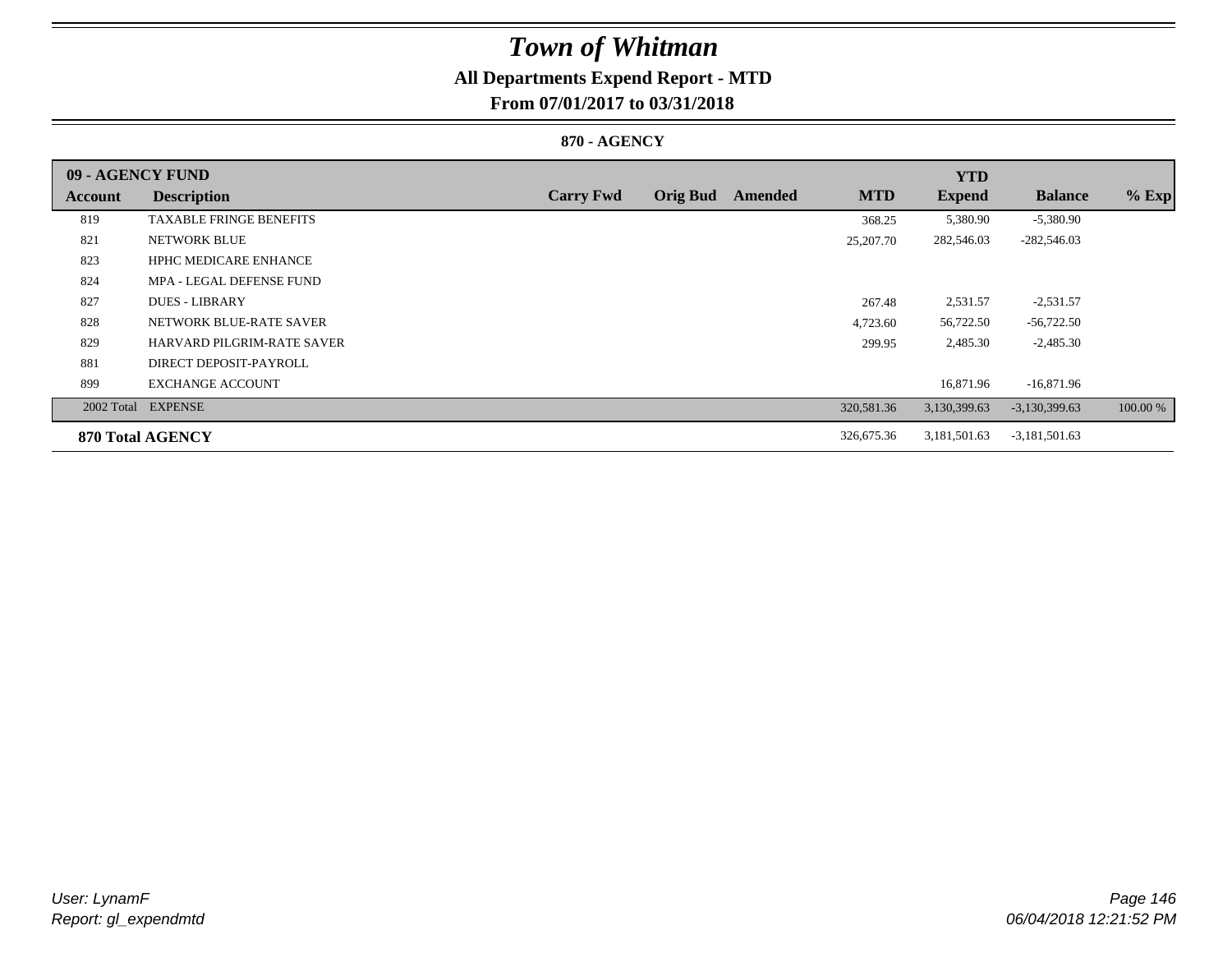# Town of Whitman

## All Departments Expend Report - MTD

### From 07/01/2017 to 03/31/2018

### 870 - AGENCY

| 09 - AGENCY FUND | | | | | | YTD | | |
|---|---|---|---|---|---|---|---|---|
| **Account** | **Description** | **Carry Fwd** | **Orig Bud** | **Amended** | **MTD** | **Expend** | **Balance** | **% Exp** |
| 819 | TAXABLE FRINGE BENEFITS | | | | 368.25 | 5,380.90 | -5,380.90 | |
| 821 | NETWORK BLUE | | | | 25,207.70 | 282,546.03 | -282,546.03 | |
| 823 | HPHC MEDICARE ENHANCE | | | | | | | |
| 824 | MPA - LEGAL DEFENSE FUND | | | | | | | |
| 827 | DUES - LIBRARY | | | | 267.48 | 2,531.57 | -2,531.57 | |
| 828 | NETWORK BLUE-RATE SAVER | | | | 4,723.60 | 56,722.50 | -56,722.50 | |
| 829 | HARVARD PILGRIM-RATE SAVER | | | | 299.95 | 2,485.30 | -2,485.30 | |
| 881 | DIRECT DEPOSIT-PAYROLL | | | | | | | |
| 899 | EXCHANGE ACCOUNT | | | | | 16,871.96 | -16,871.96 | |
| 2002 Total | EXPENSE | | | | 320,581.36 | 3,130,399.63 | -3,130,399.63 | 100.00 % |
| **870 Total AGENCY** | | | | | 326,675.36 | 3,181,501.63 | -3,181,501.63 | |

*User: LynamF*
*Report: gl_expendmtd*

*06/04/2018 12:21:52 PM*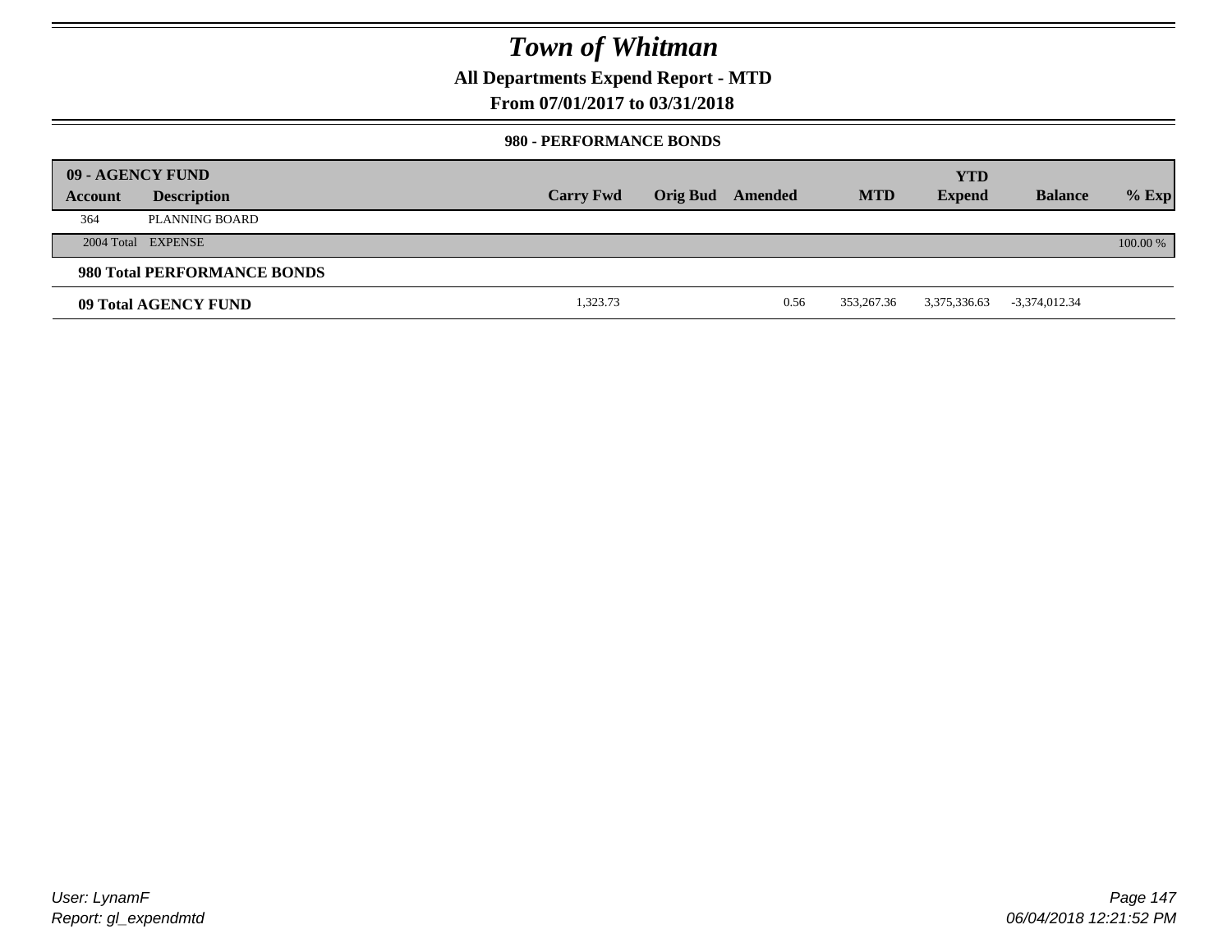# Town of Whitman

## All Departments Expend Report - MTD

## From 07/01/2017 to 03/31/2018

### 980 - PERFORMANCE BONDS

| 09 - AGENCY FUND | | | | | | | | |
|---|---|---|---|---|---|---|---|---|
| **Account** | **Description** | **Carry Fwd** | **Orig Bud** | **Amended** | **MTD** | **YTD Expend** | **Balance** | **% Exp** |
| 364 | PLANNING BOARD | | | | | | | |
| 2004 Total | EXPENSE | | | | | | | 100.00 % |
| **980 Total PERFORMANCE BONDS** | | | | | | | | |
| **09 Total AGENCY FUND** | | 1,323.73 | | 0.56 | 353,267.36 | 3,375,336.63 | -3,374,012.34 | |

User: LynamF
Report: gl_expendmtd

06/04/2018 12:21:52 PM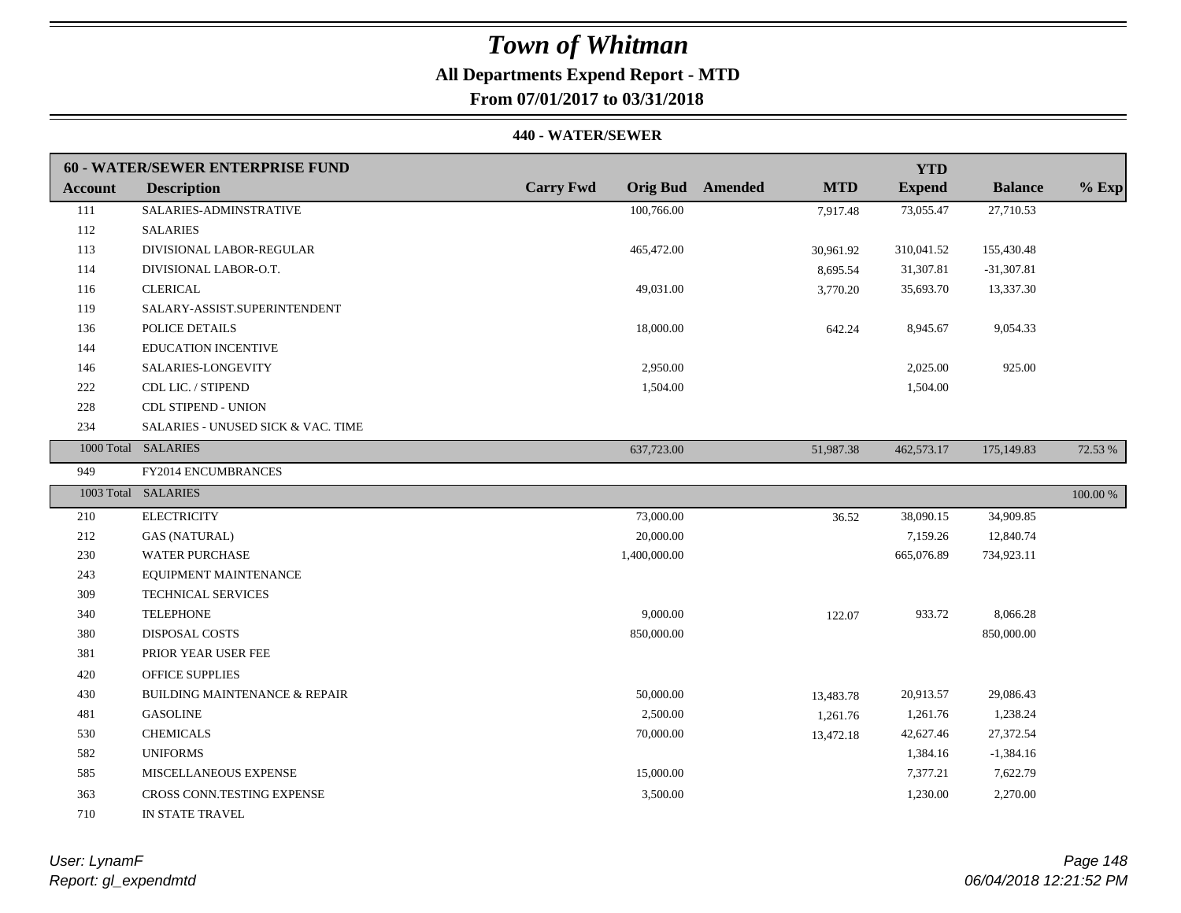# Town of Whitman

**All Departments Expend Report - MTD**

**From 07/01/2017 to 03/31/2018**

**440 - WATER/SEWER**

| 60 - WATER/SEWER ENTERPRISE FUND | | | | | | YTD | | |
|---|---|---|---|---|---|---|---|---|
| **Account** | **Description** | **Carry Fwd** | **Orig Bud** | **Amended** | **MTD** | **Expend** | **Balance** | **% Exp** |
| 111 | SALARIES-ADMINSTRATIVE | | 100,766.00 | | 7,917.48 | 73,055.47 | 27,710.53 | |
| 112 | SALARIES | | | | | | | |
| 113 | DIVISIONAL LABOR-REGULAR | | 465,472.00 | | 30,961.92 | 310,041.52 | 155,430.48 | |
| 114 | DIVISIONAL LABOR-O.T. | | | | 8,695.54 | 31,307.81 | -31,307.81 | |
| 116 | CLERICAL | | 49,031.00 | | 3,770.20 | 35,693.70 | 13,337.30 | |
| 119 | SALARY-ASSIST.SUPERINTENDENT | | | | | | | |
| 136 | POLICE DETAILS | | 18,000.00 | | 642.24 | 8,945.67 | 9,054.33 | |
| 144 | EDUCATION INCENTIVE | | | | | | | |
| 146 | SALARIES-LONGEVITY | | 2,950.00 | | | 2,025.00 | 925.00 | |
| 222 | CDL LIC. / STIPEND | | 1,504.00 | | | 1,504.00 | | |
| 228 | CDL STIPEND - UNION | | | | | | | |
| 234 | SALARIES - UNUSED SICK & VAC. TIME | | | | | | | |
| 1000 Total | SALARIES | | 637,723.00 | | 51,987.38 | 462,573.17 | 175,149.83 | 72.53 % |
| 949 | FY2014 ENCUMBRANCES | | | | | | | |
| 1003 Total | SALARIES | | | | | | | 100.00 % |
| 210 | ELECTRICITY | | 73,000.00 | | 36.52 | 38,090.15 | 34,909.85 | |
| 212 | GAS (NATURAL) | | 20,000.00 | | | 7,159.26 | 12,840.74 | |
| 230 | WATER PURCHASE | | 1,400,000.00 | | | 665,076.89 | 734,923.11 | |
| 243 | EQUIPMENT MAINTENANCE | | | | | | | |
| 309 | TECHNICAL SERVICES | | | | | | | |
| 340 | TELEPHONE | | 9,000.00 | | 122.07 | 933.72 | 8,066.28 | |
| 380 | DISPOSAL COSTS | | 850,000.00 | | | | 850,000.00 | |
| 381 | PRIOR YEAR USER FEE | | | | | | | |
| 420 | OFFICE SUPPLIES | | | | | | | |
| 430 | BUILDING MAINTENANCE & REPAIR | | 50,000.00 | | 13,483.78 | 20,913.57 | 29,086.43 | |
| 481 | GASOLINE | | 2,500.00 | | 1,261.76 | 1,261.76 | 1,238.24 | |
| 530 | CHEMICALS | | 70,000.00 | | 13,472.18 | 42,627.46 | 27,372.54 | |
| 582 | UNIFORMS | | | | | 1,384.16 | -1,384.16 | |
| 585 | MISCELLANEOUS EXPENSE | | 15,000.00 | | | 7,377.21 | 7,622.79 | |
| 363 | CROSS CONN.TESTING EXPENSE | | 3,500.00 | | | 1,230.00 | 2,270.00 | |
| 710 | IN STATE TRAVEL | | | | | | | |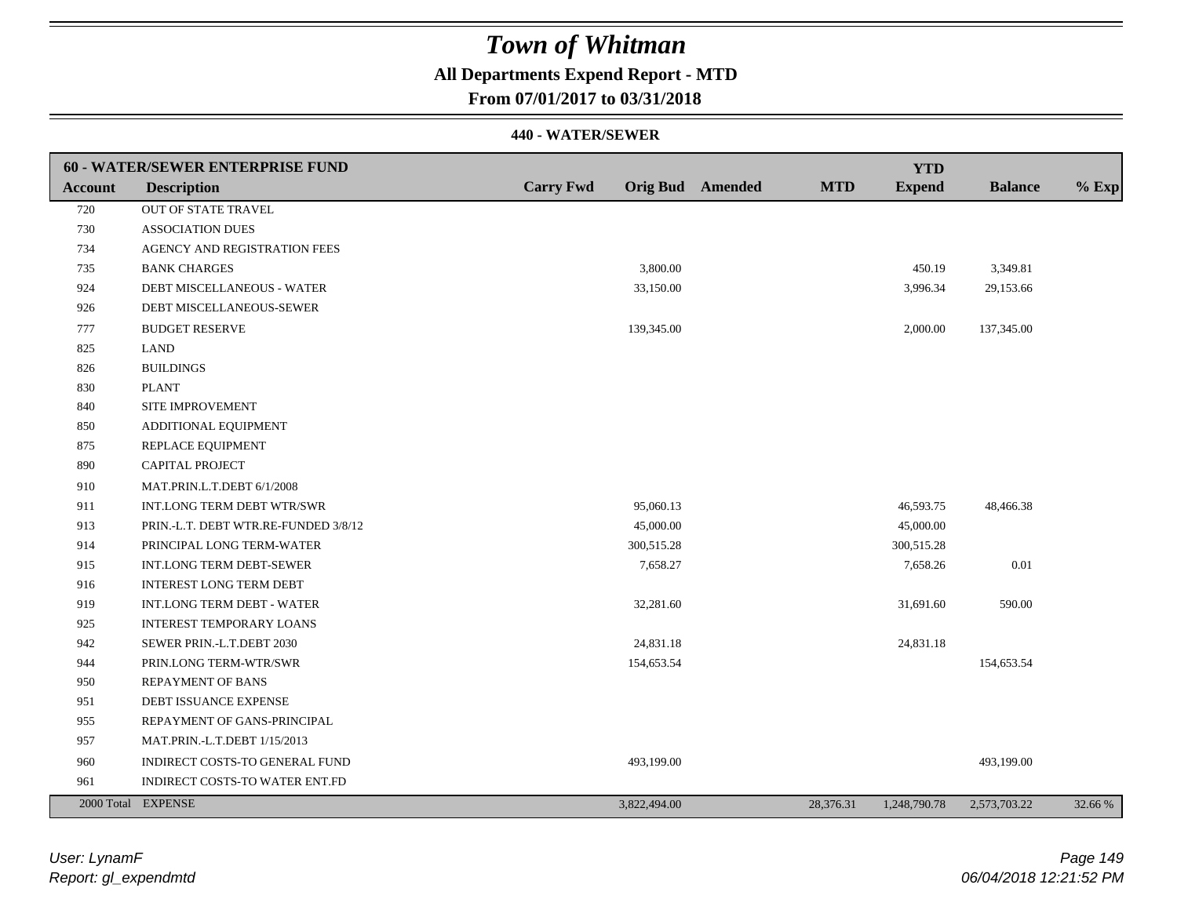# Town of Whitman

**All Departments Expend Report - MTD**

**From 07/01/2017 to 03/31/2018**

**440 - WATER/SEWER**

| Account | Description | Carry Fwd | Orig Bud | Amended | MTD | YTD Expend | Balance | % Exp |
|---|---|---|---|---|---|---|---|---|
| **60 - WATER/SEWER ENTERPRISE FUND** | | | | | | | | |
| 720 | OUT OF STATE TRAVEL | | | | | | | |
| 730 | ASSOCIATION DUES | | | | | | | |
| 734 | AGENCY AND REGISTRATION FEES | | | | | | | |
| 735 | BANK CHARGES | | 3,800.00 | | | 450.19 | 3,349.81 | |
| 924 | DEBT MISCELLANEOUS - WATER | | 33,150.00 | | | 3,996.34 | 29,153.66 | |
| 926 | DEBT MISCELLANEOUS-SEWER | | | | | | | |
| 777 | BUDGET RESERVE | | 139,345.00 | | | 2,000.00 | 137,345.00 | |
| 825 | LAND | | | | | | | |
| 826 | BUILDINGS | | | | | | | |
| 830 | PLANT | | | | | | | |
| 840 | SITE IMPROVEMENT | | | | | | | |
| 850 | ADDITIONAL EQUIPMENT | | | | | | | |
| 875 | REPLACE EQUIPMENT | | | | | | | |
| 890 | CAPITAL PROJECT | | | | | | | |
| 910 | MAT.PRIN.L.T.DEBT 6/1/2008 | | | | | | | |
| 911 | INT.LONG TERM DEBT WTR/SWR | | 95,060.13 | | | 46,593.75 | 48,466.38 | |
| 913 | PRIN.-L.T. DEBT WTR.RE-FUNDED 3/8/12 | | 45,000.00 | | | 45,000.00 | | |
| 914 | PRINCIPAL LONG TERM-WATER | | 300,515.28 | | | 300,515.28 | | |
| 915 | INT.LONG TERM DEBT-SEWER | | 7,658.27 | | | 7,658.26 | 0.01 | |
| 916 | INTEREST LONG TERM DEBT | | | | | | | |
| 919 | INT.LONG TERM DEBT - WATER | | 32,281.60 | | | 31,691.60 | 590.00 | |
| 925 | INTEREST TEMPORARY LOANS | | | | | | | |
| 942 | SEWER PRIN.-L.T.DEBT 2030 | | 24,831.18 | | | 24,831.18 | | |
| 944 | PRIN.LONG TERM-WTR/SWR | | 154,653.54 | | | | 154,653.54 | |
| 950 | REPAYMENT OF BANS | | | | | | | |
| 951 | DEBT ISSUANCE EXPENSE | | | | | | | |
| 955 | REPAYMENT OF GANS-PRINCIPAL | | | | | | | |
| 957 | MAT.PRIN.-L.T.DEBT 1/15/2013 | | | | | | | |
| 960 | INDIRECT COSTS-TO GENERAL FUND | | 493,199.00 | | | | 493,199.00 | |
| 961 | INDIRECT COSTS-TO WATER ENT.FD | | | | | | | |
| 2000 Total | EXPENSE | | 3,822,494.00 | | 28,376.31 | 1,248,790.78 | 2,573,703.22 | 32.66 % |

*User: LynamF*
*Report: gl_expendmtd*

*06/04/2018 12:21:52 PM*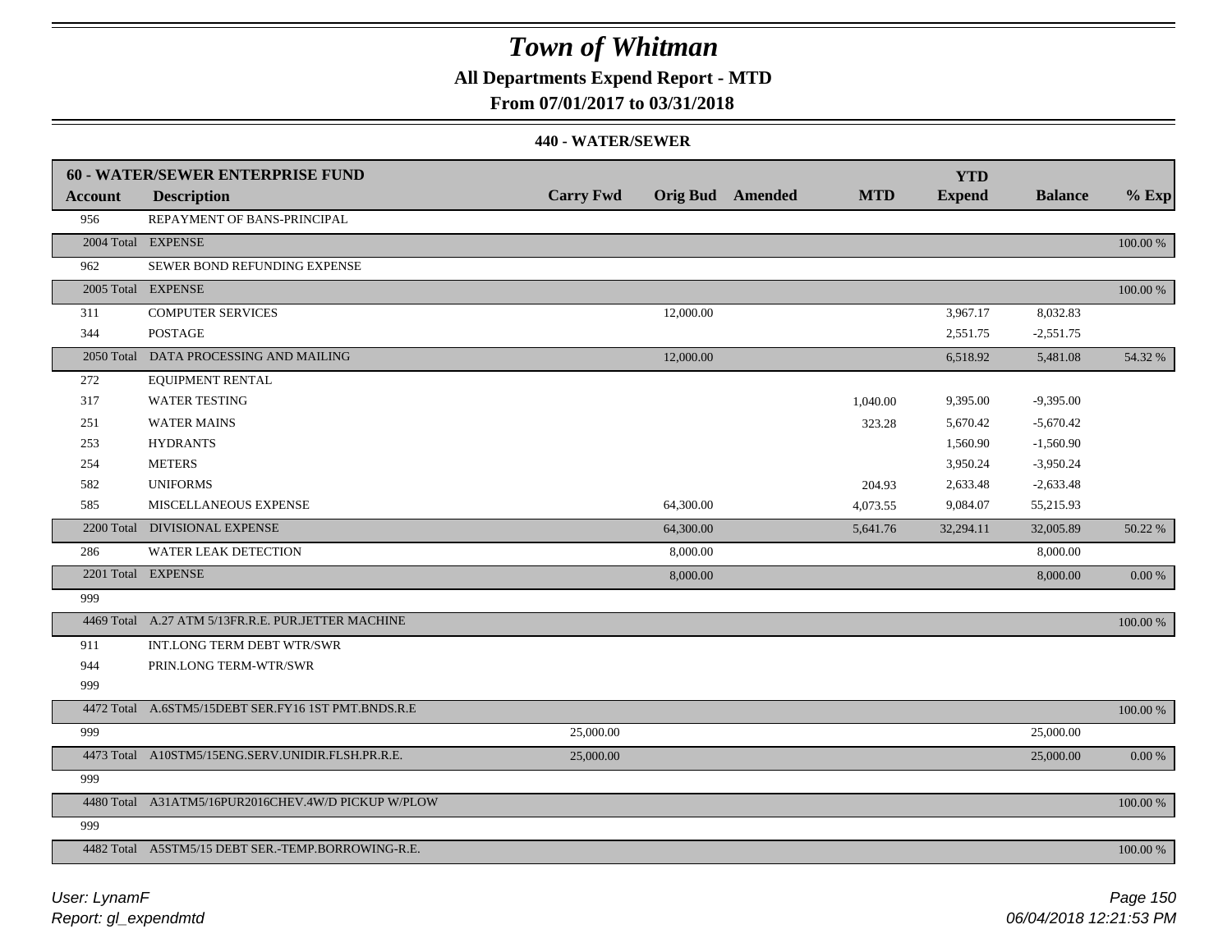# Town of Whitman

**All Departments Expend Report - MTD**

**From 07/01/2017 to 03/31/2018**

**440 - WATER/SEWER**

| 60 - WATER/SEWER ENTERPRISE FUND | | | | | | YTD | | |
|---|---|---|---|---|---|---|---|---|
| **Account** | **Description** | **Carry Fwd** | **Orig Bud** | **Amended** | **MTD** | **Expend** | **Balance** | **% Exp** |
| 956 | REPAYMENT OF BANS-PRINCIPAL | | | | | | | |
| 2004 Total | EXPENSE | | | | | | | 100.00 % |
| 962 | SEWER BOND REFUNDING EXPENSE | | | | | | | |
| 2005 Total | EXPENSE | | | | | | | 100.00 % |
| 311 | COMPUTER SERVICES | | 12,000.00 | | | 3,967.17 | 8,032.83 | |
| 344 | POSTAGE | | | | | 2,551.75 | -2,551.75 | |
| 2050 Total | DATA PROCESSING AND MAILING | | 12,000.00 | | | 6,518.92 | 5,481.08 | 54.32 % |
| 272 | EQUIPMENT RENTAL | | | | | | | |
| 317 | WATER TESTING | | | | 1,040.00 | 9,395.00 | -9,395.00 | |
| 251 | WATER MAINS | | | | 323.28 | 5,670.42 | -5,670.42 | |
| 253 | HYDRANTS | | | | | 1,560.90 | -1,560.90 | |
| 254 | METERS | | | | | 3,950.24 | -3,950.24 | |
| 582 | UNIFORMS | | | | 204.93 | 2,633.48 | -2,633.48 | |
| 585 | MISCELLANEOUS EXPENSE | | 64,300.00 | | 4,073.55 | 9,084.07 | 55,215.93 | |
| 2200 Total | DIVISIONAL EXPENSE | | 64,300.00 | | 5,641.76 | 32,294.11 | 32,005.89 | 50.22 % |
| 286 | WATER LEAK DETECTION | | 8,000.00 | | | | 8,000.00 | |
| 2201 Total | EXPENSE | | 8,000.00 | | | | 8,000.00 | 0.00 % |
| 999 | | | | | | | | |
| 4469 Total | A.27 ATM 5/13FR.R.E. PUR.JETTER MACHINE | | | | | | | 100.00 % |
| 911 | INT.LONG TERM DEBT WTR/SWR | | | | | | | |
| 944 | PRIN.LONG TERM-WTR/SWR | | | | | | | |
| 999 | | | | | | | | |
| 4472 Total | A.6STM5/15DEBT SER.FY16 1ST PMT.BNDS.R.E | | | | | | | 100.00 % |
| 999 | | 25,000.00 | | | | | 25,000.00 | |
| 4473 Total | A10STM5/15ENG.SERV.UNIDIR.FLSH.PR.R.E. | 25,000.00 | | | | | 25,000.00 | 0.00 % |
| 999 | | | | | | | | |
| 4480 Total | A31ATM5/16PUR2016CHEV.4W/D PICKUP W/PLOW | | | | | | | 100.00 % |
| 999 | | | | | | | | |
| 4482 Total | A5STM5/15 DEBT SER.-TEMP.BORROWING-R.E. | | | | | | | 100.00 % |

*User: LynamF*

*Report: gl_expendmtd*

*06/04/2018 12:21:53 PM*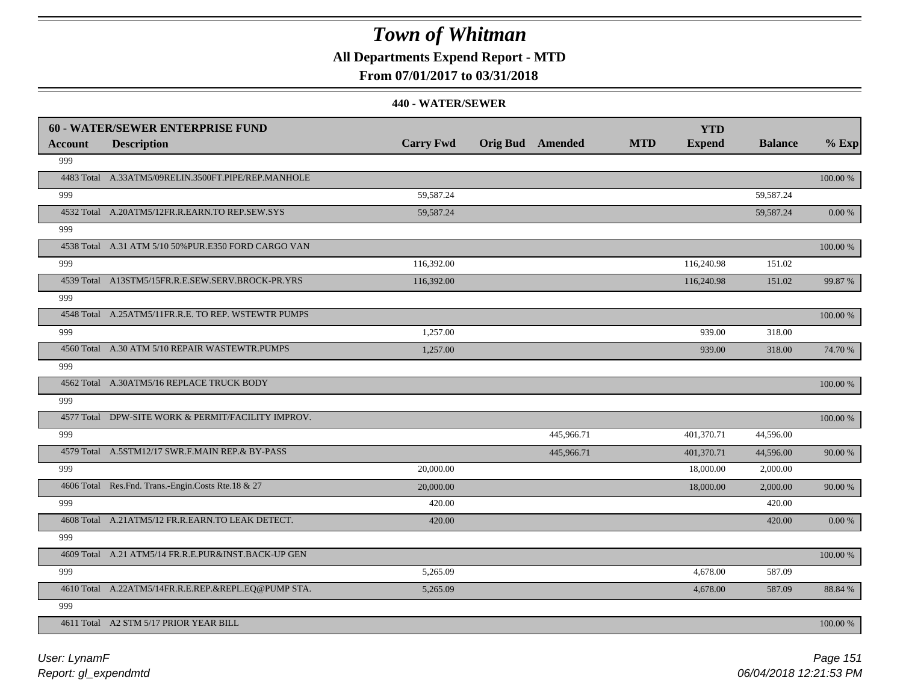# Town of Whitman

**All Departments Expend Report - MTD**

**From 07/01/2017 to 03/31/2018**

**440 - WATER/SEWER**

| **60 - WATER/SEWER ENTERPRISE FUND** | | | | | | | | |
|---|---|---|---|---|---|---|---|---|
| **Account** | **Description** | **Carry Fwd** | **Orig Bud** | **Amended** | **MTD** | **YTD Expend** | **Balance** | **% Exp** |
| 999 | | | | | | | | |
| 4483 Total | A.33ATM5/09RELIN.3500FT.PIPE/REP.MANHOLE | | | | | | | 100.00 % |
| 999 | | 59,587.24 | | | | | 59,587.24 | |
| 4532 Total | A.20ATM5/12FR.R.EARN.TO REP.SEW.SYS | 59,587.24 | | | | | 59,587.24 | 0.00 % |
| 999 | | | | | | | | |
| 4538 Total | A.31 ATM 5/10 50%PUR.E350 FORD CARGO VAN | | | | | | | 100.00 % |
| 999 | | 116,392.00 | | | | 116,240.98 | 151.02 | |
| 4539 Total | A13STM5/15FR.R.E.SEW.SERV.BROCK-PR.YRS | 116,392.00 | | | | 116,240.98 | 151.02 | 99.87 % |
| 999 | | | | | | | | |
| 4548 Total | A.25ATM5/11FR.R.E. TO REP. WSTEWTR PUMPS | | | | | | | 100.00 % |
| 999 | | 1,257.00 | | | | 939.00 | 318.00 | |
| 4560 Total | A.30 ATM 5/10 REPAIR WASTEWTR.PUMPS | 1,257.00 | | | | 939.00 | 318.00 | 74.70 % |
| 999 | | | | | | | | |
| 4562 Total | A.30ATM5/16 REPLACE TRUCK BODY | | | | | | | 100.00 % |
| 999 | | | | | | | | |
| 4577 Total | DPW-SITE WORK & PERMIT/FACILITY IMPROV. | | | | | | | 100.00 % |
| 999 | | | | 445,966.71 | | 401,370.71 | 44,596.00 | |
| 4579 Total | A.5STM12/17 SWR.F.MAIN REP.& BY-PASS | | | 445,966.71 | | 401,370.71 | 44,596.00 | 90.00 % |
| 999 | | 20,000.00 | | | | 18,000.00 | 2,000.00 | |
| 4606 Total | Res.Fnd. Trans.-Engin.Costs Rte.18 & 27 | 20,000.00 | | | | 18,000.00 | 2,000.00 | 90.00 % |
| 999 | | 420.00 | | | | | 420.00 | |
| 4608 Total | A.21ATM5/12 FR.R.EARN.TO LEAK DETECT. | 420.00 | | | | | 420.00 | 0.00 % |
| 999 | | | | | | | | |
| 4609 Total | A.21 ATM5/14 FR.R.E.PUR&INST.BACK-UP GEN | | | | | | | 100.00 % |
| 999 | | 5,265.09 | | | | 4,678.00 | 587.09 | |
| 4610 Total | A.22ATM5/14FR.R.E.REP.&REPL.EQ@PUMP STA. | 5,265.09 | | | | 4,678.00 | 587.09 | 88.84 % |
| 999 | | | | | | | | |
| 4611 Total | A2 STM 5/17 PRIOR YEAR BILL | | | | | | | 100.00 % |

*User: LynamF*

*Report: gl_expendmtd*

*06/04/2018 12:21:53 PM*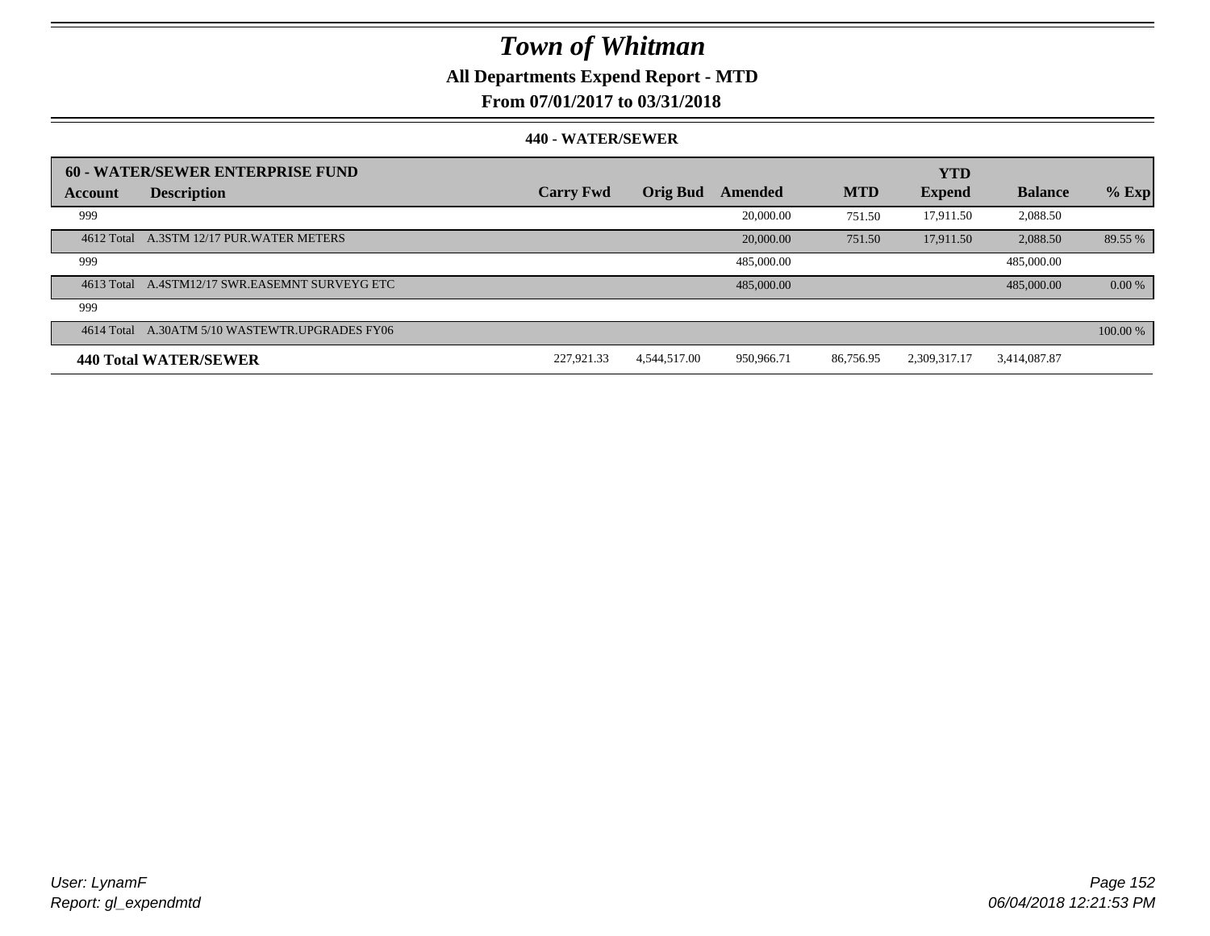# Town of Whitman

## All Departments Expend Report - MTD

### From 07/01/2017 to 03/31/2018

#### 440 - WATER/SEWER

| 60 - WATER/SEWER ENTERPRISE FUND | | | | | | YTD | | |
|---|---|---|---|---|---|---|---|---|
| Account | Description | Carry Fwd | Orig Bud | Amended | MTD | Expend | Balance | % Exp |
| 999 | | | | 20,000.00 | 751.50 | 17,911.50 | 2,088.50 | |
| 4612 Total | A.3STM 12/17 PUR.WATER METERS | | | 20,000.00 | 751.50 | 17,911.50 | 2,088.50 | 89.55 % |
| 999 | | | | 485,000.00 | | | 485,000.00 | |
| 4613 Total | A.4STM12/17 SWR.EASEMNT SURVEYG ETC | | | 485,000.00 | | | 485,000.00 | 0.00 % |
| 999 | | | | | | | | |
| 4614 Total | A.30ATM 5/10 WASTEWTR.UPGRADES FY06 | | | | | | | 100.00 % |
| **440 Total WATER/SEWER** | | 227,921.33 | 4,544,517.00 | 950,966.71 | 86,756.95 | 2,309,317.17 | 3,414,087.87 | |

User: LynamF
Report: gl_expendmtd

06/04/2018 12:21:53 PM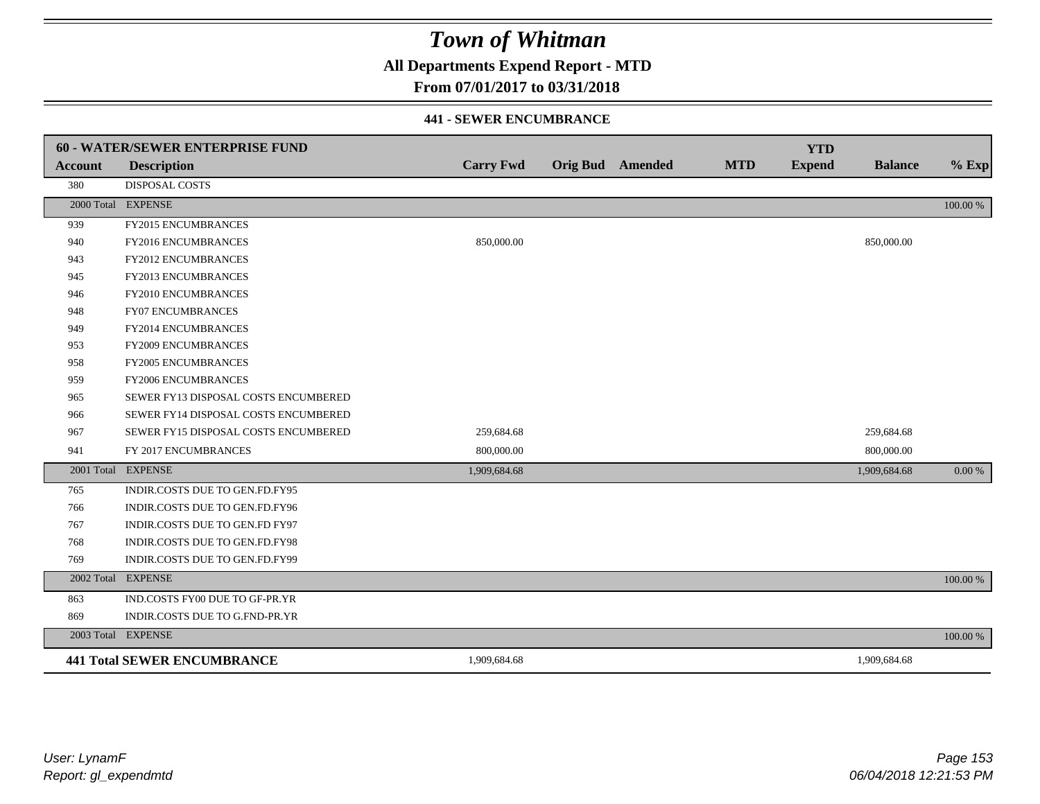# Town of Whitman

**All Departments Expend Report - MTD**

**From 07/01/2017 to 03/31/2018**

### 441 - SEWER ENCUMBRANCE

| 60 - WATER/SEWER ENTERPRISE FUND | | | | | | YTD | | |
|---|---|---|---|---|---|---|---|---|
| **Account** | **Description** | **Carry Fwd** | **Orig Bud** | **Amended** | **MTD** | **Expend** | **Balance** | **% Exp** |
| 380 | DISPOSAL COSTS | | | | | | | |
| 2000 Total | EXPENSE | | | | | | | 100.00 % |
| 939 | FY2015 ENCUMBRANCES | | | | | | | |
| 940 | FY2016 ENCUMBRANCES | 850,000.00 | | | | | 850,000.00 | |
| 943 | FY2012 ENCUMBRANCES | | | | | | | |
| 945 | FY2013 ENCUMBRANCES | | | | | | | |
| 946 | FY2010 ENCUMBRANCES | | | | | | | |
| 948 | FY07 ENCUMBRANCES | | | | | | | |
| 949 | FY2014 ENCUMBRANCES | | | | | | | |
| 953 | FY2009 ENCUMBRANCES | | | | | | | |
| 958 | FY2005 ENCUMBRANCES | | | | | | | |
| 959 | FY2006 ENCUMBRANCES | | | | | | | |
| 965 | SEWER FY13 DISPOSAL COSTS ENCUMBERED | | | | | | | |
| 966 | SEWER FY14 DISPOSAL COSTS ENCUMBERED | | | | | | | |
| 967 | SEWER FY15 DISPOSAL COSTS ENCUMBERED | 259,684.68 | | | | | 259,684.68 | |
| 941 | FY 2017 ENCUMBRANCES | 800,000.00 | | | | | 800,000.00 | |
| 2001 Total | EXPENSE | 1,909,684.68 | | | | | 1,909,684.68 | 0.00 % |
| 765 | INDIR.COSTS DUE TO GEN.FD.FY95 | | | | | | | |
| 766 | INDIR.COSTS DUE TO GEN.FD.FY96 | | | | | | | |
| 767 | INDIR.COSTS DUE TO GEN.FD FY97 | | | | | | | |
| 768 | INDIR.COSTS DUE TO GEN.FD.FY98 | | | | | | | |
| 769 | INDIR.COSTS DUE TO GEN.FD.FY99 | | | | | | | |
| 2002 Total | EXPENSE | | | | | | | 100.00 % |
| 863 | IND.COSTS FY00 DUE TO GF-PR.YR | | | | | | | |
| 869 | INDIR.COSTS DUE TO G.FND-PR.YR | | | | | | | |
| 2003 Total | EXPENSE | | | | | | | 100.00 % |
| **441 Total SEWER ENCUMBRANCE** | | 1,909,684.68 | | | | | 1,909,684.68 | |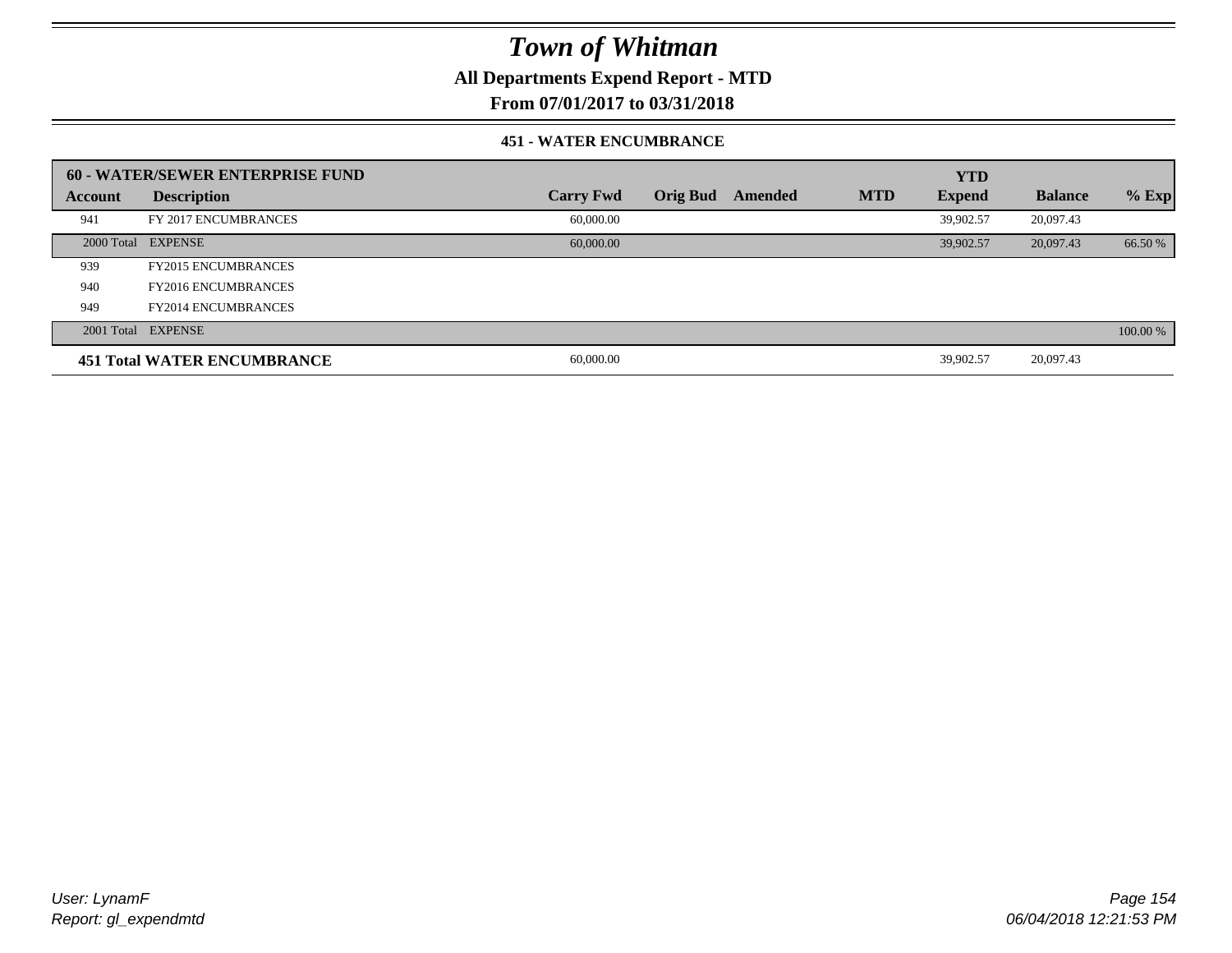# Town of Whitman

**All Departments Expend Report - MTD**

**From 07/01/2017 to 03/31/2018**

### 451 - WATER ENCUMBRANCE

| 60 - WATER/SEWER ENTERPRISE FUND | | | | | | YTD | | |
|---|---|---|---|---|---|---|---|---|
| **Account** | **Description** | **Carry Fwd** | **Orig Bud** | **Amended** | **MTD** | **Expend** | **Balance** | **% Exp** |
| 941 | FY 2017 ENCUMBRANCES | 60,000.00 | | | | 39,902.57 | 20,097.43 | |
| 2000 Total | EXPENSE | 60,000.00 | | | | 39,902.57 | 20,097.43 | 66.50 % |
| 939 | FY2015 ENCUMBRANCES | | | | | | | |
| 940 | FY2016 ENCUMBRANCES | | | | | | | |
| 949 | FY2014 ENCUMBRANCES | | | | | | | |
| 2001 Total | EXPENSE | | | | | | | 100.00 % |
| **451 Total WATER ENCUMBRANCE** | | 60,000.00 | | | | 39,902.57 | 20,097.43 | |

*User: LynamF*

*Report: gl_expendmtd*

*06/04/2018 12:21:53 PM*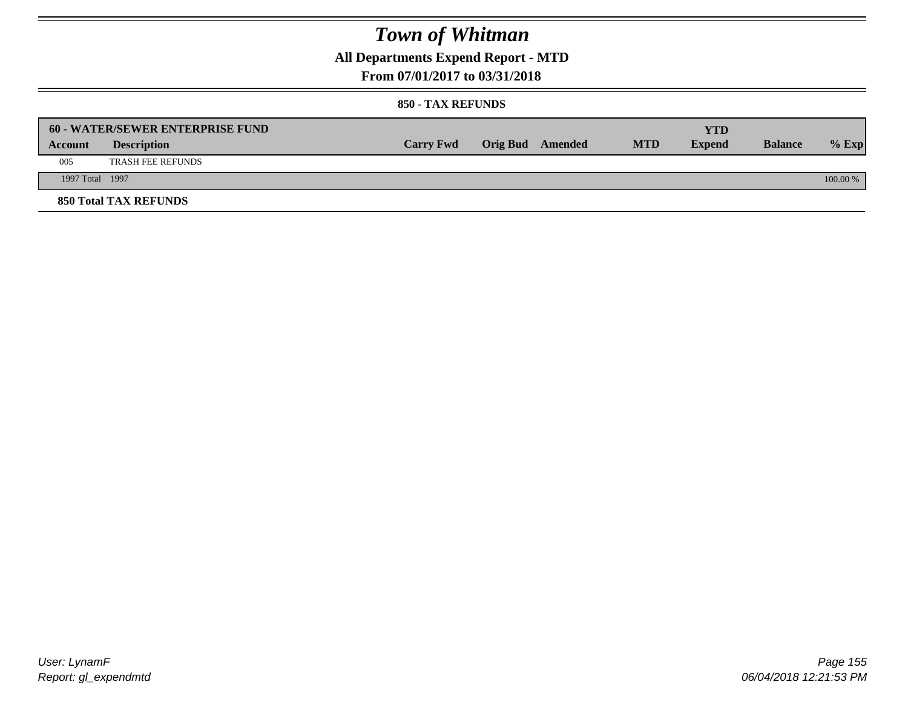# Town of Whitman

## All Departments Expend Report - MTD

## From 07/01/2017 to 03/31/2018

### 850 - TAX REFUNDS

| 60 - WATER/SEWER ENTERPRISE FUND | | | | | | YTD | | |
|---|---|---|---|---|---|---|---|---|
| Account | Description | Carry Fwd | Orig Bud | Amended | MTD | Expend | Balance | % Exp |
| 005 | TRASH FEE REFUNDS | | | | | | | |
| 1997 Total | 1997 | | | | | | | 100.00 % |

**850 Total TAX REFUNDS**

User: LynamF
Report: gl_expendmtd

06/04/2018 12:21:53 PM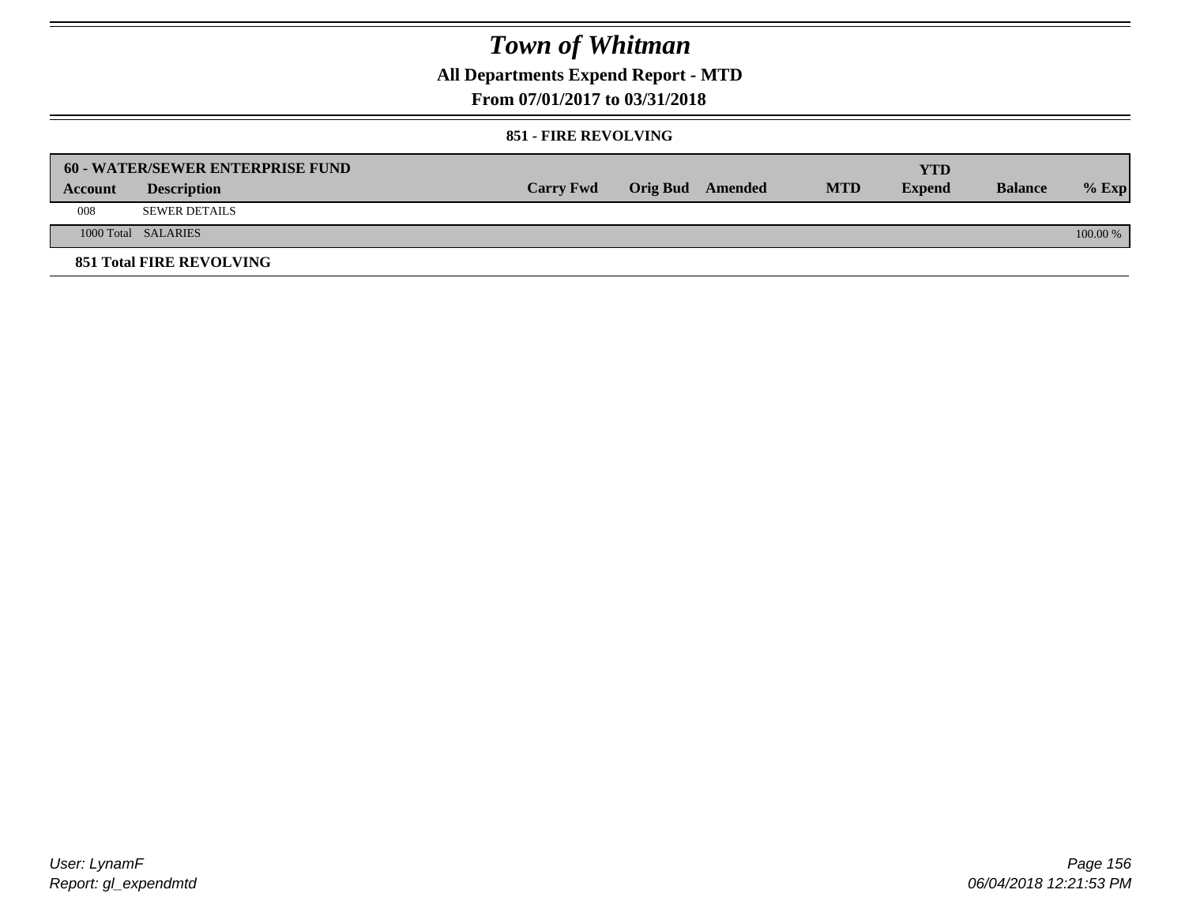# Town of Whitman

**All Departments Expend Report - MTD**

**From 07/01/2017 to 03/31/2018**

**851 - FIRE REVOLVING**

| 60 - WATER/SEWER ENTERPRISE FUND | | | | | | YTD | | |
|---|---|---|---|---|---|---|---|---|
| Account | Description | Carry Fwd | Orig Bud | Amended | MTD | Expend | Balance | % Exp |
| 008 | SEWER DETAILS | | | | | | | |
| 1000 Total | SALARIES | | | | | | | 100.00 % |

**851 Total FIRE REVOLVING**

User: LynamF

Report: gl_expendmtd

06/04/2018 12:21:53 PM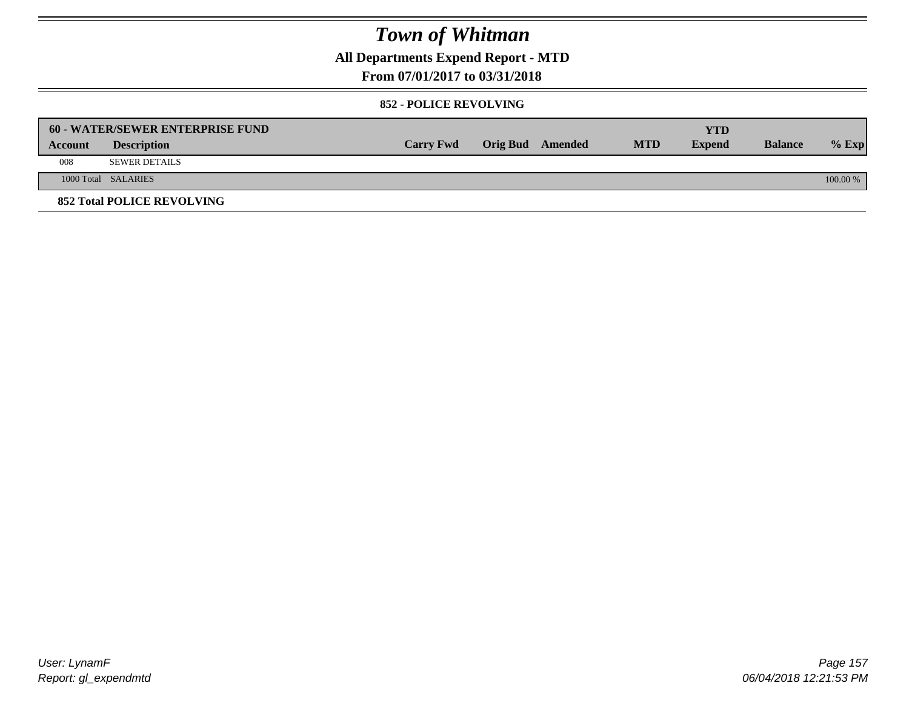# Town of Whitman

**All Departments Expend Report - MTD**

**From 07/01/2017 to 03/31/2018**

### 852 - POLICE REVOLVING

| 60 - WATER/SEWER ENTERPRISE FUND | | | | | | | | |
|---|---|---|---|---|---|---|---|---|
| **Account** | **Description** | **Carry Fwd** | **Orig Bud** | **Amended** | **MTD** | **YTD Expend** | **Balance** | **% Exp** |
| 008 | SEWER DETAILS | | | | | | | |
| 1000 Total | SALARIES | | | | | | | 100.00 % |

**852 Total POLICE REVOLVING**

User: LynamF
Report: gl_expendmtd

06/04/2018 12:21:53 PM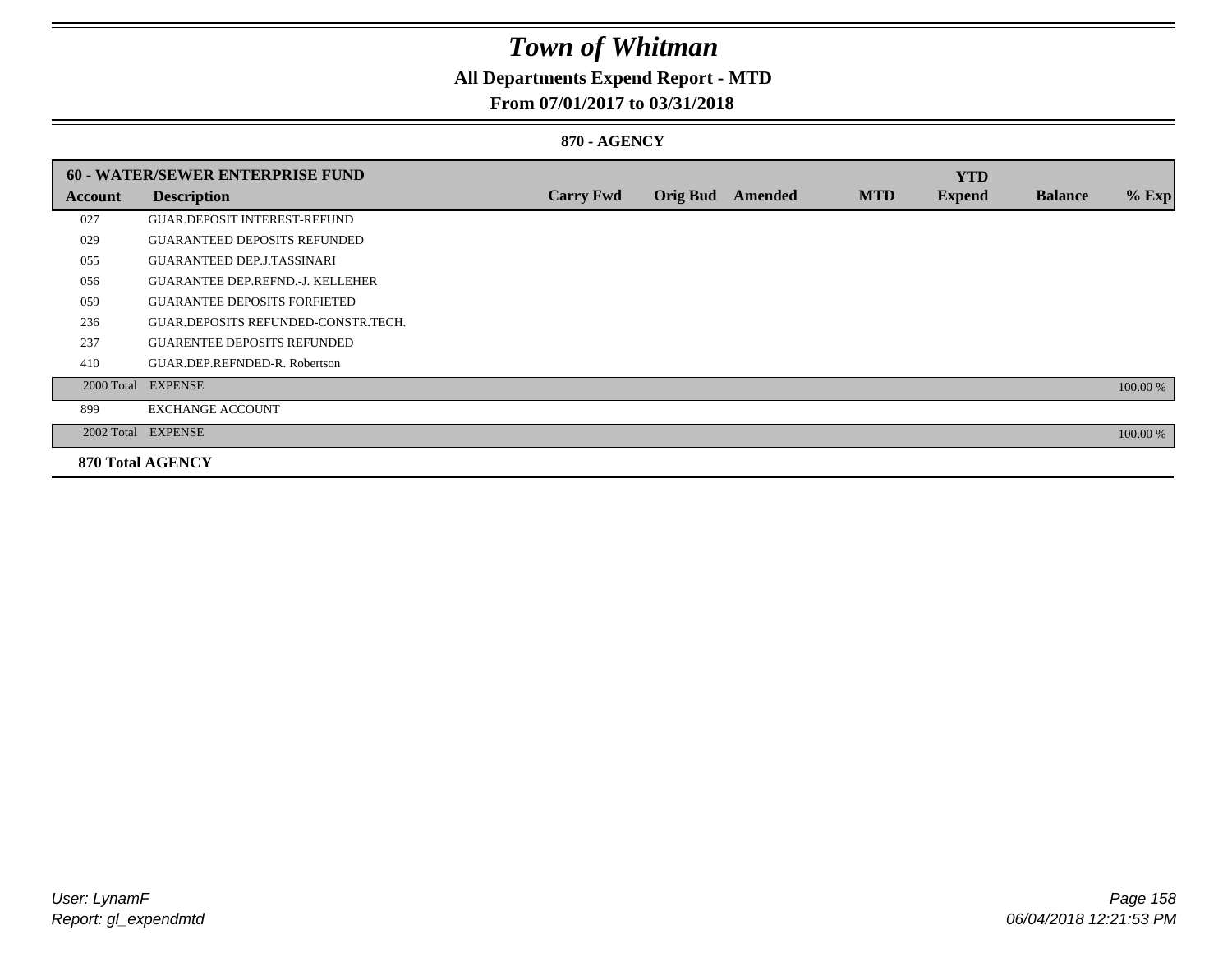# Town of Whitman

## All Departments Expend Report - MTD

### From 07/01/2017 to 03/31/2018

### 870 - AGENCY

| 60 - WATER/SEWER ENTERPRISE FUND | | | | | | YTD | | |
|---|---|---|---|---|---|---|---|---|
| **Account** | **Description** | **Carry Fwd** | **Orig Bud** | **Amended** | **MTD** | **Expend** | **Balance** | **% Exp** |
| 027 | GUAR.DEPOSIT INTEREST-REFUND | | | | | | | |
| 029 | GUARANTEED DEPOSITS REFUNDED | | | | | | | |
| 055 | GUARANTEED DEP.J.TASSINARI | | | | | | | |
| 056 | GUARANTEE DEP.REFND.-J. KELLEHER | | | | | | | |
| 059 | GUARANTEE DEPOSITS FORFIETED | | | | | | | |
| 236 | GUAR.DEPOSITS REFUNDED-CONSTR.TECH. | | | | | | | |
| 237 | GUARENTEE DEPOSITS REFUNDED | | | | | | | |
| 410 | GUAR.DEP.REFNDED-R. Robertson | | | | | | | |
| 2000 Total | EXPENSE | | | | | | | 100.00 % |
| 899 | EXCHANGE ACCOUNT | | | | | | | |
| 2002 Total | EXPENSE | | | | | | | 100.00 % |
| **870 Total AGENCY** | | | | | | | | |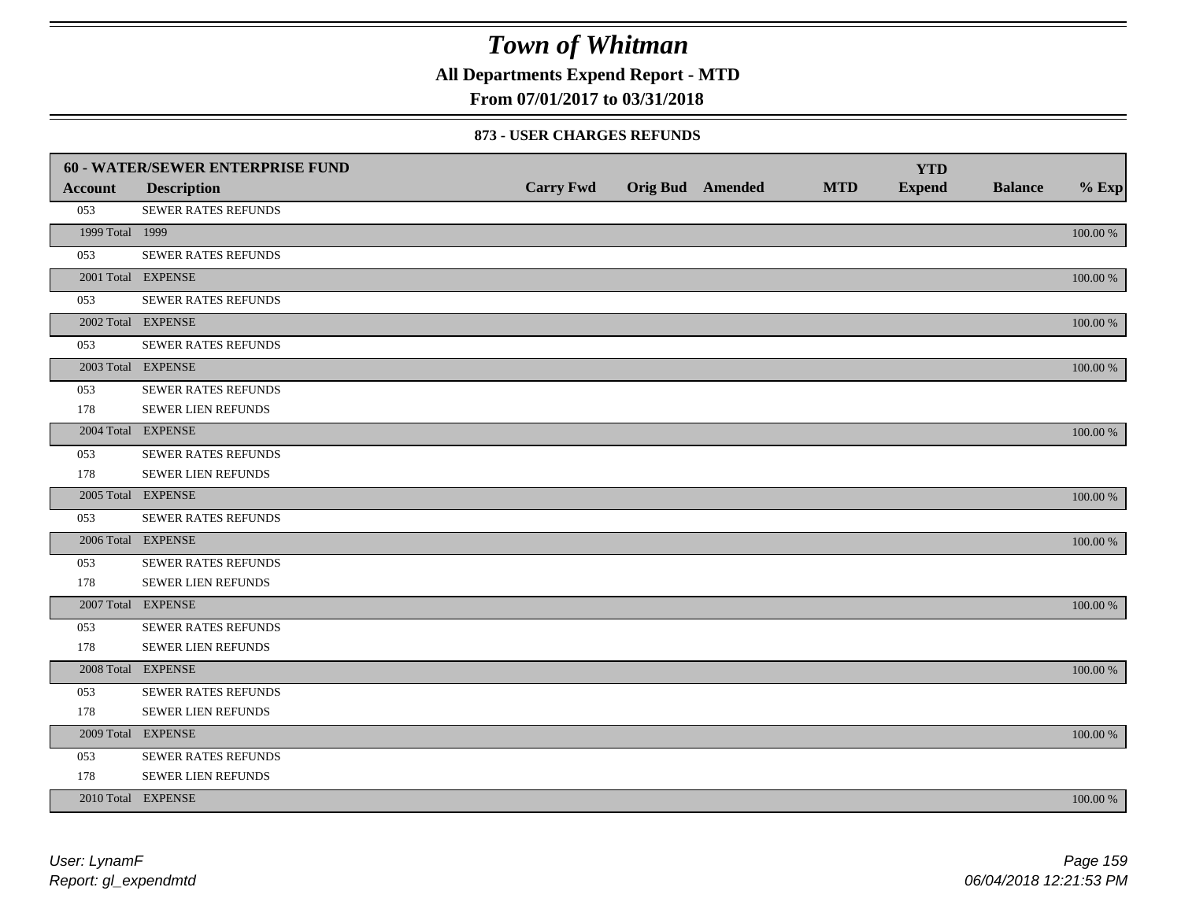# Town of Whitman

**All Departments Expend Report - MTD**

**From 07/01/2017 to 03/31/2018**

### 873 - USER CHARGES REFUNDS

| 60 - WATER/SEWER ENTERPRISE FUND | | | | | | | | | |
|---|---|---|---|---|---|---|---|---|---|
| **Account** | **Description** | **Carry Fwd** | **Orig Bud** | **Amended** | **MTD** | **YTD Expend** | **Balance** | **% Exp** |
| 053 | SEWER RATES REFUNDS | | | | | | | |
| 1999 Total | 1999 | | | | | | | 100.00 % |
| 053 | SEWER RATES REFUNDS | | | | | | | |
| 2001 Total | EXPENSE | | | | | | | 100.00 % |
| 053 | SEWER RATES REFUNDS | | | | | | | |
| 2002 Total | EXPENSE | | | | | | | 100.00 % |
| 053 | SEWER RATES REFUNDS | | | | | | | |
| 2003 Total | EXPENSE | | | | | | | 100.00 % |
| 053 | SEWER RATES REFUNDS | | | | | | | |
| 178 | SEWER LIEN REFUNDS | | | | | | | |
| 2004 Total | EXPENSE | | | | | | | 100.00 % |
| 053 | SEWER RATES REFUNDS | | | | | | | |
| 178 | SEWER LIEN REFUNDS | | | | | | | |
| 2005 Total | EXPENSE | | | | | | | 100.00 % |
| 053 | SEWER RATES REFUNDS | | | | | | | |
| 2006 Total | EXPENSE | | | | | | | 100.00 % |
| 053 | SEWER RATES REFUNDS | | | | | | | |
| 178 | SEWER LIEN REFUNDS | | | | | | | |
| 2007 Total | EXPENSE | | | | | | | 100.00 % |
| 053 | SEWER RATES REFUNDS | | | | | | | |
| 178 | SEWER LIEN REFUNDS | | | | | | | |
| 2008 Total | EXPENSE | | | | | | | 100.00 % |
| 053 | SEWER RATES REFUNDS | | | | | | | |
| 178 | SEWER LIEN REFUNDS | | | | | | | |
| 2009 Total | EXPENSE | | | | | | | 100.00 % |
| 053 | SEWER RATES REFUNDS | | | | | | | |
| 178 | SEWER LIEN REFUNDS | | | | | | | |
| 2010 Total | EXPENSE | | | | | | | 100.00 % |

User: LynamF
Report: gl_expendmtd

06/04/2018 12:21:53 PM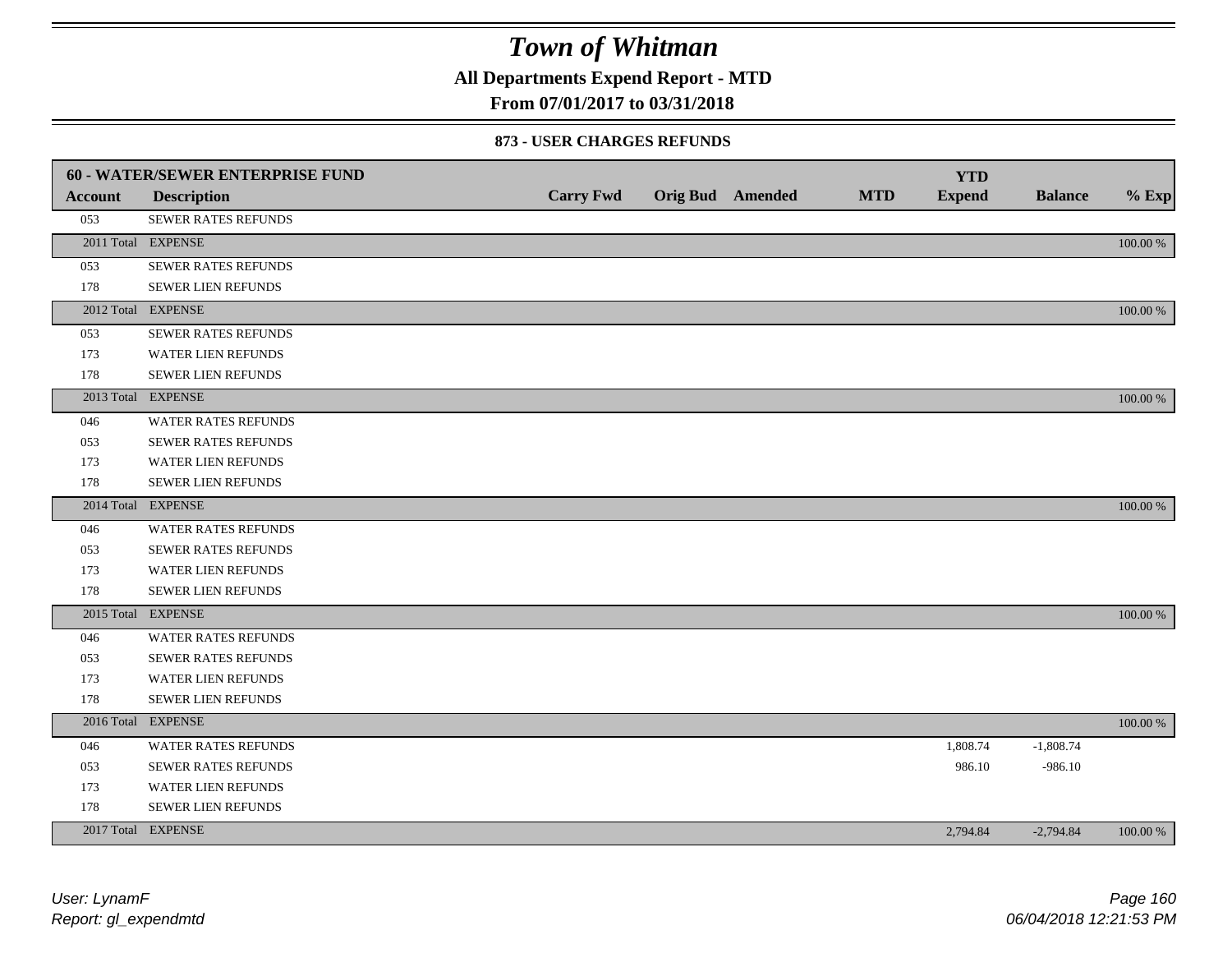# Town of Whitman

**All Departments Expend Report - MTD**

**From 07/01/2017 to 03/31/2018**

**873 - USER CHARGES REFUNDS**

| 60 - WATER/SEWER ENTERPRISE FUND | | | | | | | | |
|---|---|---|---|---|---|---|---|---|
| Account | Description | Carry Fwd | Orig Bud | Amended | MTD | YTD Expend | Balance | % Exp |
| 053 | SEWER RATES REFUNDS | | | | | | | |
| 2011 Total | EXPENSE | | | | | | | 100.00 % |
| 053 | SEWER RATES REFUNDS | | | | | | | |
| 178 | SEWER LIEN REFUNDS | | | | | | | |
| 2012 Total | EXPENSE | | | | | | | 100.00 % |
| 053 | SEWER RATES REFUNDS | | | | | | | |
| 173 | WATER LIEN REFUNDS | | | | | | | |
| 178 | SEWER LIEN REFUNDS | | | | | | | |
| 2013 Total | EXPENSE | | | | | | | 100.00 % |
| 046 | WATER RATES REFUNDS | | | | | | | |
| 053 | SEWER RATES REFUNDS | | | | | | | |
| 173 | WATER LIEN REFUNDS | | | | | | | |
| 178 | SEWER LIEN REFUNDS | | | | | | | |
| 2014 Total | EXPENSE | | | | | | | 100.00 % |
| 046 | WATER RATES REFUNDS | | | | | | | |
| 053 | SEWER RATES REFUNDS | | | | | | | |
| 173 | WATER LIEN REFUNDS | | | | | | | |
| 178 | SEWER LIEN REFUNDS | | | | | | | |
| 2015 Total | EXPENSE | | | | | | | 100.00 % |
| 046 | WATER RATES REFUNDS | | | | | | | |
| 053 | SEWER RATES REFUNDS | | | | | | | |
| 173 | WATER LIEN REFUNDS | | | | | | | |
| 178 | SEWER LIEN REFUNDS | | | | | | | |
| 2016 Total | EXPENSE | | | | | | | 100.00 % |
| 046 | WATER RATES REFUNDS | | | | | 1,808.74 | -1,808.74 | |
| 053 | SEWER RATES REFUNDS | | | | | 986.10 | -986.10 | |
| 173 | WATER LIEN REFUNDS | | | | | | | |
| 178 | SEWER LIEN REFUNDS | | | | | | | |
| 2017 Total | EXPENSE | | | | | 2,794.84 | -2,794.84 | 100.00 % |

*User: LynamF*
*Report: gl_expendmtd*

*06/04/2018 12:21:53 PM*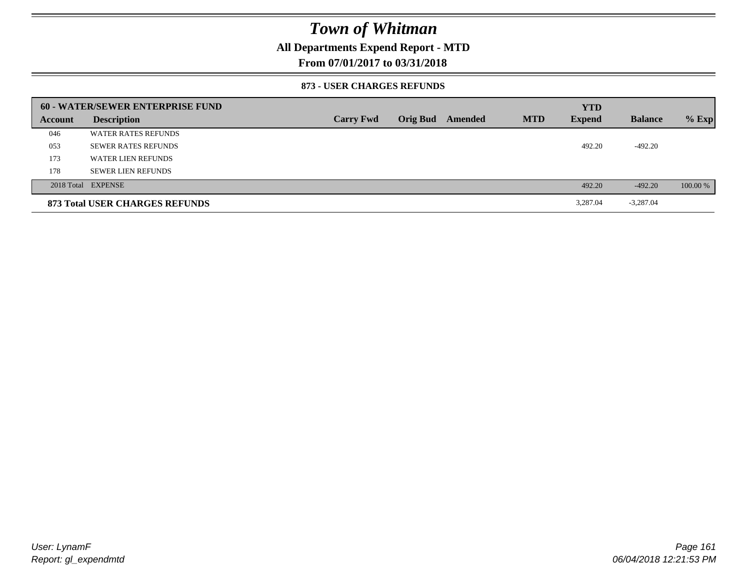# Town of Whitman

## All Departments Expend Report - MTD

## From 07/01/2017 to 03/31/2018

### 873 - USER CHARGES REFUNDS

| 60 - WATER/SEWER ENTERPRISE FUND | | | | | | | | |
|---|---|---|---|---|---|---|---|---|
| **Account** | **Description** | **Carry Fwd** | **Orig Bud** | **Amended** | **MTD** | **YTD Expend** | **Balance** | **% Exp** |
| 046 | WATER RATES REFUNDS | | | | | | | |
| 053 | SEWER RATES REFUNDS | | | | | 492.20 | -492.20 | |
| 173 | WATER LIEN REFUNDS | | | | | | | |
| 178 | SEWER LIEN REFUNDS | | | | | | | |
| 2018 Total | EXPENSE | | | | | 492.20 | -492.20 | 100.00 % |
| **873 Total USER CHARGES REFUNDS** | | | | | | 3,287.04 | -3,287.04 | |

*User: LynamF*
*Report: gl_expendmtd*

*06/04/2018 12:21:53 PM*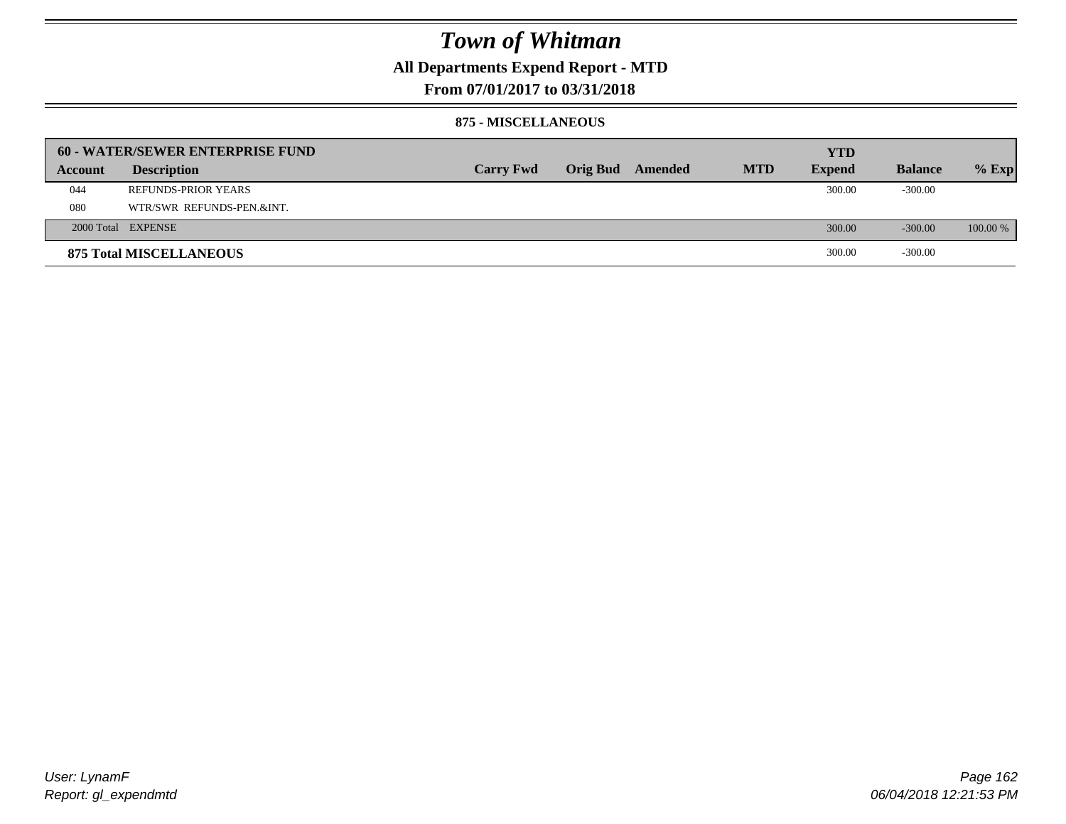# Town of Whitman

## All Departments Expend Report - MTD

## From 07/01/2017 to 03/31/2018

### 875 - MISCELLANEOUS

| 60 - WATER/SEWER ENTERPRISE FUND | | | | | | YTD | | |
|---|---|---|---|---|---|---|---|---|
| Account | Description | Carry Fwd | Orig Bud | Amended | MTD | Expend | Balance | % Exp |
| 044 | REFUNDS-PRIOR YEARS | | | | | 300.00 | -300.00 | |
| 080 | WTR/SWR REFUNDS-PEN.&INT. | | | | | | | |
| 2000 Total | EXPENSE | | | | | 300.00 | -300.00 | 100.00 % |
| **875 Total MISCELLANEOUS** | | | | | | 300.00 | -300.00 | |

User: LynamF
Report: gl_expendmtd

06/04/2018 12:21:53 PM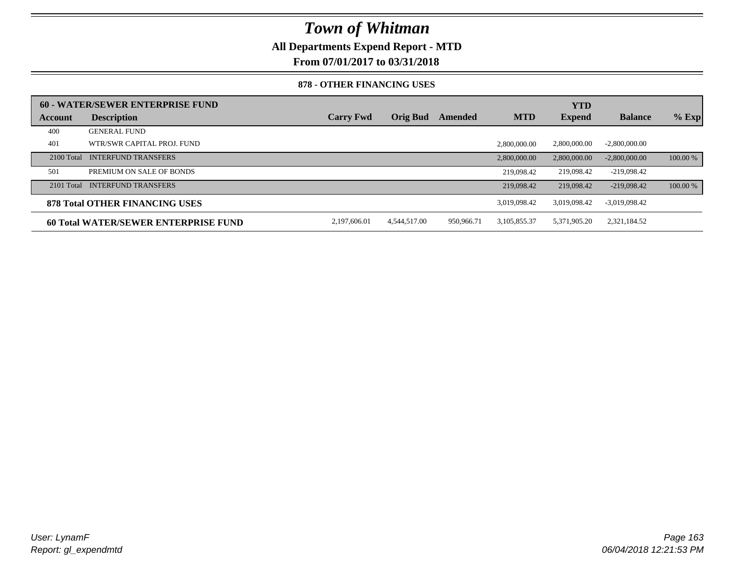# Town of Whitman

**All Departments Expend Report - MTD**

**From 07/01/2017 to 03/31/2018**

### 878 - OTHER FINANCING USES

| 60 - WATER/SEWER ENTERPRISE FUND | | | | | | | | |
|---|---|---|---|---|---|---|---|---|
| **Account** | **Description** | **Carry Fwd** | **Orig Bud** | **Amended** | **MTD** | **YTD Expend** | **Balance** | **% Exp** |
| 400 | GENERAL FUND | | | | | | | |
| 401 | WTR/SWR CAPITAL PROJ. FUND | | | | 2,800,000.00 | 2,800,000.00 | -2,800,000.00 | |
| 2100 Total | INTERFUND TRANSFERS | | | | 2,800,000.00 | 2,800,000.00 | -2,800,000.00 | 100.00 % |
| 501 | PREMIUM ON SALE OF BONDS | | | | 219,098.42 | 219,098.42 | -219,098.42 | |
| 2101 Total | INTERFUND TRANSFERS | | | | 219,098.42 | 219,098.42 | -219,098.42 | 100.00 % |
| **878 Total OTHER FINANCING USES** | | | | | 3,019,098.42 | 3,019,098.42 | -3,019,098.42 | |
| **60 Total WATER/SEWER ENTERPRISE FUND** | | 2,197,606.01 | 4,544,517.00 | 950,966.71 | 3,105,855.37 | 5,371,905.20 | 2,321,184.52 | |

*User: LynamF*
*Report: gl_expendmtd*

*06/04/2018 12:21:53 PM*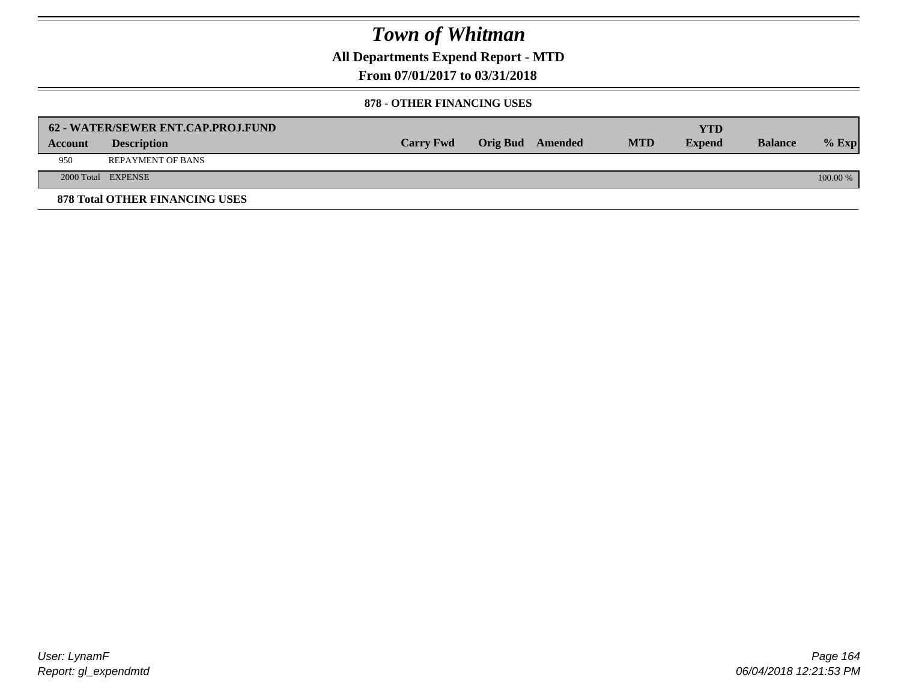# *Town of Whitman*

## All Departments Expend Report - MTD

## From 07/01/2017 to 03/31/2018

### 878 - OTHER FINANCING USES

| 62 - WATER/SEWER ENT.CAP.PROJ.FUND | | | | | | YTD | | |
|---|---|---|---|---|---|---|---|---|
| **Account** | **Description** | **Carry Fwd** | **Orig Bud** | **Amended** | **MTD** | **Expend** | **Balance** | **% Exp** |
| 950 | REPAYMENT OF BANS | | | | | | | |
| 2000 Total | EXPENSE | | | | | | | 100.00 % |

**878 Total OTHER FINANCING USES**

*User: LynamF*
*Report: gl_expendmtd*

*06/04/2018 12:21:53 PM*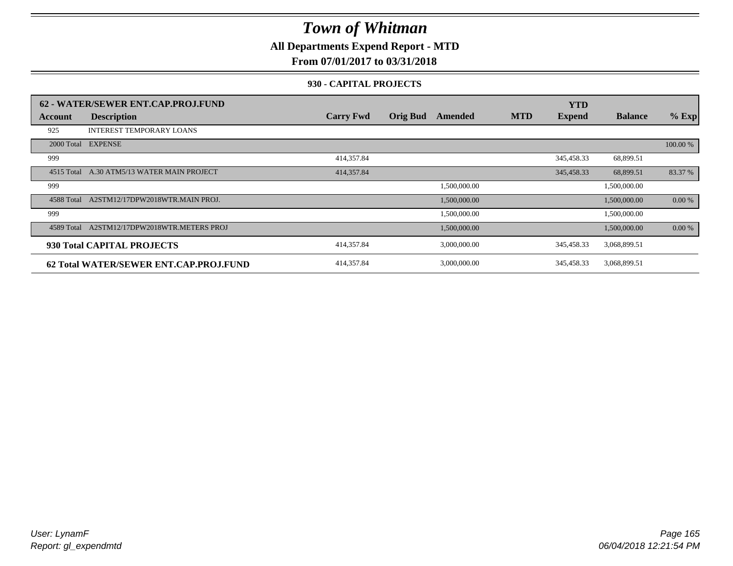# Town of Whitman

**All Departments Expend Report - MTD**

**From 07/01/2017 to 03/31/2018**

**930 - CAPITAL PROJECTS**

| 62 - WATER/SEWER ENT.CAP.PROJ.FUND | | | | | | YTD | | |
|---|---|---|---|---|---|---|---|---|
| **Account** | **Description** | **Carry Fwd** | **Orig Bud** | **Amended** | **MTD** | **Expend** | **Balance** | **% Exp** |
| 925 | INTEREST TEMPORARY LOANS | | | | | | | |
| 2000 Total | EXPENSE | | | | | | | 100.00 % |
| 999 | | 414,357.84 | | | | 345,458.33 | 68,899.51 | |
| 4515 Total | A.30 ATM5/13 WATER MAIN PROJECT | 414,357.84 | | | | 345,458.33 | 68,899.51 | 83.37 % |
| 999 | | | | 1,500,000.00 | | | 1,500,000.00 | |
| 4588 Total | A2STM12/17DPW2018WTR.MAIN PROJ. | | | 1,500,000.00 | | | 1,500,000.00 | 0.00 % |
| 999 | | | | 1,500,000.00 | | | 1,500,000.00 | |
| 4589 Total | A2STM12/17DPW2018WTR.METERS PROJ | | | 1,500,000.00 | | | 1,500,000.00 | 0.00 % |
| **930 Total CAPITAL PROJECTS** | | 414,357.84 | | 3,000,000.00 | | 345,458.33 | 3,068,899.51 | |
| **62 Total WATER/SEWER ENT.CAP.PROJ.FUND** | | 414,357.84 | | 3,000,000.00 | | 345,458.33 | 3,068,899.51 | |

*User: LynamF*
*Report: gl_expendmtd*

*06/04/2018 12:21:54 PM*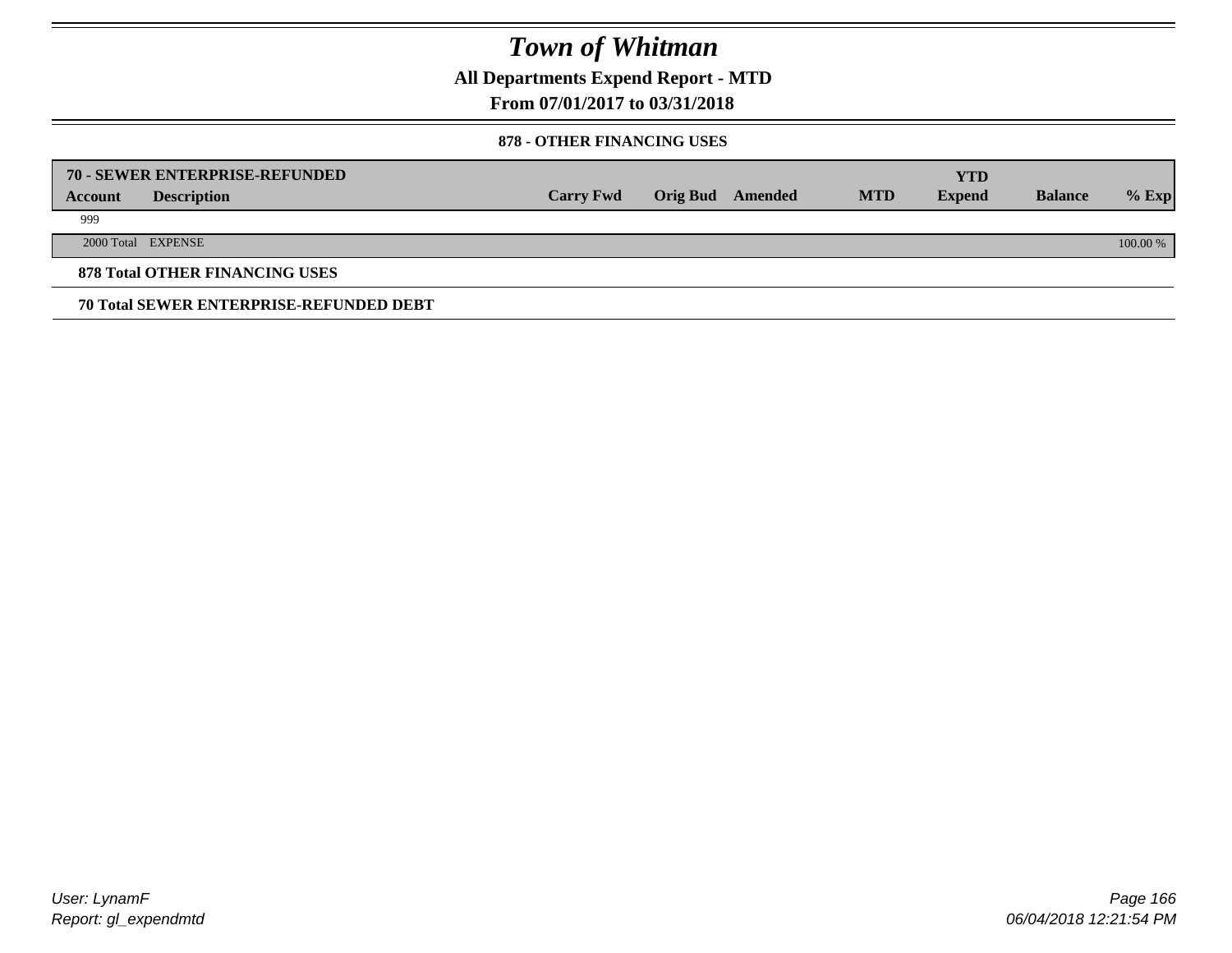# Town of Whitman

## All Departments Expend Report - MTD

### From 07/01/2017 to 03/31/2018

#### 878 - OTHER FINANCING USES

| 70 - SEWER ENTERPRISE-REFUNDED | | | | | | | | |
|---|---|---|---|---|---|---|---|---|
| **Account** | **Description** | **Carry Fwd** | **Orig Bud** | **Amended** | **MTD** | **YTD Expend** | **Balance** | **% Exp** |
| 999 | | | | | | | | |
| 2000 Total | EXPENSE | | | | | | | 100.00 % |

**878 Total OTHER FINANCING USES**

**70 Total SEWER ENTERPRISE-REFUNDED DEBT**

*User: LynamF*
*Report: gl_expendmtd*

*06/04/2018 12:21:54 PM*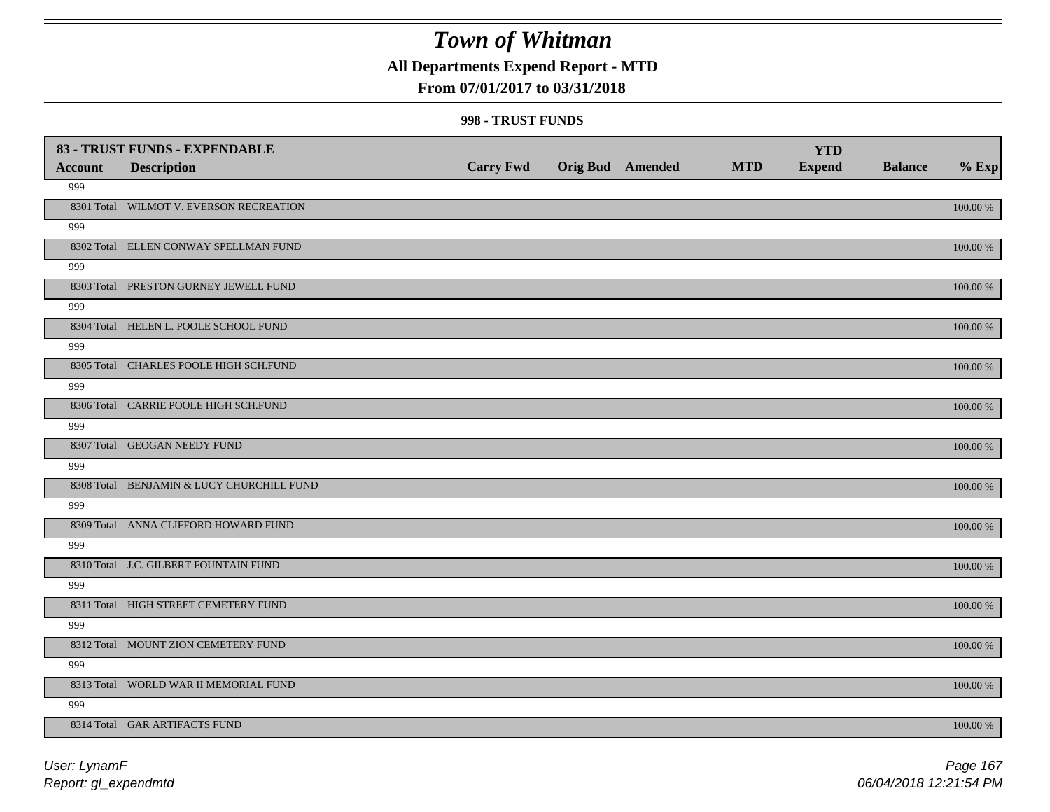# Town of Whitman

**All Departments Expend Report - MTD**

**From 07/01/2017 to 03/31/2018**

**998 - TRUST FUNDS**

| 83 - TRUST FUNDS - EXPENDABLE | | | | | | YTD | | |
|---|---|---|---|---|---|---|---|---|
| **Account** | **Description** | **Carry Fwd** | **Orig Bud** | **Amended** | **MTD** | **Expend** | **Balance** | **% Exp** |
| 999 | | | | | | | | |
| 8301 Total | WILMOT V. EVERSON RECREATION | | | | | | | 100.00 % |
| 999 | | | | | | | | |
| 8302 Total | ELLEN CONWAY SPELLMAN FUND | | | | | | | 100.00 % |
| 999 | | | | | | | | |
| 8303 Total | PRESTON GURNEY JEWELL FUND | | | | | | | 100.00 % |
| 999 | | | | | | | | |
| 8304 Total | HELEN L. POOLE SCHOOL FUND | | | | | | | 100.00 % |
| 999 | | | | | | | | |
| 8305 Total | CHARLES POOLE HIGH SCH.FUND | | | | | | | 100.00 % |
| 999 | | | | | | | | |
| 8306 Total | CARRIE POOLE HIGH SCH.FUND | | | | | | | 100.00 % |
| 999 | | | | | | | | |
| 8307 Total | GEOGAN NEEDY FUND | | | | | | | 100.00 % |
| 999 | | | | | | | | |
| 8308 Total | BENJAMIN & LUCY CHURCHILL FUND | | | | | | | 100.00 % |
| 999 | | | | | | | | |
| 8309 Total | ANNA CLIFFORD HOWARD FUND | | | | | | | 100.00 % |
| 999 | | | | | | | | |
| 8310 Total | J.C. GILBERT FOUNTAIN FUND | | | | | | | 100.00 % |
| 999 | | | | | | | | |
| 8311 Total | HIGH STREET CEMETERY FUND | | | | | | | 100.00 % |
| 999 | | | | | | | | |
| 8312 Total | MOUNT ZION CEMETERY FUND | | | | | | | 100.00 % |
| 999 | | | | | | | | |
| 8313 Total | WORLD WAR II MEMORIAL FUND | | | | | | | 100.00 % |
| 999 | | | | | | | | |
| 8314 Total | GAR ARTIFACTS FUND | | | | | | | 100.00 % |

User: LynamF
Report: gl_expendmtd

06/04/2018 12:21:54 PM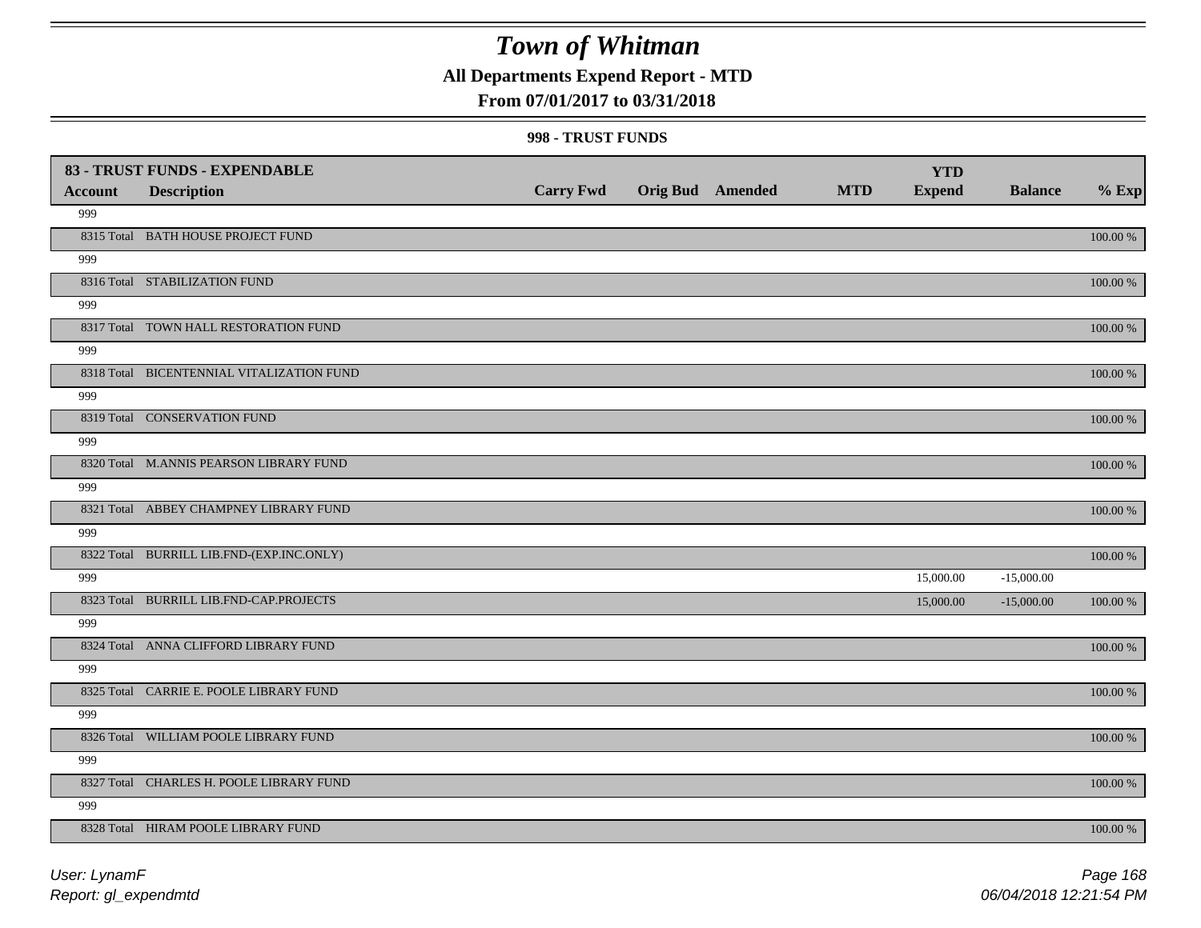# Town of Whitman

## All Departments Expend Report - MTD

### From 07/01/2017 to 03/31/2018

#### 998 - TRUST FUNDS

| Account | Description | Carry Fwd | Orig Bud | Amended | MTD | YTD Expend | Balance | % Exp |
|---|---|---|---|---|---|---|---|---|
| **83 - TRUST FUNDS - EXPENDABLE** | | | | | | | | |
| 999 | | | | | | | | |
| 8315 Total | BATH HOUSE PROJECT FUND | | | | | | | 100.00 % |
| 999 | | | | | | | | |
| 8316 Total | STABILIZATION FUND | | | | | | | 100.00 % |
| 999 | | | | | | | | |
| 8317 Total | TOWN HALL RESTORATION FUND | | | | | | | 100.00 % |
| 999 | | | | | | | | |
| 8318 Total | BICENTENNIAL VITALIZATION FUND | | | | | | | 100.00 % |
| 999 | | | | | | | | |
| 8319 Total | CONSERVATION FUND | | | | | | | 100.00 % |
| 999 | | | | | | | | |
| 8320 Total | M.ANNIS PEARSON LIBRARY FUND | | | | | | | 100.00 % |
| 999 | | | | | | | | |
| 8321 Total | ABBEY CHAMPNEY LIBRARY FUND | | | | | | | 100.00 % |
| 999 | | | | | | | | |
| 8322 Total | BURRILL LIB.FND-(EXP.INC.ONLY) | | | | | | | 100.00 % |
| 999 | | | | | | 15,000.00 | -15,000.00 | |
| 8323 Total | BURRILL LIB.FND-CAP.PROJECTS | | | | | 15,000.00 | -15,000.00 | 100.00 % |
| 999 | | | | | | | | |
| 8324 Total | ANNA CLIFFORD LIBRARY FUND | | | | | | | 100.00 % |
| 999 | | | | | | | | |
| 8325 Total | CARRIE E. POOLE LIBRARY FUND | | | | | | | 100.00 % |
| 999 | | | | | | | | |
| 8326 Total | WILLIAM POOLE LIBRARY FUND | | | | | | | 100.00 % |
| 999 | | | | | | | | |
| 8327 Total | CHARLES H. POOLE LIBRARY FUND | | | | | | | 100.00 % |
| 999 | | | | | | | | |
| 8328 Total | HIRAM POOLE LIBRARY FUND | | | | | | | 100.00 % |

User: LynamF
Report: gl_expendmtd

06/04/2018 12:21:54 PM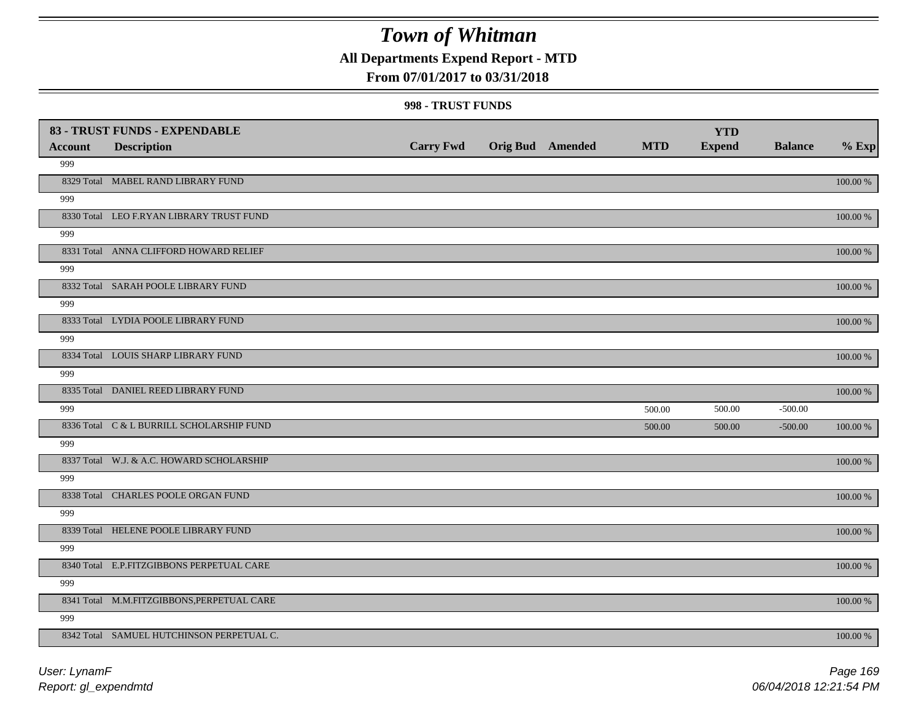# Town of Whitman

**All Departments Expend Report - MTD**

**From 07/01/2017 to 03/31/2018**

**998 - TRUST FUNDS**

| 83 - TRUST FUNDS - EXPENDABLE | | | | | | YTD | | |
|---|---|---|---|---|---|---|---|---|
| **Account** | **Description** | **Carry Fwd** | **Orig Bud** | **Amended** | **MTD** | **Expend** | **Balance** | **% Exp** |
| 999 | | | | | | | | |
| 8329 Total | MABEL RAND LIBRARY FUND | | | | | | | 100.00 % |
| 999 | | | | | | | | |
| 8330 Total | LEO F.RYAN LIBRARY TRUST FUND | | | | | | | 100.00 % |
| 999 | | | | | | | | |
| 8331 Total | ANNA CLIFFORD HOWARD RELIEF | | | | | | | 100.00 % |
| 999 | | | | | | | | |
| 8332 Total | SARAH POOLE LIBRARY FUND | | | | | | | 100.00 % |
| 999 | | | | | | | | |
| 8333 Total | LYDIA POOLE LIBRARY FUND | | | | | | | 100.00 % |
| 999 | | | | | | | | |
| 8334 Total | LOUIS SHARP LIBRARY FUND | | | | | | | 100.00 % |
| 999 | | | | | | | | |
| 8335 Total | DANIEL REED LIBRARY FUND | | | | | | | 100.00 % |
| 999 | | | | | 500.00 | 500.00 | -500.00 | |
| 8336 Total | C & L BURRILL SCHOLARSHIP FUND | | | | 500.00 | 500.00 | -500.00 | 100.00 % |
| 999 | | | | | | | | |
| 8337 Total | W.J. & A.C. HOWARD SCHOLARSHIP | | | | | | | 100.00 % |
| 999 | | | | | | | | |
| 8338 Total | CHARLES POOLE ORGAN FUND | | | | | | | 100.00 % |
| 999 | | | | | | | | |
| 8339 Total | HELENE POOLE LIBRARY FUND | | | | | | | 100.00 % |
| 999 | | | | | | | | |
| 8340 Total | E.P.FITZGIBBONS PERPETUAL CARE | | | | | | | 100.00 % |
| 999 | | | | | | | | |
| 8341 Total | M.M.FITZGIBBONS,PERPETUAL CARE | | | | | | | 100.00 % |
| 999 | | | | | | | | |
| 8342 Total | SAMUEL HUTCHINSON PERPETUAL C. | | | | | | | 100.00 % |

*User: LynamF*
*Report: gl_expendmtd*

*06/04/2018 12:21:54 PM*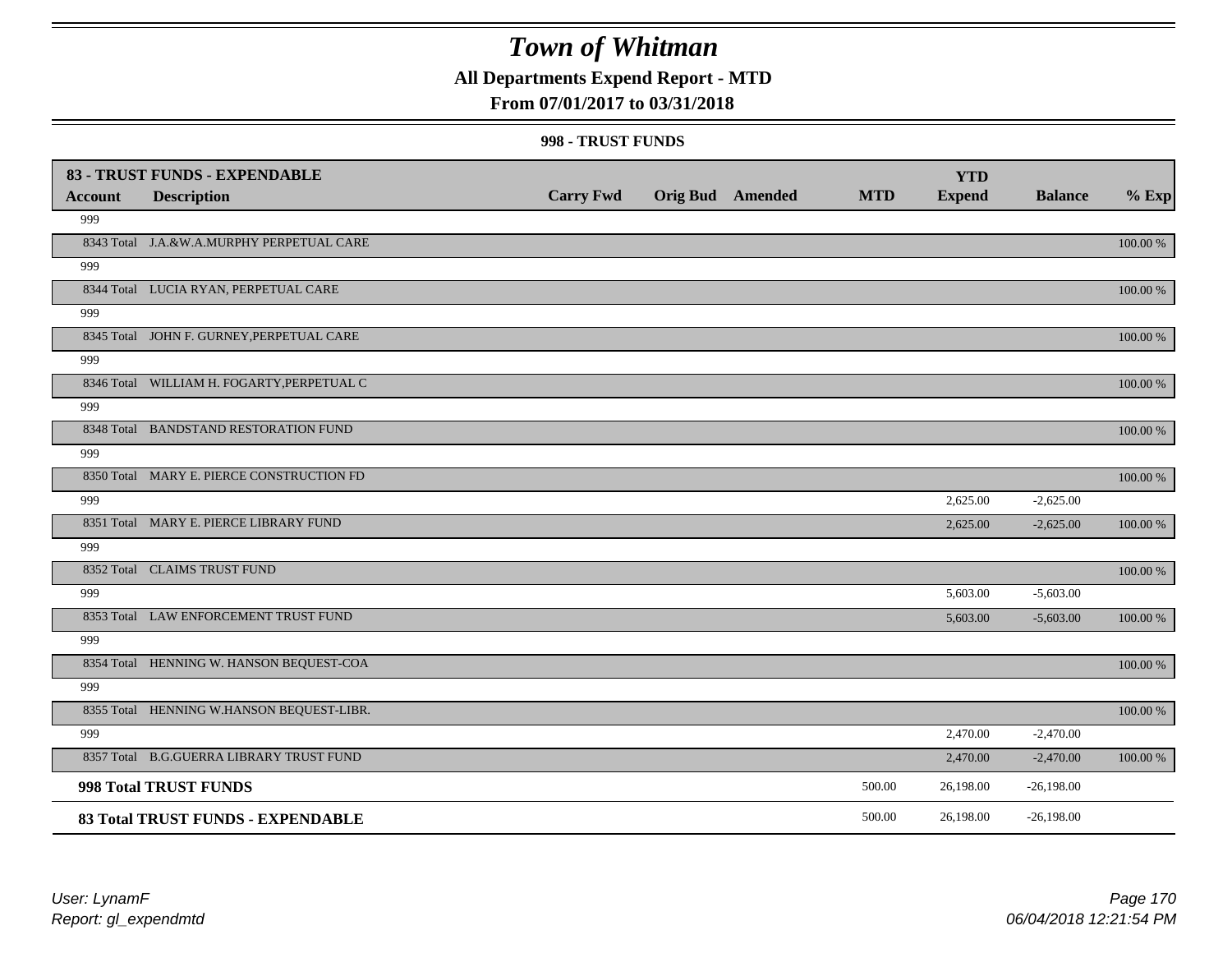# Town of Whitman

## All Departments Expend Report - MTD

### From 07/01/2017 to 03/31/2018

#### 998 - TRUST FUNDS

| 83 - TRUST FUNDS - EXPENDABLE | | | | | | | | |
|---|---|---|---|---|---|---|---|---|
| **Account** | **Description** | **Carry Fwd** | **Orig Bud** | **Amended** | **MTD** | **YTD Expend** | **Balance** | **% Exp** |
| 999 | | | | | | | | |
| 8343 Total | J.A.&W.A.MURPHY PERPETUAL CARE | | | | | | | 100.00 % |
| 999 | | | | | | | | |
| 8344 Total | LUCIA RYAN, PERPETUAL CARE | | | | | | | 100.00 % |
| 999 | | | | | | | | |
| 8345 Total | JOHN F. GURNEY,PERPETUAL CARE | | | | | | | 100.00 % |
| 999 | | | | | | | | |
| 8346 Total | WILLIAM H. FOGARTY,PERPETUAL C | | | | | | | 100.00 % |
| 999 | | | | | | | | |
| 8348 Total | BANDSTAND RESTORATION FUND | | | | | | | 100.00 % |
| 999 | | | | | | | | |
| 8350 Total | MARY E. PIERCE CONSTRUCTION FD | | | | | | | 100.00 % |
| 999 | | | | | | 2,625.00 | -2,625.00 | |
| 8351 Total | MARY E. PIERCE LIBRARY FUND | | | | | 2,625.00 | -2,625.00 | 100.00 % |
| 999 | | | | | | | | |
| 8352 Total | CLAIMS TRUST FUND | | | | | | | 100.00 % |
| 999 | | | | | | 5,603.00 | -5,603.00 | |
| 8353 Total | LAW ENFORCEMENT TRUST FUND | | | | | 5,603.00 | -5,603.00 | 100.00 % |
| 999 | | | | | | | | |
| 8354 Total | HENNING W. HANSON BEQUEST-COA | | | | | | | 100.00 % |
| 999 | | | | | | | | |
| 8355 Total | HENNING W.HANSON BEQUEST-LIBR. | | | | | | | 100.00 % |
| 999 | | | | | | 2,470.00 | -2,470.00 | |
| 8357 Total | B.G.GUERRA LIBRARY TRUST FUND | | | | | 2,470.00 | -2,470.00 | 100.00 % |
| **998 Total TRUST FUNDS** | | | | | 500.00 | 26,198.00 | -26,198.00 | |
| **83 Total TRUST FUNDS - EXPENDABLE** | | | | | 500.00 | 26,198.00 | -26,198.00 | |

*User: LynamF*
*Report: gl_expendmtd*

*06/04/2018 12:21:54 PM*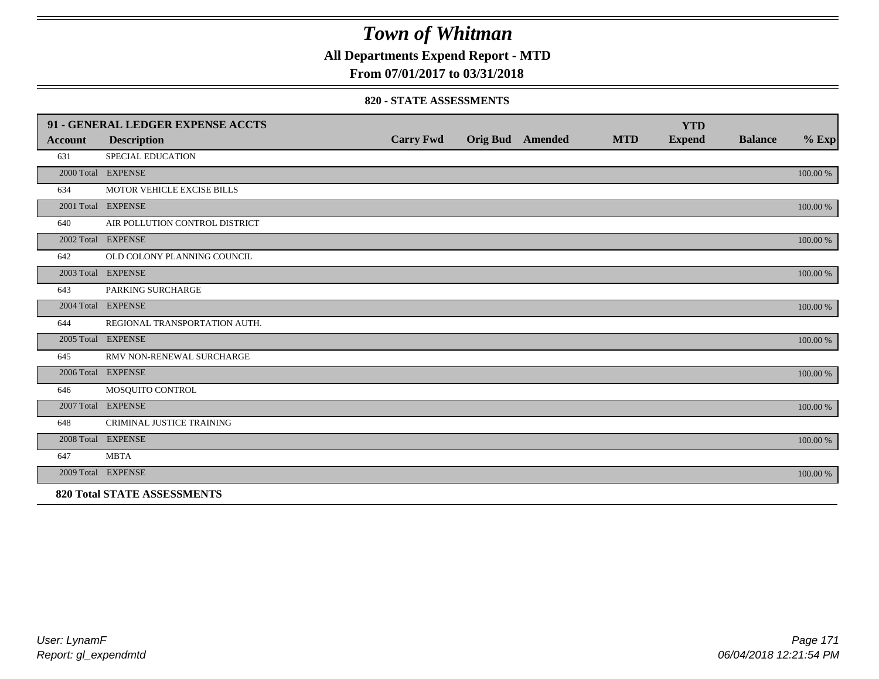# Town of Whitman

**All Departments Expend Report - MTD**

**From 07/01/2017 to 03/31/2018**

### 820 - STATE ASSESSMENTS

| 91 - GENERAL LEDGER EXPENSE ACCTS | | | | | | YTD | | |
|---|---|---|---|---|---|---|---|---|
| **Account** | **Description** | **Carry Fwd** | **Orig Bud** | **Amended** | **MTD** | **Expend** | **Balance** | **% Exp** |
| 631 | SPECIAL EDUCATION | | | | | | | |
| 2000 Total | EXPENSE | | | | | | | 100.00 % |
| 634 | MOTOR VEHICLE EXCISE BILLS | | | | | | | |
| 2001 Total | EXPENSE | | | | | | | 100.00 % |
| 640 | AIR POLLUTION CONTROL DISTRICT | | | | | | | |
| 2002 Total | EXPENSE | | | | | | | 100.00 % |
| 642 | OLD COLONY PLANNING COUNCIL | | | | | | | |
| 2003 Total | EXPENSE | | | | | | | 100.00 % |
| 643 | PARKING SURCHARGE | | | | | | | |
| 2004 Total | EXPENSE | | | | | | | 100.00 % |
| 644 | REGIONAL TRANSPORTATION AUTH. | | | | | | | |
| 2005 Total | EXPENSE | | | | | | | 100.00 % |
| 645 | RMV NON-RENEWAL SURCHARGE | | | | | | | |
| 2006 Total | EXPENSE | | | | | | | 100.00 % |
| 646 | MOSQUITO CONTROL | | | | | | | |
| 2007 Total | EXPENSE | | | | | | | 100.00 % |
| 648 | CRIMINAL JUSTICE TRAINING | | | | | | | |
| 2008 Total | EXPENSE | | | | | | | 100.00 % |
| 647 | MBTA | | | | | | | |
| 2009 Total | EXPENSE | | | | | | | 100.00 % |
| **820 Total STATE ASSESSMENTS** | | | | | | | | |

User: LynamF
Report: gl_expendmtd

06/04/2018 12:21:54 PM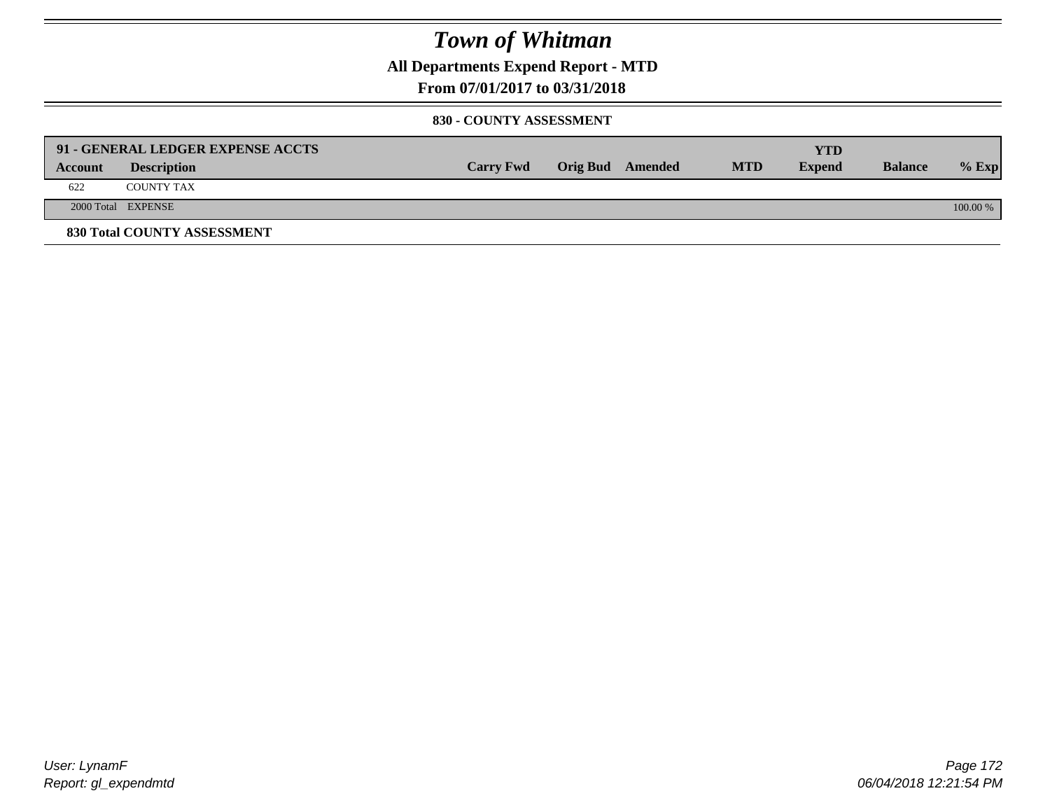# Town of Whitman

## All Departments Expend Report - MTD

### From 07/01/2017 to 03/31/2018

#### 830 - COUNTY ASSESSMENT

| 91 - GENERAL LEDGER EXPENSE ACCTS | | | | | | YTD | | |
|---|---|---|---|---|---|---|---|---|
| Account | Description | Carry Fwd | Orig Bud | Amended | MTD | Expend | Balance | % Exp |
| 622 | COUNTY TAX | | | | | | | |
| 2000 Total | EXPENSE | | | | | | | 100.00 % |

**830 Total COUNTY ASSESSMENT**

User: LynamF
Report: gl_expendmtd

06/04/2018 12:21:54 PM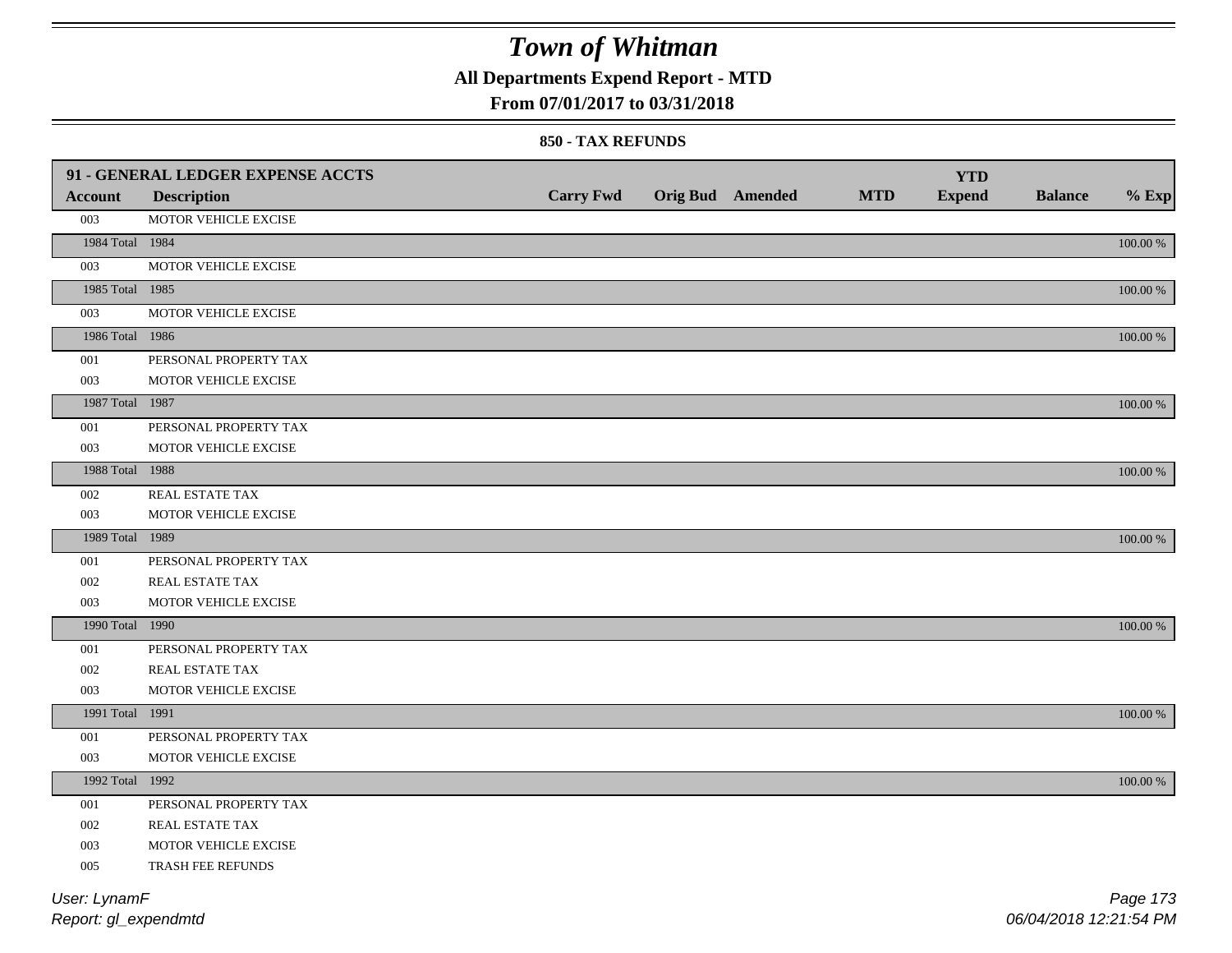# Town of Whitman

## All Departments Expend Report - MTD

### From 07/01/2017 to 03/31/2018

#### 850 - TAX REFUNDS

| 91 - GENERAL LEDGER EXPENSE ACCTS | | | | | | YTD | | |
|---|---|---|---|---|---|---|---|---|
| **Account** | **Description** | **Carry Fwd** | **Orig Bud** | **Amended** | **MTD** | **Expend** | **Balance** | **% Exp** |
| 003 | MOTOR VEHICLE EXCISE | | | | | | | |
| 1984 Total | 1984 | | | | | | | 100.00 % |
| 003 | MOTOR VEHICLE EXCISE | | | | | | | |
| 1985 Total | 1985 | | | | | | | 100.00 % |
| 003 | MOTOR VEHICLE EXCISE | | | | | | | |
| 1986 Total | 1986 | | | | | | | 100.00 % |
| 001 | PERSONAL PROPERTY TAX | | | | | | | |
| 003 | MOTOR VEHICLE EXCISE | | | | | | | |
| 1987 Total | 1987 | | | | | | | 100.00 % |
| 001 | PERSONAL PROPERTY TAX | | | | | | | |
| 003 | MOTOR VEHICLE EXCISE | | | | | | | |
| 1988 Total | 1988 | | | | | | | 100.00 % |
| 002 | REAL ESTATE TAX | | | | | | | |
| 003 | MOTOR VEHICLE EXCISE | | | | | | | |
| 1989 Total | 1989 | | | | | | | 100.00 % |
| 001 | PERSONAL PROPERTY TAX | | | | | | | |
| 002 | REAL ESTATE TAX | | | | | | | |
| 003 | MOTOR VEHICLE EXCISE | | | | | | | |
| 1990 Total | 1990 | | | | | | | 100.00 % |
| 001 | PERSONAL PROPERTY TAX | | | | | | | |
| 002 | REAL ESTATE TAX | | | | | | | |
| 003 | MOTOR VEHICLE EXCISE | | | | | | | |
| 1991 Total | 1991 | | | | | | | 100.00 % |
| 001 | PERSONAL PROPERTY TAX | | | | | | | |
| 003 | MOTOR VEHICLE EXCISE | | | | | | | |
| 1992 Total | 1992 | | | | | | | 100.00 % |
| 001 | PERSONAL PROPERTY TAX | | | | | | | |
| 002 | REAL ESTATE TAX | | | | | | | |
| 003 | MOTOR VEHICLE EXCISE | | | | | | | |
| 005 | TRASH FEE REFUNDS | | | | | | | |

User: LynamF
Report: gl_expendmtd
06/04/2018 12:21:54 PM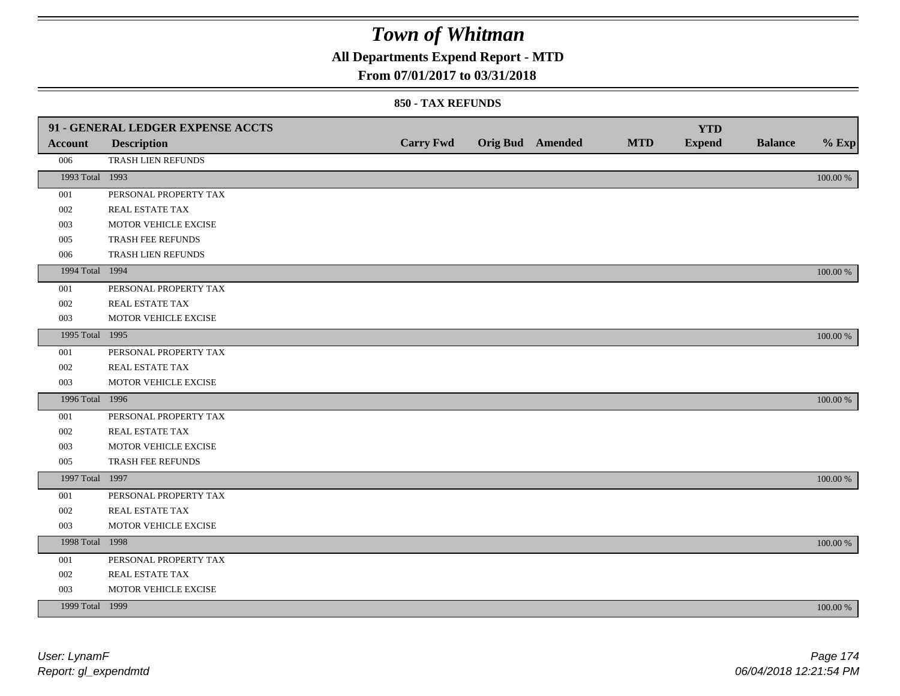# Town of Whitman

## All Departments Expend Report - MTD

### From 07/01/2017 to 03/31/2018

#### 850 - TAX REFUNDS

| 91 - GENERAL LEDGER EXPENSE ACCTS | | | | | | | | |
|---|---|---|---|---|---|---|---|---|
| **Account** | **Description** | **Carry Fwd** | **Orig Bud** | **Amended** | **MTD** | **YTD Expend** | **Balance** | **% Exp** |
| 006 | TRASH LIEN REFUNDS | | | | | | | |
| 1993 Total | 1993 | | | | | | | 100.00 % |
| 001 | PERSONAL PROPERTY TAX | | | | | | | |
| 002 | REAL ESTATE TAX | | | | | | | |
| 003 | MOTOR VEHICLE EXCISE | | | | | | | |
| 005 | TRASH FEE REFUNDS | | | | | | | |
| 006 | TRASH LIEN REFUNDS | | | | | | | |
| 1994 Total | 1994 | | | | | | | 100.00 % |
| 001 | PERSONAL PROPERTY TAX | | | | | | | |
| 002 | REAL ESTATE TAX | | | | | | | |
| 003 | MOTOR VEHICLE EXCISE | | | | | | | |
| 1995 Total | 1995 | | | | | | | 100.00 % |
| 001 | PERSONAL PROPERTY TAX | | | | | | | |
| 002 | REAL ESTATE TAX | | | | | | | |
| 003 | MOTOR VEHICLE EXCISE | | | | | | | |
| 1996 Total | 1996 | | | | | | | 100.00 % |
| 001 | PERSONAL PROPERTY TAX | | | | | | | |
| 002 | REAL ESTATE TAX | | | | | | | |
| 003 | MOTOR VEHICLE EXCISE | | | | | | | |
| 005 | TRASH FEE REFUNDS | | | | | | | |
| 1997 Total | 1997 | | | | | | | 100.00 % |
| 001 | PERSONAL PROPERTY TAX | | | | | | | |
| 002 | REAL ESTATE TAX | | | | | | | |
| 003 | MOTOR VEHICLE EXCISE | | | | | | | |
| 1998 Total | 1998 | | | | | | | 100.00 % |
| 001 | PERSONAL PROPERTY TAX | | | | | | | |
| 002 | REAL ESTATE TAX | | | | | | | |
| 003 | MOTOR VEHICLE EXCISE | | | | | | | |
| 1999 Total | 1999 | | | | | | | 100.00 % |

*User: LynamF*
*Report: gl_expendmtd*

*06/04/2018 12:21:54 PM*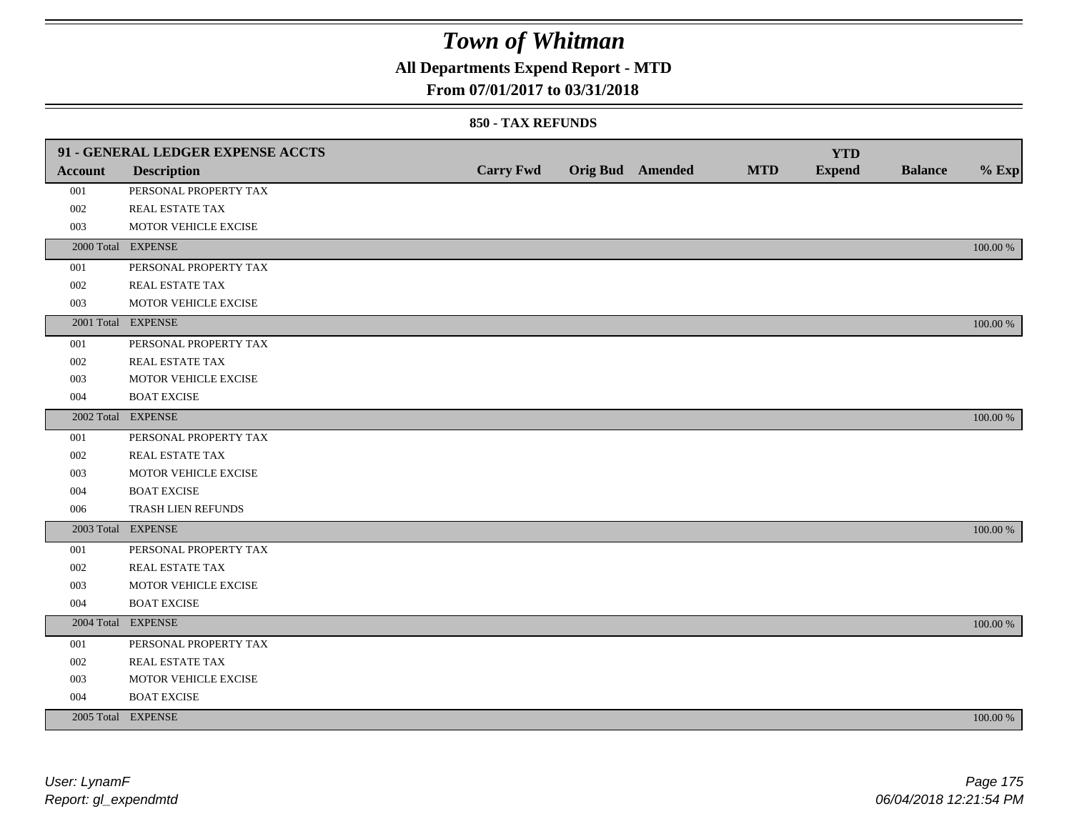# Town of Whitman

## All Departments Expend Report - MTD

### From 07/01/2017 to 03/31/2018

#### 850 - TAX REFUNDS

| 91 - GENERAL LEDGER EXPENSE ACCTS | | | | | | | | | |
|---|---|---|---|---|---|---|---|---|---|
| **Account** | **Description** | **Carry Fwd** | **Orig Bud** | **Amended** | **MTD** | **YTD Expend** | **Balance** | **% Exp** |
| 001 | PERSONAL PROPERTY TAX | | | | | | | |
| 002 | REAL ESTATE TAX | | | | | | | |
| 003 | MOTOR VEHICLE EXCISE | | | | | | | |
| 2000 Total | EXPENSE | | | | | | | 100.00 % |
| 001 | PERSONAL PROPERTY TAX | | | | | | | |
| 002 | REAL ESTATE TAX | | | | | | | |
| 003 | MOTOR VEHICLE EXCISE | | | | | | | |
| 2001 Total | EXPENSE | | | | | | | 100.00 % |
| 001 | PERSONAL PROPERTY TAX | | | | | | | |
| 002 | REAL ESTATE TAX | | | | | | | |
| 003 | MOTOR VEHICLE EXCISE | | | | | | | |
| 004 | BOAT EXCISE | | | | | | | |
| 2002 Total | EXPENSE | | | | | | | 100.00 % |
| 001 | PERSONAL PROPERTY TAX | | | | | | | |
| 002 | REAL ESTATE TAX | | | | | | | |
| 003 | MOTOR VEHICLE EXCISE | | | | | | | |
| 004 | BOAT EXCISE | | | | | | | |
| 006 | TRASH LIEN REFUNDS | | | | | | | |
| 2003 Total | EXPENSE | | | | | | | 100.00 % |
| 001 | PERSONAL PROPERTY TAX | | | | | | | |
| 002 | REAL ESTATE TAX | | | | | | | |
| 003 | MOTOR VEHICLE EXCISE | | | | | | | |
| 004 | BOAT EXCISE | | | | | | | |
| 2004 Total | EXPENSE | | | | | | | 100.00 % |
| 001 | PERSONAL PROPERTY TAX | | | | | | | |
| 002 | REAL ESTATE TAX | | | | | | | |
| 003 | MOTOR VEHICLE EXCISE | | | | | | | |
| 004 | BOAT EXCISE | | | | | | | |
| 2005 Total | EXPENSE | | | | | | | 100.00 % |

*User: LynamF*
*Report: gl_expendmtd*

*06/04/2018 12:21:54 PM*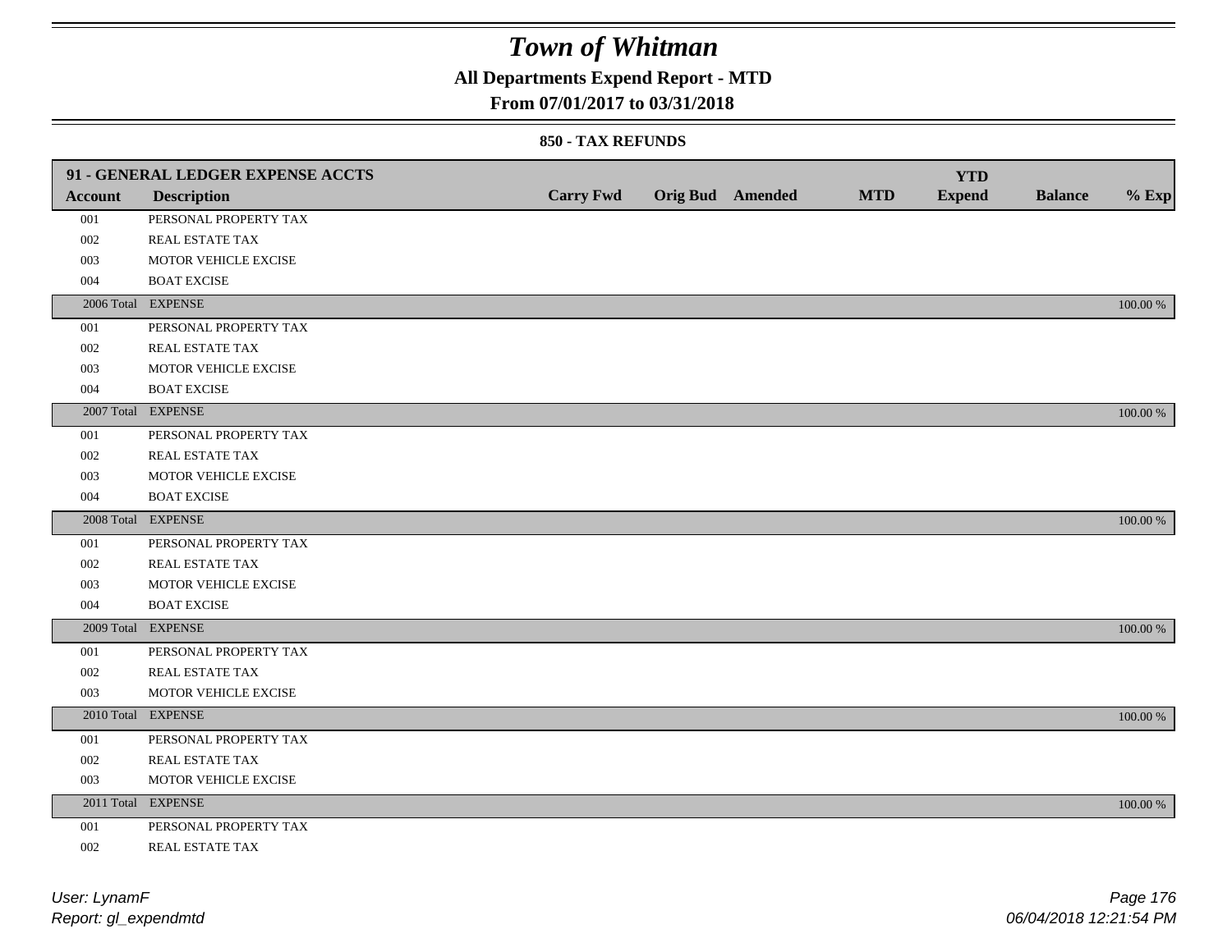# Town of Whitman

## All Departments Expend Report - MTD

### From 07/01/2017 to 03/31/2018

#### 850 - TAX REFUNDS

| 91 - GENERAL LEDGER EXPENSE ACCTS | | | | | | | | |
|---|---|---|---|---|---|---|---|---|
| **Account** | **Description** | **Carry Fwd** | **Orig Bud** | **Amended** | **MTD** | **YTD Expend** | **Balance** | **% Exp** |
| 001 | PERSONAL PROPERTY TAX | | | | | | | |
| 002 | REAL ESTATE TAX | | | | | | | |
| 003 | MOTOR VEHICLE EXCISE | | | | | | | |
| 004 | BOAT EXCISE | | | | | | | |
| 2006 Total | EXPENSE | | | | | | | 100.00 % |
| 001 | PERSONAL PROPERTY TAX | | | | | | | |
| 002 | REAL ESTATE TAX | | | | | | | |
| 003 | MOTOR VEHICLE EXCISE | | | | | | | |
| 004 | BOAT EXCISE | | | | | | | |
| 2007 Total | EXPENSE | | | | | | | 100.00 % |
| 001 | PERSONAL PROPERTY TAX | | | | | | | |
| 002 | REAL ESTATE TAX | | | | | | | |
| 003 | MOTOR VEHICLE EXCISE | | | | | | | |
| 004 | BOAT EXCISE | | | | | | | |
| 2008 Total | EXPENSE | | | | | | | 100.00 % |
| 001 | PERSONAL PROPERTY TAX | | | | | | | |
| 002 | REAL ESTATE TAX | | | | | | | |
| 003 | MOTOR VEHICLE EXCISE | | | | | | | |
| 004 | BOAT EXCISE | | | | | | | |
| 2009 Total | EXPENSE | | | | | | | 100.00 % |
| 001 | PERSONAL PROPERTY TAX | | | | | | | |
| 002 | REAL ESTATE TAX | | | | | | | |
| 003 | MOTOR VEHICLE EXCISE | | | | | | | |
| 2010 Total | EXPENSE | | | | | | | 100.00 % |
| 001 | PERSONAL PROPERTY TAX | | | | | | | |
| 002 | REAL ESTATE TAX | | | | | | | |
| 003 | MOTOR VEHICLE EXCISE | | | | | | | |
| 2011 Total | EXPENSE | | | | | | | 100.00 % |
| 001 | PERSONAL PROPERTY TAX | | | | | | | |
| 002 | REAL ESTATE TAX | | | | | | | |

User: LynamF
Report: gl_expendmtd

06/04/2018 12:21:54 PM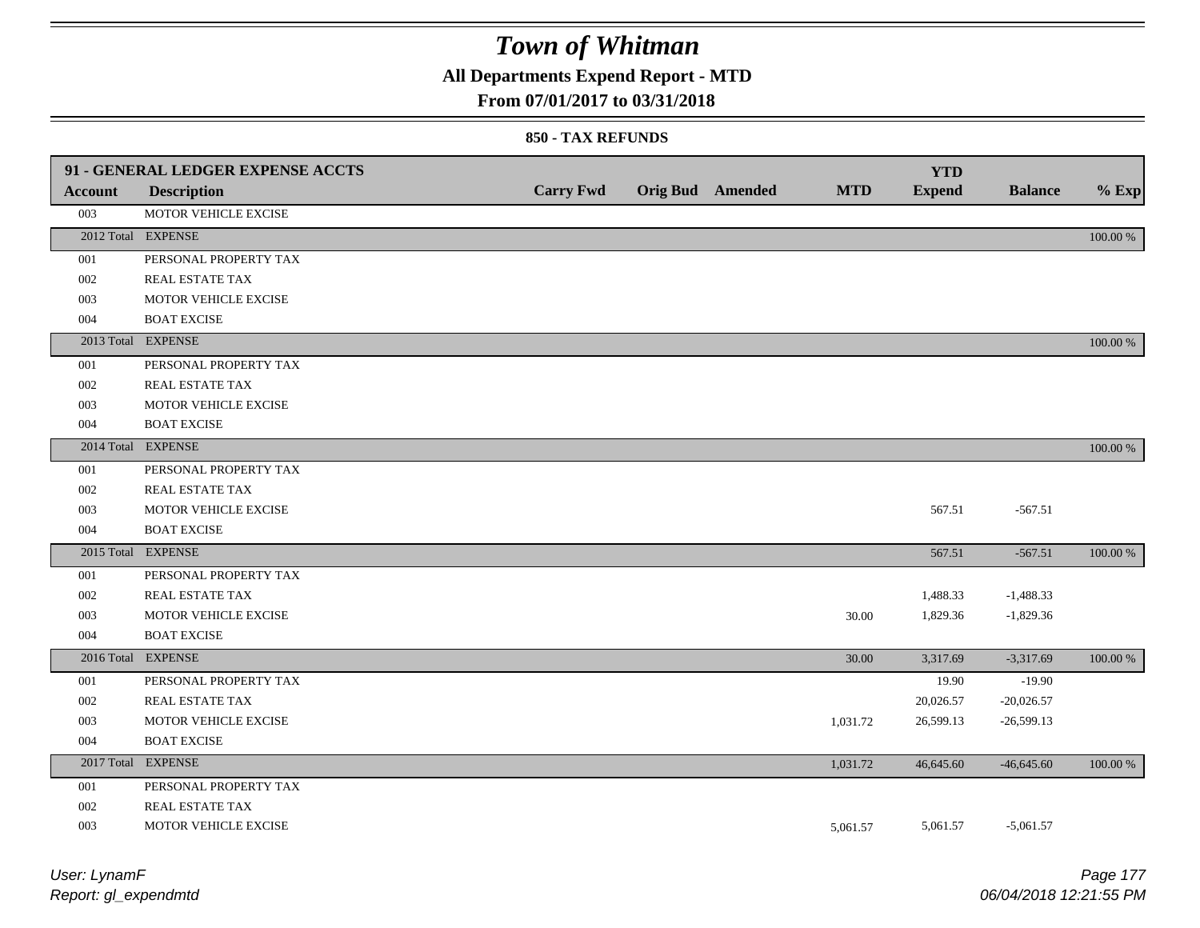# Town of Whitman

## All Departments Expend Report - MTD

### From 07/01/2017 to 03/31/2018

#### 850 - TAX REFUNDS

| 91 - GENERAL LEDGER EXPENSE ACCTS | | | | | | | | |
|---|---|---|---|---|---|---|---|---|
| **Account** | **Description** | **Carry Fwd** | **Orig Bud** | **Amended** | **MTD** | **YTD Expend** | **Balance** | **% Exp** |
| 003 | MOTOR VEHICLE EXCISE | | | | | | | |
| 2012 Total | EXPENSE | | | | | | | 100.00 % |
| 001 | PERSONAL PROPERTY TAX | | | | | | | |
| 002 | REAL ESTATE TAX | | | | | | | |
| 003 | MOTOR VEHICLE EXCISE | | | | | | | |
| 004 | BOAT EXCISE | | | | | | | |
| 2013 Total | EXPENSE | | | | | | | 100.00 % |
| 001 | PERSONAL PROPERTY TAX | | | | | | | |
| 002 | REAL ESTATE TAX | | | | | | | |
| 003 | MOTOR VEHICLE EXCISE | | | | | | | |
| 004 | BOAT EXCISE | | | | | | | |
| 2014 Total | EXPENSE | | | | | | | 100.00 % |
| 001 | PERSONAL PROPERTY TAX | | | | | | | |
| 002 | REAL ESTATE TAX | | | | | | | |
| 003 | MOTOR VEHICLE EXCISE | | | | | 567.51 | -567.51 | |
| 004 | BOAT EXCISE | | | | | | | |
| 2015 Total | EXPENSE | | | | | 567.51 | -567.51 | 100.00 % |
| 001 | PERSONAL PROPERTY TAX | | | | | | | |
| 002 | REAL ESTATE TAX | | | | | 1,488.33 | -1,488.33 | |
| 003 | MOTOR VEHICLE EXCISE | | | | 30.00 | 1,829.36 | -1,829.36 | |
| 004 | BOAT EXCISE | | | | | | | |
| 2016 Total | EXPENSE | | | | 30.00 | 3,317.69 | -3,317.69 | 100.00 % |
| 001 | PERSONAL PROPERTY TAX | | | | | 19.90 | -19.90 | |
| 002 | REAL ESTATE TAX | | | | | 20,026.57 | -20,026.57 | |
| 003 | MOTOR VEHICLE EXCISE | | | | 1,031.72 | 26,599.13 | -26,599.13 | |
| 004 | BOAT EXCISE | | | | | | | |
| 2017 Total | EXPENSE | | | | 1,031.72 | 46,645.60 | -46,645.60 | 100.00 % |
| 001 | PERSONAL PROPERTY TAX | | | | | | | |
| 002 | REAL ESTATE TAX | | | | | | | |
| 003 | MOTOR VEHICLE EXCISE | | | | 5,061.57 | 5,061.57 | -5,061.57 | |

*User: LynamF*
*Report: gl_expendmtd*

*06/04/2018 12:21:55 PM*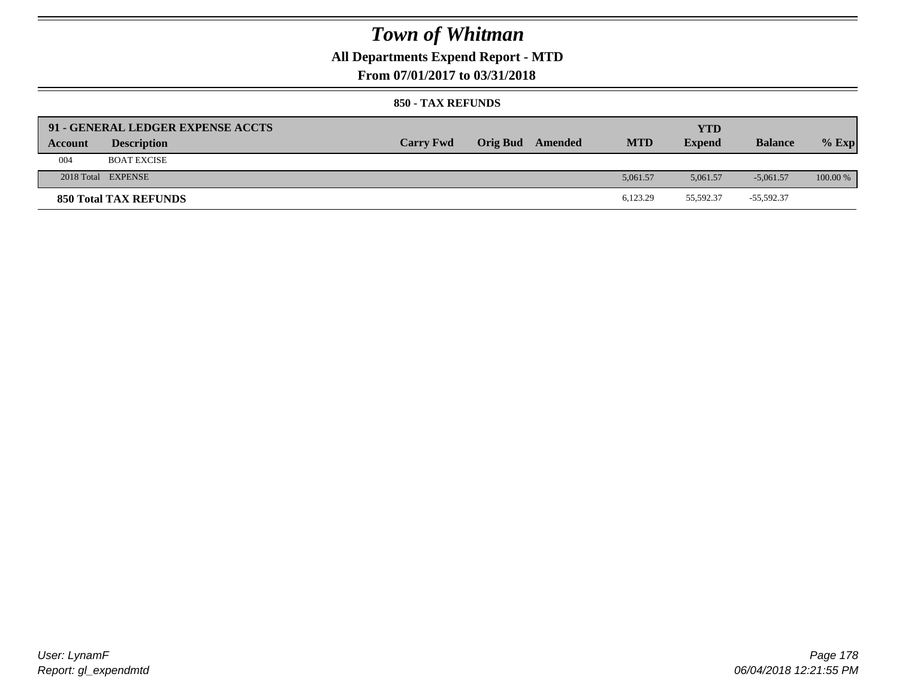# Town of Whitman

## All Departments Expend Report - MTD

### From 07/01/2017 to 03/31/2018

#### 850 - TAX REFUNDS

| 91 - GENERAL LEDGER EXPENSE ACCTS | | | | | | | | |
|---|---|---|---|---|---|---|---|---|
| **Account** | **Description** | **Carry Fwd** | **Orig Bud** | **Amended** | **MTD** | **YTD Expend** | **Balance** | **% Exp** |
| 004 | BOAT EXCISE | | | | | | | |
| 2018 Total | EXPENSE | | | | 5,061.57 | 5,061.57 | -5,061.57 | 100.00 % |
| **850 Total TAX REFUNDS** | | | | | 6,123.29 | 55,592.37 | -55,592.37 | |

User: LynamF
Report: gl_expendmtd

06/04/2018 12:21:55 PM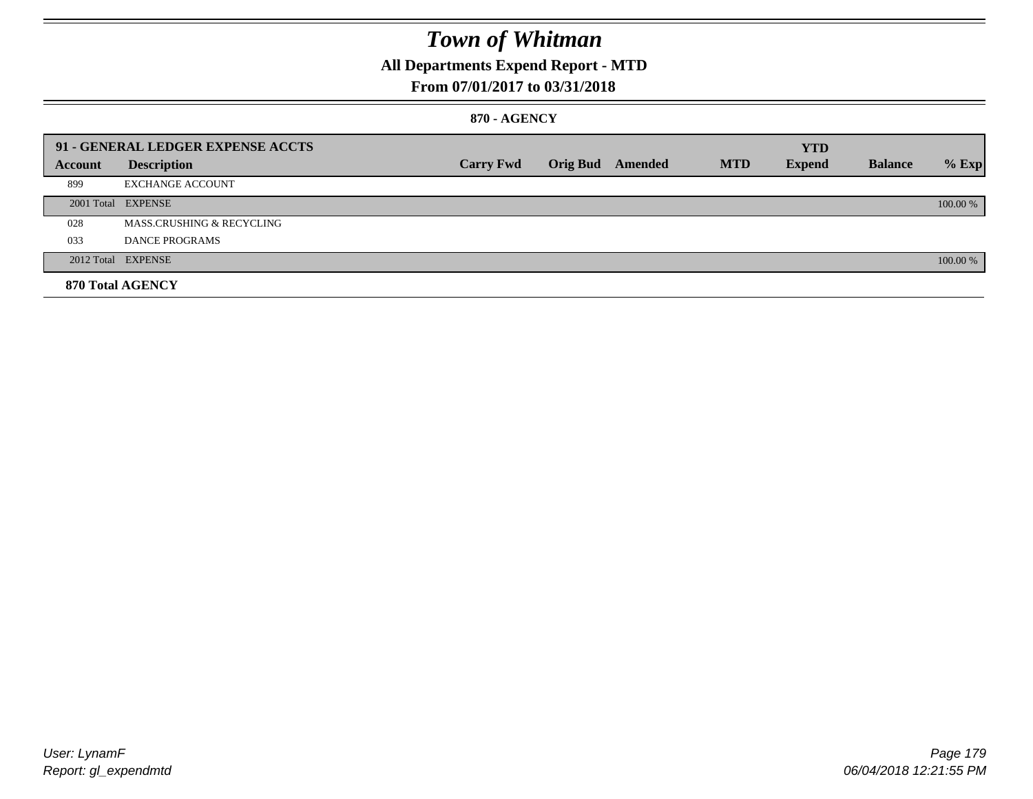# Town of Whitman

## All Departments Expend Report - MTD

### From 07/01/2017 to 03/31/2018

#### 870 - AGENCY

| 91 - GENERAL LEDGER EXPENSE ACCTS | | | | | | YTD | | |
|---|---|---|---|---|---|---|---|---|
| **Account** | **Description** | **Carry Fwd** | **Orig Bud** | **Amended** | **MTD** | **Expend** | **Balance** | **% Exp** |
| 899 | EXCHANGE ACCOUNT | | | | | | | |
| 2001 Total | EXPENSE | | | | | | | 100.00 % |
| 028 | MASS.CRUSHING & RECYCLING | | | | | | | |
| 033 | DANCE PROGRAMS | | | | | | | |
| 2012 Total | EXPENSE | | | | | | | 100.00 % |
| **870 Total AGENCY** | | | | | | | | |

User: LynamF
Report: gl_expendmtd

06/04/2018 12:21:55 PM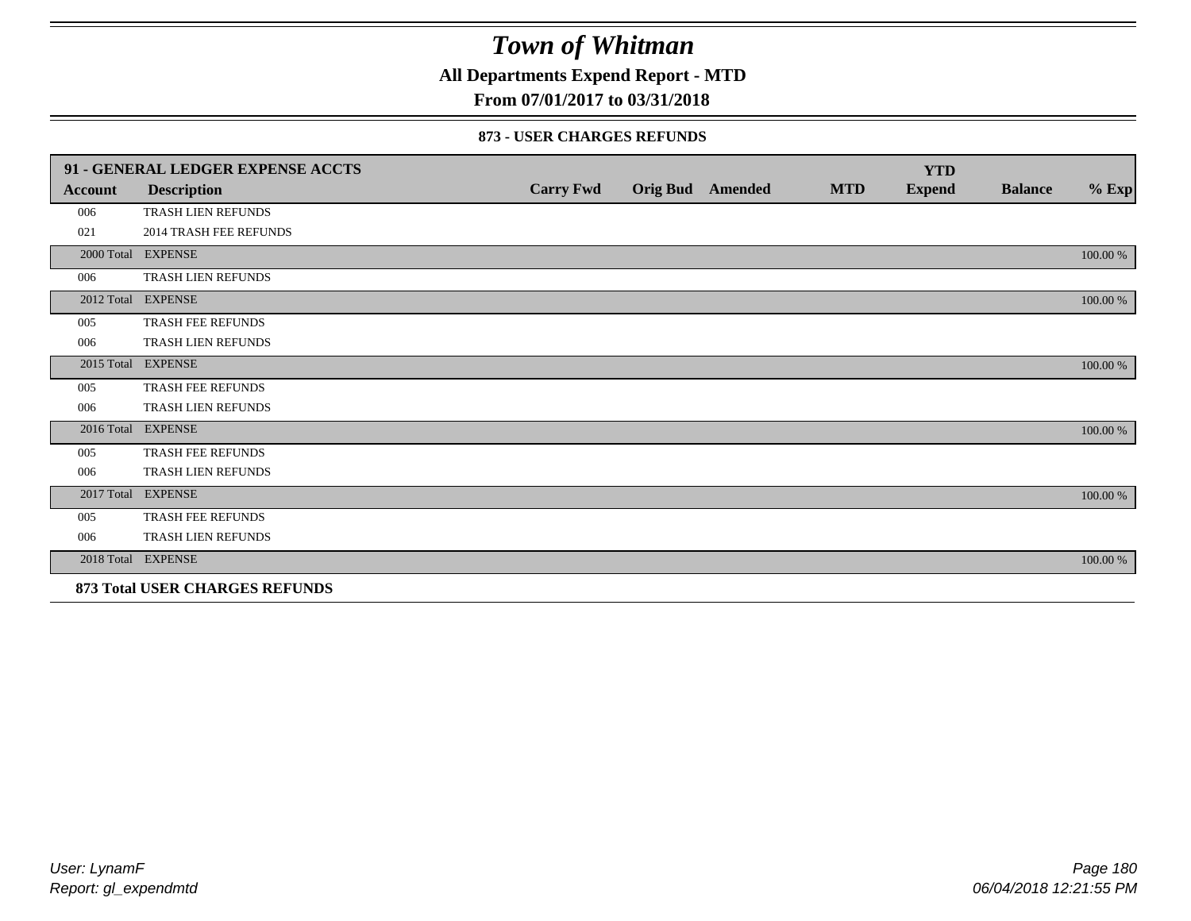# Town of Whitman

**All Departments Expend Report - MTD**

**From 07/01/2017 to 03/31/2018**

### 873 - USER CHARGES REFUNDS

| 91 - GENERAL LEDGER EXPENSE ACCTS | | | | | | | | |
|---|---|---|---|---|---|---|---|---|
| **Account** | **Description** | **Carry Fwd** | **Orig Bud** | **Amended** | **MTD** | **YTD Expend** | **Balance** | **% Exp** |
| 006 | TRASH LIEN REFUNDS | | | | | | | |
| 021 | 2014 TRASH FEE REFUNDS | | | | | | | |
| 2000 Total | EXPENSE | | | | | | | 100.00 % |
| 006 | TRASH LIEN REFUNDS | | | | | | | |
| 2012 Total | EXPENSE | | | | | | | 100.00 % |
| 005 | TRASH FEE REFUNDS | | | | | | | |
| 006 | TRASH LIEN REFUNDS | | | | | | | |
| 2015 Total | EXPENSE | | | | | | | 100.00 % |
| 005 | TRASH FEE REFUNDS | | | | | | | |
| 006 | TRASH LIEN REFUNDS | | | | | | | |
| 2016 Total | EXPENSE | | | | | | | 100.00 % |
| 005 | TRASH FEE REFUNDS | | | | | | | |
| 006 | TRASH LIEN REFUNDS | | | | | | | |
| 2017 Total | EXPENSE | | | | | | | 100.00 % |
| 005 | TRASH FEE REFUNDS | | | | | | | |
| 006 | TRASH LIEN REFUNDS | | | | | | | |
| 2018 Total | EXPENSE | | | | | | | 100.00 % |

**873 Total USER CHARGES REFUNDS**

*User: LynamF*
*Report: gl_expendmtd*

*06/04/2018 12:21:55 PM*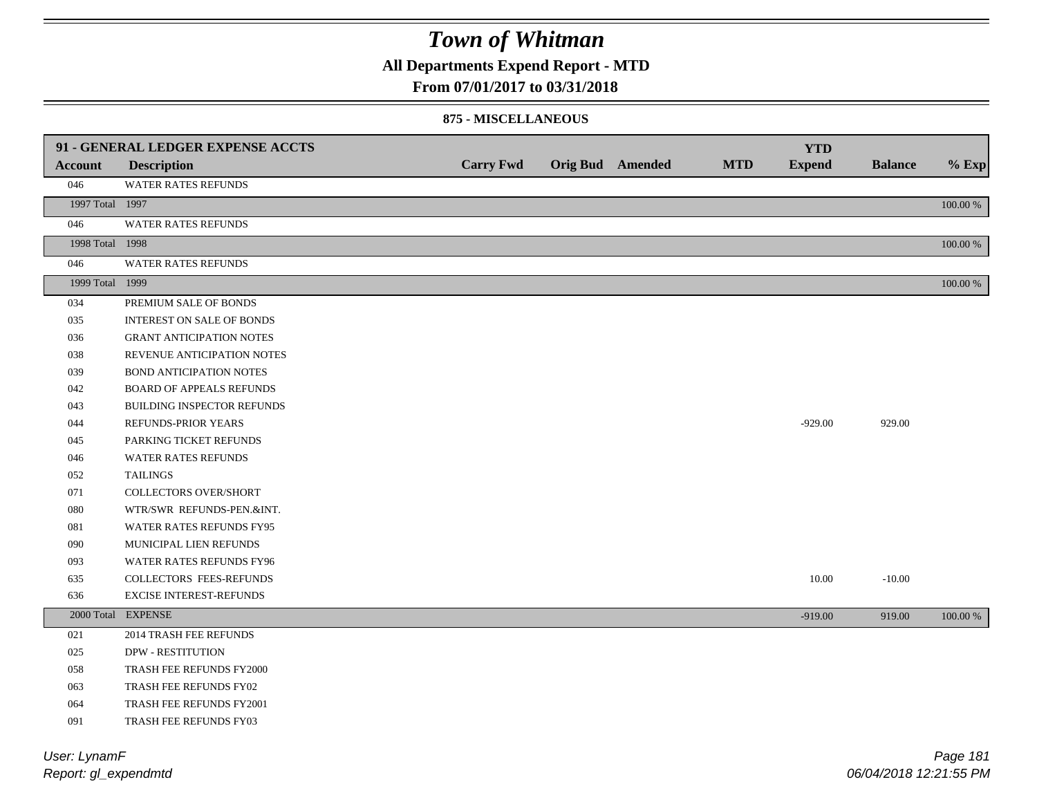# Town of Whitman

**All Departments Expend Report - MTD**

**From 07/01/2017 to 03/31/2018**

**875 - MISCELLANEOUS**

| 91 - GENERAL LEDGER EXPENSE ACCTS | | | | | | YTD | | |
|---|---|---|---|---|---|---|---|---|
| **Account** | **Description** | **Carry Fwd** | **Orig Bud** | **Amended** | **MTD** | **Expend** | **Balance** | **% Exp** |
| 046 | WATER RATES REFUNDS | | | | | | | |
| 1997 Total | 1997 | | | | | | | 100.00 % |
| 046 | WATER RATES REFUNDS | | | | | | | |
| 1998 Total | 1998 | | | | | | | 100.00 % |
| 046 | WATER RATES REFUNDS | | | | | | | |
| 1999 Total | 1999 | | | | | | | 100.00 % |
| 034 | PREMIUM SALE OF BONDS | | | | | | | |
| 035 | INTEREST ON SALE OF BONDS | | | | | | | |
| 036 | GRANT ANTICIPATION NOTES | | | | | | | |
| 038 | REVENUE ANTICIPATION NOTES | | | | | | | |
| 039 | BOND ANTICIPATION NOTES | | | | | | | |
| 042 | BOARD OF APPEALS REFUNDS | | | | | | | |
| 043 | BUILDING INSPECTOR REFUNDS | | | | | | | |
| 044 | REFUNDS-PRIOR YEARS | | | | | -929.00 | 929.00 | |
| 045 | PARKING TICKET REFUNDS | | | | | | | |
| 046 | WATER RATES REFUNDS | | | | | | | |
| 052 | TAILINGS | | | | | | | |
| 071 | COLLECTORS OVER/SHORT | | | | | | | |
| 080 | WTR/SWR REFUNDS-PEN.&INT. | | | | | | | |
| 081 | WATER RATES REFUNDS FY95 | | | | | | | |
| 090 | MUNICIPAL LIEN REFUNDS | | | | | | | |
| 093 | WATER RATES REFUNDS FY96 | | | | | | | |
| 635 | COLLECTORS FEES-REFUNDS | | | | | 10.00 | -10.00 | |
| 636 | EXCISE INTEREST-REFUNDS | | | | | | | |
| 2000 Total | EXPENSE | | | | | -919.00 | 919.00 | 100.00 % |
| 021 | 2014 TRASH FEE REFUNDS | | | | | | | |
| 025 | DPW - RESTITUTION | | | | | | | |
| 058 | TRASH FEE REFUNDS FY2000 | | | | | | | |
| 063 | TRASH FEE REFUNDS FY02 | | | | | | | |
| 064 | TRASH FEE REFUNDS FY2001 | | | | | | | |
| 091 | TRASH FEE REFUNDS FY03 | | | | | | | |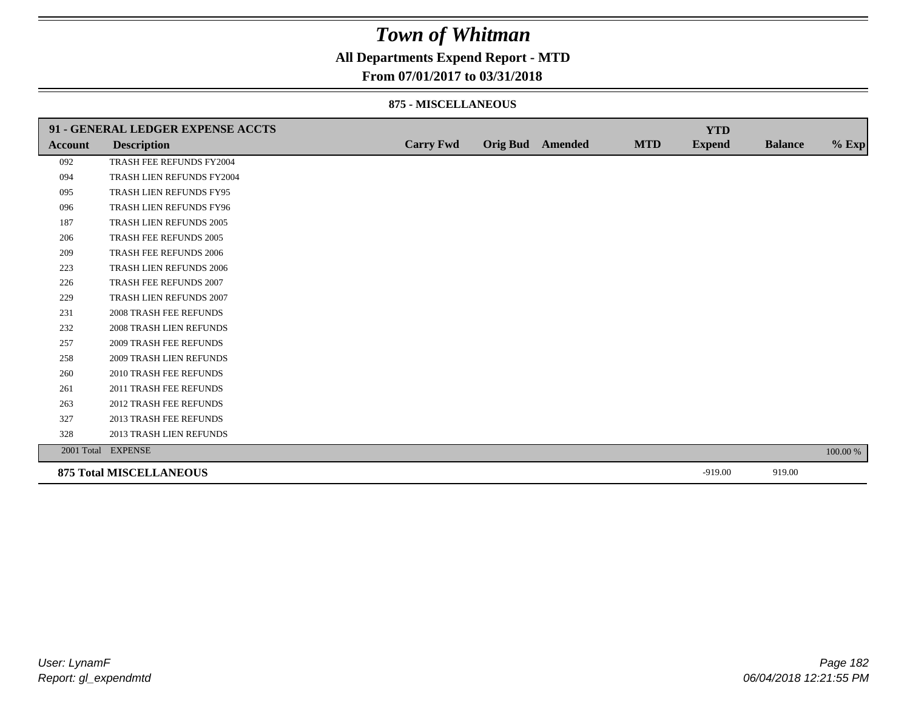# Town of Whitman

## All Departments Expend Report - MTD

### From 07/01/2017 to 03/31/2018

#### 875 - MISCELLANEOUS

| 91 - GENERAL LEDGER EXPENSE ACCTS | | | | | | YTD | | |
|---|---|---|---|---|---|---|---|---|
| **Account** | **Description** | **Carry Fwd** | **Orig Bud** | **Amended** | **MTD** | **Expend** | **Balance** | **% Exp** |
| 092 | TRASH FEE REFUNDS FY2004 | | | | | | | |
| 094 | TRASH LIEN REFUNDS FY2004 | | | | | | | |
| 095 | TRASH LIEN REFUNDS FY95 | | | | | | | |
| 096 | TRASH LIEN REFUNDS FY96 | | | | | | | |
| 187 | TRASH LIEN REFUNDS 2005 | | | | | | | |
| 206 | TRASH FEE REFUNDS 2005 | | | | | | | |
| 209 | TRASH FEE REFUNDS 2006 | | | | | | | |
| 223 | TRASH LIEN REFUNDS 2006 | | | | | | | |
| 226 | TRASH FEE REFUNDS 2007 | | | | | | | |
| 229 | TRASH LIEN REFUNDS 2007 | | | | | | | |
| 231 | 2008 TRASH FEE REFUNDS | | | | | | | |
| 232 | 2008 TRASH LIEN REFUNDS | | | | | | | |
| 257 | 2009 TRASH FEE REFUNDS | | | | | | | |
| 258 | 2009 TRASH LIEN REFUNDS | | | | | | | |
| 260 | 2010 TRASH FEE REFUNDS | | | | | | | |
| 261 | 2011 TRASH FEE REFUNDS | | | | | | | |
| 263 | 2012 TRASH FEE REFUNDS | | | | | | | |
| 327 | 2013 TRASH FEE REFUNDS | | | | | | | |
| 328 | 2013 TRASH LIEN REFUNDS | | | | | | | |
| 2001 Total | EXPENSE | | | | | | | 100.00 % |
| **875 Total MISCELLANEOUS** | | | | | | -919.00 | 919.00 | |

User: LynamF
Report: gl_expendmtd

06/04/2018 12:21:55 PM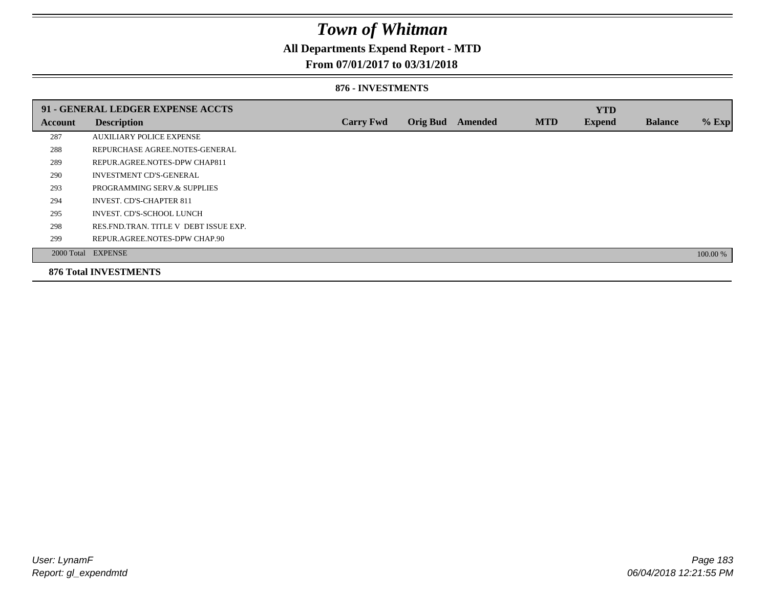# *Town of Whitman*

## All Departments Expend Report - MTD

### From 07/01/2017 to 03/31/2018

#### 876 - INVESTMENTS

| 91 - GENERAL LEDGER EXPENSE ACCTS | | | | | | YTD | | |
|---|---|---|---|---|---|---|---|---|
| **Account** | **Description** | **Carry Fwd** | **Orig Bud** | **Amended** | **MTD** | **Expend** | **Balance** | **% Exp** |
| 287 | AUXILIARY POLICE EXPENSE | | | | | | | |
| 288 | REPURCHASE AGREE.NOTES-GENERAL | | | | | | | |
| 289 | REPUR.AGREE.NOTES-DPW CHAP811 | | | | | | | |
| 290 | INVESTMENT CD'S-GENERAL | | | | | | | |
| 293 | PROGRAMMING SERV.& SUPPLIES | | | | | | | |
| 294 | INVEST. CD'S-CHAPTER 811 | | | | | | | |
| 295 | INVEST. CD'S-SCHOOL LUNCH | | | | | | | |
| 298 | RES.FND.TRAN. TITLE V DEBT ISSUE EXP. | | | | | | | |
| 299 | REPUR.AGREE.NOTES-DPW CHAP.90 | | | | | | | |
| 2000 Total | EXPENSE | | | | | | | 100.00 % |

**876 Total INVESTMENTS**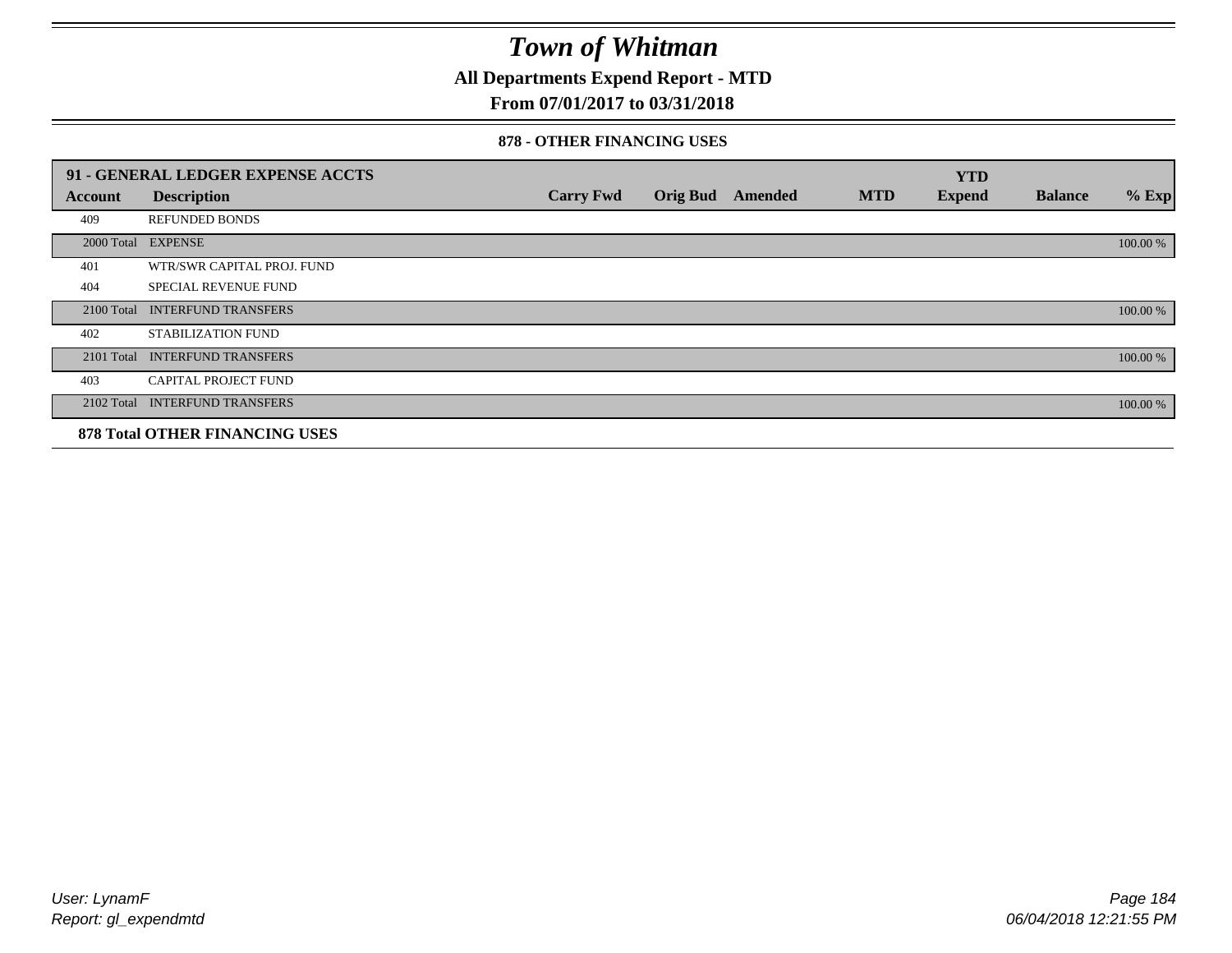# Town of Whitman

**All Departments Expend Report - MTD**

**From 07/01/2017 to 03/31/2018**

### 878 - OTHER FINANCING USES

| 91 - GENERAL LEDGER EXPENSE ACCTS | | | | | | YTD | | |
|---|---|---|---|---|---|---|---|---|
| **Account** | **Description** | **Carry Fwd** | **Orig Bud** | **Amended** | **MTD** | **Expend** | **Balance** | **% Exp** |
| 409 | REFUNDED BONDS | | | | | | | |
| 2000 Total | EXPENSE | | | | | | | 100.00 % |
| 401 | WTR/SWR CAPITAL PROJ. FUND | | | | | | | |
| 404 | SPECIAL REVENUE FUND | | | | | | | |
| 2100 Total | INTERFUND TRANSFERS | | | | | | | 100.00 % |
| 402 | STABILIZATION FUND | | | | | | | |
| 2101 Total | INTERFUND TRANSFERS | | | | | | | 100.00 % |
| 403 | CAPITAL PROJECT FUND | | | | | | | |
| 2102 Total | INTERFUND TRANSFERS | | | | | | | 100.00 % |
| **878 Total OTHER FINANCING USES** | | | | | | | | |

User: LynamF
Report: gl_expendmtd

06/04/2018 12:21:55 PM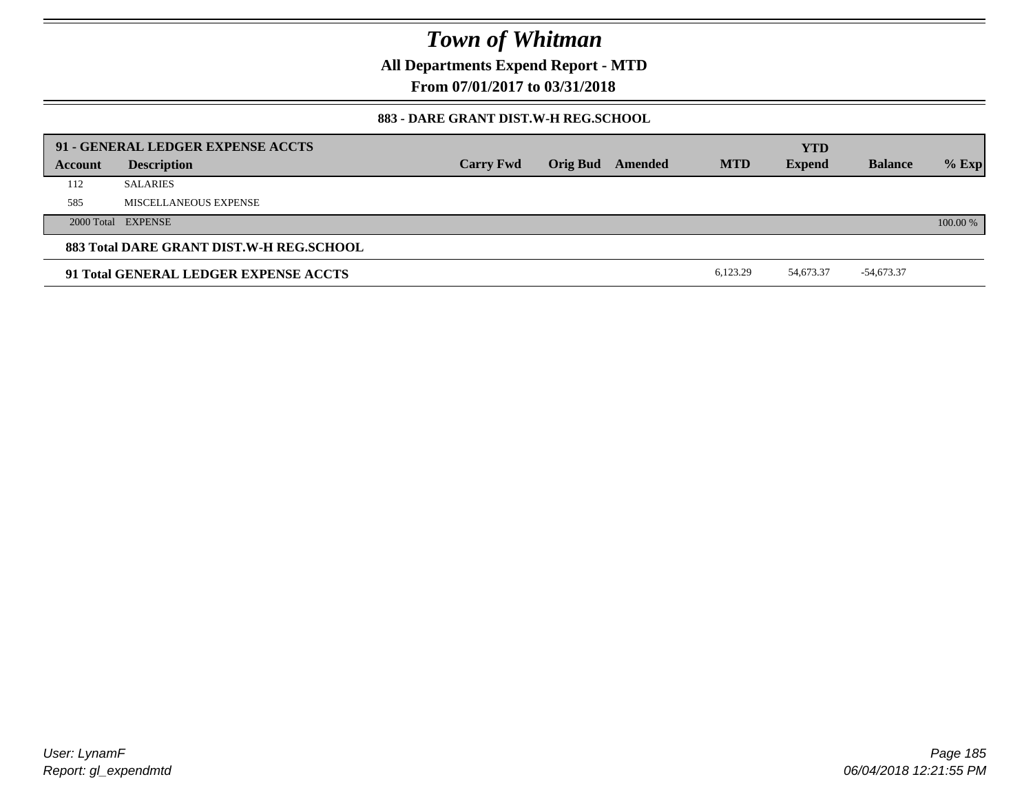# Town of Whitman

**All Departments Expend Report - MTD**

**From 07/01/2017 to 03/31/2018**

### 883 - DARE GRANT DIST.W-H REG.SCHOOL

| 91 - GENERAL LEDGER EXPENSE ACCTS | | | | | | YTD | | |
|---|---|---|---|---|---|---|---|---|
| **Account** | **Description** | **Carry Fwd** | **Orig Bud** | **Amended** | **MTD** | **Expend** | **Balance** | **% Exp** |
| 112 | SALARIES | | | | | | | |
| 585 | MISCELLANEOUS EXPENSE | | | | | | | |
| 2000 Total | EXPENSE | | | | | | | 100.00 % |
| **883 Total DARE GRANT DIST.W-H REG.SCHOOL** | | | | | | | | |
| **91 Total GENERAL LEDGER EXPENSE ACCTS** | | | | | 6,123.29 | 54,673.37 | -54,673.37 | |

User: LynamF

Report: gl_expendmtd

06/04/2018 12:21:55 PM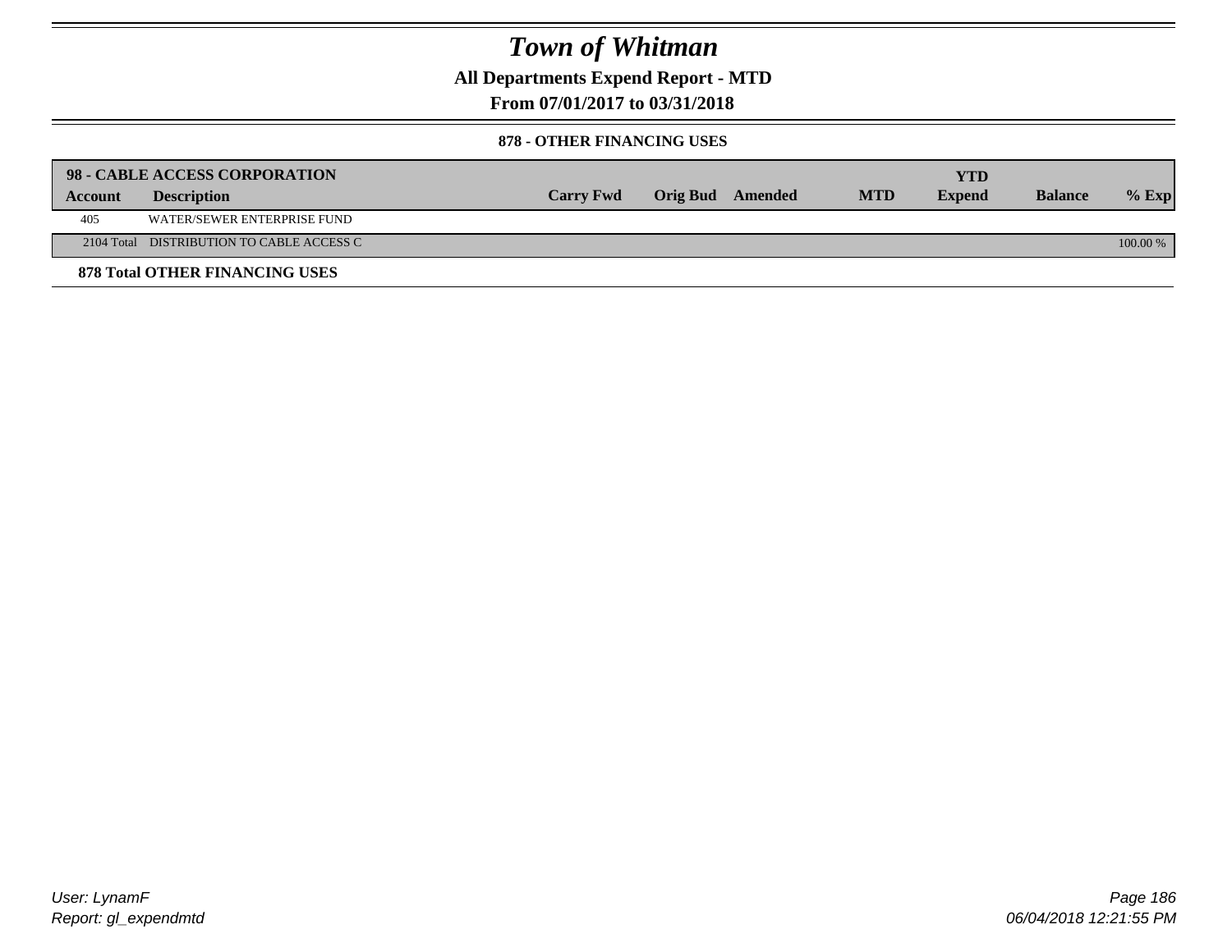# Town of Whitman

## All Departments Expend Report - MTD

## From 07/01/2017 to 03/31/2018

### 878 - OTHER FINANCING USES

| 98 - CABLE ACCESS CORPORATION | | | | | | YTD | | |
|---|---|---|---|---|---|---|---|---|
| **Account** | **Description** | **Carry Fwd** | **Orig Bud** | **Amended** | **MTD** | **Expend** | **Balance** | **% Exp** |
| 405 | WATER/SEWER ENTERPRISE FUND | | | | | | | |
| 2104 Total | DISTRIBUTION TO CABLE ACCESS C | | | | | | | 100.00 % |

**878 Total OTHER FINANCING USES**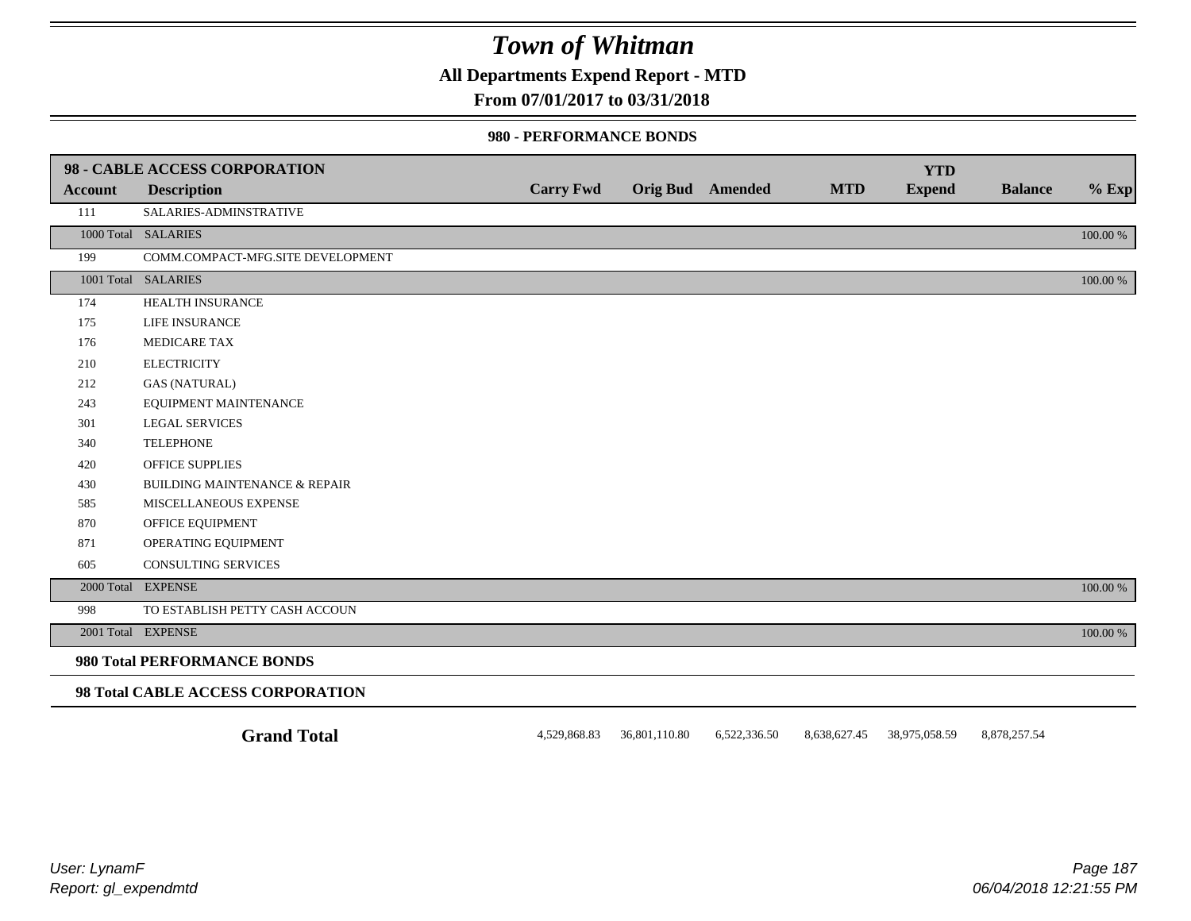# Town of Whitman

## All Departments Expend Report - MTD

### From 07/01/2017 to 03/31/2018

#### 980 - PERFORMANCE BONDS

| 98 - CABLE ACCESS CORPORATION | | | | | | | | |
|---|---|---|---|---|---|---|---|---|
| **Account** | **Description** | **Carry Fwd** | **Orig Bud** | **Amended** | **MTD** | **YTD Expend** | **Balance** | **% Exp** |
| 111 | SALARIES-ADMINSTRATIVE | | | | | | | |
| 1000 Total | SALARIES | | | | | | | 100.00 % |
| 199 | COMM.COMPACT-MFG.SITE DEVELOPMENT | | | | | | | |
| 1001 Total | SALARIES | | | | | | | 100.00 % |
| 174 | HEALTH INSURANCE | | | | | | | |
| 175 | LIFE INSURANCE | | | | | | | |
| 176 | MEDICARE TAX | | | | | | | |
| 210 | ELECTRICITY | | | | | | | |
| 212 | GAS (NATURAL) | | | | | | | |
| 243 | EQUIPMENT MAINTENANCE | | | | | | | |
| 301 | LEGAL SERVICES | | | | | | | |
| 340 | TELEPHONE | | | | | | | |
| 420 | OFFICE SUPPLIES | | | | | | | |
| 430 | BUILDING MAINTENANCE & REPAIR | | | | | | | |
| 585 | MISCELLANEOUS EXPENSE | | | | | | | |
| 870 | OFFICE EQUIPMENT | | | | | | | |
| 871 | OPERATING EQUIPMENT | | | | | | | |
| 605 | CONSULTING SERVICES | | | | | | | |
| 2000 Total | EXPENSE | | | | | | | 100.00 % |
| 998 | TO ESTABLISH PETTY CASH ACCOUN | | | | | | | |
| 2001 Total | EXPENSE | | | | | | | 100.00 % |

**980 Total PERFORMANCE BONDS**

**98 Total CABLE ACCESS CORPORATION**

| | Carry Fwd | Orig Bud | Amended | MTD | YTD Expend | Balance |
|---|---|---|---|---|---|---|
| **Grand Total** | 4,529,868.83 | 36,801,110.80 | 6,522,336.50 | 8,638,627.45 | 38,975,058.59 | 8,878,257.54 |

*User: LynamF*
*Report: gl_expendmtd*

*06/04/2018 12:21:55 PM*